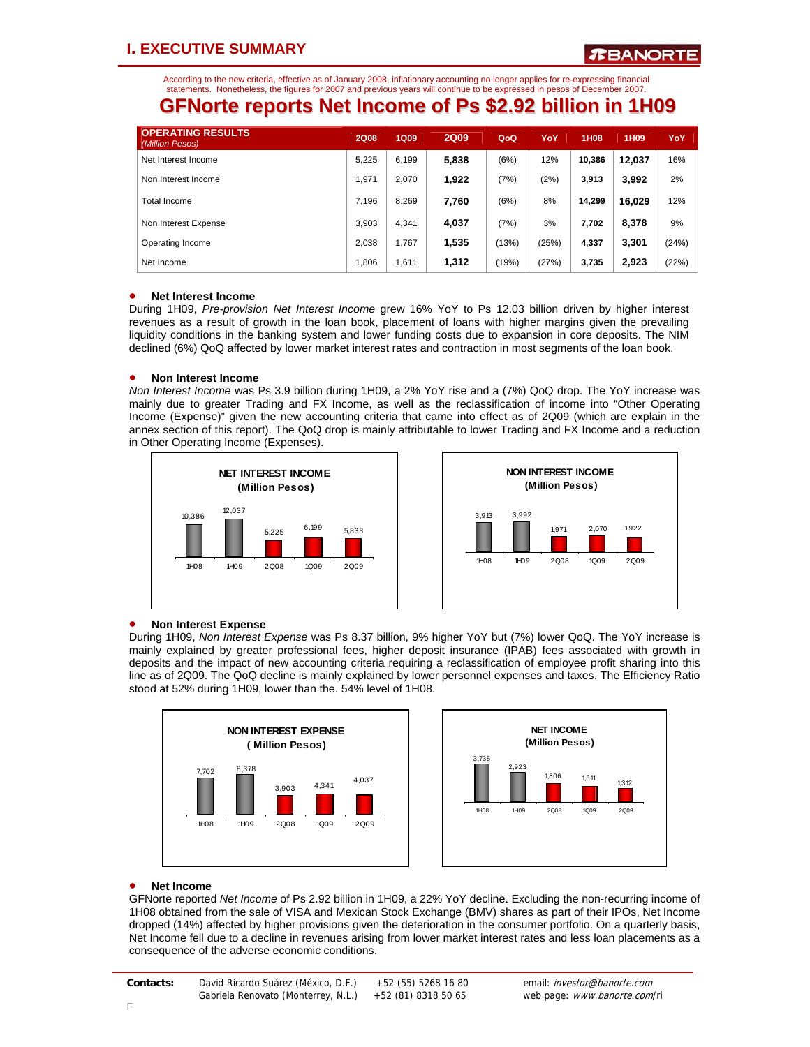# I. EXECUTIVE SUMMARY

According to the new criteria, effective as of January 2008, inflationary accounting no longer applies for re-expressing financial statements. Nonetheless, the figures for 2007 and previous years will continue to be expressed in pesos of December 2007.

## GFNorte reports Net Income of Ps $2.92 billion in 1H09

| OPERATING RESULTS *(Million Pesos)* | 2Q08 | 1Q09 | 2Q09 | QoQ | YoY | 1H08 | 1H09 | YoY |
|---|---|---|---|---|---|---|---|---|
| Net Interest Income | 5,225 | 6,199 | **5,838** | (6%) | 12% | **10,386** | **12,037** | 16% |
| Non Interest Income | 1,971 | 2,070 | **1,922** | (7%) | (2%) | **3,913** | **3,992** | 2% |
| Total Income | 7,196 | 8,269 | **7,760** | (6%) | 8% | **14,299** | **16,029** | 12% |
| Non Interest Expense | 3,903 | 4,341 | **4,037** | (7%) | 3% | **7,702** | **8,378** | 9% |
| Operating Income | 2,038 | 1,767 | **1,535** | (13%) | (25%) | **4,337** | **3,301** | (24%) |
| Net Income | 1,806 | 1,611 | **1,312** | (19%) | (27%) | **3,735** | **2,923** | (22%) |

- **Net Interest Income**

During 1H09, *Pre-provision Net Interest Income* grew 16% YoY to Ps 12.03 billion driven by higher interest revenues as a result of growth in the loan book, placement of loans with higher margins given the prevailing liquidity conditions in the banking system and lower funding costs due to expansion in core deposits. The NIM declined (6%) QoQ affected by lower market interest rates and contraction in most segments of the loan book.

- **Non Interest Income**

*Non Interest Income* was Ps 3.9 billion during 1H09, a 2% YoY rise and a (7%) QoQ drop. The YoY increase was mainly due to greater Trading and FX Income, as well as the reclassification of income into "Other Operating Income (Expense)" given the new accounting criteria that came into effect as of 2Q09 (which are explain in the annex section of this report). The QoQ drop is mainly attributable to lower Trading and FX Income and a reduction in Other Operating Income (Expenses).

**NET INTEREST INCOME (Million Pesos)**

| 1H08 | 1H09 | 2Q08 | 1Q09 | 2Q09 |
|---|---|---|---|---|
| 10,386 | 12,037 | 5,225 | 6,199 | 5,838 |

**NON INTEREST INCOME (Million Pesos)**

| 1H08 | 1H09 | 2Q08 | 1Q09 | 2Q09 |
|---|---|---|---|---|
| 3,913 | 3,992 | 1,971 | 2,070 | 1,922 |

- **Non Interest Expense**

During 1H09, *Non Interest Expense* was Ps 8.37 billion, 9% higher YoY but (7%) lower QoQ. The YoY increase is mainly explained by greater professional fees, higher deposit insurance (IPAB) fees associated with growth in deposits and the impact of new accounting criteria requiring a reclassification of employee profit sharing into this line as of 2Q09. The QoQ decline is mainly explained by lower personnel expenses and taxes. The Efficiency Ratio stood at 52% during 1H09, lower than the. 54% level of 1H08.

**NON INTEREST EXPENSE ( Million Pesos)**

| 1H08 | 1H09 | 2Q08 | 1Q09 | 2Q09 |
|---|---|---|---|---|
| 7,702 | 8,378 | 3,903 | 4,341 | 4,037 |

**NET INCOME (Million Pesos)**

| 1H08 | 1H09 | 2Q08 | 1Q09 | 2Q09 |
|---|---|---|---|---|
| 3,735 | 2,923 | 1,806 | 1,611 | 1,312 |

- **Net Income**

GFNorte reported *Net Income* of Ps 2.92 billion in 1H09, a 22% YoY decline. Excluding the non-recurring income of 1H08 obtained from the sale of VISA and Mexican Stock Exchange (BMV) shares as part of their IPOs, Net Income dropped (14%) affected by higher provisions given the deterioration in the consumer portfolio. On a quarterly basis, Net Income fell due to a decline in revenues arising from lower market interest rates and less loan placements as a consequence of the adverse economic conditions.

**Contacts:** David Ricardo Suárez (México, D.F.) +52 (55) 5268 16 80 — email: *investor@banorte.com*
Gabriela Renovato (Monterrey, N.L.) +52 (81) 8318 50 65 — web page: *www.banorte.com*/ri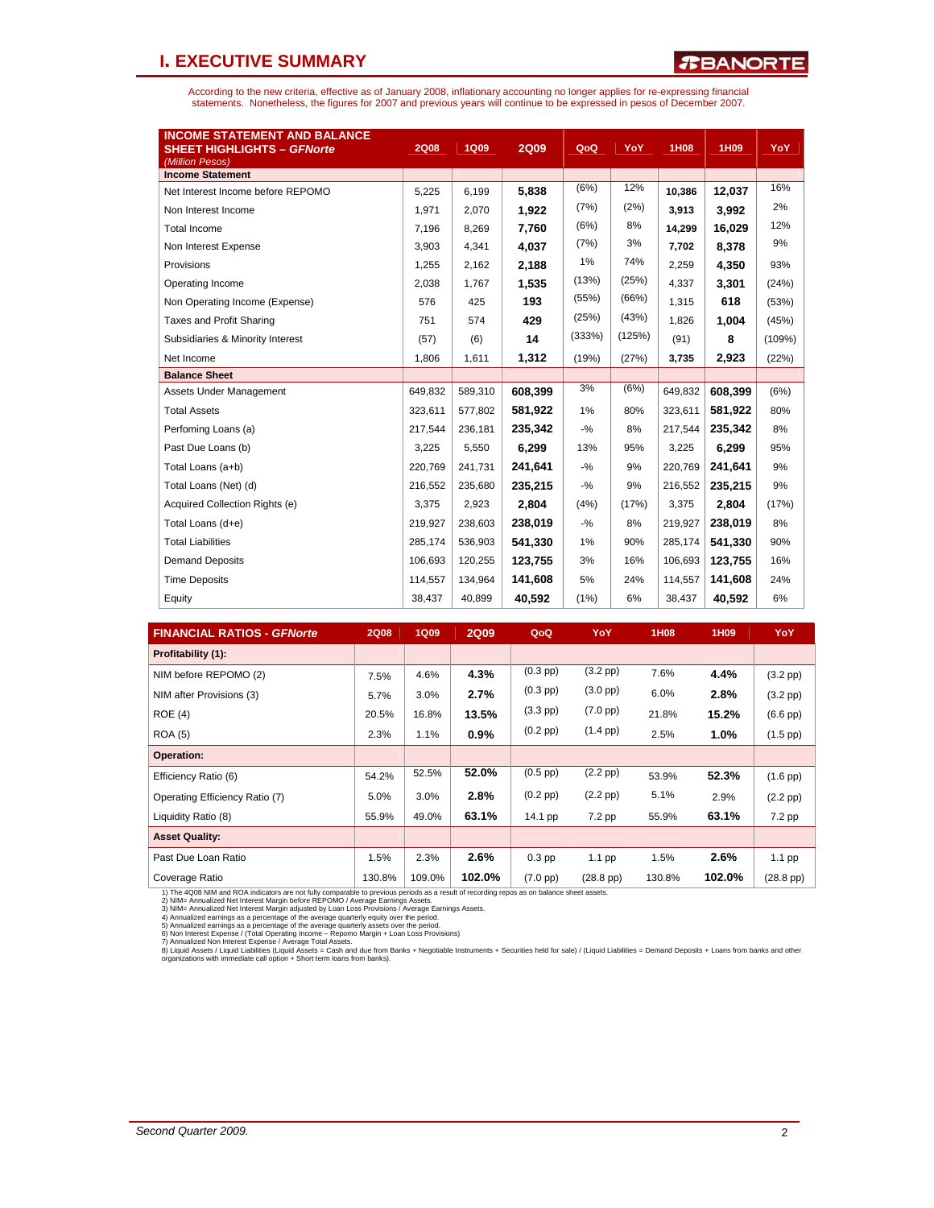# I. EXECUTIVE SUMMARY

According to the new criteria, effective as of January 2008, inflationary accounting no longer applies for re-expressing financial statements. Nonetheless, the figures for 2007 and previous years will continue to be expressed in pesos of December 2007.

| INCOME STATEMENT AND BALANCE SHEET HIGHLIGHTS – *GFNorte* *(Million Pesos)* | 2Q08 | 1Q09 | 2Q09 | QoQ | YoY | 1H08 | 1H09 | YoY |
|---|---|---|---|---|---|---|---|---|
| **Income Statement** | | | | | | | | |
| Net Interest Income before REPOMO | 5,225 | 6,199 | **5,838** | (6%) | 12% | 10,386 | **12,037** | 16% |
| Non Interest Income | 1,971 | 2,070 | **1,922** | (7%) | (2%) | 3,913 | **3,992** | 2% |
| Total Income | 7,196 | 8,269 | **7,760** | (6%) | 8% | 14,299 | **16,029** | 12% |
| Non Interest Expense | 3,903 | 4,341 | **4,037** | (7%) | 3% | 7,702 | **8,378** | 9% |
| Provisions | 1,255 | 2,162 | **2,188** | 1% | 74% | 2,259 | **4,350** | 93% |
| Operating Income | 2,038 | 1,767 | **1,535** | (13%) | (25%) | 4,337 | **3,301** | (24%) |
| Non Operating Income (Expense) | 576 | 425 | **193** | (55%) | (66%) | 1,315 | **618** | (53%) |
| Taxes and Profit Sharing | 751 | 574 | **429** | (25%) | (43%) | 1,826 | **1,004** | (45%) |
| Subsidiaries & Minority Interest | (57) | (6) | **14** | (333%) | (125%) | (91) | **8** | (109%) |
| Net Income | 1,806 | 1,611 | **1,312** | (19%) | (27%) | 3,735 | **2,923** | (22%) |
| **Balance Sheet** | | | | | | | | |
| Assets Under Management | 649,832 | 589,310 | **608,399** | 3% | (6%) | 649,832 | **608,399** | (6%) |
| Total Assets | 323,611 | 577,802 | **581,922** | 1% | 80% | 323,611 | **581,922** | 80% |
| Perfoming Loans (a) | 217,544 | 236,181 | **235,342** | -% | 8% | 217,544 | **235,342** | 8% |
| Past Due Loans (b) | 3,225 | 5,550 | **6,299** | 13% | 95% | 3,225 | **6,299** | 95% |
| Total Loans (a+b) | 220,769 | 241,731 | **241,641** | -% | 9% | 220,769 | **241,641** | 9% |
| Total Loans (Net) (d) | 216,552 | 235,680 | **235,215** | -% | 9% | 216,552 | **235,215** | 9% |
| Acquired Collection Rights (e) | 3,375 | 2,923 | **2,804** | (4%) | (17%) | 3,375 | **2,804** | (17%) |
| Total Loans (d+e) | 219,927 | 238,603 | **238,019** | -% | 8% | 219,927 | **238,019** | 8% |
| Total Liabilities | 285,174 | 536,903 | **541,330** | 1% | 90% | 285,174 | **541,330** | 90% |
| Demand Deposits | 106,693 | 120,255 | **123,755** | 3% | 16% | 106,693 | **123,755** | 16% |
| Time Deposits | 114,557 | 134,964 | **141,608** | 5% | 24% | 114,557 | **141,608** | 24% |
| Equity | 38,437 | 40,899 | **40,592** | (1%) | 6% | 38,437 | **40,592** | 6% |

| FINANCIAL RATIOS - *GFNorte* | 2Q08 | 1Q09 | 2Q09 | QoQ | YoY | 1H08 | 1H09 | YoY |
|---|---|---|---|---|---|---|---|---|
| **Profitability (1):** | | | | | | | | |
| NIM before REPOMO (2) | 7.5% | 4.6% | **4.3%** | (0.3 pp) | (3.2 pp) | 7.6% | **4.4%** | (3.2 pp) |
| NIM after Provisions (3) | 5.7% | 3.0% | **2.7%** | (0.3 pp) | (3.0 pp) | 6.0% | **2.8%** | (3.2 pp) |
| ROE (4) | 20.5% | 16.8% | **13.5%** | (3.3 pp) | (7.0 pp) | 21.8% | **15.2%** | (6.6 pp) |
| ROA (5) | 2.3% | 1.1% | **0.9%** | (0.2 pp) | (1.4 pp) | 2.5% | **1.0%** | (1.5 pp) |
| **Operation:** | | | | | | | | |
| Efficiency Ratio (6) | 54.2% | 52.5% | **52.0%** | (0.5 pp) | (2.2 pp) | 53.9% | **52.3%** | (1.6 pp) |
| Operating Efficiency Ratio (7) | 5.0% | 3.0% | **2.8%** | (0.2 pp) | (2.2 pp) | 5.1% | **2.9%** | (2.2 pp) |
| Liquidity Ratio (8) | 55.9% | 49.0% | **63.1%** | 14.1 pp | 7.2 pp | 55.9% | **63.1%** | 7.2 pp |
| **Asset Quality:** | | | | | | | | |
| Past Due Loan Ratio | 1.5% | 2.3% | **2.6%** | 0.3 pp | 1.1 pp | 1.5% | **2.6%** | 1.1 pp |
| Coverage Ratio | 130.8% | 109.0% | **102.0%** | (7.0 pp) | (28.8 pp) | 130.8% | **102.0%** | (28.8 pp) |

1) The 4Q08 NIM and ROA indicators are not fully comparable to previous periods as a result of recording repos as on balance sheet assets.
2) NIM= Annualized Net Interest Margin before REPOMO / Average Earnings Assets.
3) NIM= Annualized Net Interest Margin adjusted by Loan Loss Provisions / Average Earnings Assets.
4) Annualized earnings as a percentage of the average quarterly equity over the period.
5) Annualized earnings as a percentage of the average quarterly assets over the period.
6) Non Interest Expense / (Total Operating Income – Repomo Margin + Loan Loss Provisions)
7) Annualized Non Interest Expense / Average Total Assets.
8) Liquid Assets / Liquid Liabilities (Liquid Assets = Cash and due from Banks + Negotiable Instruments + Securities held for sale) / (Liquid Liabilities = Demand Deposits + Loans from banks and other organizations with immediate call option + Short term loans from banks).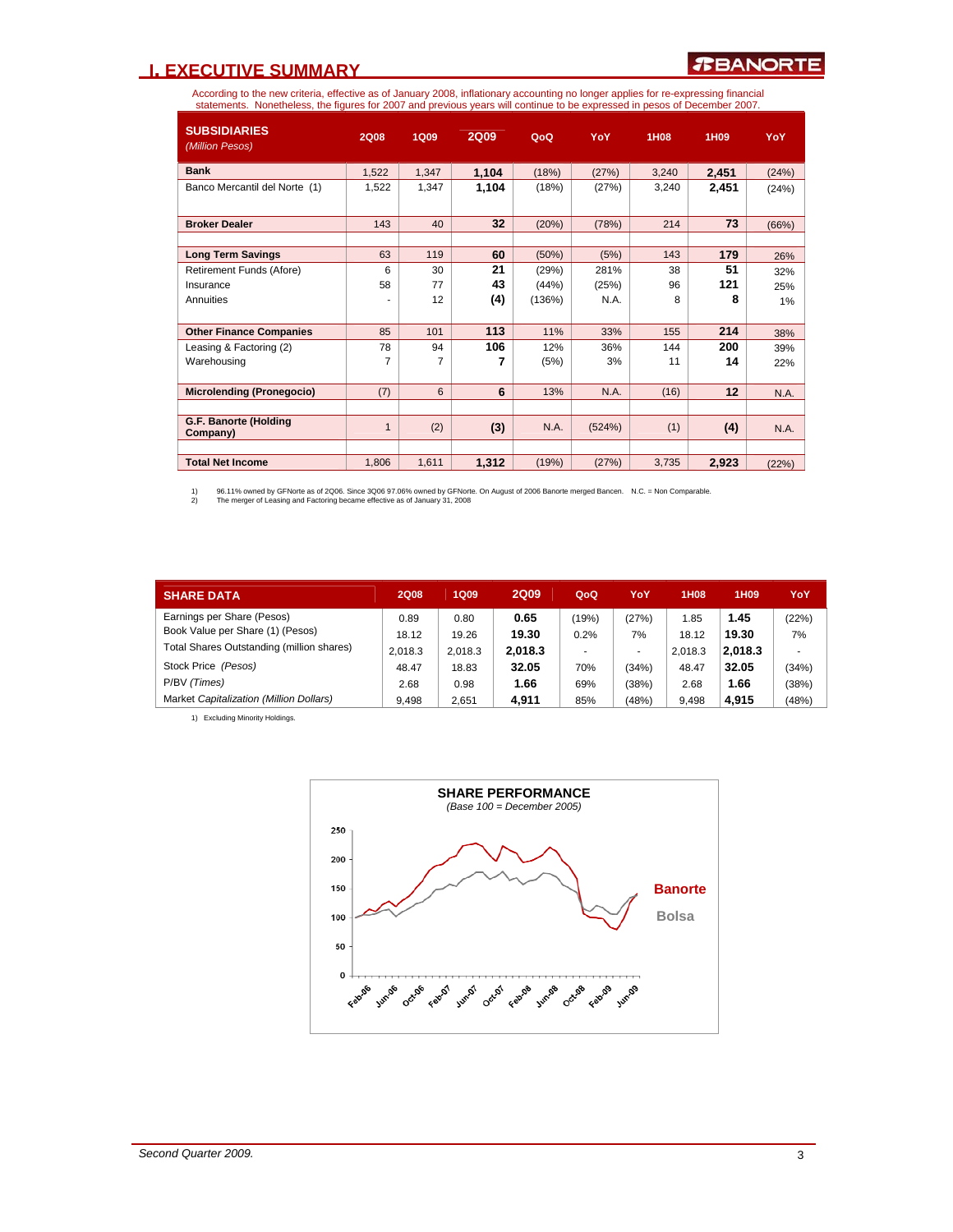## I. EXECUTIVE SUMMARY

According to the new criteria, effective as of January 2008, inflationary accounting no longer applies for re-expressing financial statements. Nonetheless, the figures for 2007 and previous years will continue to be expressed in pesos of December 2007.

| SUBSIDIARIES *(Million Pesos)* | 2Q08 | 1Q09 | 2Q09 | QoQ | YoY | 1H08 | 1H09 | YoY |
|---|---|---|---|---|---|---|---|---|
| **Bank** | 1,522 | 1,347 | **1,104** | (18%) | (27%) | 3,240 | **2,451** | (24%) |
| Banco Mercantil del Norte (1) | 1,522 | 1,347 | **1,104** | (18%) | (27%) | 3,240 | **2,451** | (24%) |
| **Broker Dealer** | 143 | 40 | **32** | (20%) | (78%) | 214 | **73** | (66%) |
| **Long Term Savings** | 63 | 119 | **60** | (50%) | (5%) | 143 | **179** | 26% |
| Retirement Funds (Afore) | 6 | 30 | **21** | (29%) | 281% | 38 | **51** | 32% |
| Insurance | 58 | 77 | **43** | (44%) | (25%) | 96 | **121** | 25% |
| Annuities | - | 12 | **(4)** | (136%) | N.A. | 8 | **8** | 1% |
| **Other Finance Companies** | 85 | 101 | **113** | 11% | 33% | 155 | **214** | 38% |
| Leasing & Factoring (2) | 78 | 94 | **106** | 12% | 36% | 144 | **200** | 39% |
| Warehousing | 7 | 7 | **7** | (5%) | 3% | 11 | **14** | 22% |
| **Microlending (Pronegocio)** | (7) | 6 | **6** | 13% | N.A. | (16) | **12** | N.A. |
| **G.F. Banorte (Holding Company)** | 1 | (2) | **(3)** | N.A. | (524%) | (1) | **(4)** | N.A. |
| **Total Net Income** | 1,806 | 1,611 | **1,312** | (19%) | (27%) | 3,735 | **2,923** | (22%) |

1) 96.11% owned by GFNorte as of 2Q06. Since 3Q06 97.06% owned by GFNorte. On August of 2006 Banorte merged Bancen. N.C. = Non Comparable.
2) The merger of Leasing and Factoring became effective as of January 31, 2008

| SHARE DATA | 2Q08 | 1Q09 | 2Q09 | QoQ | YoY | 1H08 | 1H09 | YoY |
|---|---|---|---|---|---|---|---|---|
| Earnings per Share (Pesos) | 0.89 | 0.80 | **0.65** | (19%) | (27%) | 1.85 | **1.45** | (22%) |
| Book Value per Share (1) (Pesos) | 18.12 | 19.26 | **19.30** | 0.2% | 7% | 18.12 | **19.30** | 7% |
| Total Shares Outstanding (million shares) | 2,018.3 | 2,018.3 | **2,018.3** | - | - | 2,018.3 | **2,018.3** | - |
| Stock Price *(Pesos)* | 48.47 | 18.83 | **32.05** | 70% | (34%) | 48.47 | **32.05** | (34%) |
| P/BV *(Times)* | 2.68 | 0.98 | **1.66** | 69% | (38%) | 2.68 | **1.66** | (38%) |
| Market *Capitalization (Million Dollars)* | 9,498 | 2,651 | **4,911** | 85% | (48%) | 9,498 | **4,915** | (48%) |

1) Excluding Minority Holdings.

**SHARE PERFORMANCE**
*(Base 100 = December 2005)*

[Chart: Banorte vs. Bolsa, Feb-06 to Jun-09]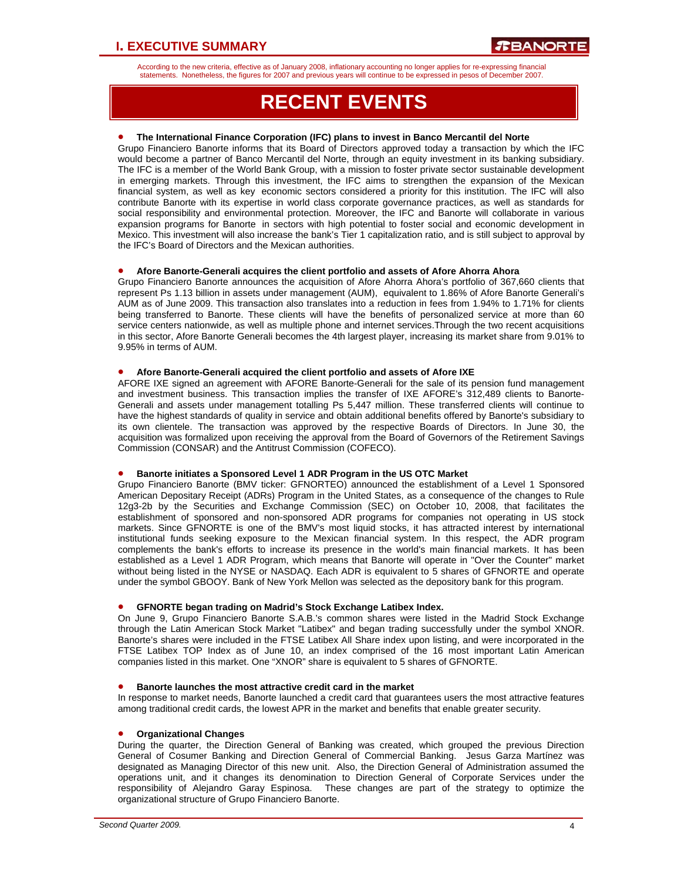According to the new criteria, effective as of January 2008, inflationary accounting no longer applies for re-expressing financial statements. Nonetheless, the figures for 2007 and previous years will continue to be expressed in pesos of December 2007.

# RECENT EVENTS

- **The International Finance Corporation (IFC) plans to invest in Banco Mercantil del Norte**

Grupo Financiero Banorte informs that its Board of Directors approved today a transaction by which the IFC would become a partner of Banco Mercantil del Norte, through an equity investment in its banking subsidiary. The IFC is a member of the World Bank Group, with a mission to foster private sector sustainable development in emerging markets. Through this investment, the IFC aims to strengthen the expansion of the Mexican financial system, as well as key economic sectors considered a priority for this institution. The IFC will also contribute Banorte with its expertise in world class corporate governance practices, as well as standards for social responsibility and environmental protection. Moreover, the IFC and Banorte will collaborate in various expansion programs for Banorte in sectors with high potential to foster social and economic development in Mexico. This investment will also increase the bank's Tier 1 capitalization ratio, and is still subject to approval by the IFC's Board of Directors and the Mexican authorities.

- **Afore Banorte-Generali acquires the client portfolio and assets of Afore Ahorra Ahora**

Grupo Financiero Banorte announces the acquisition of Afore Ahorra Ahora's portfolio of 367,660 clients that represent Ps 1.13 billion in assets under management (AUM), equivalent to 1.86% of Afore Banorte Generali's AUM as of June 2009. This transaction also translates into a reduction in fees from 1.94% to 1.71% for clients being transferred to Banorte. These clients will have the benefits of personalized service at more than 60 service centers nationwide, as well as multiple phone and internet services.Through the two recent acquisitions in this sector, Afore Banorte Generali becomes the 4th largest player, increasing its market share from 9.01% to 9.95% in terms of AUM.

- **Afore Banorte-Generali acquired the client portfolio and assets of Afore IXE**

AFORE IXE signed an agreement with AFORE Banorte-Generali for the sale of its pension fund management and investment business. This transaction implies the transfer of IXE AFORE's 312,489 clients to Banorte-Generali and assets under management totalling Ps 5,447 million. These transferred clients will continue to have the highest standards of quality in service and obtain additional benefits offered by Banorte's subsidiary to its own clientele. The transaction was approved by the respective Boards of Directors. In June 30, the acquisition was formalized upon receiving the approval from the Board of Governors of the Retirement Savings Commission (CONSAR) and the Antitrust Commission (COFECO).

- **Banorte initiates a Sponsored Level 1 ADR Program in the US OTC Market**

Grupo Financiero Banorte (BMV ticker: GFNORTEO) announced the establishment of a Level 1 Sponsored American Depositary Receipt (ADRs) Program in the United States, as a consequence of the changes to Rule 12g3-2b by the Securities and Exchange Commission (SEC) on October 10, 2008, that facilitates the establishment of sponsored and non-sponsored ADR programs for companies not operating in US stock markets. Since GFNORTE is one of the BMV's most liquid stocks, it has attracted interest by international institutional funds seeking exposure to the Mexican financial system. In this respect, the ADR program complements the bank's efforts to increase its presence in the world's main financial markets. It has been established as a Level 1 ADR Program, which means that Banorte will operate in "Over the Counter" market without being listed in the NYSE or NASDAQ. Each ADR is equivalent to 5 shares of GFNORTE and operate under the symbol GBOOY. Bank of New York Mellon was selected as the depository bank for this program.

- **GFNORTE began trading on Madrid's Stock Exchange Latibex Index.**

On June 9, Grupo Financiero Banorte S.A.B.'s common shares were listed in the Madrid Stock Exchange through the Latin American Stock Market "Latibex" and began trading successfully under the symbol XNOR. Banorte's shares were included in the FTSE Latibex All Share index upon listing, and were incorporated in the FTSE Latibex TOP Index as of June 10, an index comprised of the 16 most important Latin American companies listed in this market. One "XNOR" share is equivalent to 5 shares of GFNORTE.

- **Banorte launches the most attractive credit card in the market**

In response to market needs, Banorte launched a credit card that guarantees users the most attractive features among traditional credit cards, the lowest APR in the market and benefits that enable greater security.

- **Organizational Changes**

During the quarter, the Direction General of Banking was created, which grouped the previous Direction General of Cosumer Banking and Direction General of Commercial Banking. Jesus Garza Martínez was designated as Managing Director of this new unit. Also, the Direction General of Administration assumed the operations unit, and it changes its denomination to Direction General of Corporate Services under the responsibility of Alejandro Garay Espinosa. These changes are part of the strategy to optimize the organizational structure of Grupo Financiero Banorte.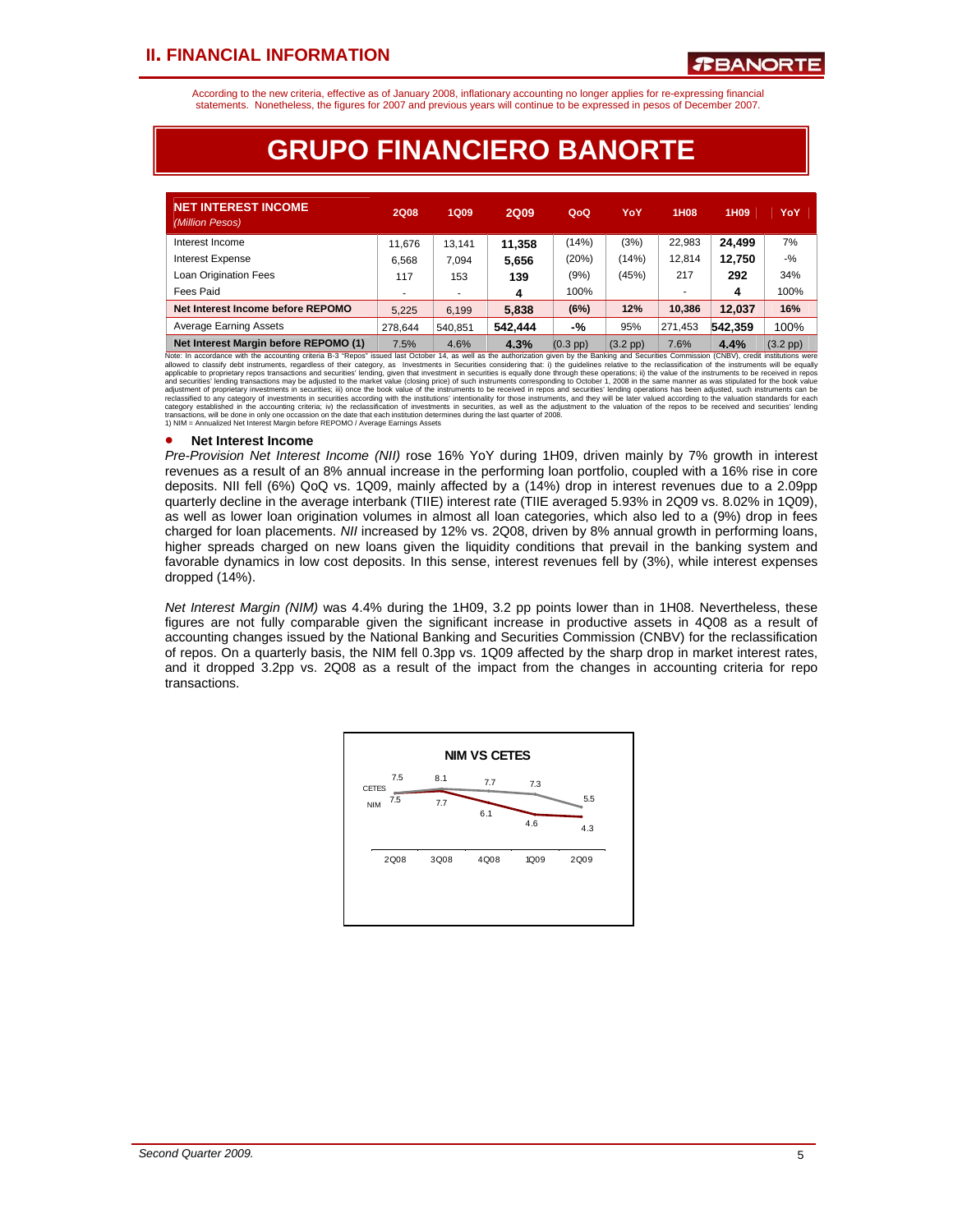## II. FINANCIAL INFORMATION

According to the new criteria, effective as of January 2008, inflationary accounting no longer applies for re-expressing financial statements. Nonetheless, the figures for 2007 and previous years will continue to be expressed in pesos of December 2007.

# GRUPO FINANCIERO BANORTE

| NET INTEREST INCOME *(Million Pesos)* | 2Q08 | 1Q09 | 2Q09 | QoQ | YoY | 1H08 | 1H09 | YoY |
|---|---|---|---|---|---|---|---|---|
| Interest Income | 11,676 | 13,141 | **11,358** | (14%) | (3%) | 22,983 | **24,499** | 7% |
| Interest Expense | 6,568 | 7,094 | **5,656** | (20%) | (14%) | 12,814 | **12,750** | -% |
| Loan Origination Fees | 117 | 153 | **139** | (9%) | (45%) | 217 | **292** | 34% |
| Fees Paid | - | - | **4** | 100% | | - | **4** | 100% |
| **Net Interest Income before REPOMO** | 5,225 | 6,199 | **5,838** | **(6%)** | **12%** | **10,386** | **12,037** | **16%** |
| Average Earning Assets | 278,644 | 540,851 | **542,444** | -% | 95% | 271,453 | **542,359** | 100% |
| **Net Interest Margin before REPOMO (1)** | 7.5% | 4.6% | **4.3%** | (0.3 pp) | (3.2 pp) | 7.6% | **4.4%** | (3.2 pp) |

Note: In accordance with the accounting criteria B-3 "Repos" issued last October 14, as well as the authorization given by the Banking and Securities Commission (CNBV), credit institutions were allowed to classify debt instruments, regardless of their category, as Investments in Securities considering that: i) the guidelines relative to the reclassification of the instruments will be equally applicable to proprietary repos transactions and securities' lending, given that investment in securities is equally done through these operations; ii) the value of the instruments to be received in repos and securities' lending transactions may be adjusted to the market value (closing price) of such instruments corresponding to October 1, 2008 in the same manner as was stipulated for the book value adjustment of proprietary investments in securities; iii) once the book value of the instruments to be received in repos and securities' lending operations has been adjusted, such instruments can be reclassified to any category of investments in securities according with the institutions' intentionality for those instruments, and they will be later valued according to the valuation standards for each category established in the accounting criteria; iv) the reclassification of investments in securities, as well as the adjustment to the valuation of the repos to be received and securities' lending transactions, will be done in only one occassion on the date that each institution determines during the last quarter of 2008.
1) NIM = Annualized Net Interest Margin before REPOMO / Average Earnings Assets

- **Net Interest Income**

*Pre-Provision Net Interest Income (NII)* rose 16% YoY during 1H09, driven mainly by 7% growth in interest revenues as a result of an 8% annual increase in the performing loan portfolio, coupled with a 16% rise in core deposits. NII fell (6%) QoQ vs. 1Q09, mainly affected by a (14%) drop in interest revenues due to a 2.09pp quarterly decline in the average interbank (TIIE) interest rate (TIIE averaged 5.93% in 2Q09 vs. 8.02% in 1Q09), as well as lower loan origination volumes in almost all loan categories, which also led to a (9%) drop in fees charged for loan placements. *NII* increased by 12% vs. 2Q08, driven by 8% annual growth in performing loans, higher spreads charged on new loans given the liquidity conditions that prevail in the banking system and favorable dynamics in low cost deposits. In this sense, interest revenues fell by (3%), while interest expenses dropped (14%).

*Net Interest Margin (NIM)* was 4.4% during the 1H09, 3.2 pp points lower than in 1H08. Nevertheless, these figures are not fully comparable given the significant increase in productive assets in 4Q08 as a result of accounting changes issued by the National Banking and Securities Commission (CNBV) for the reclassification of repos. On a quarterly basis, the NIM fell 0.3pp vs. 1Q09 affected by the sharp drop in market interest rates, and it dropped 3.2pp vs. 2Q08 as a result of the impact from the changes in accounting criteria for repo transactions.

**NIM VS CETES**

| | 2Q08 | 3Q08 | 4Q08 | 1Q09 | 2Q09 |
|---|---|---|---|---|---|
| CETES | 7.5 | 8.1 | 7.7 | 7.3 | 5.5 |
| NIM | 7.5 | 7.7 | 6.1 | 4.6 | 4.3 |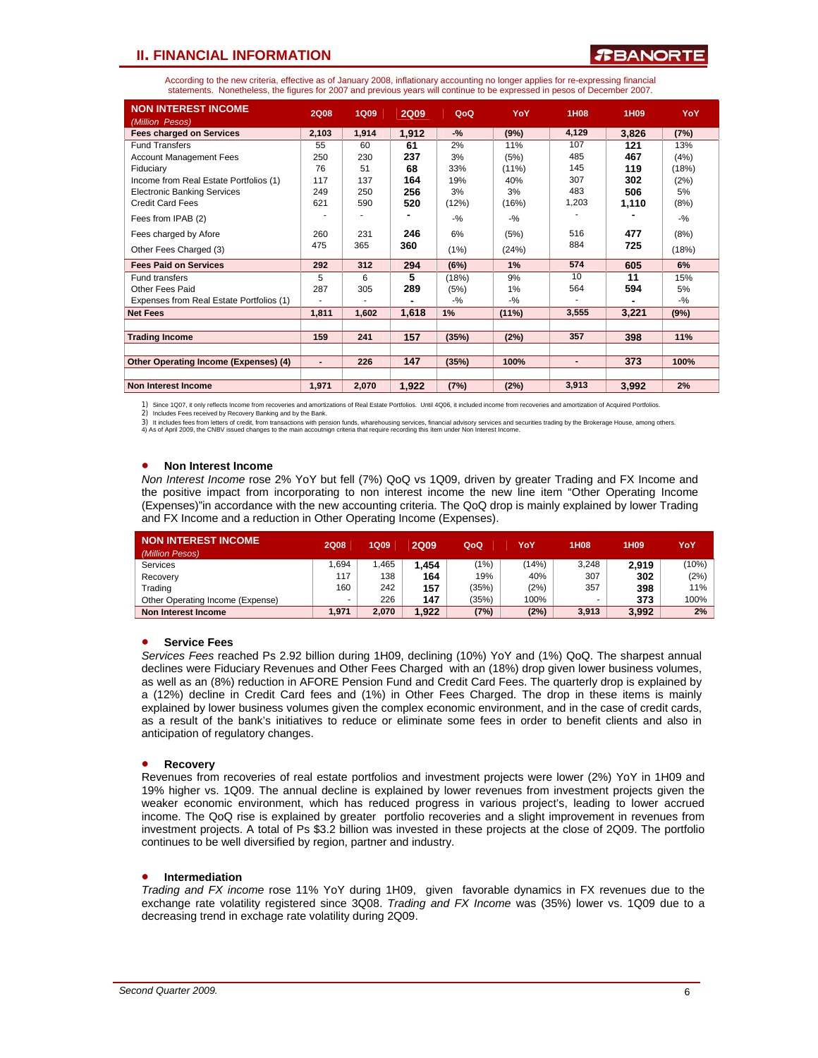## II. FINANCIAL INFORMATION

According to the new criteria, effective as of January 2008, inflationary accounting no longer applies for re-expressing financial statements. Nonetheless, the figures for 2007 and previous years will continue to be expressed in pesos of December 2007.

| NON INTEREST INCOME *(Million Pesos)* | 2Q08 | 1Q09 | 2Q09 | QoQ | YoY | 1H08 | 1H09 | YoY |
|---|---|---|---|---|---|---|---|---|
| **Fees charged on Services** | **2,103** | **1,914** | **1,912** | **-%** | **(9%)** | **4,129** | **3,826** | **(7%)** |
| Fund Transfers | 55 | 60 | **61** | 2% | 11% | 107 | **121** | 13% |
| Account Management Fees | 250 | 230 | **237** | 3% | (5%) | 485 | **467** | (4%) |
| Fiduciary | 76 | 51 | **68** | 33% | (11%) | 145 | **119** | (18%) |
| Income from Real Estate Portfolios (1) | 117 | 137 | **164** | 19% | 40% | 307 | **302** | (2%) |
| Electronic Banking Services | 249 | 250 | **256** | 3% | 3% | 483 | **506** | 5% |
| Credit Card Fees | 621 | 590 | **520** | (12%) | (16%) | 1,203 | **1,110** | (8%) |
| Fees from IPAB (2) | - | - | **-** | -% | -% | - | **-** | -% |
| Fees charged by Afore | 260 | 231 | **246** | 6% | (5%) | 516 | **477** | (8%) |
| Other Fees Charged (3) | 475 | 365 | **360** | (1%) | (24%) | 884 | **725** | (18%) |
| **Fees Paid on Services** | **292** | **312** | **294** | **(6%)** | **1%** | **574** | **605** | **6%** |
| Fund transfers | 5 | 6 | **5** | (18%) | 9% | 10 | **11** | 15% |
| Other Fees Paid | 287 | 305 | **289** | (5%) | 1% | 564 | **594** | 5% |
| Expenses from Real Estate Portfolios (1) | - | - | **-** | -% | -% | - | **-** | -% |
| **Net Fees** | **1,811** | **1,602** | **1,618** | **1%** | **(11%)** | **3,555** | **3,221** | **(9%)** |
| | | | | | | | | |
| **Trading Income** | **159** | **241** | **157** | **(35%)** | **(2%)** | **357** | **398** | **11%** |
| | | | | | | | | |
| **Other Operating Income (Expenses) (4)** | **-** | **226** | **147** | **(35%)** | **100%** | **-** | **373** | **100%** |
| | | | | | | | | |
| **Non Interest Income** | **1,971** | **2,070** | **1,922** | **(7%)** | **(2%)** | **3,913** | **3,992** | **2%** |

1) Since 1Q07, it only reflects Income from recoveries and amortizations of Real Estate Portfolios. Until 4Q06, it included income from recoveries and amortization of Acquired Portfolios.
2) Includes Fees received by Recovery Banking and by the Bank.
3) It includes fees from letters of credit, from transactions with pension funds, wharehousing services, financial advisory services and securities trading by the Brokerage House, among others.
4) As of April 2009, the CNBV issued changes to the main accoutnign criteria that require recording this item under Non Interest Income.

- **Non Interest Income**

*Non Interest Income* rose 2% YoY but fell (7%) QoQ vs 1Q09, driven by greater Trading and FX Income and the positive impact from incorporating to non interest income the new line item "Other Operating Income (Expenses)"in accordance with the new accounting criteria. The QoQ drop is mainly explained by lower Trading and FX Income and a reduction in Other Operating Income (Expenses).

| NON INTEREST INCOME *(Million Pesos)* | 2Q08 | 1Q09 | 2Q09 | QoQ | YoY | 1H08 | 1H09 | YoY |
|---|---|---|---|---|---|---|---|---|
| Services | 1,694 | 1,465 | **1,454** | (1%) | (14%) | 3,248 | **2,919** | (10%) |
| Recovery | 117 | 138 | **164** | 19% | 40% | 307 | **302** | (2%) |
| Trading | 160 | 242 | **157** | (35%) | (2%) | 357 | **398** | 11% |
| Other Operating Income (Expense) | - | 226 | **147** | (35%) | 100% | - | **373** | 100% |
| **Non Interest Income** | **1,971** | **2,070** | **1,922** | **(7%)** | **(2%)** | **3,913** | **3,992** | **2%** |

- **Service Fees**

*Services Fees* reached Ps 2.92 billion during 1H09, declining (10%) YoY and (1%) QoQ. The sharpest annual declines were Fiduciary Revenues and Other Fees Charged with an (18%) drop given lower business volumes, as well as an (8%) reduction in AFORE Pension Fund and Credit Card Fees. The quarterly drop is explained by a (12%) decline in Credit Card fees and (1%) in Other Fees Charged. The drop in these items is mainly explained by lower business volumes given the complex economic environment, and in the case of credit cards, as a result of the bank's initiatives to reduce or eliminate some fees in order to benefit clients and also in anticipation of regulatory changes.

- **Recovery**

Revenues from recoveries of real estate portfolios and investment projects were lower (2%) YoY in 1H09 and 19% higher vs. 1Q09. The annual decline is explained by lower revenues from investment projects given the weaker economic environment, which has reduced progress in various project's, leading to lower accrued income. The QoQ rise is explained by greater portfolio recoveries and a slight improvement in revenues from investment projects. A total of Ps $3.2 billion was invested in these projects at the close of 2Q09. The portfolio continues to be well diversified by region, partner and industry.

- **Intermediation**

*Trading and FX income* rose 11% YoY during 1H09, given favorable dynamics in FX revenues due to the exchange rate volatility registered since 3Q08. *Trading and FX Income* was (35%) lower vs. 1Q09 due to a decreasing trend in exchage rate volatility during 2Q09.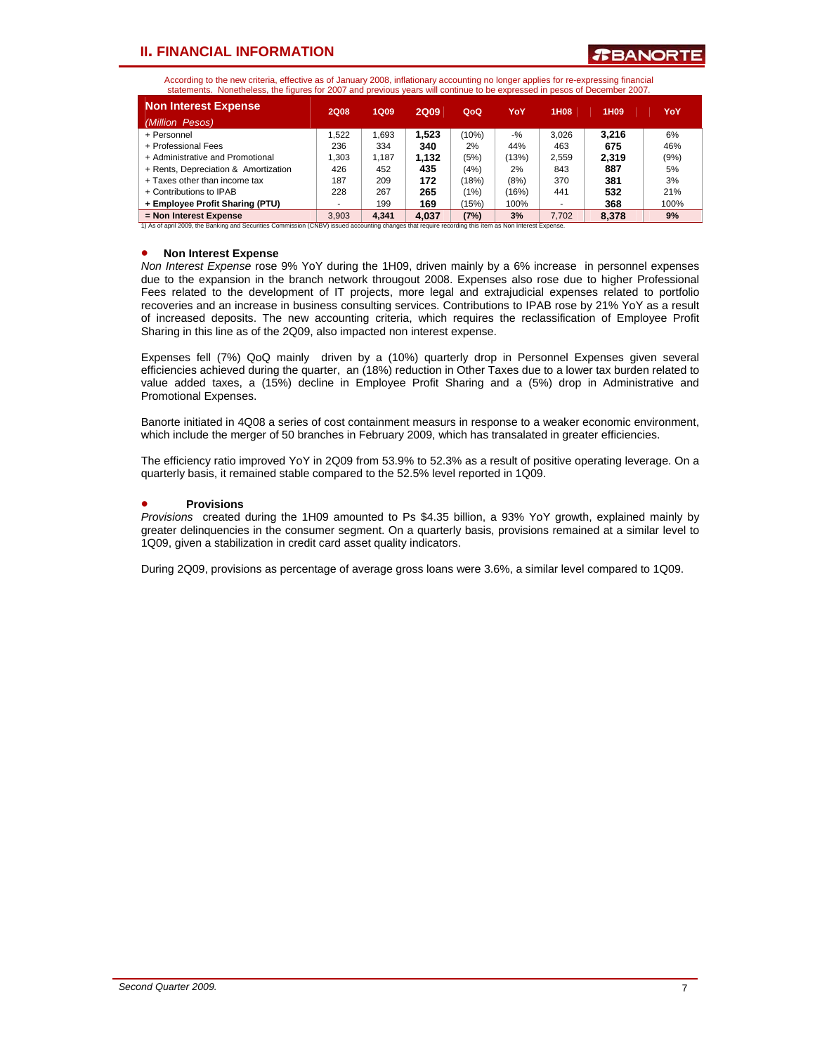## II. FINANCIAL INFORMATION

According to the new criteria, effective as of January 2008, inflationary accounting no longer applies for re-expressing financial statements. Nonetheless, the figures for 2007 and previous years will continue to be expressed in pesos of December 2007.

| **Non Interest Expense** *(Million Pesos)* | 2Q08 | 1Q09 | 2Q09 | QoQ | YoY | 1H08 | 1H09 | YoY |
|---|---|---|---|---|---|---|---|---|
| + Personnel | 1,522 | 1,693 | **1,523** | (10%) | -% | 3,026 | **3,216** | 6% |
| + Professional Fees | 236 | 334 | **340** | 2% | 44% | 463 | **675** | 46% |
| + Administrative and Promotional | 1,303 | 1,187 | **1,132** | (5%) | (13%) | 2,559 | **2,319** | (9%) |
| + Rents, Depreciation & Amortization | 426 | 452 | **435** | (4%) | 2% | 843 | **887** | 5% |
| + Taxes other than income tax | 187 | 209 | **172** | (18%) | (8%) | 370 | **381** | 3% |
| + Contributions to IPAB | 228 | 267 | **265** | (1%) | (16%) | 441 | **532** | 21% |
| **+ Employee Profit Sharing (PTU)** | - | 199 | **169** | (15%) | 100% | - | **368** | 100% |
| **= Non Interest Expense** | 3,903 | **4,341** | **4,037** | **(7%)** | **3%** | 7,702 | **8,378** | **9%** |

1) As of april 2009, the Banking and Securities Commission (CNBV) issued accounting changes that require recording this item as Non Interest Expense.

- **Non Interest Expense**

*Non Interest Expense* rose 9% YoY during the 1H09, driven mainly by a 6% increase in personnel expenses due to the expansion in the branch network througout 2008. Expenses also rose due to higher Professional Fees related to the development of IT projects, more legal and extrajudicial expenses related to portfolio recoveries and an increase in business consulting services. Contributions to IPAB rose by 21% YoY as a result of increased deposits. The new accounting criteria, which requires the reclassification of Employee Profit Sharing in this line as of the 2Q09, also impacted non interest expense.

Expenses fell (7%) QoQ mainly driven by a (10%) quarterly drop in Personnel Expenses given several efficiencies achieved during the quarter, an (18%) reduction in Other Taxes due to a lower tax burden related to value added taxes, a (15%) decline in Employee Profit Sharing and a (5%) drop in Administrative and Promotional Expenses.

Banorte initiated in 4Q08 a series of cost containment measurs in response to a weaker economic environment, which include the merger of 50 branches in February 2009, which has transalated in greater efficiencies.

The efficiency ratio improved YoY in 2Q09 from 53.9% to 52.3% as a result of positive operating leverage. On a quarterly basis, it remained stable compared to the 52.5% level reported in 1Q09.

- **Provisions**

*Provisions* created during the 1H09 amounted to Ps $4.35 billion, a 93% YoY growth, explained mainly by greater delinquencies in the consumer segment. On a quarterly basis, provisions remained at a similar level to 1Q09, given a stabilization in credit card asset quality indicators.

During 2Q09, provisions as percentage of average gross loans were 3.6%, a similar level compared to 1Q09.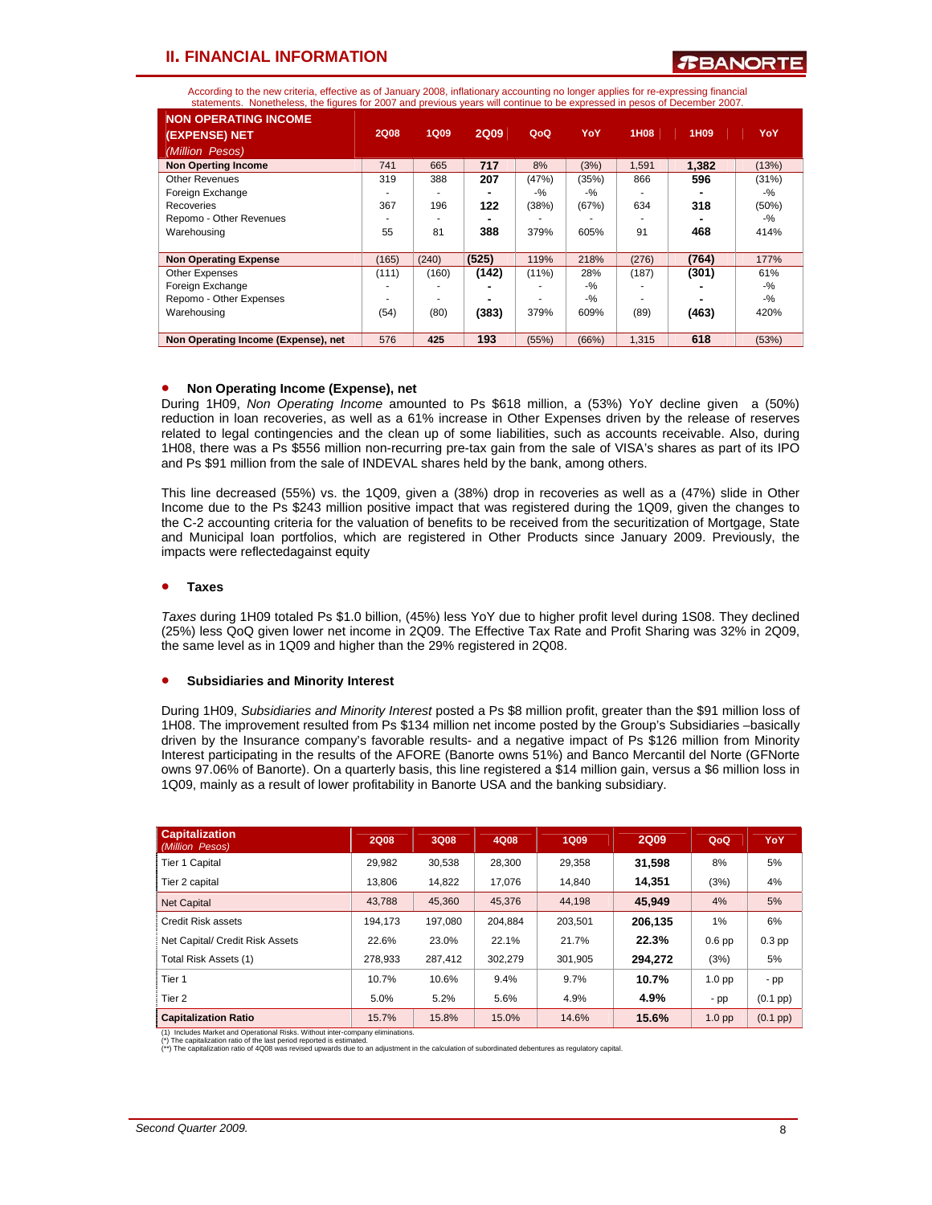According to the new criteria, effective as of January 2008, inflationary accounting no longer applies for re-expressing financial statements. Nonetheless, the figures for 2007 and previous years will continue to be expressed in pesos of December 2007.

| NON OPERATING INCOME (EXPENSE) NET *(Million Pesos)* | 2Q08 | 1Q09 | 2Q09 | QoQ | YoY | 1H08 | 1H09 | YoY |
|---|---|---|---|---|---|---|---|---|
| **Non Operting Income** | 741 | 665 | **717** | 8% | (3%) | 1,591 | **1,382** | (13%) |
| Other Revenues | 319 | 388 | **207** | (47%) | (35%) | 866 | **596** | (31%) |
| Foreign Exchange | - | - | **-** | -% | -% | - | **-** | -% |
| Recoveries | 367 | 196 | **122** | (38%) | (67%) | 634 | **318** | (50%) |
| Repomo - Other Revenues | - | - | **-** | - | - | - | **-** | -% |
| Warehousing | 55 | 81 | **388** | 379% | 605% | 91 | **468** | 414% |
| **Non Operating Expense** | (165) | (240) | **(525)** | 119% | 218% | (276) | **(764)** | 177% |
| Other Expenses | (111) | (160) | **(142)** | (11%) | 28% | (187) | **(301)** | 61% |
| Foreign Exchange | - | - | **-** | - | -% | - | **-** | -% |
| Repomo - Other Expenses | - | - | **-** | - | -% | - | **-** | -% |
| Warehousing | (54) | (80) | **(383)** | 379% | 609% | (89) | **(463)** | 420% |
| **Non Operating Income (Expense), net** | 576 | 425 | **193** | (55%) | (66%) | 1,315 | **618** | (53%) |

- **Non Operating Income (Expense), net**

During 1H09, *Non Operating Income* amounted to Ps $618 million, a (53%) YoY decline given a (50%) reduction in loan recoveries, as well as a 61% increase in Other Expenses driven by the release of reserves related to legal contingencies and the clean up of some liabilities, such as accounts receivable. Also, during 1H08, there was a Ps $556 million non-recurring pre-tax gain from the sale of VISA's shares as part of its IPO and Ps $91 million from the sale of INDEVAL shares held by the bank, among others.

This line decreased (55%) vs. the 1Q09, given a (38%) drop in recoveries as well as a (47%) slide in Other Income due to the Ps $243 million positive impact that was registered during the 1Q09, given the changes to the C-2 accounting criteria for the valuation of benefits to be received from the securitization of Mortgage, State and Municipal loan portfolios, which are registered in Other Products since January 2009. Previously, the impacts were reflectedagainst equity

- **Taxes**

*Taxes* during 1H09 totaled Ps $1.0 billion, (45%) less YoY due to higher profit level during 1S08. They declined (25%) less QoQ given lower net income in 2Q09. The Effective Tax Rate and Profit Sharing was 32% in 2Q09, the same level as in 1Q09 and higher than the 29% registered in 2Q08.

- **Subsidiaries and Minority Interest**

During 1H09, *Subsidiaries and Minority Interest* posted a Ps $8 million profit, greater than the $91 million loss of 1H08. The improvement resulted from Ps $134 million net income posted by the Group's Subsidiaries –basically driven by the Insurance company's favorable results- and a negative impact of Ps $126 million from Minority Interest participating in the results of the AFORE (Banorte owns 51%) and Banco Mercantil del Norte (GFNorte owns 97.06% of Banorte). On a quarterly basis, this line registered a $14 million gain, versus a $6 million loss in 1Q09, mainly as a result of lower profitability in Banorte USA and the banking subsidiary.

| Capitalization *(Million Pesos)* | 2Q08 | 3Q08 | 4Q08 | 1Q09 | 2Q09 | QoQ | YoY |
|---|---|---|---|---|---|---|---|
| Tier 1 Capital | 29,982 | 30,538 | 28,300 | 29,358 | **31,598** | 8% | 5% |
| Tier 2 capital | 13,806 | 14,822 | 17,076 | 14,840 | **14,351** | (3%) | 4% |
| Net Capital | 43,788 | 45,360 | 45,376 | 44,198 | **45,949** | 4% | 5% |
| Credit Risk assets | 194,173 | 197,080 | 204,884 | 203,501 | **206,135** | 1% | 6% |
| Net Capital/ Credit Risk Assets | 22.6% | 23.0% | 22.1% | 21.7% | **22.3%** | 0.6 pp | 0.3 pp |
| Total Risk Assets (1) | 278,933 | 287,412 | 302,279 | 301,905 | **294,272** | (3%) | 5% |
| Tier 1 | 10.7% | 10.6% | 9.4% | 9.7% | **10.7%** | 1.0 pp | - pp |
| Tier 2 | 5.0% | 5.2% | 5.6% | 4.9% | **4.9%** | - pp | (0.1 pp) |
| **Capitalization Ratio** | 15.7% | 15.8% | 15.0% | 14.6% | **15.6%** | 1.0 pp | (0.1 pp) |

(1) Includes Market and Operational Risks. Without inter-company eliminations.
(*) The capitalization ratio of the last period reported is estimated.
(**) The capitalization ratio of 4Q08 was revised upwards due to an adjustment in the calculation of subordinated debentures as regulatory capital.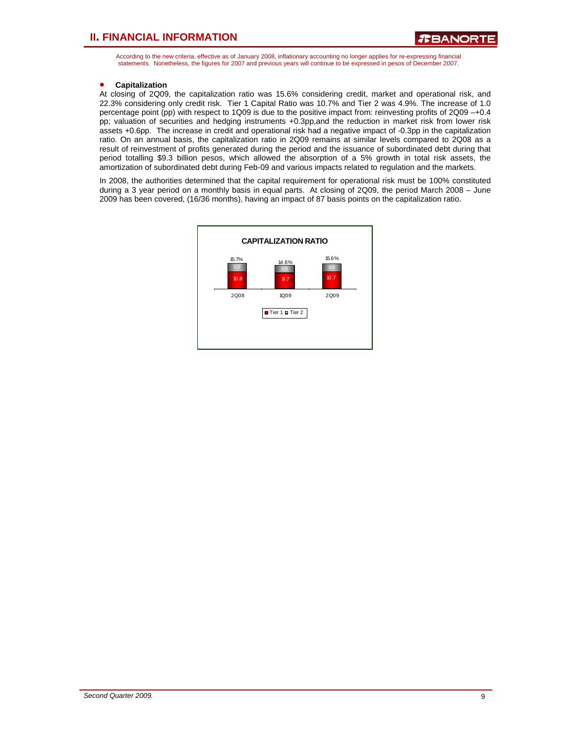According to the new criteria, effective as of January 2008, inflationary accounting no longer applies for re-expressing financial statements. Nonetheless, the figures for 2007 and previous years will continue to be expressed in pesos of December 2007.

- **Capitalization**

At closing of 2Q09, the capitalization ratio was 15.6% considering credit, market and operational risk, and 22.3% considering only credit risk. Tier 1 Capital Ratio was 10.7% and Tier 2 was 4.9%. The increase of 1.0 percentage point (pp) with respect to 1Q09 is due to the positive impact from: reinvesting profits of 2Q09 –+0.4 pp; valuation of securities and hedging instruments +0.3pp,and the reduction in market risk from lower risk assets +0.6pp. The increase in credit and operational risk had a negative impact of -0.3pp in the capitalization ratio. On an annual basis, the capitalization ratio in 2Q09 remains at similar levels compared to 2Q08 as a result of reinvestment of profits generated during the period and the issuance of subordinated debt during that period totalling $9.3 billion pesos, which allowed the absorption of a 5% growth in total risk assets, the amortization of subordinated debt during Feb-09 and various impacts related to regulation and the markets.

In 2008, the authorities determined that the capital requirement for operational risk must be 100% constituted during a 3 year period on a monthly basis in equal parts. At closing of 2Q09, the period March 2008 – June 2009 has been covered, (16/36 months), having an impact of 87 basis points on the capitalization ratio.

**CAPITALIZATION RATIO**

| | 2Q08 | 1Q09 | 2Q09 |
|---|---|---|---|
| Tier 1 | 10.8 | 9.7 | 10.7 |
| Tier 2 | 5.0 | 4.9 | 4.9 |
| Total | 15.7% | 14.6% | 15.6% |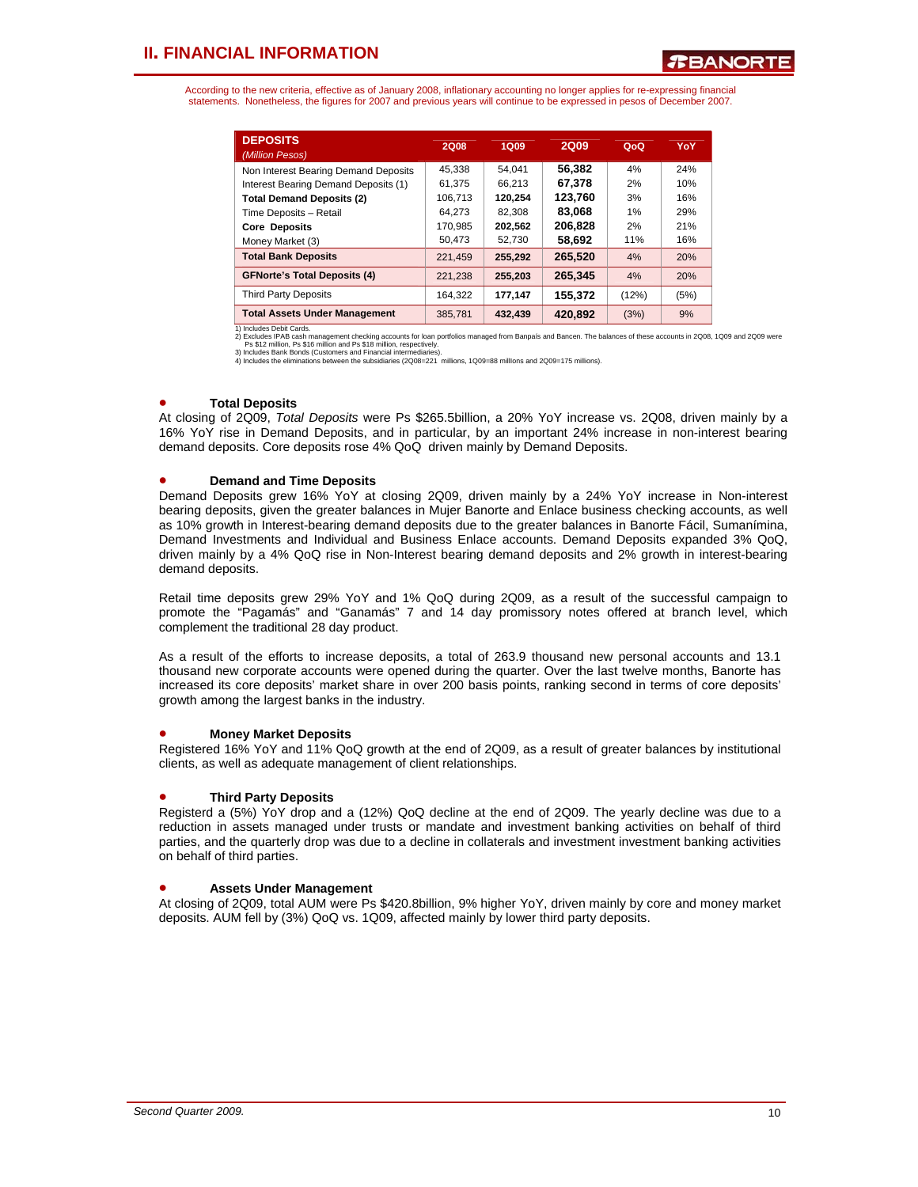## II. FINANCIAL INFORMATION

According to the new criteria, effective as of January 2008, inflationary accounting no longer applies for re-expressing financial statements. Nonetheless, the figures for 2007 and previous years will continue to be expressed in pesos of December 2007.

| **DEPOSITS** *(Million Pesos)* | 2Q08 | 1Q09 | 2Q09 | QoQ | YoY |
|---|---|---|---|---|---|
| Non Interest Bearing Demand Deposits | 45,338 | 54,041 | **56,382** | 4% | 24% |
| Interest Bearing Demand Deposits (1) | 61,375 | 66,213 | **67,378** | 2% | 10% |
| **Total Demand Deposits (2)** | 106,713 | **120,254** | **123,760** | 3% | 16% |
| Time Deposits – Retail | 64,273 | 82,308 | **83,068** | 1% | 29% |
| **Core Deposits** | 170,985 | **202,562** | **206,828** | 2% | 21% |
| Money Market (3) | 50,473 | 52,730 | **58,692** | 11% | 16% |
| **Total Bank Deposits** | 221,459 | **255,292** | **265,520** | 4% | 20% |
| **GFNorte's Total Deposits (4)** | 221,238 | **255,203** | **265,345** | 4% | 20% |
| Third Party Deposits | 164,322 | **177,147** | **155,372** | (12%) | (5%) |
| **Total Assets Under Management** | 385,781 | **432,439** | **420,892** | (3%) | 9% |

1) Includes Debit Cards.
2) Excludes IPAB cash management checking accounts for loan portfolios managed from Banpaís and Bancen. The balances of these accounts in 2Q08, 1Q09 and 2Q09 were Ps $12 million, Ps $16 million and Ps $18 million, respectively.
3) Includes Bank Bonds (Customers and Financial intermediaries).
4) Includes the eliminations between the subsidiaries (2Q08=221 millions, 1Q09=88 millions and 2Q09=175 millions).

- **Total Deposits**

At closing of 2Q09, *Total Deposits* were Ps $265.5billion, a 20% YoY increase vs. 2Q08, driven mainly by a 16% YoY rise in Demand Deposits, and in particular, by an important 24% increase in non-interest bearing demand deposits. Core deposits rose 4% QoQ driven mainly by Demand Deposits.

- **Demand and Time Deposits**

Demand Deposits grew 16% YoY at closing 2Q09, driven mainly by a 24% YoY increase in Non-interest bearing deposits, given the greater balances in Mujer Banorte and Enlace business checking accounts, as well as 10% growth in Interest-bearing demand deposits due to the greater balances in Banorte Fácil, Sumanímina, Demand Investments and Individual and Business Enlace accounts. Demand Deposits expanded 3% QoQ, driven mainly by a 4% QoQ rise in Non-Interest bearing demand deposits and 2% growth in interest-bearing demand deposits.

Retail time deposits grew 29% YoY and 1% QoQ during 2Q09, as a result of the successful campaign to promote the "Pagamás" and "Ganamás" 7 and 14 day promissory notes offered at branch level, which complement the traditional 28 day product.

As a result of the efforts to increase deposits, a total of 263.9 thousand new personal accounts and 13.1 thousand new corporate accounts were opened during the quarter. Over the last twelve months, Banorte has increased its core deposits' market share in over 200 basis points, ranking second in terms of core deposits' growth among the largest banks in the industry.

- **Money Market Deposits**

Registered 16% YoY and 11% QoQ growth at the end of 2Q09, as a result of greater balances by institutional clients, as well as adequate management of client relationships.

- **Third Party Deposits**

Registerd a (5%) YoY drop and a (12%) QoQ decline at the end of 2Q09. The yearly decline was due to a reduction in assets managed under trusts or mandate and investment banking activities on behalf of third parties, and the quarterly drop was due to a decline in collaterals and investment investment banking activities on behalf of third parties.

- **Assets Under Management**

At closing of 2Q09, total AUM were Ps $420.8billion, 9% higher YoY, driven mainly by core and money market deposits. AUM fell by (3%) QoQ vs. 1Q09, affected mainly by lower third party deposits.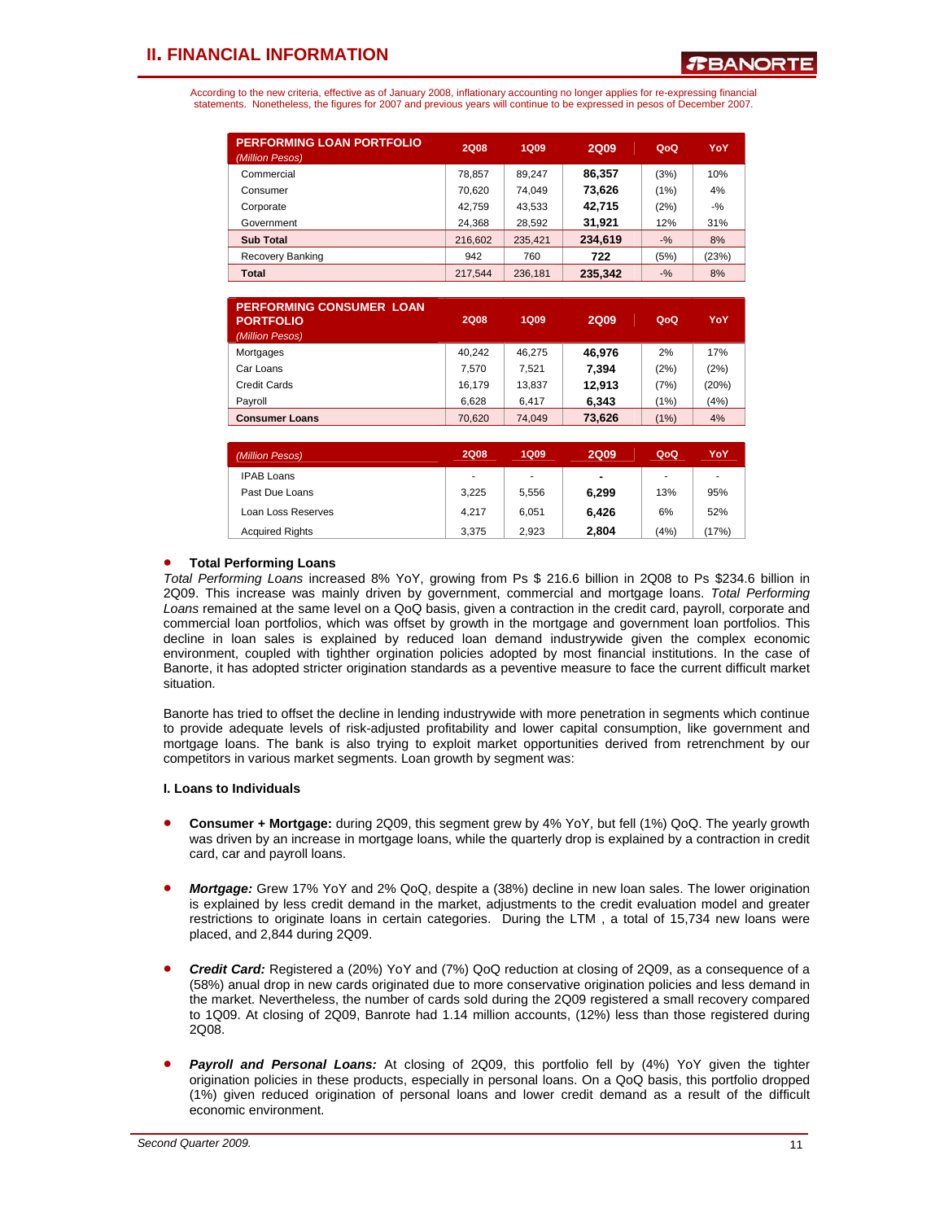## II. FINANCIAL INFORMATION

According to the new criteria, effective as of January 2008, inflationary accounting no longer applies for re-expressing financial statements. Nonetheless, the figures for 2007 and previous years will continue to be expressed in pesos of December 2007.

| PERFORMING LOAN PORTFOLIO *(Million Pesos)* | 2Q08 | 1Q09 | 2Q09 | QoQ | YoY |
|---|---|---|---|---|---|
| Commercial | 78,857 | 89,247 | **86,357** | (3%) | 10% |
| Consumer | 70,620 | 74,049 | **73,626** | (1%) | 4% |
| Corporate | 42,759 | 43,533 | **42,715** | (2%) | -% |
| Government | 24,368 | 28,592 | **31,921** | 12% | 31% |
| **Sub Total** | 216,602 | 235,421 | **234,619** | -% | 8% |
| Recovery Banking | 942 | 760 | **722** | (5%) | (23%) |
| **Total** | 217,544 | 236,181 | **235,342** | -% | 8% |

| PERFORMING CONSUMER LOAN PORTFOLIO *(Million Pesos)* | 2Q08 | 1Q09 | 2Q09 | QoQ | YoY |
|---|---|---|---|---|---|
| Mortgages | 40,242 | 46,275 | **46,976** | 2% | 17% |
| Car Loans | 7,570 | 7,521 | **7,394** | (2%) | (2%) |
| Credit Cards | 16,179 | 13,837 | **12,913** | (7%) | (20%) |
| Payroll | 6,628 | 6,417 | **6,343** | (1%) | (4%) |
| **Consumer Loans** | 70,620 | 74,049 | **73,626** | (1%) | 4% |

| *(Million Pesos)* | 2Q08 | 1Q09 | 2Q09 | QoQ | YoY |
|---|---|---|---|---|---|
| IPAB Loans | - | - | **-** | - | - |
| Past Due Loans | 3,225 | 5,556 | **6,299** | 13% | 95% |
| Loan Loss Reserves | 4,217 | 6,051 | **6,426** | 6% | 52% |
| Acquired Rights | 3,375 | 2,923 | **2,804** | (4%) | (17%) |

- **Total Performing Loans**

*Total Performing Loans* increased 8% YoY, growing from Ps $ 216.6 billion in 2Q08 to Ps $234.6 billion in 2Q09. This increase was mainly driven by government, commercial and mortgage loans. *Total Performing Loans* remained at the same level on a QoQ basis, given a contraction in the credit card, payroll, corporate and commercial loan portfolios, which was offset by growth in the mortgage and government loan portfolios. This decline in loan sales is explained by reduced loan demand industrywide given the complex economic environment, coupled with tighther orgination policies adopted by most financial institutions. In the case of Banorte, it has adopted stricter origination standards as a peventive measure to face the current difficult market situation.

Banorte has tried to offset the decline in lending industrywide with more penetration in segments which continue to provide adequate levels of risk-adjusted profitability and lower capital consumption, like government and mortgage loans. The bank is also trying to exploit market opportunities derived from retrenchment by our competitors in various market segments. Loan growth by segment was:

**I. Loans to Individuals**

- **Consumer + Mortgage:** during 2Q09, this segment grew by 4% YoY, but fell (1%) QoQ. The yearly growth was driven by an increase in mortgage loans, while the quarterly drop is explained by a contraction in credit card, car and payroll loans.

- ***Mortgage:*** Grew 17% YoY and 2% QoQ, despite a (38%) decline in new loan sales. The lower origination is explained by less credit demand in the market, adjustments to the credit evaluation model and greater restrictions to originate loans in certain categories. During the LTM , a total of 15,734 new loans were placed, and 2,844 during 2Q09.

- ***Credit Card:*** Registered a (20%) YoY and (7%) QoQ reduction at closing of 2Q09, as a consequence of a (58%) anual drop in new cards originated due to more conservative origination policies and less demand in the market. Nevertheless, the number of cards sold during the 2Q09 registered a small recovery compared to 1Q09. At closing of 2Q09, Banrote had 1.14 million accounts, (12%) less than those registered during 2Q08.

- ***Payroll and Personal Loans:*** At closing of 2Q09, this portfolio fell by (4%) YoY given the tighter origination policies in these products, especially in personal loans. On a QoQ basis, this portfolio dropped (1%) given reduced origination of personal loans and lower credit demand as a result of the difficult economic environment.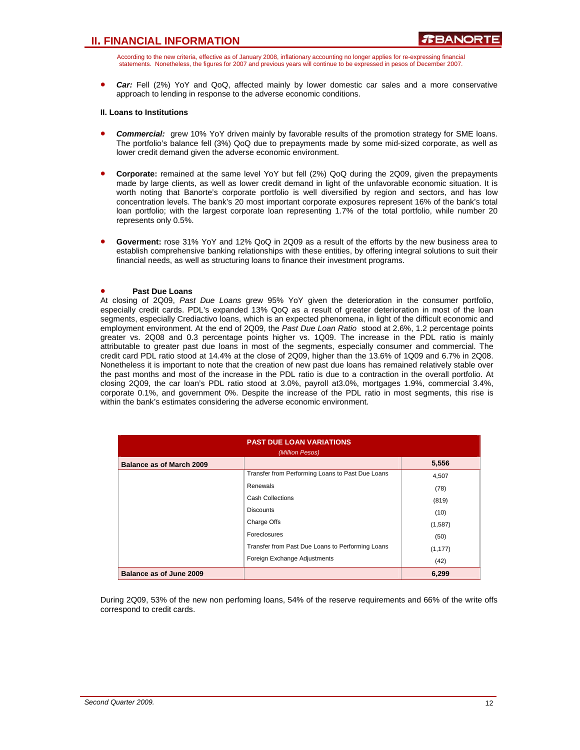According to the new criteria, effective as of January 2008, inflationary accounting no longer applies for re-expressing financial statements. Nonetheless, the figures for 2007 and previous years will continue to be expressed in pesos of December 2007.

- ***Car:*** Fell (2%) YoY and QoQ, affected mainly by lower domestic car sales and a more conservative approach to lending in response to the adverse economic conditions.

**II. Loans to Institutions**

- ***Commercial:*** grew 10% YoY driven mainly by favorable results of the promotion strategy for SME loans. The portfolio's balance fell (3%) QoQ due to prepayments made by some mid-sized corporate, as well as lower credit demand given the adverse economic environment.

- **Corporate:** remained at the same level YoY but fell (2%) QoQ during the 2Q09, given the prepayments made by large clients, as well as lower credit demand in light of the unfavorable economic situation. It is worth noting that Banorte's corporate portfolio is well diversified by region and sectors, and has low concentration levels. The bank's 20 most important corporate exposures represent 16% of the bank's total loan portfolio; with the largest corporate loan representing 1.7% of the total portfolio, while number 20 represents only 0.5%.

- **Goverment:** rose 31% YoY and 12% QoQ in 2Q09 as a result of the efforts by the new business area to establish comprehensive banking relationships with these entities, by offering integral solutions to suit their financial needs, as well as structuring loans to finance their investment programs.

- **Past Due Loans**

At closing of 2Q09, *Past Due Loans* grew 95% YoY given the deterioration in the consumer portfolio, especially credit cards. PDL's expanded 13% QoQ as a result of greater deterioration in most of the loan segments, especially Crediactivo loans, which is an expected phenomena, in light of the difficult economic and employment environment. At the end of 2Q09, the *Past Due Loan Ratio* stood at 2.6%, 1.2 percentage points greater vs. 2Q08 and 0.3 percentage points higher vs. 1Q09. The increase in the PDL ratio is mainly attributable to greater past due loans in most of the segments, especially consumer and commercial. The credit card PDL ratio stood at 14.4% at the close of 2Q09, higher than the 13.6% of 1Q09 and 6.7% in 2Q08. Nonetheless it is important to note that the creation of new past due loans has remained relatively stable over the past months and most of the increase in the PDL ratio is due to a contraction in the overall portfolio. At closing 2Q09, the car loan's PDL ratio stood at 3.0%, payroll at3.0%, mortgages 1.9%, commercial 3.4%, corporate 0.1%, and government 0%. Despite the increase of the PDL ratio in most segments, this rise is within the bank's estimates considering the adverse economic environment.

| PAST DUE LOAN VARIATIONS *(Million Pesos)* | | |
|---|---|---|
| **Balance as of March 2009** | | **5,556** |
| | Transfer from Performing Loans to Past Due Loans | 4,507 |
| | Renewals | (78) |
| | Cash Collections | (819) |
| | Discounts | (10) |
| | Charge Offs | (1,587) |
| | Foreclosures | (50) |
| | Transfer from Past Due Loans to Performing Loans | (1,177) |
| | Foreign Exchange Adjustments | (42) |
| **Balance as of June 2009** | | **6,299** |

During 2Q09, 53% of the new non perfoming loans, 54% of the reserve requirements and 66% of the write offs correspond to credit cards.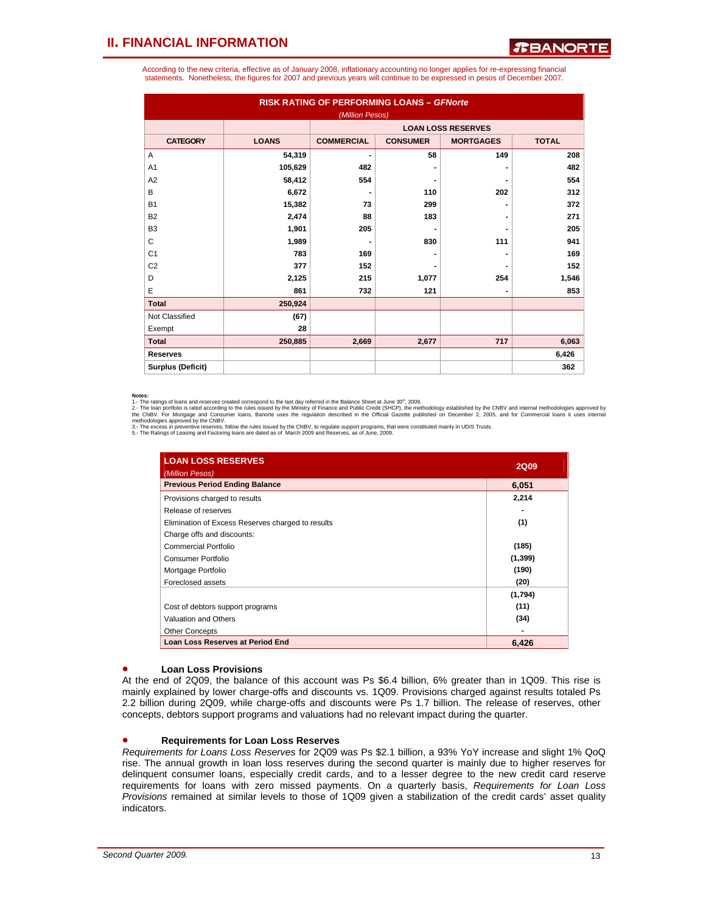According to the new criteria, effective as of January 2008, inflationary accounting no longer applies for re-expressing financial statements. Nonetheless, the figures for 2007 and previous years will continue to be expressed in pesos of December 2007.

| RISK RATING OF PERFORMING LOANS – *GFNorte* (Million Pesos) | | | | | |
|---|---|---|---|---|---|
| | | LOAN LOSS RESERVES | | | |
| CATEGORY | LOANS | COMMERCIAL | CONSUMER | MORTGAGES | TOTAL |
| A | 54,319 | - | 58 | 149 | 208 |
| A1 | 105,629 | 482 | - | - | 482 |
| A2 | 58,412 | 554 | - | - | 554 |
| B | 6,672 | - | 110 | 202 | 312 |
| B1 | 15,382 | 73 | 299 | - | 372 |
| B2 | 2,474 | 88 | 183 | - | 271 |
| B3 | 1,901 | 205 | - | - | 205 |
| C | 1,989 | - | 830 | 111 | 941 |
| C1 | 783 | 169 | - | - | 169 |
| C2 | 377 | 152 | - | - | 152 |
| D | 2,125 | 215 | 1,077 | 254 | 1,546 |
| E | 861 | 732 | 121 | - | 853 |
| **Total** | **250,924** | | | | |
| Not Classified | (67) | | | | |
| Exempt | 28 | | | | |
| **Total** | **250,885** | **2,669** | **2,677** | **717** | **6,063** |
| **Reserves** | | | | | **6,426** |
| **Surplus (Deficit)** | | | | | **362** |

**Notes:**
1.- The ratings of loans and reserves created correspond to the last day referred in the Balance Sheet at June 30st, 2009.
2.- The loan portfolio is rated according to the rules issued by the Ministry of Finance and Public Credit (SHCP), the methodology established by the CNBV and internal methodologies approved by the CNBV. For Mortgage and Consumer loans, Banorte uses the regulation described in the Official Gazette published on December 2, 2005, and for Commercial loans it uses internal methodologies approved by the CNBV.
3.- The excess in preventive reserves, follow the rules issued by the CNBV, to regulate support programs, that were constituted mainly in UDIS Trusts.
5.- The Ratings of Leasing and Factoring loans are dated as of March 2009 and Reserves, as of June, 2009.

| LOAN LOSS RESERVES *(Million Pesos)* | 2Q09 |
|---|---|
| **Previous Period Ending Balance** | **6,051** |
| Provisions charged to results | 2,214 |
| Release of reserves | - |
| Elimination of Excess Reserves charged to results | (1) |
| Charge offs and discounts: | |
| Commercial Portfolio | (185) |
| Consumer Portfolio | (1,399) |
| Mortgage Portfolio | (190) |
| Foreclosed assets | (20) |
| | (1,794) |
| Cost of debtors support programs | (11) |
| Valuation and Others | (34) |
| Other Concepts | - |
| **Loan Loss Reserves at Period End** | **6,426** |

- **Loan Loss Provisions**

At the end of 2Q09, the balance of this account was Ps $6.4 billion, 6% greater than in 1Q09. This rise is mainly explained by lower charge-offs and discounts vs. 1Q09. Provisions charged against results totaled Ps 2.2 billion during 2Q09, while charge-offs and discounts were Ps 1.7 billion. The release of reserves, other concepts, debtors support programs and valuations had no relevant impact during the quarter.

- **Requirements for Loan Loss Reserves**

*Requirements for Loans Loss Reserves* for 2Q09 was Ps $2.1 billion, a 93% YoY increase and slight 1% QoQ rise. The annual growth in loan loss reserves during the second quarter is mainly due to higher reserves for delinquent consumer loans, especially credit cards, and to a lesser degree to the new credit card reserve requirements for loans with zero missed payments. On a quarterly basis, *Requirements for Loan Loss Provisions* remained at similar levels to those of 1Q09 given a stabilization of the credit cards' asset quality indicators.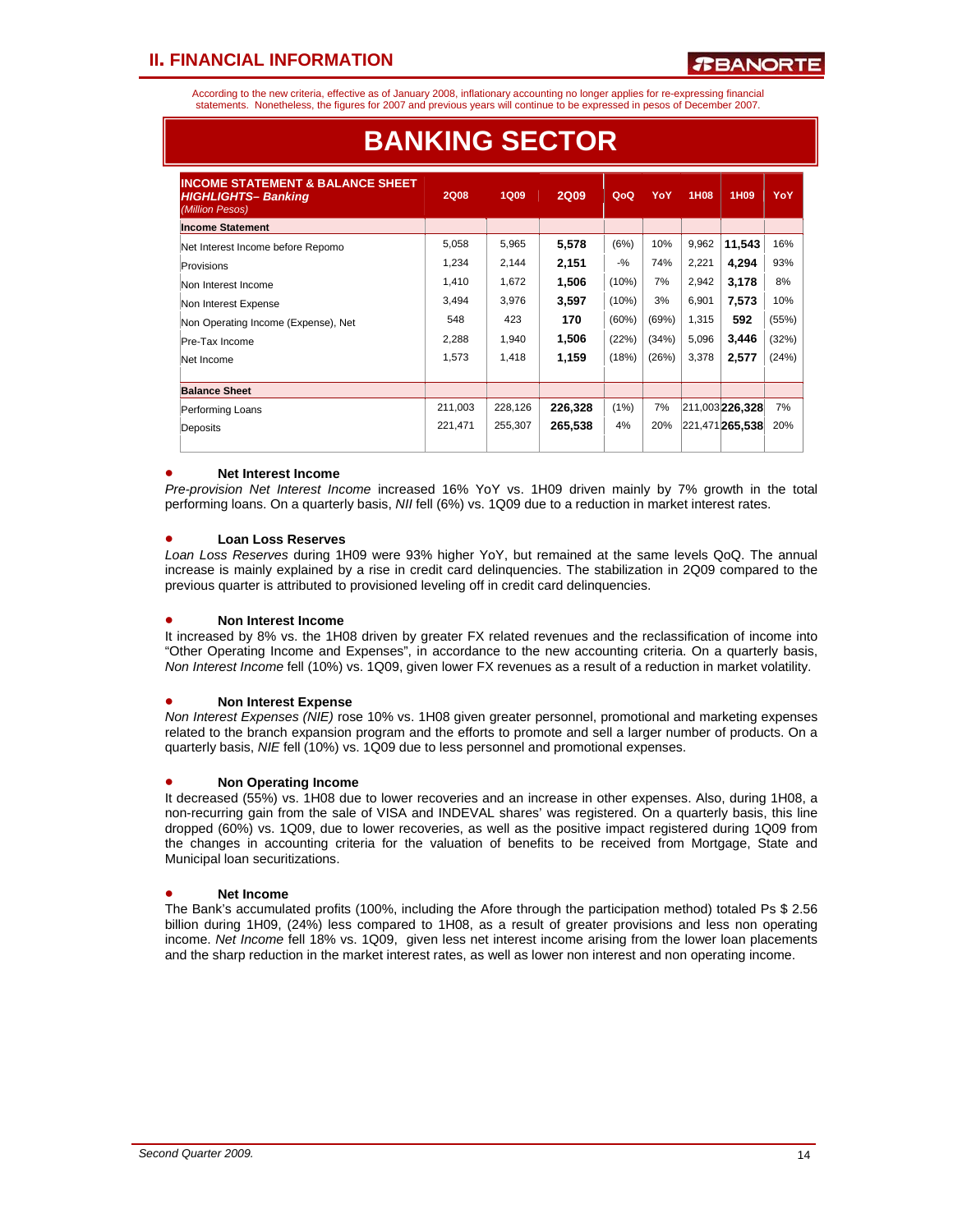According to the new criteria, effective as of January 2008, inflationary accounting no longer applies for re-expressing financial statements. Nonetheless, the figures for 2007 and previous years will continue to be expressed in pesos of December 2007.

# BANKING SECTOR

| **INCOME STATEMENT & BALANCE SHEET *HIGHLIGHTS– Banking*** *(Million Pesos)* | 2Q08 | 1Q09 | 2Q09 | QoQ | YoY | 1H08 | 1H09 | YoY |
|---|---|---|---|---|---|---|---|---|
| **Income Statement** | | | | | | | | |
| Net Interest Income before Repomo | 5,058 | 5,965 | **5,578** | (6%) | 10% | 9,962 | **11,543** | 16% |
| Provisions | 1,234 | 2,144 | **2,151** | -% | 74% | 2,221 | **4,294** | 93% |
| Non Interest Income | 1,410 | 1,672 | **1,506** | (10%) | 7% | 2,942 | **3,178** | 8% |
| Non Interest Expense | 3,494 | 3,976 | **3,597** | (10%) | 3% | 6,901 | **7,573** | 10% |
| Non Operating Income (Expense), Net | 548 | 423 | **170** | (60%) | (69%) | 1,315 | **592** | (55%) |
| Pre-Tax Income | 2,288 | 1,940 | **1,506** | (22%) | (34%) | 5,096 | **3,446** | (32%) |
| Net Income | 1,573 | 1,418 | **1,159** | (18%) | (26%) | 3,378 | **2,577** | (24%) |
| **Balance Sheet** | | | | | | | | |
| Performing Loans | 211,003 | 228,126 | **226,328** | (1%) | 7% | 211,003 | **226,328** | 7% |
| Deposits | 221,471 | 255,307 | **265,538** | 4% | 20% | 221,471 | **265,538** | 20% |

- **Net Interest Income**

*Pre-provision Net Interest Income* increased 16% YoY vs. 1H09 driven mainly by 7% growth in the total performing loans. On a quarterly basis, *NII* fell (6%) vs. 1Q09 due to a reduction in market interest rates.

- **Loan Loss Reserves**

*Loan Loss Reserves* during 1H09 were 93% higher YoY, but remained at the same levels QoQ. The annual increase is mainly explained by a rise in credit card delinquencies. The stabilization in 2Q09 compared to the previous quarter is attributed to provisioned leveling off in credit card delinquencies.

- **Non Interest Income**

It increased by 8% vs. the 1H08 driven by greater FX related revenues and the reclassification of income into "Other Operating Income and Expenses", in accordance to the new accounting criteria. On a quarterly basis, *Non Interest Income* fell (10%) vs. 1Q09, given lower FX revenues as a result of a reduction in market volatility.

- **Non Interest Expense**

*Non Interest Expenses (NIE)* rose 10% vs. 1H08 given greater personnel, promotional and marketing expenses related to the branch expansion program and the efforts to promote and sell a larger number of products. On a quarterly basis, *NIE* fell (10%) vs. 1Q09 due to less personnel and promotional expenses.

- **Non Operating Income**

It decreased (55%) vs. 1H08 due to lower recoveries and an increase in other expenses. Also, during 1H08, a non-recurring gain from the sale of VISA and INDEVAL shares' was registered. On a quarterly basis, this line dropped (60%) vs. 1Q09, due to lower recoveries, as well as the positive impact registered during 1Q09 from the changes in accounting criteria for the valuation of benefits to be received from Mortgage, State and Municipal loan securitizations.

- **Net Income**

The Bank's accumulated profits (100%, including the Afore through the participation method) totaled Ps $ 2.56 billion during 1H09, (24%) less compared to 1H08, as a result of greater provisions and less non operating income. *Net Income* fell 18% vs. 1Q09, given less net interest income arising from the lower loan placements and the sharp reduction in the market interest rates, as well as lower non interest and non operating income.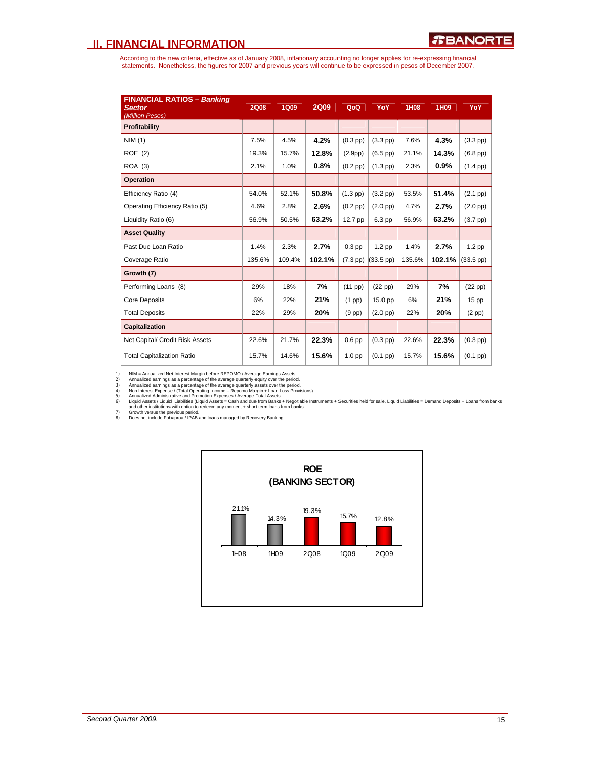## II. FINANCIAL INFORMATION

According to the new criteria, effective as of January 2008, inflationary accounting no longer applies for re-expressing financial statements. Nonetheless, the figures for 2007 and previous years will continue to be expressed in pesos of December 2007.

| FINANCIAL RATIOS – *Banking Sector* *(Million Pesos)* | 2Q08 | 1Q09 | 2Q09 | QoQ | YoY | 1H08 | 1H09 | YoY |
|---|---|---|---|---|---|---|---|---|
| **Profitability** | | | | | | | | |
| NIM (1) | 7.5% | 4.5% | **4.2%** | (0.3 pp) | (3.3 pp) | 7.6% | **4.3%** | (3.3 pp) |
| ROE (2) | 19.3% | 15.7% | **12.8%** | (2.9pp) | (6.5 pp) | 21.1% | **14.3%** | (6.8 pp) |
| ROA (3) | 2.1% | 1.0% | **0.8%** | (0.2 pp) | (1.3 pp) | 2.3% | **0.9%** | (1.4 pp) |
| **Operation** | | | | | | | | |
| Efficiency Ratio (4) | 54.0% | 52.1% | **50.8%** | (1.3 pp) | (3.2 pp) | 53.5% | **51.4%** | (2.1 pp) |
| Operating Efficiency Ratio (5) | 4.6% | 2.8% | **2.6%** | (0.2 pp) | (2.0 pp) | 4.7% | **2.7%** | (2.0 pp) |
| Liquidity Ratio (6) | 56.9% | 50.5% | **63.2%** | 12.7 pp | 6.3 pp | 56.9% | **63.2%** | (3.7 pp) |
| **Asset Quality** | | | | | | | | |
| Past Due Loan Ratio | 1.4% | 2.3% | **2.7%** | 0.3 pp | 1.2 pp | 1.4% | **2.7%** | 1.2 pp |
| Coverage Ratio | 135.6% | 109.4% | **102.1%** | (7.3 pp) | (33.5 pp) | 135.6% | **102.1%** | (33.5 pp) |
| **Growth (7)** | | | | | | | | |
| Performing Loans (8) | 29% | 18% | **7%** | (11 pp) | (22 pp) | 29% | **7%** | (22 pp) |
| Core Deposits | 6% | 22% | **21%** | (1 pp) | 15.0 pp | 6% | **21%** | 15 pp |
| Total Deposits | 22% | 29% | **20%** | (9 pp) | (2.0 pp) | 22% | **20%** | (2 pp) |
| **Capitalization** | | | | | | | | |
| Net Capital/ Credit Risk Assets | 22.6% | 21.7% | **22.3%** | 0.6 pp | (0.3 pp) | 22.6% | **22.3%** | (0.3 pp) |
| Total Capitalization Ratio | 15.7% | 14.6% | **15.6%** | 1.0 pp | (0.1 pp) | 15.7% | **15.6%** | (0.1 pp) |

1) NIM = Annualized Net Interest Margin before REPOMO / Average Earnings Assets.
2) Annualized earnings as a percentage of the average quarterly equity over the period.
3) Annualized earnings as a percentage of the average quarterly assets over the period.
4) Non Interest Expense / (Total Operating Income – Repomo Margin + Loan Loss Provisions)
5) Annualized Administrative and Promotion Expenses / Average Total Assets.
6) Liquid Assets / Liquid Liabilities (Liquid Assets = Cash and due from Banks + Negotiable Instruments + Securities held for sale, Liquid Liabilities = Demand Deposits + Loans from banks and other institutions with option to redeem any moment + short term loans from banks.
7) Growth versus the previous period.
8) Does not include Fobaproa / IPAB and loans managed by Recovery Banking.

**ROE (BANKING SECTOR)**

| 1H08 | 1H09 | 2Q08 | 1Q09 | 2Q09 |
|---|---|---|---|---|
| 21.1% | 14.3% | 19.3% | 15.7% | 12.8% |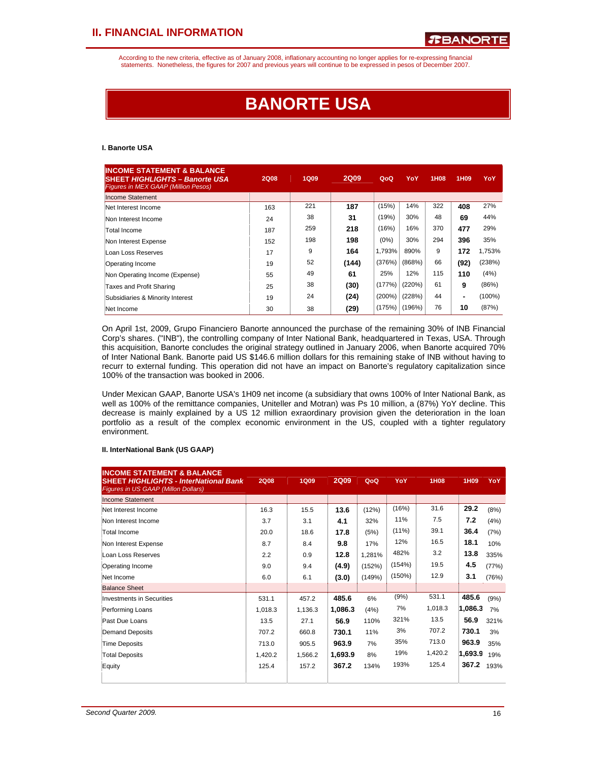According to the new criteria, effective as of January 2008, inflationary accounting no longer applies for re-expressing financial statements. Nonetheless, the figures for 2007 and previous years will continue to be expressed in pesos of December 2007.

# BANORTE USA

### I. Banorte USA

| INCOME STATEMENT & BALANCE SHEET *HIGHLIGHTS – Banorte USA* *Figures in MEX GAAP (Million Pesos)* | 2Q08 | 1Q09 | 2Q09 | QoQ | YoY | 1H08 | 1H09 | YoY |
|---|---|---|---|---|---|---|---|---|
| Income Statement | | | | | | | | |
| Net Interest Income | 163 | 221 | **187** | (15%) | 14% | 322 | **408** | 27% |
| Non Interest Income | 24 | 38 | **31** | (19%) | 30% | 48 | **69** | 44% |
| Total Income | 187 | 259 | **218** | (16%) | 16% | 370 | **477** | 29% |
| Non Interest Expense | 152 | 198 | **198** | (0%) | 30% | 294 | **396** | 35% |
| Loan Loss Reserves | 17 | 9 | **164** | 1,793% | 890% | 9 | **172** | 1,753% |
| Operating Income | 19 | 52 | **(144)** | (376%) | (868%) | 66 | **(92)** | (238%) |
| Non Operating Income (Expense) | 55 | 49 | **61** | 25% | 12% | 115 | **110** | (4%) |
| Taxes and Profit Sharing | 25 | 38 | **(30)** | (177%) | (220%) | 61 | **9** | (86%) |
| Subsidiaries & Minority Interest | 19 | 24 | **(24)** | (200%) | (228%) | 44 | **-** | (100%) |
| Net Income | 30 | 38 | **(29)** | (175%) | (196%) | 76 | **10** | (87%) |

On April 1st, 2009, Grupo Financiero Banorte announced the purchase of the remaining 30% of INB Financial Corp's shares. ("INB"), the controlling company of Inter National Bank, headquartered in Texas, USA. Through this acquisition, Banorte concludes the original strategy outlined in January 2006, when Banorte acquired 70% of Inter National Bank. Banorte paid US $146.6 million dollars for this remaining stake of INB without having to recurr to external funding. This operation did not have an impact on Banorte's regulatory capitalization since 100% of the transaction was booked in 2006.

Under Mexican GAAP, Banorte USA's 1H09 net income (a subsidiary that owns 100% of Inter National Bank, as well as 100% of the remittance companies, Uniteller and Motran) was Ps 10 million, a (87%) YoY decline. This decrease is mainly explained by a US 12 million exraordinary provision given the deterioration in the loan portfolio as a result of the complex economic environment in the US, coupled with a tighter regulatory environment.

### II. InterNational Bank (US GAAP)

| INCOME STATEMENT & BALANCE SHEET *HIGHLIGHTS - InterNational Bank* *Figures in US GAAP (Millon Dollars)* | 2Q08 | 1Q09 | 2Q09 | QoQ | YoY | 1H08 | 1H09 | YoY |
|---|---|---|---|---|---|---|---|---|
| Income Statement | | | | | | | | |
| Net Interest Income | 16.3 | 15.5 | **13.6** | (12%) | (16%) | 31.6 | **29.2** | (8%) |
| Non Interest Income | 3.7 | 3.1 | **4.1** | 32% | 11% | 7.5 | **7.2** | (4%) |
| Total Income | 20.0 | 18.6 | **17.8** | (5%) | (11%) | 39.1 | **36.4** | (7%) |
| Non Interest Expense | 8.7 | 8.4 | **9.8** | 17% | 12% | 16.5 | **18.1** | 10% |
| Loan Loss Reserves | 2.2 | 0.9 | **12.8** | 1,281% | 482% | 3.2 | **13.8** | 335% |
| Operating Income | 9.0 | 9.4 | **(4.9)** | (152%) | (154%) | 19.5 | **4.5** | (77%) |
| Net Income | 6.0 | 6.1 | **(3.0)** | (149%) | (150%) | 12.9 | **3.1** | (76%) |
| Balance Sheet | | | | | | | | |
| Investments in Securities | 531.1 | 457.2 | **485.6** | 6% | (9%) | 531.1 | **485.6** | (9%) |
| Performing Loans | 1,018.3 | 1,136.3 | **1,086.3** | (4%) | 7% | 1,018.3 | **1,086.3** | 7% |
| Past Due Loans | 13.5 | 27.1 | **56.9** | 110% | 321% | 13.5 | **56.9** | 321% |
| Demand Deposits | 707.2 | 660.8 | **730.1** | 11% | 3% | 707.2 | **730.1** | 3% |
| Time Deposits | 713.0 | 905.5 | **963.9** | 7% | 35% | 713.0 | **963.9** | 35% |
| Total Deposits | 1,420.2 | 1,566.2 | **1,693.9** | 8% | 19% | 1,420.2 | **1,693.9** | 19% |
| Equity | 125.4 | 157.2 | **367.2** | 134% | 193% | 125.4 | **367.2** | 193% |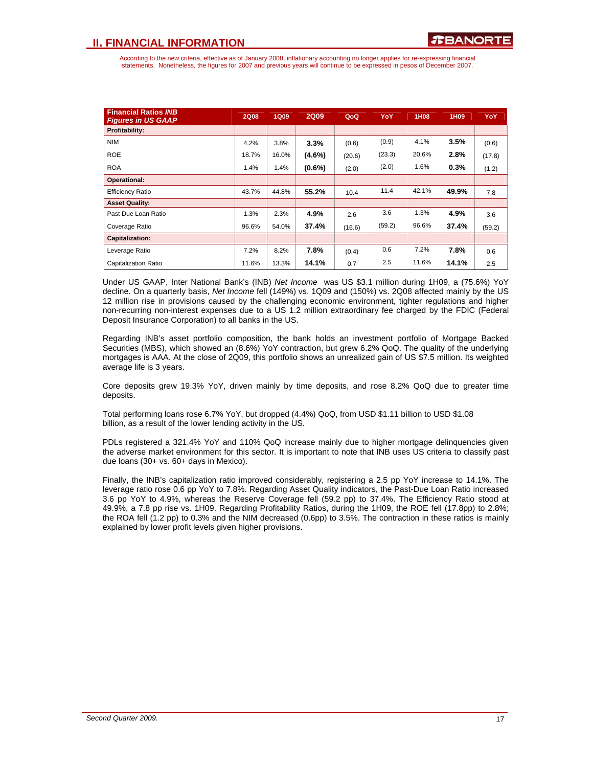## II. FINANCIAL INFORMATION

According to the new criteria, effective as of January 2008, inflationary accounting no longer applies for re-expressing financial statements. Nonetheless, the figures for 2007 and previous years will continue to be expressed in pesos of December 2007.

| Financial Ratios *INB* *Figures in US GAAP* | 2Q08 | 1Q09 | 2Q09 | QoQ | YoY | 1H08 | 1H09 | YoY |
|---|---|---|---|---|---|---|---|---|
| **Profitability:** | | | | | | | | |
| NIM | 4.2% | 3.8% | **3.3%** | (0.6) | (0.9) | 4.1% | **3.5%** | (0.6) |
| ROE | 18.7% | 16.0% | **(4.6%)** | (20.6) | (23.3) | 20.6% | **2.8%** | (17.8) |
| ROA | 1.4% | 1.4% | **(0.6%)** | (2.0) | (2.0) | 1.6% | **0.3%** | (1.2) |
| **Operational:** | | | | | | | | |
| Efficiency Ratio | 43.7% | 44.8% | **55.2%** | 10.4 | 11.4 | 42.1% | **49.9%** | 7.8 |
| **Asset Quality:** | | | | | | | | |
| Past Due Loan Ratio | 1.3% | 2.3% | **4.9%** | 2.6 | 3.6 | 1.3% | **4.9%** | 3.6 |
| Coverage Ratio | 96.6% | 54.0% | **37.4%** | (16.6) | (59.2) | 96.6% | **37.4%** | (59.2) |
| **Capitalization:** | | | | | | | | |
| Leverage Ratio | 7.2% | 8.2% | **7.8%** | (0.4) | 0.6 | 7.2% | **7.8%** | 0.6 |
| Capitalization Ratio | 11.6% | 13.3% | **14.1%** | 0.7 | 2.5 | 11.6% | **14.1%** | 2.5 |

Under US GAAP, Inter National Bank's (INB) *Net Income* was US $3.1 million during 1H09, a (75.6%) YoY decline. On a quarterly basis, *Net Income* fell (149%) vs. 1Q09 and (150%) vs. 2Q08 affected mainly by the US 12 million rise in provisions caused by the challenging economic environment, tighter regulations and higher non-recurring non-interest expenses due to a US 1.2 million extraordinary fee charged by the FDIC (Federal Deposit Insurance Corporation) to all banks in the US.

Regarding INB's asset portfolio composition, the bank holds an investment portfolio of Mortgage Backed Securities (MBS), which showed an (8.6%) YoY contraction, but grew 6.2% QoQ. The quality of the underlying mortgages is AAA. At the close of 2Q09, this portfolio shows an unrealized gain of US $7.5 million. Its weighted average life is 3 years.

Core deposits grew 19.3% YoY, driven mainly by time deposits, and rose 8.2% QoQ due to greater time deposits.

Total performing loans rose 6.7% YoY, but dropped (4.4%) QoQ, from USD $1.11 billion to USD $1.08 billion, as a result of the lower lending activity in the US.

PDLs registered a 321.4% YoY and 110% QoQ increase mainly due to higher mortgage delinquencies given the adverse market environment for this sector. It is important to note that INB uses US criteria to classify past due loans (30+ vs. 60+ days in Mexico).

Finally, the INB's capitalization ratio improved considerably, registering a 2.5 pp YoY increase to 14.1%. The leverage ratio rose 0.6 pp YoY to 7.8%. Regarding Asset Quality indicators, the Past-Due Loan Ratio increased 3.6 pp YoY to 4.9%, whereas the Reserve Coverage fell (59.2 pp) to 37.4%. The Efficiency Ratio stood at 49.9%, a 7.8 pp rise vs. 1H09. Regarding Profitability Ratios, during the 1H09, the ROE fell (17.8pp) to 2.8%; the ROA fell (1.2 pp) to 0.3% and the NIM decreased (0.6pp) to 3.5%. The contraction in these ratios is mainly explained by lower profit levels given higher provisions.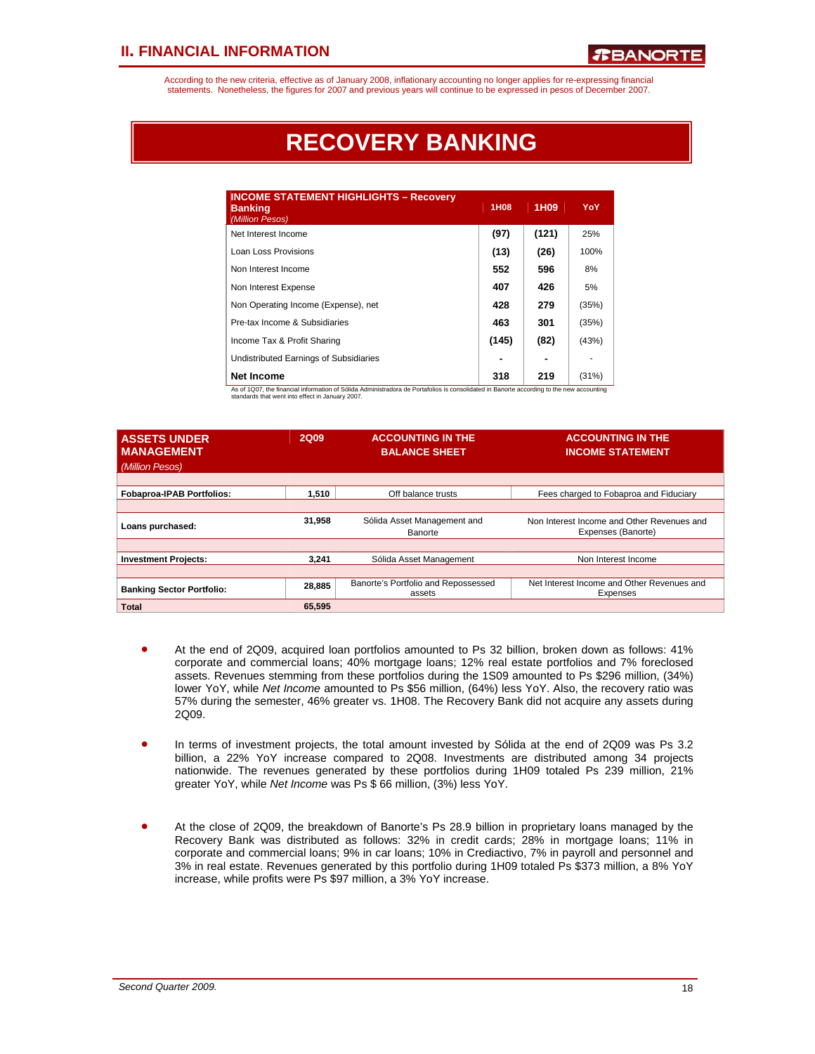According to the new criteria, effective as of January 2008, inflationary accounting no longer applies for re-expressing financial statements. Nonetheless, the figures for 2007 and previous years will continue to be expressed in pesos of December 2007.

# RECOVERY BANKING

| INCOME STATEMENT HIGHLIGHTS – Recovery Banking *(Million Pesos)* | 1H08 | 1H09 | YoY |
|---|---|---|---|
| Net Interest Income | (97) | (121) | 25% |
| Loan Loss Provisions | (13) | (26) | 100% |
| Non Interest Income | 552 | 596 | 8% |
| Non Interest Expense | 407 | 426 | 5% |
| Non Operating Income (Expense), net | 428 | 279 | (35%) |
| Pre-tax Income & Subsidiaries | 463 | 301 | (35%) |
| Income Tax & Profit Sharing | (145) | (82) | (43%) |
| Undistributed Earnings of Subsidiaries | - | - | - |
| **Net Income** | 318 | 219 | (31%) |

As of 1Q07, the financial information of Sólida Administradora de Portafolios is consolidated in Banorte according to the new accounting standards that went into effect in January 2007.

| ASSETS UNDER MANAGEMENT *(Million Pesos)* | 2Q09 | ACCOUNTING IN THE BALANCE SHEET | ACCOUNTING IN THE INCOME STATEMENT |
|---|---|---|---|
| **Fobaproa-IPAB Portfolios:** | 1,510 | Off balance trusts | Fees charged to Fobaproa and Fiduciary |
| **Loans purchased:** | 31,958 | Sólida Asset Management and Banorte | Non Interest Income and Other Revenues and Expenses (Banorte) |
| **Investment Projects:** | 3,241 | Sólida Asset Management | Non Interest Income |
| **Banking Sector Portfolio:** | 28,885 | Banorte's Portfolio and Repossessed assets | Net Interest Income and Other Revenues and Expenses |
| **Total** | 65,595 | | |

- At the end of 2Q09, acquired loan portfolios amounted to Ps 32 billion, broken down as follows: 41% corporate and commercial loans; 40% mortgage loans; 12% real estate portfolios and 7% foreclosed assets. Revenues stemming from these portfolios during the 1S09 amounted to Ps $296 million, (34%) lower YoY, while *Net Income* amounted to Ps $56 million, (64%) less YoY. Also, the recovery ratio was 57% during the semester, 46% greater vs. 1H08. The Recovery Bank did not acquire any assets during 2Q09.

- In terms of investment projects, the total amount invested by Sólida at the end of 2Q09 was Ps 3.2 billion, a 22% YoY increase compared to 2Q08. Investments are distributed among 34 projects nationwide. The revenues generated by these portfolios during 1H09 totaled Ps 239 million, 21% greater YoY, while *Net Income* was Ps $ 66 million, (3%) less YoY.

- At the close of 2Q09, the breakdown of Banorte's Ps 28.9 billion in proprietary loans managed by the Recovery Bank was distributed as follows: 32% in credit cards; 28% in mortgage loans; 11% in corporate and commercial loans; 9% in car loans; 10% in Crediactivo, 7% in payroll and personnel and 3% in real estate. Revenues generated by this portfolio during 1H09 totaled Ps $373 million, a 8% YoY increase, while profits were Ps $97 million, a 3% YoY increase.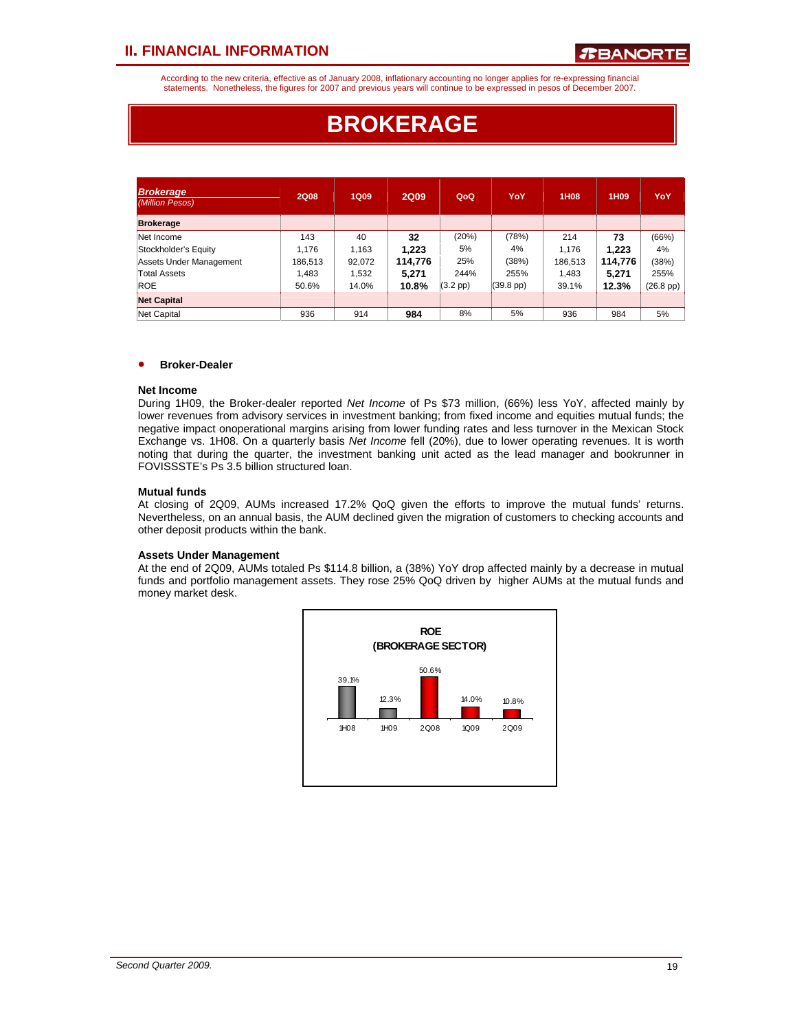## II. FINANCIAL INFORMATION

According to the new criteria, effective as of January 2008, inflationary accounting no longer applies for re-expressing financial statements. Nonetheless, the figures for 2007 and previous years will continue to be expressed in pesos of December 2007.

# BROKERAGE

| *Brokerage* *(Million Pesos)* | 2Q08 | 1Q09 | 2Q09 | QoQ | YoY | 1H08 | 1H09 | YoY |
|---|---|---|---|---|---|---|---|---|
| **Brokerage** | | | | | | | | |
| Net Income | 143 | 40 | **32** | (20%) | (78%) | 214 | **73** | (66%) |
| Stockholder's Equity | 1,176 | 1,163 | **1,223** | 5% | 4% | 1,176 | **1,223** | 4% |
| Assets Under Management | 186,513 | 92,072 | **114,776** | 25% | (38%) | 186,513 | **114,776** | (38%) |
| Total Assets | 1,483 | 1,532 | **5,271** | 244% | 255% | 1,483 | **5,271** | 255% |
| ROE | 50.6% | 14.0% | **10.8%** | (3.2 pp) | (39.8 pp) | 39.1% | **12.3%** | (26.8 pp) |
| **Net Capital** | | | | | | | | |
| Net Capital | 936 | 914 | **984** | 8% | 5% | 936 | 984 | 5% |

- **Broker-Dealer**

**Net Income**

During 1H09, the Broker-dealer reported *Net Income* of Ps $73 million, (66%) less YoY, affected mainly by lower revenues from advisory services in investment banking; from fixed income and equities mutual funds; the negative impact onoperational margins arising from lower funding rates and less turnover in the Mexican Stock Exchange vs. 1H08. On a quarterly basis *Net Income* fell (20%), due to lower operating revenues. It is worth noting that during the quarter, the investment banking unit acted as the lead manager and bookrunner in FOVISSSTE's Ps 3.5 billion structured loan.

**Mutual funds**

At closing of 2Q09, AUMs increased 17.2% QoQ given the efforts to improve the mutual funds' returns. Nevertheless, on an annual basis, the AUM declined given the migration of customers to checking accounts and other deposit products within the bank.

**Assets Under Management**

At the end of 2Q09, AUMs totaled Ps $114.8 billion, a (38%) YoY drop affected mainly by a decrease in mutual funds and portfolio management assets. They rose 25% QoQ driven by higher AUMs at the mutual funds and money market desk.

**ROE (BROKERAGE SECTOR)**

| 1H08 | 1H09 | 2Q08 | 1Q09 | 2Q09 |
|---|---|---|---|---|
| 39.1% | 12.3% | 50.6% | 14.0% | 10.8% |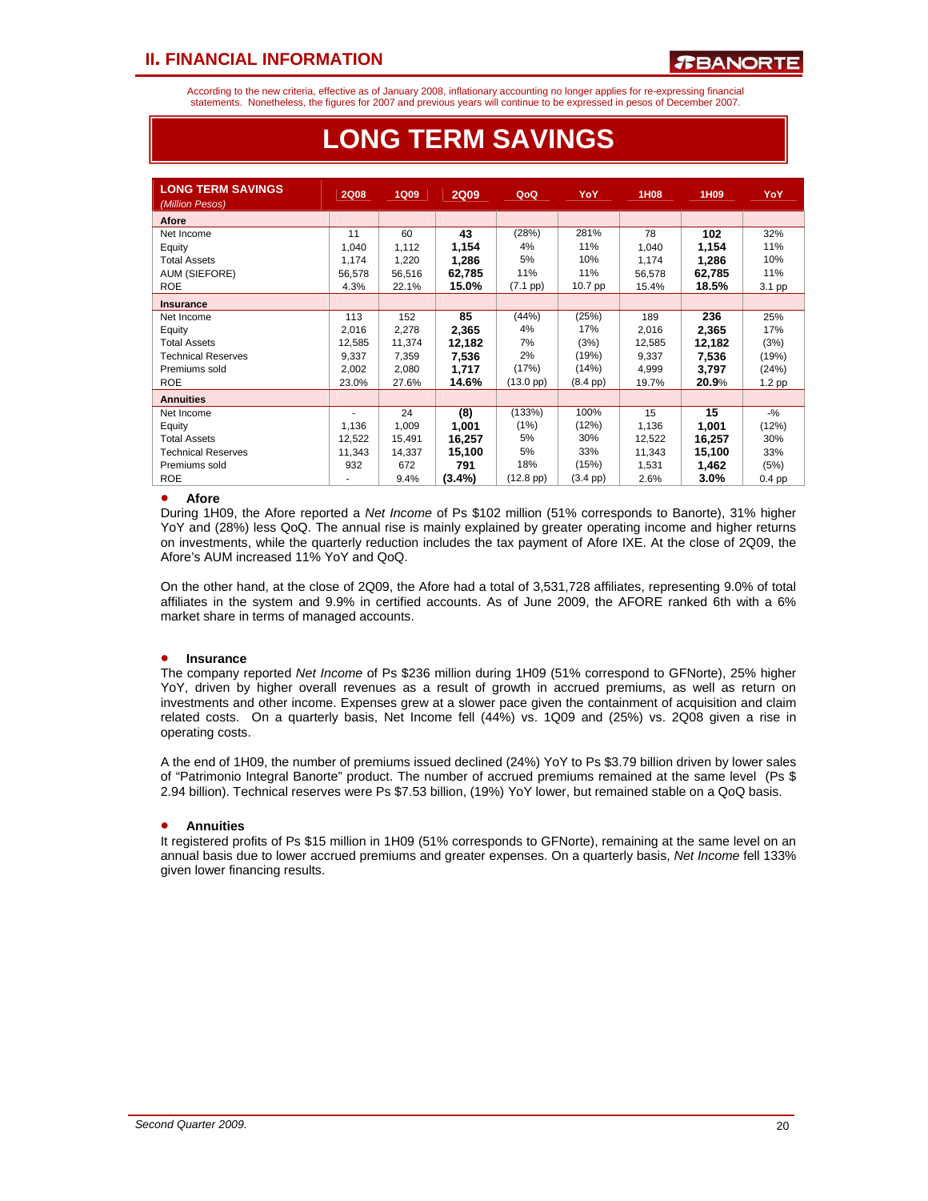According to the new criteria, effective as of January 2008, inflationary accounting no longer applies for re-expressing financial statements. Nonetheless, the figures for 2007 and previous years will continue to be expressed in pesos of December 2007.

# LONG TERM SAVINGS

| LONG TERM SAVINGS (Million Pesos) | 2Q08 | 1Q09 | 2Q09 | QoQ | YoY | 1H08 | 1H09 | YoY |
|---|---|---|---|---|---|---|---|---|
| **Afore** | | | | | | | | |
| Net Income | 11 | 60 | **43** | (28%) | 281% | 78 | **102** | 32% |
| Equity | 1,040 | 1,112 | **1,154** | 4% | 11% | 1,040 | **1,154** | 11% |
| Total Assets | 1,174 | 1,220 | **1,286** | 5% | 10% | 1,174 | **1,286** | 10% |
| AUM (SIEFORE) | 56,578 | 56,516 | **62,785** | 11% | 11% | 56,578 | **62,785** | 11% |
| ROE | 4.3% | 22.1% | **15.0%** | (7.1 pp) | 10.7 pp | 15.4% | **18.5%** | 3.1 pp |
| **Insurance** | | | | | | | | |
| Net Income | 113 | 152 | **85** | (44%) | (25%) | 189 | **236** | 25% |
| Equity | 2,016 | 2,278 | **2,365** | 4% | 17% | 2,016 | **2,365** | 17% |
| Total Assets | 12,585 | 11,374 | **12,182** | 7% | (3%) | 12,585 | **12,182** | (3%) |
| Technical Reserves | 9,337 | 7,359 | **7,536** | 2% | (19%) | 9,337 | **7,536** | (19%) |
| Premiums sold | 2,002 | 2,080 | **1,717** | (17%) | (14%) | 4,999 | **3,797** | (24%) |
| ROE | 23.0% | 27.6% | **14.6%** | (13.0 pp) | (8.4 pp) | 19.7% | **20.9%** | 1.2 pp |
| **Annuities** | | | | | | | | |
| Net Income | - | 24 | **(8)** | (133%) | 100% | 15 | **15** | -% |
| Equity | 1,136 | 1,009 | **1,001** | (1%) | (12%) | 1,136 | **1,001** | (12%) |
| Total Assets | 12,522 | 15,491 | **16,257** | 5% | 30% | 12,522 | **16,257** | 30% |
| Technical Reserves | 11,343 | 14,337 | **15,100** | 5% | 33% | 11,343 | **15,100** | 33% |
| Premiums sold | 932 | 672 | **791** | 18% | (15%) | 1,531 | **1,462** | (5%) |
| ROE | - | 9.4% | **(3.4%)** | (12.8 pp) | (3.4 pp) | 2.6% | **3.0%** | 0.4 pp |

- **Afore**

During 1H09, the Afore reported a *Net Income* of Ps $102 million (51% corresponds to Banorte), 31% higher YoY and (28%) less QoQ. The annual rise is mainly explained by greater operating income and higher returns on investments, while the quarterly reduction includes the tax payment of Afore IXE. At the close of 2Q09, the Afore's AUM increased 11% YoY and QoQ.

On the other hand, at the close of 2Q09, the Afore had a total of 3,531,728 affiliates, representing 9.0% of total affiliates in the system and 9.9% in certified accounts. As of June 2009, the AFORE ranked 6th with a 6% market share in terms of managed accounts.

- **Insurance**

The company reported *Net Income* of Ps $236 million during 1H09 (51% correspond to GFNorte), 25% higher YoY, driven by higher overall revenues as a result of growth in accrued premiums, as well as return on investments and other income. Expenses grew at a slower pace given the containment of acquisition and claim related costs. On a quarterly basis, Net Income fell (44%) vs. 1Q09 and (25%) vs. 2Q08 given a rise in operating costs.

A the end of 1H09, the number of premiums issued declined (24%) YoY to Ps $3.79 billion driven by lower sales of "Patrimonio Integral Banorte" product. The number of accrued premiums remained at the same level (Ps $ 2.94 billion). Technical reserves were Ps $7.53 billion, (19%) YoY lower, but remained stable on a QoQ basis.

- **Annuities**

It registered profits of Ps $15 million in 1H09 (51% corresponds to GFNorte), remaining at the same level on an annual basis due to lower accrued premiums and greater expenses. On a quarterly basis, *Net Income* fell 133% given lower financing results.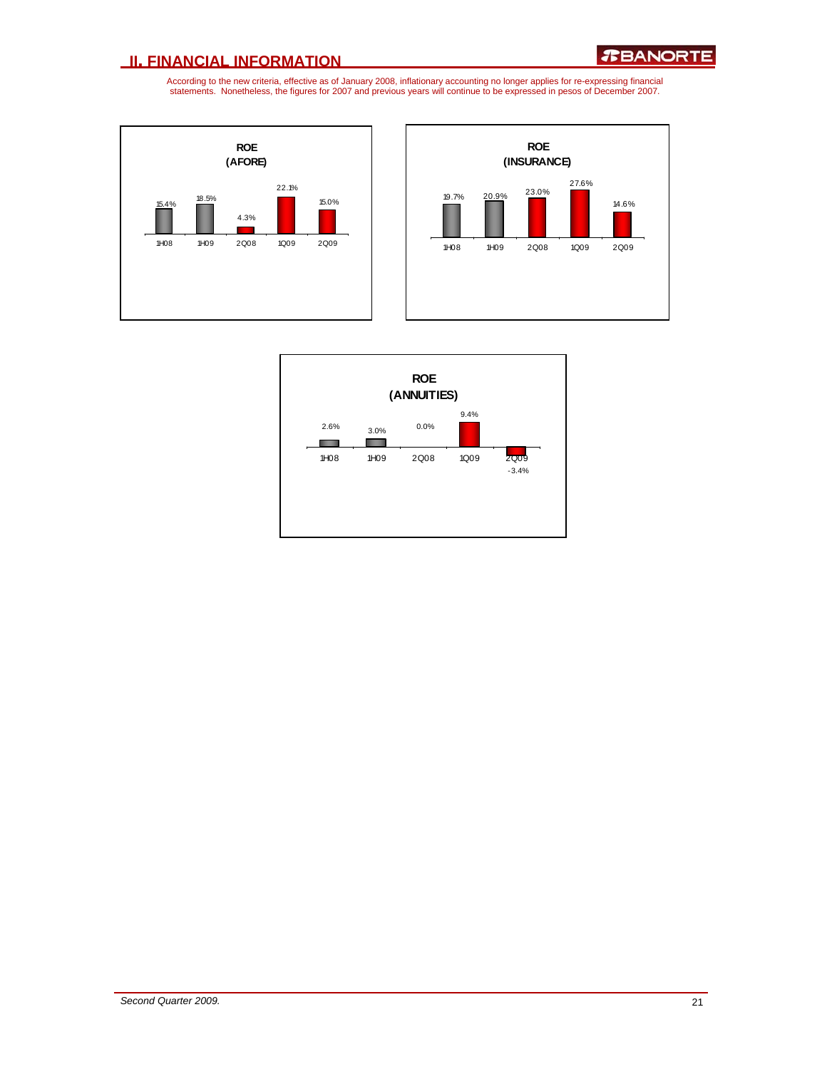According to the new criteria, effective as of January 2008, inflationary accounting no longer applies for re-expressing financial statements. Nonetheless, the figures for 2007 and previous years will continue to be expressed in pesos of December 2007.

**ROE (AFORE)**

| 1H08 | 1H09 | 2Q08 | 1Q09 | 2Q09 |
|---|---|---|---|---|
| 15.4% | 18.5% | 4.3% | 22.1% | 15.0% |

**ROE (INSURANCE)**

| 1H08 | 1H09 | 2Q08 | 1Q09 | 2Q09 |
|---|---|---|---|---|
| 19.7% | 20.9% | 23.0% | 27.6% | 14.6% |

**ROE (ANNUITIES)**

| 1H08 | 1H09 | 2Q08 | 1Q09 | 2Q09 |
|---|---|---|---|---|
| 2.6% | 3.0% | 0.0% | 9.4% | -3.4% |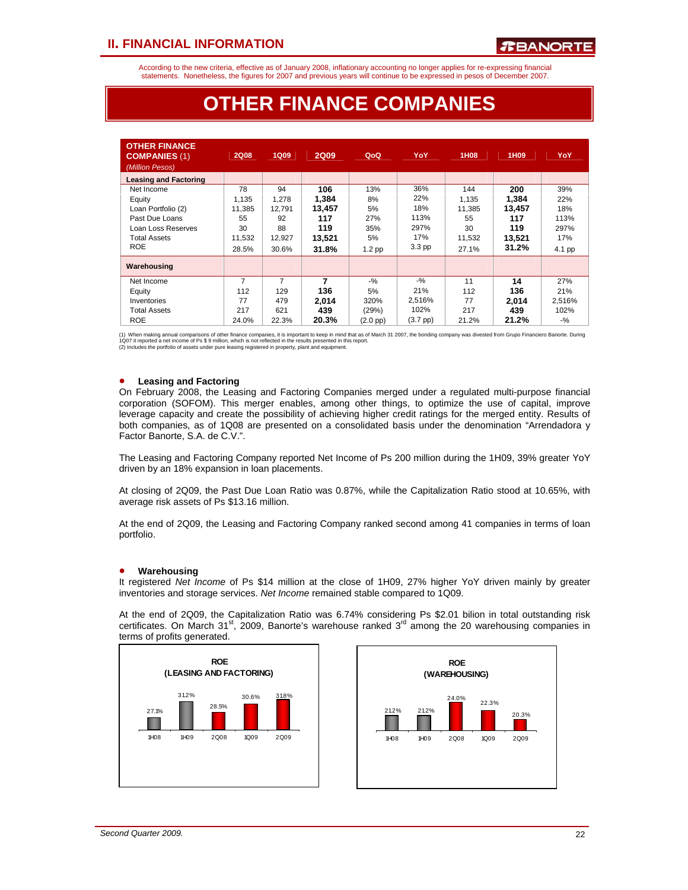According to the new criteria, effective as of January 2008, inflationary accounting no longer applies for re-expressing financial statements. Nonetheless, the figures for 2007 and previous years will continue to be expressed in pesos of December 2007.

# OTHER FINANCE COMPANIES

| OTHER FINANCE COMPANIES (1) *(Million Pesos)* | 2Q08 | 1Q09 | 2Q09 | QoQ | YoY | 1H08 | 1H09 | YoY |
|---|---|---|---|---|---|---|---|---|
| **Leasing and Factoring** | | | | | | | | |
| Net Income | 78 | 94 | **106** | 13% | 36% | 144 | **200** | 39% |
| Equity | 1,135 | 1,278 | **1,384** | 8% | 22% | 1,135 | **1,384** | 22% |
| Loan Portfolio (2) | 11,385 | 12,791 | **13,457** | 5% | 18% | 11,385 | **13,457** | 18% |
| Past Due Loans | 55 | 92 | **117** | 27% | 113% | 55 | **117** | 113% |
| Loan Loss Reserves | 30 | 88 | **119** | 35% | 297% | 30 | **119** | 297% |
| Total Assets | 11,532 | 12,927 | **13,521** | 5% | 17% | 11,532 | **13,521** | 17% |
| ROE | 28.5% | 30.6% | **31.8%** | 1.2 pp | 3.3 pp | 27.1% | **31.2%** | 4.1 pp |
| **Warehousing** | | | | | | | | |
| Net Income | 7 | 7 | **7** | -% | -% | 11 | **14** | 27% |
| Equity | 112 | 129 | **136** | 5% | 21% | 112 | **136** | 21% |
| Inventories | 77 | 479 | **2,014** | 320% | 2,516% | 77 | **2,014** | 2,516% |
| Total Assets | 217 | 621 | **439** | (29%) | 102% | 217 | **439** | 102% |
| ROE | 24.0% | 22.3% | **20.3%** | (2.0 pp) | (3.7 pp) | 21.2% | **21.2%** | -% |

(1) When making annual comparisons of other finance companies, it is important to keep in mind that as of March 31 2007, the bonding company was divested from Grupo Financiero Banorte. During 1Q07 it reported a net income of Ps $ 9 million, which is not reflected in the results presented in this report.
(2) Includes the portfolio of assets under pure leasing registered in property, plant and equipment.

- **Leasing and Factoring**

On February 2008, the Leasing and Factoring Companies merged under a regulated multi-purpose financial corporation (SOFOM). This merger enables, among other things, to optimize the use of capital, improve leverage capacity and create the possibility of achieving higher credit ratings for the merged entity. Results of both companies, as of 1Q08 are presented on a consolidated basis under the denomination "Arrendadora y Factor Banorte, S.A. de C.V.".

The Leasing and Factoring Company reported Net Income of Ps 200 million during the 1H09, 39% greater YoY driven by an 18% expansion in loan placements.

At closing of 2Q09, the Past Due Loan Ratio was 0.87%, while the Capitalization Ratio stood at 10.65%, with average risk assets of Ps $13.16 million.

At the end of 2Q09, the Leasing and Factoring Company ranked second among 41 companies in terms of loan portfolio.

- **Warehousing**

It registered *Net Income* of Ps $14 million at the close of 1H09, 27% higher YoY driven mainly by greater inventories and storage services. *Net Income* remained stable compared to 1Q09.

At the end of 2Q09, the Capitalization Ratio was 6.74% considering Ps $2.01 bilion in total outstanding risk certificates. On March 31st, 2009, Banorte's warehouse ranked 3rd among the 20 warehousing companies in terms of profits generated.

**ROE (LEASING AND FACTORING)**

| 1H08 | 1H09 | 2Q08 | 1Q09 | 2Q09 |
|---|---|---|---|---|
| 27.1% | 31.2% | 28.5% | 30.6% | 31.8% |

**ROE (WAREHOUSING)**

| 1H08 | 1H09 | 2Q08 | 1Q09 | 2Q09 |
|---|---|---|---|---|
| 21.2% | 21.2% | 24.0% | 22.3% | 20.3% |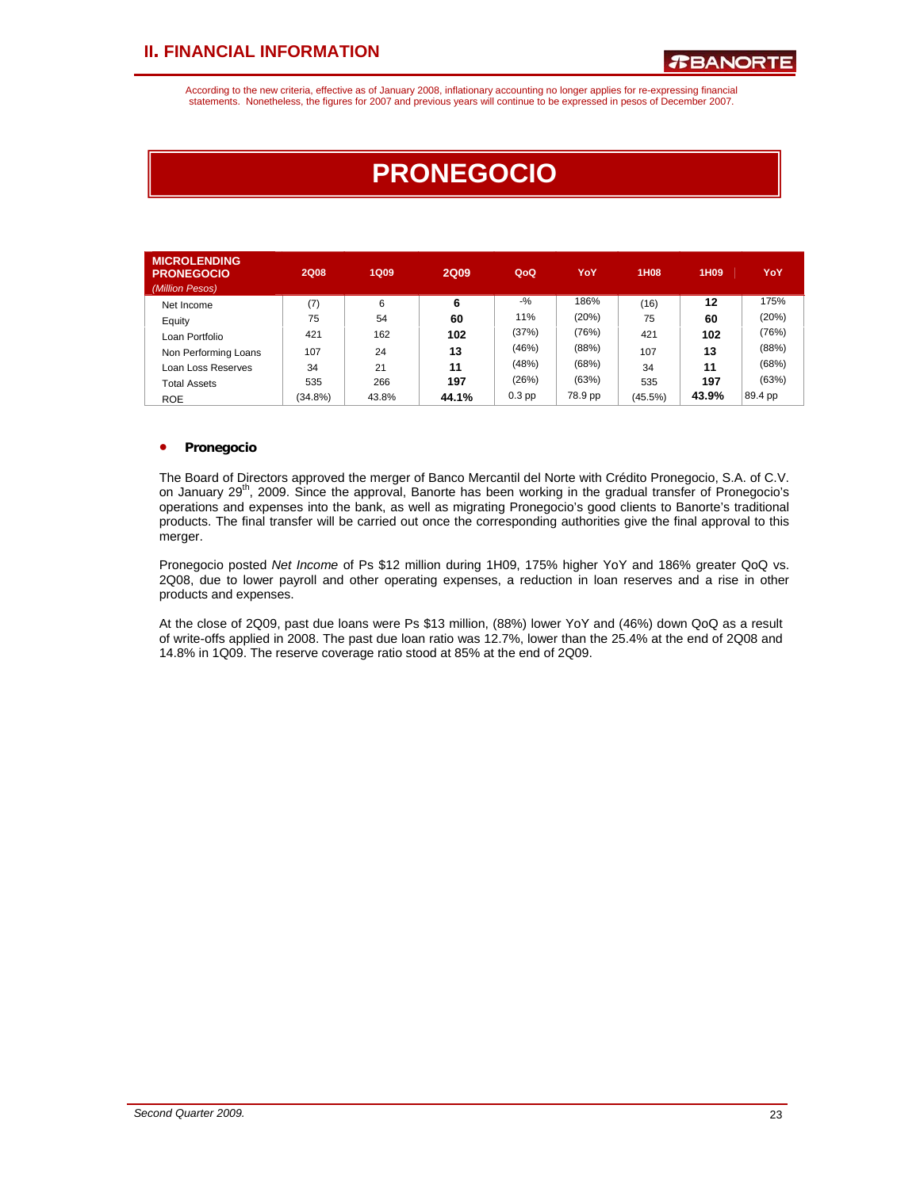According to the new criteria, effective as of January 2008, inflationary accounting no longer applies for re-expressing financial statements. Nonetheless, the figures for 2007 and previous years will continue to be expressed in pesos of December 2007.

# PRONEGOCIO

| MICROLENDING PRONEGOCIO *(Million Pesos)* | 2Q08 | 1Q09 | 2Q09 | QoQ | YoY | 1H08 | 1H09 | YoY |
|---|---|---|---|---|---|---|---|---|
| Net Income | (7) | 6 | **6** | -% | 186% | (16) | **12** | 175% |
| Equity | 75 | 54 | **60** | 11% | (20%) | 75 | **60** | (20%) |
| Loan Portfolio | 421 | 162 | **102** | (37%) | (76%) | 421 | **102** | (76%) |
| Non Performing Loans | 107 | 24 | **13** | (46%) | (88%) | 107 | **13** | (88%) |
| Loan Loss Reserves | 34 | 21 | **11** | (48%) | (68%) | 34 | **11** | (68%) |
| Total Assets | 535 | 266 | **197** | (26%) | (63%) | 535 | **197** | (63%) |
| ROE | (34.8%) | 43.8% | **44.1%** | 0.3 pp | 78.9 pp | (45.5%) | **43.9%** | 89.4 pp |

- **Pronegocio**

The Board of Directors approved the merger of Banco Mercantil del Norte with Crédito Pronegocio, S.A. of C.V. on January 29th, 2009. Since the approval, Banorte has been working in the gradual transfer of Pronegocio's operations and expenses into the bank, as well as migrating Pronegocio's good clients to Banorte's traditional products. The final transfer will be carried out once the corresponding authorities give the final approval to this merger.

Pronegocio posted *Net Income* of Ps $12 million during 1H09, 175% higher YoY and 186% greater QoQ vs. 2Q08, due to lower payroll and other operating expenses, a reduction in loan reserves and a rise in other products and expenses.

At the close of 2Q09, past due loans were Ps $13 million, (88%) lower YoY and (46%) down QoQ as a result of write-offs applied in 2008. The past due loan ratio was 12.7%, lower than the 25.4% at the end of 2Q08 and 14.8% in 1Q09. The reserve coverage ratio stood at 85% at the end of 2Q09.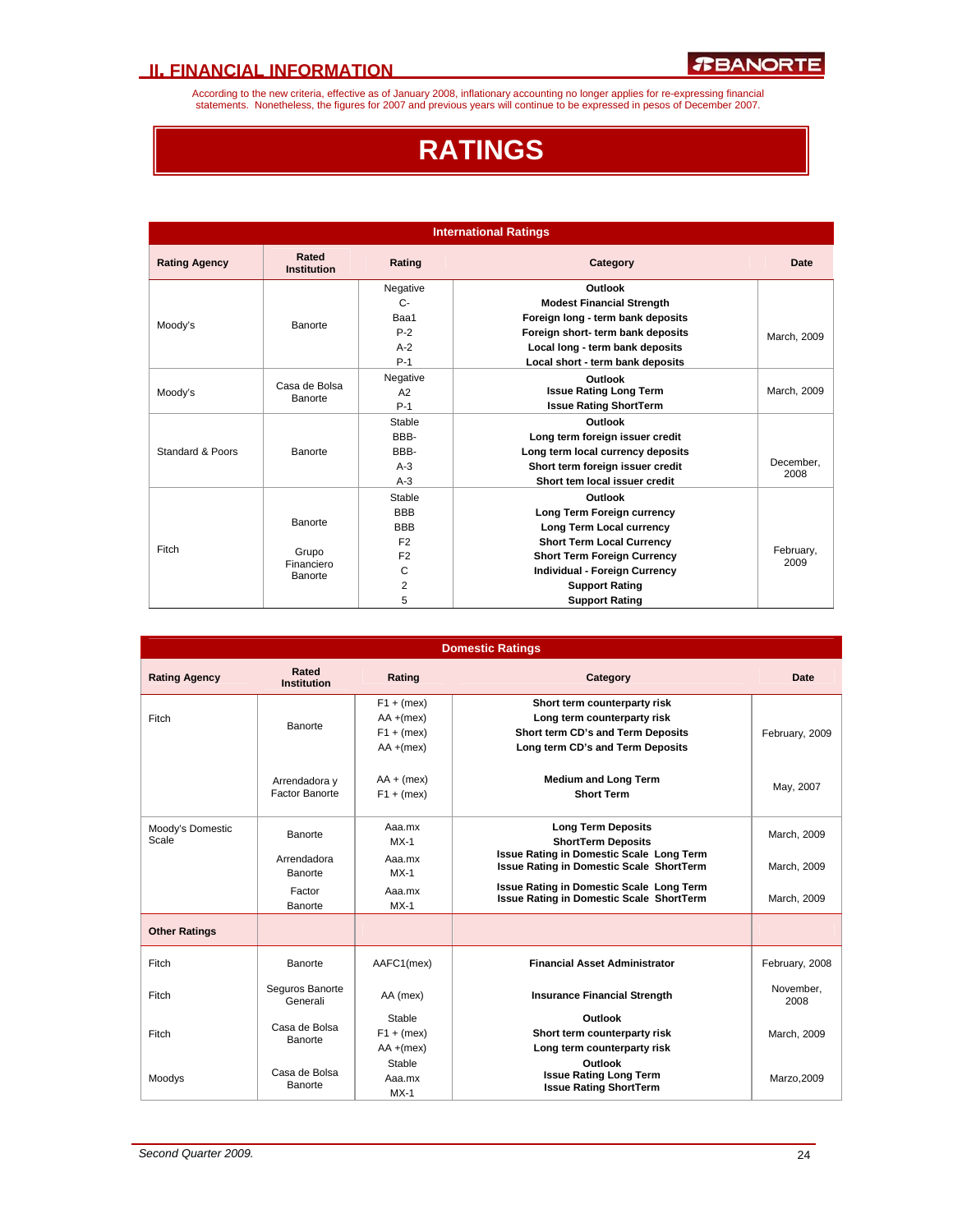## II. FINANCIAL INFORMATION

According to the new criteria, effective as of January 2008, inflationary accounting no longer applies for re-expressing financial statements. Nonetheless, the figures for 2007 and previous years will continue to be expressed in pesos of December 2007.

# RATINGS

**International Ratings**

| Rating Agency | Rated Institution | Rating | Category | Date |
|---|---|---|---|---|
| Moody's | Banorte | Negative | **Outlook** | March, 2009 |
| | | C- | **Modest Financial Strength** | |
| | | Baa1 | **Foreign long - term bank deposits** | |
| | | P-2 | **Foreign short- term bank deposits** | |
| | | A-2 | **Local long - term bank deposits** | |
| | | P-1 | **Local short - term bank deposits** | |
| Moody's | Casa de Bolsa Banorte | Negative | **Outlook** | March, 2009 |
| | | A2 | **Issue Rating Long Term** | |
| | | P-1 | **Issue Rating ShortTerm** | |
| Standard & Poors | Banorte | Stable | **Outlook** | December, 2008 |
| | | BBB- | **Long term foreign issuer credit** | |
| | | BBB- | **Long term local currency deposits** | |
| | | A-3 | **Short term foreign issuer credit** | |
| | | A-3 | **Short tem local issuer credit** | |
| Fitch | Banorte | Stable | **Outlook** | February, 2009 |
| | | BBB | **Long Term Foreign currency** | |
| | | BBB | **Long Term Local currency** | |
| | | F2 | **Short Term Local Currency** | |
| | Grupo Financiero Banorte | F2 | **Short Term Foreign Currency** | |
| | | C | **Individual - Foreign Currency** | |
| | | 2 | **Support Rating** | |
| | | 5 | **Support Rating** | |

**Domestic Ratings**

| Rating Agency | Rated Institution | Rating | Category | Date |
|---|---|---|---|---|
| Fitch | Banorte | F1 + (mex) | **Short term counterparty risk** | February, 2009 |
| | | AA +(mex) | **Long term counterparty risk** | |
| | | F1 + (mex) | **Short term CD's and Term Deposits** | |
| | | AA +(mex) | **Long term CD's and Term Deposits** | |
| | Arrendadora y Factor Banorte | AA + (mex) | **Medium and Long Term** | May, 2007 |
| | | F1 + (mex) | **Short Term** | |
| Moody's Domestic Scale | Banorte | Aaa.mx | **Long Term Deposits** | March, 2009 |
| | | MX-1 | **ShortTerm Deposits** | |
| | Arrendadora Banorte | Aaa.mx | **Issue Rating in Domestic Scale Long Term** | March, 2009 |
| | | MX-1 | **Issue Rating in Domestic Scale ShortTerm** | |
| | Factor Banorte | Aaa.mx | **Issue Rating in Domestic Scale Long Term** | March, 2009 |
| | | MX-1 | **Issue Rating in Domestic Scale ShortTerm** | |
| **Other Ratings** | | | | |
| Fitch | Banorte | AAFC1(mex) | **Financial Asset Administrator** | February, 2008 |
| Fitch | Seguros Banorte Generali | AA (mex) | **Insurance Financial Strength** | November, 2008 |
| Fitch | Casa de Bolsa Banorte | Stable | **Outlook** | March, 2009 |
| | | F1 + (mex) | **Short term counterparty risk** | |
| | | AA +(mex) | **Long term counterparty risk** | |
| Moodys | Casa de Bolsa Banorte | Stable | **Outlook** | Marzo,2009 |
| | | Aaa.mx | **Issue Rating Long Term** | |
| | | MX-1 | **Issue Rating ShortTerm** | |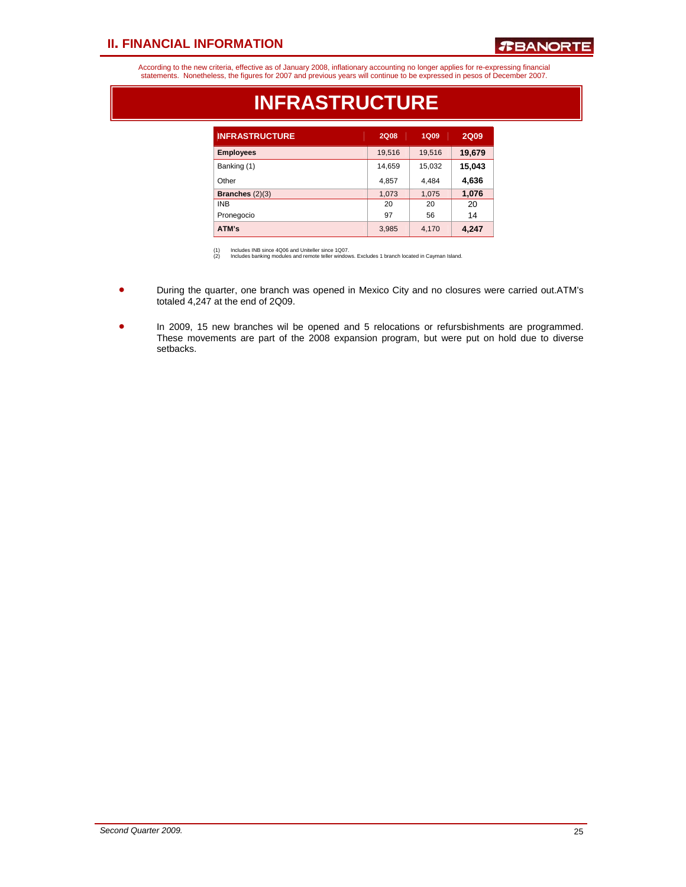According to the new criteria, effective as of January 2008, inflationary accounting no longer applies for re-expressing financial statements. Nonetheless, the figures for 2007 and previous years will continue to be expressed in pesos of December 2007.

# INFRASTRUCTURE

| INFRASTRUCTURE | 2Q08 | 1Q09 | 2Q09 |
|---|---|---|---|
| **Employees** | 19,516 | 19,516 | **19,679** |
| Banking (1) | 14,659 | 15,032 | **15,043** |
| Other | 4,857 | 4,484 | **4,636** |
| **Branches** (2)(3) | 1,073 | 1,075 | **1,076** |
| INB | 20 | 20 | 20 |
| Pronegocio | 97 | 56 | 14 |
| **ATM's** | 3,985 | 4,170 | **4,247** |

(1) Includes INB since 4Q06 and Uniteller since 1Q07.
(2) Includes banking modules and remote teller windows. Excludes 1 branch located in Cayman Island.

- During the quarter, one branch was opened in Mexico City and no closures were carried out.ATM's totaled 4,247 at the end of 2Q09.
- In 2009, 15 new branches wil be opened and 5 relocations or refursbishments are programmed. These movements are part of the 2008 expansion program, but were put on hold due to diverse setbacks.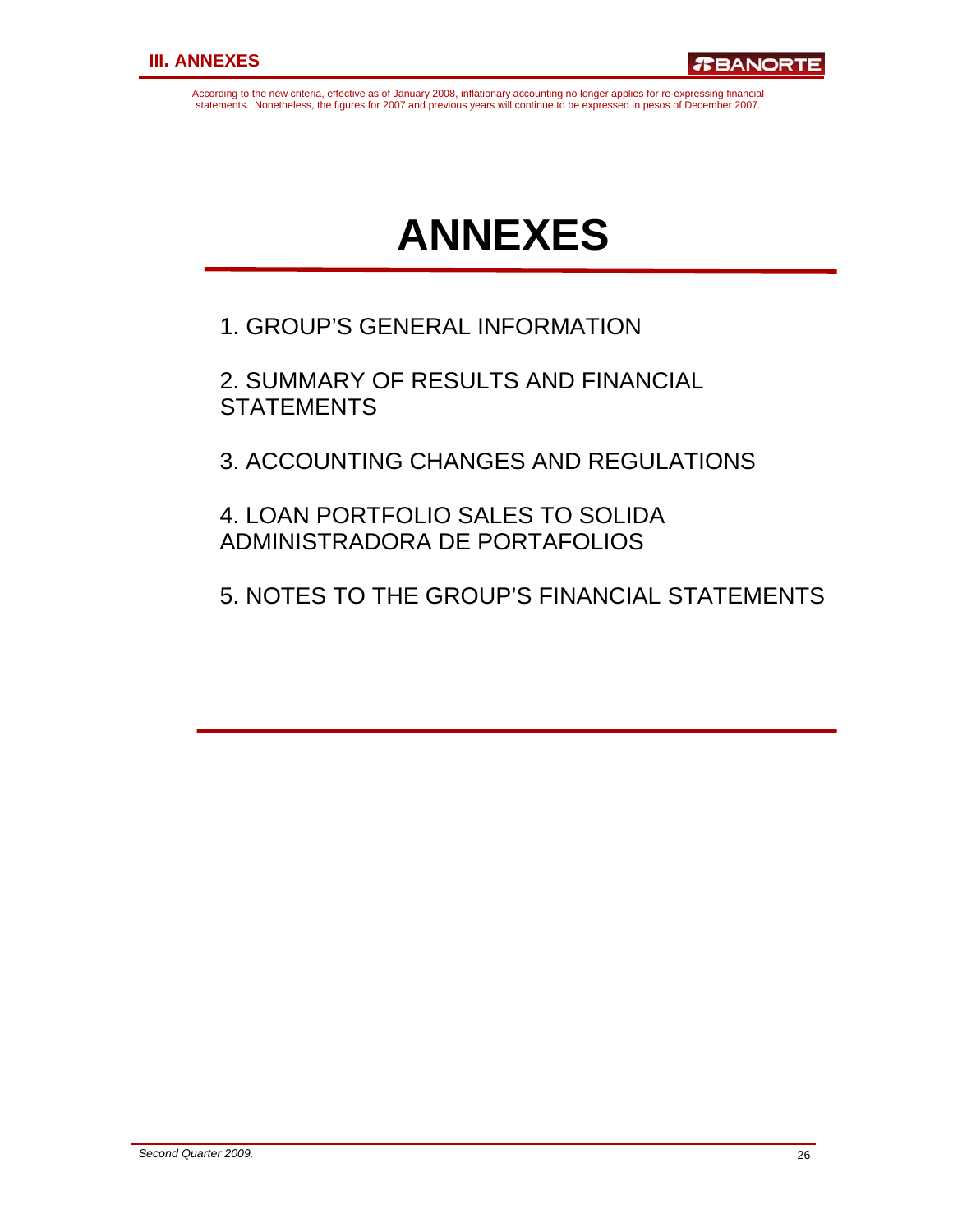According to the new criteria, effective as of January 2008, inflationary accounting no longer applies for re-expressing financial statements. Nonetheless, the figures for 2007 and previous years will continue to be expressed in pesos of December 2007.

# ANNEXES

1. GROUP'S GENERAL INFORMATION

2. SUMMARY OF RESULTS AND FINANCIAL STATEMENTS

3. ACCOUNTING CHANGES AND REGULATIONS

4. LOAN PORTFOLIO SALES TO SOLIDA ADMINISTRADORA DE PORTAFOLIOS

5. NOTES TO THE GROUP'S FINANCIAL STATEMENTS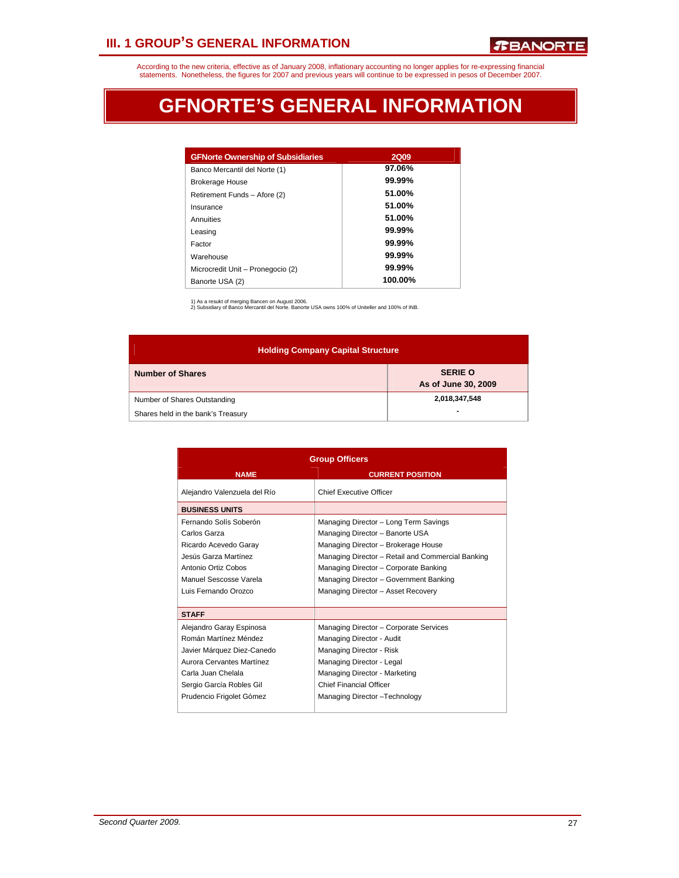According to the new criteria, effective as of January 2008, inflationary accounting no longer applies for re-expressing financial statements. Nonetheless, the figures for 2007 and previous years will continue to be expressed in pesos of December 2007.

# GFNORTE'S GENERAL INFORMATION

| GFNorte Ownership of Subsidiaries | 2Q09 |
|---|---|
| Banco Mercantil del Norte (1) | 97.06% |
| Brokerage House | 99.99% |
| Retirement Funds – Afore (2) | 51.00% |
| Insurance | 51.00% |
| Annuities | 51.00% |
| Leasing | 99.99% |
| Factor | 99.99% |
| Warehouse | 99.99% |
| Microcredit Unit – Pronegocio (2) | 99.99% |
| Banorte USA (2) | 100.00% |

1) As a resukt of merging Bancen on August 2006.
2) Subsidiary of Banco Mercantil del Norte. Banorte USA owns 100% of Uniteller and 100% of INB.

| Holding Company Capital Structure | |
|---|---|
| **Number of Shares** | **SERIE O As of June 30, 2009** |
| Number of Shares Outstanding | 2,018,347,548 |
| Shares held in the bank's Treasury | - |

| Group Officers | |
|---|---|
| **NAME** | **CURRENT POSITION** |
| Alejandro Valenzuela del Río | Chief Executive Officer |
| **BUSINESS UNITS** | |
| Fernando Solís Soberón | Managing Director – Long Term Savings |
| Carlos Garza | Managing Director – Banorte USA |
| Ricardo Acevedo Garay | Managing Director – Brokerage House |
| Jesús Garza Martínez | Managing Director – Retail and Commercial Banking |
| Antonio Ortiz Cobos | Managing Director – Corporate Banking |
| Manuel Sescosse Varela | Managing Director – Government Banking |
| Luis Fernando Orozco | Managing Director – Asset Recovery |
| **STAFF** | |
| Alejandro Garay Espinosa | Managing Director – Corporate Services |
| Román Martínez Méndez | Managing Director - Audit |
| Javier Márquez Diez-Canedo | Managing Director - Risk |
| Aurora Cervantes Martínez | Managing Director - Legal |
| Carla Juan Chelala | Managing Director - Marketing |
| Sergio García Robles Gil | Chief Financial Officer |
| Prudencio Frigolet Gómez | Managing Director –Technology |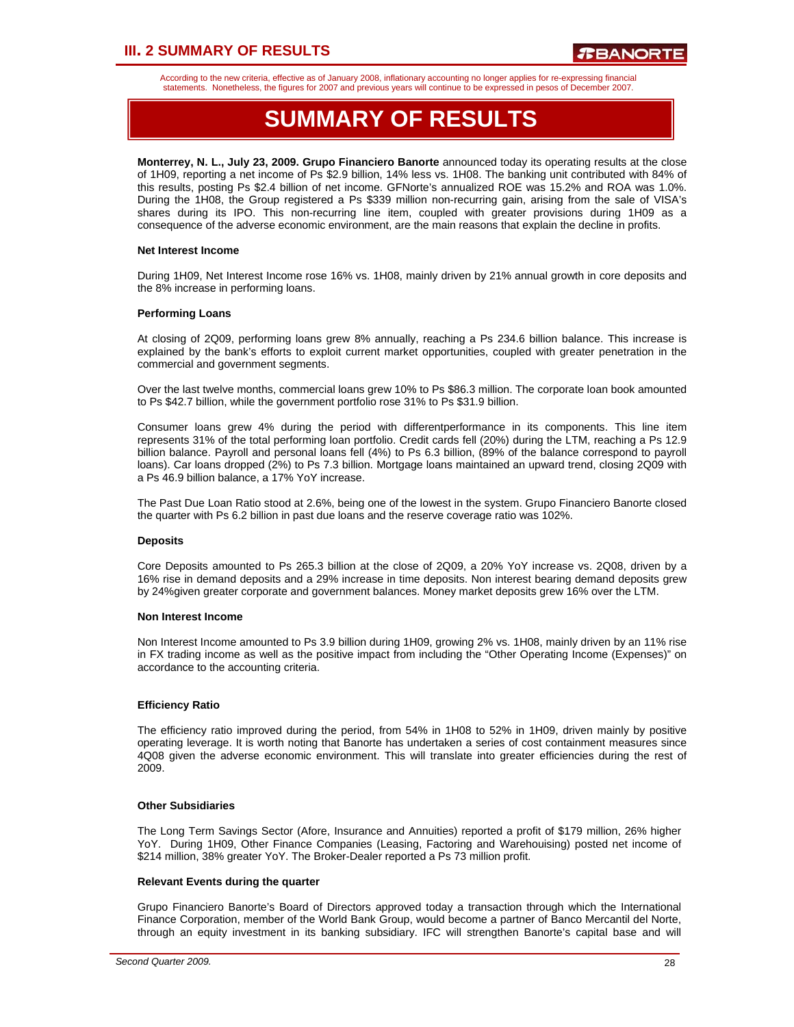According to the new criteria, effective as of January 2008, inflationary accounting no longer applies for re-expressing financial statements. Nonetheless, the figures for 2007 and previous years will continue to be expressed in pesos of December 2007.

# SUMMARY OF RESULTS

**Monterrey, N. L., July 23, 2009. Grupo Financiero Banorte** announced today its operating results at the close of 1H09, reporting a net income of Ps $2.9 billion, 14% less vs. 1H08. The banking unit contributed with 84% of this results, posting Ps $2.4 billion of net income. GFNorte's annualized ROE was 15.2% and ROA was 1.0%. During the 1H08, the Group registered a Ps $339 million non-recurring gain, arising from the sale of VISA's shares during its IPO. This non-recurring line item, coupled with greater provisions during 1H09 as a consequence of the adverse economic environment, are the main reasons that explain the decline in profits.

**Net Interest Income**

During 1H09, Net Interest Income rose 16% vs. 1H08, mainly driven by 21% annual growth in core deposits and the 8% increase in performing loans.

**Performing Loans**

At closing of 2Q09, performing loans grew 8% annually, reaching a Ps 234.6 billion balance. This increase is explained by the bank's efforts to exploit current market opportunities, coupled with greater penetration in the commercial and government segments.

Over the last twelve months, commercial loans grew 10% to Ps $86.3 million. The corporate loan book amounted to Ps $42.7 billion, while the government portfolio rose 31% to Ps $31.9 billion.

Consumer loans grew 4% during the period with differentperformance in its components. This line item represents 31% of the total performing loan portfolio. Credit cards fell (20%) during the LTM, reaching a Ps 12.9 billion balance. Payroll and personal loans fell (4%) to Ps 6.3 billion, (89% of the balance correspond to payroll loans). Car loans dropped (2%) to Ps 7.3 billion. Mortgage loans maintained an upward trend, closing 2Q09 with a Ps 46.9 billion balance, a 17% YoY increase.

The Past Due Loan Ratio stood at 2.6%, being one of the lowest in the system. Grupo Financiero Banorte closed the quarter with Ps 6.2 billion in past due loans and the reserve coverage ratio was 102%.

**Deposits**

Core Deposits amounted to Ps 265.3 billion at the close of 2Q09, a 20% YoY increase vs. 2Q08, driven by a 16% rise in demand deposits and a 29% increase in time deposits. Non interest bearing demand deposits grew by 24%given greater corporate and government balances. Money market deposits grew 16% over the LTM.

**Non Interest Income**

Non Interest Income amounted to Ps 3.9 billion during 1H09, growing 2% vs. 1H08, mainly driven by an 11% rise in FX trading income as well as the positive impact from including the "Other Operating Income (Expenses)" on accordance to the accounting criteria.

**Efficiency Ratio**

The efficiency ratio improved during the period, from 54% in 1H08 to 52% in 1H09, driven mainly by positive operating leverage. It is worth noting that Banorte has undertaken a series of cost containment measures since 4Q08 given the adverse economic environment. This will translate into greater efficiencies during the rest of 2009.

**Other Subsidiaries**

The Long Term Savings Sector (Afore, Insurance and Annuities) reported a profit of $179 million, 26% higher YoY. During 1H09, Other Finance Companies (Leasing, Factoring and Warehouising) posted net income of $214 million, 38% greater YoY. The Broker-Dealer reported a Ps 73 million profit.

**Relevant Events during the quarter**

Grupo Financiero Banorte's Board of Directors approved today a transaction through which the International Finance Corporation, member of the World Bank Group, would become a partner of Banco Mercantil del Norte, through an equity investment in its banking subsidiary. IFC will strengthen Banorte's capital base and will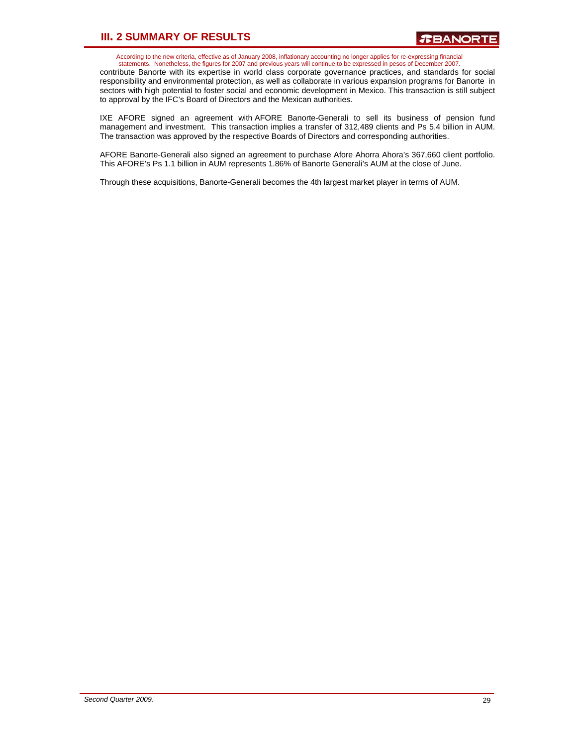contribute Banorte with its expertise in world class corporate governance practices, and standards for social responsibility and environmental protection, as well as collaborate in various expansion programs for Banorte in sectors with high potential to foster social and economic development in Mexico. This transaction is still subject to approval by the IFC's Board of Directors and the Mexican authorities.

IXE AFORE signed an agreement with AFORE Banorte-Generali to sell its business of pension fund management and investment. This transaction implies a transfer of 312,489 clients and Ps 5.4 billion in AUM. The transaction was approved by the respective Boards of Directors and corresponding authorities.

AFORE Banorte-Generali also signed an agreement to purchase Afore Ahorra Ahora's 367,660 client portfolio. This AFORE's Ps 1.1 billion in AUM represents 1.86% of Banorte Generali's AUM at the close of June.

Through these acquisitions, Banorte-Generali becomes the 4th largest market player in terms of AUM.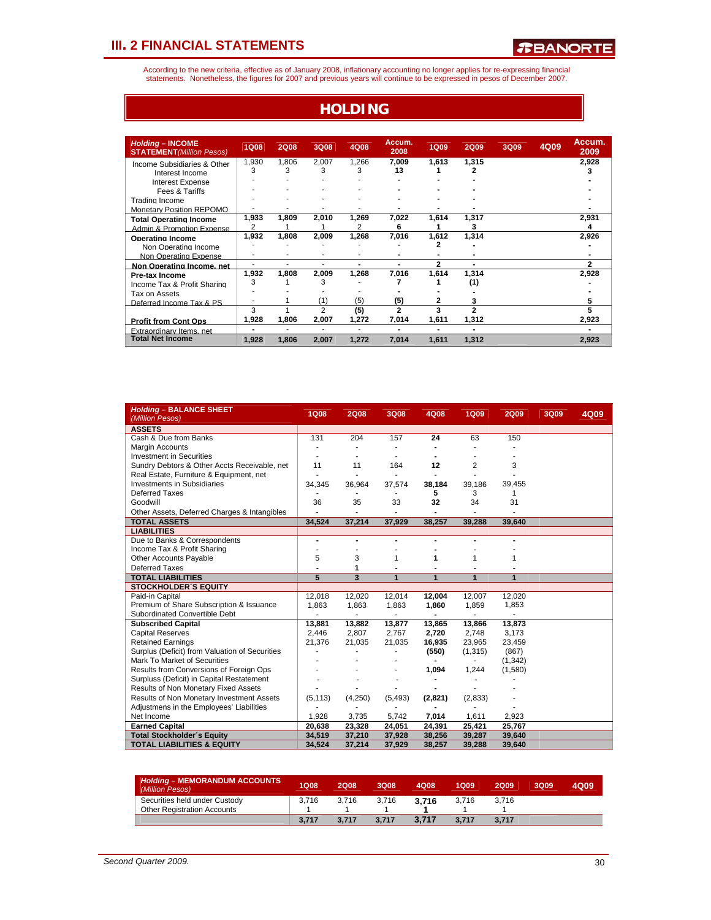# III. 2 FINANCIAL STATEMENTS

According to the new criteria, effective as of January 2008, inflationary accounting no longer applies for re-expressing financial statements. Nonetheless, the figures for 2007 and previous years will continue to be expressed in pesos of December 2007.

## HOLDING

| ***Holding* – INCOME STATEMENT** *(Million Pesos)* | 1Q08 | 2Q08 | 3Q08 | 4Q08 | Accum. 2008 | 1Q09 | 2Q09 | 3Q09 | 4Q09 | Accum. 2009 |
|---|---|---|---|---|---|---|---|---|---|---|
| Income Subsidiaries & Other | 1,930 | 1,806 | 2,007 | 1,266 | **7,009** | **1,613** | **1,315** | | | **2,928** |
| Interest Income | 3 | 3 | 3 | 3 | **13** | **1** | **2** | | | **3** |
| Interest Expense | - | - | - | - | **-** | **-** | **-** | | | **-** |
| Fees & Tariffs | - | - | - | - | **-** | **-** | **-** | | | **-** |
| Trading Income | - | - | - | - | **-** | **-** | **-** | | | **-** |
| Monetary Position REPOMO | - | - | - | - | **-** | **-** | **-** | | | **-** |
| **Total Operating Income** | **1,933** | **1,809** | **2,010** | **1,269** | 7,022 | **1,614** | **1,317** | | | **2,931** |
| Admin & Promotion Expense | 2 | 1 | 1 | 2 | **6** | **1** | **3** | | | **4** |
| **Operating Income** | **1,932** | **1,808** | **2,009** | **1,268** | **7,016** | **1,612** | **1,314** | | | **2,926** |
| Non Operating Income | - | - | - | - | **-** | **2** | **-** | | | **-** |
| Non Operating Expense | - | - | - | - | **-** | **-** | **-** | | | **-** |
| **Non Operating Income, net** | - | - | - | **-** | **-** | **2** | **-** | | | **2** |
| **Pre-tax Income** | **1,932** | **1,808** | **2,009** | **1,268** | **7,016** | **1,614** | **1,314** | | | **2,928** |
| Income Tax & Profit Sharing | 3 | 1 | 3 | - | **7** | **1** | **(1)** | | | **-** |
| Tax on Assets | - | - | - | - | **-** | **-** | **-** | | | **-** |
| Deferred Income Tax & PS | - | 1 | (1) | (5) | **(5)** | **2** | **3** | | | **5** |
| | 3 | 1 | 2 | **(5)** | **2** | **3** | **2** | | | **5** |
| **Profit from Cont Ops** | **1,928** | **1,806** | **2,007** | **1,272** | **7,014** | **1,611** | **1,312** | | | **2,923** |
| Extraordinary Items, net | **-** | - | - | - | **-** | **-** | **-** | | | **-** |
| **Total Net Income** | **1,928** | **1,806** | **2,007** | **1,272** | **7,014** | **1,611** | **1,312** | | | **2,923** |

| ***Holding* – BALANCE SHEET** *(Million Pesos)* | 1Q08 | 2Q08 | 3Q08 | 4Q08 | 1Q09 | 2Q09 | 3Q09 | 4Q09 |
|---|---|---|---|---|---|---|---|---|
| **ASSETS** | | | | | | | | |
| Cash & Due from Banks | 131 | 204 | 157 | **24** | 63 | 150 | | |
| Margin Accounts | - | - | - | **-** | - | - | | |
| Investment in Securities | - | - | - | **-** | - | - | | |
| Sundry Debtors & Other Accts Receivable, net | 11 | 11 | 164 | **12** | 2 | 3 | | |
| Real Estate, Furniture & Equipment, net | **-** | **-** | **-** | **-** | **-** | **-** | | |
| Investments in Subsidiaries | 34,345 | 36,964 | 37,574 | **38,184** | 39,186 | 39,455 | | |
| Deferred Taxes | - | - | - | **5** | 3 | 1 | | |
| Goodwill | 36 | 35 | 33 | **32** | 34 | 31 | | |
| Other Assets, Deferred Charges & Intangibles | - | - | - | **-** | - | - | | |
| **TOTAL ASSETS** | **34,524** | **37,214** | **37,929** | **38,257** | **39,288** | **39,640** | | |
| **LIABILITIES** | | | | | | | | |
| Due to Banks & Correspondents | **-** | **-** | **-** | **-** | **-** | **-** | | |
| Income Tax & Profit Sharing | - | - | - | **-** | - | - | | |
| Other Accounts Payable | 5 | 3 | 1 | **1** | 1 | 1 | | |
| Deferred Taxes | **-** | **1** | **-** | **-** | **-** | **-** | | |
| **TOTAL LIABILITIES** | **5** | **3** | **1** | **1** | **1** | **1** | | |
| **STOCKHOLDER´S EQUITY** | | | | | | | | |
| Paid-in Capital | 12,018 | 12,020 | 12,014 | **12,004** | 12,007 | 12,020 | | |
| Premium of Share Subscription & Issuance | 1,863 | 1,863 | 1,863 | **1,860** | 1,859 | 1,853 | | |
| Subordinated Convertible Debt | - | - | - | **-** | - | - | | |
| **Subscribed Capital** | **13,881** | **13,882** | **13,877** | **13,865** | **13,866** | **13,873** | | |
| Capital Reserves | 2,446 | 2,807 | 2,767 | **2,720** | 2,748 | 3,173 | | |
| Retained Earnings | 21,376 | 21,035 | 21,035 | **16,935** | 23,965 | 23,459 | | |
| Surplus (Deficit) from Valuation of Securities | - | - | - | **(550)** | (1,315) | (867) | | |
| Mark To Market of Securities | - | - | - | **-** | - | (1,342) | | |
| Results from Conversions of Foreign Ops | - | - | - | **1,094** | 1,244 | (1,580) | | |
| Surplus (Deficit) in Capital Restatement | - | - | - | **-** | - | - | | |
| Results of Non Monetary Fixed Assets | - | - | - | **-** | - | - | | |
| Results of Non Monetary Investment Assets | (5,113) | (4,250) | (5,493) | **(2,821)** | (2,833) | - | | |
| Adjustments in the Employees' Liabilities | - | - | - | **-** | - | - | | |
| Net Income | 1,928 | 3,735 | 5,742 | **7,014** | 1,611 | 2,923 | | |
| **Earned Capital** | **20,638** | **23,328** | **24,051** | **24,391** | **25,421** | **25,767** | | |
| **Total Stockholder´s Equity** | **34,519** | **37,210** | **37,928** | **38,256** | **39,287** | **39,640** | | |
| **TOTAL LIABILITIES & EQUITY** | **34,524** | **37,214** | **37,929** | **38,257** | **39,288** | **39,640** | | |

| ***Holding* – MEMORANDUM ACCOUNTS** *(Million Pesos)* | 1Q08 | 2Q08 | 3Q08 | 4Q08 | 1Q09 | 2Q09 | 3Q09 | 4Q09 |
|---|---|---|---|---|---|---|---|---|
| Securities held under Custody | 3,716 | 3,716 | 3,716 | **3,716** | 3,716 | 3,716 | | |
| Other Registration Accounts | 1 | 1 | 1 | **1** | 1 | 1 | | |
| | **3,717** | **3,717** | **3,717** | **3,717** | **3,717** | **3,717** | | |

*Second Quarter 2009.*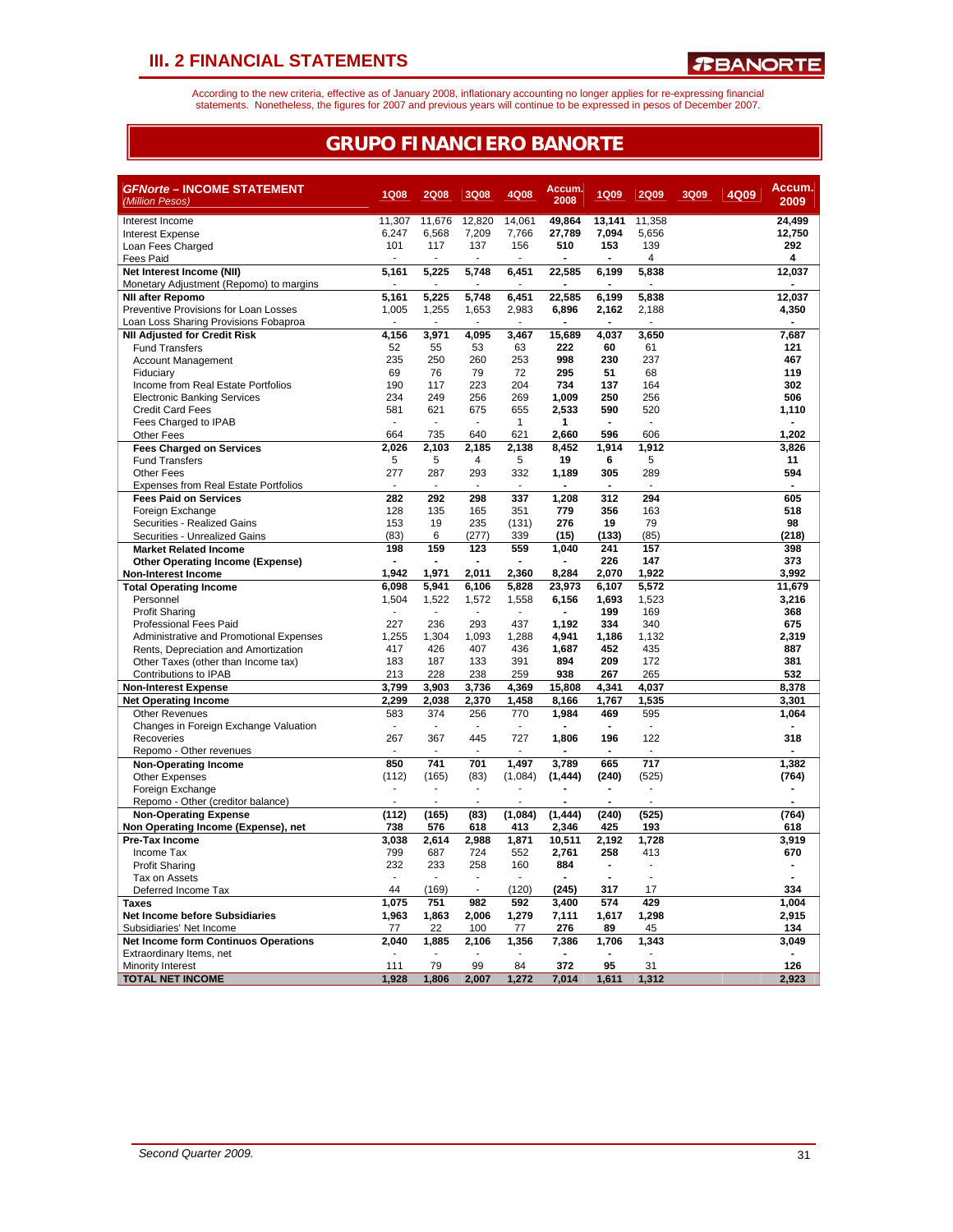# III. 2 FINANCIAL STATEMENTS

According to the new criteria, effective as of January 2008, inflationary accounting no longer applies for re-expressing financial statements. Nonetheless, the figures for 2007 and previous years will continue to be expressed in pesos of December 2007.

## GRUPO FINANCIERO BANORTE

| ***GFNorte – INCOME STATEMENT*** *(Million Pesos)* | 1Q08 | 2Q08 | 3Q08 | 4Q08 | Accum. 2008 | 1Q09 | 2Q09 | 3Q09 | 4Q09 | Accum. 2009 |
|---|---|---|---|---|---|---|---|---|---|---|
| Interest Income | 11,307 | 11,676 | 12,820 | 14,061 | **49,864** | **13,141** | 11,358 | | | **24,499** |
| Interest Expense | 6,247 | 6,568 | 7,209 | 7,766 | **27,789** | **7,094** | 5,656 | | | **12,750** |
| Loan Fees Charged | 101 | 117 | 137 | 156 | **510** | **153** | 139 | | | **292** |
| Fees Paid | - | - | - | - | **-** | **-** | 4 | | | **4** |
| **Net Interest Income (NII)** | **5,161** | **5,225** | **5,748** | **6,451** | **22,585** | **6,199** | **5,838** | | | **12,037** |
| Monetary Adjustment (Repomo) to margins | - | - | - | - | **-** | **-** | - | | | **-** |
| **NII after Repomo** | **5,161** | **5,225** | **5,748** | **6,451** | **22,585** | **6,199** | **5,838** | | | **12,037** |
| Preventive Provisions for Loan Losses | 1,005 | 1,255 | 1,653 | 2,983 | **6,896** | **2,162** | 2,188 | | | **4,350** |
| Loan Loss Sharing Provisions Fobaproa | - | - | - | - | **-** | **-** | - | | | **-** |
| **NII Adjusted for Credit Risk** | **4,156** | **3,971** | **4,095** | **3,467** | **15,689** | **4,037** | **3,650** | | | **7,687** |
| Fund Transfers | 52 | 55 | 53 | 63 | **222** | **60** | 61 | | | **121** |
| Account Management | 235 | 250 | 260 | 253 | **998** | **230** | 237 | | | **467** |
| Fiduciary | 69 | 76 | 79 | 72 | **295** | **51** | 68 | | | **119** |
| Income from Real Estate Portfolios | 190 | 117 | 223 | 204 | **734** | **137** | 164 | | | **302** |
| Electronic Banking Services | 234 | 249 | 256 | 269 | **1,009** | **250** | 256 | | | **506** |
| Credit Card Fees | 581 | 621 | 675 | 655 | **2,533** | **590** | 520 | | | **1,110** |
| Fees Charged to IPAB | - | - | - | 1 | **1** | **-** | - | | | **-** |
| Other Fees | 664 | 735 | 640 | 621 | **2,660** | **596** | 606 | | | **1,202** |
| **Fees Charged on Services** | **2,026** | **2,103** | **2,185** | **2,138** | **8,452** | **1,914** | **1,912** | | | **3,826** |
| Fund Transfers | 5 | 5 | 4 | 5 | **19** | **6** | 5 | | | **11** |
| Other Fees | 277 | 287 | 293 | 332 | **1,189** | **305** | 289 | | | **594** |
| Expenses from Real Estate Portfolios | - | - | - | - | **-** | **-** | - | | | **-** |
| **Fees Paid on Services** | **282** | **292** | **298** | **337** | **1,208** | **312** | **294** | | | **605** |
| Foreign Exchange | 128 | 135 | 165 | 351 | **779** | **356** | 163 | | | **518** |
| Securities - Realized Gains | 153 | 19 | 235 | (131) | **276** | **19** | 79 | | | **98** |
| Securities - Unrealized Gains | (83) | 6 | (277) | 339 | **(15)** | **(133)** | (85) | | | **(218)** |
| **Market Related Income** | **198** | **159** | **123** | **559** | **1,040** | **241** | **157** | | | **398** |
| **Other Operating Income (Expense)** | **-** | **-** | **-** | **-** | **-** | **226** | **147** | | | **373** |
| **Non-Interest Income** | **1,942** | **1,971** | **2,011** | **2,360** | **8,284** | **2,070** | **1,922** | | | **3,992** |
| **Total Operating Income** | **6,098** | **5,941** | **6,106** | **5,828** | **23,973** | **6,107** | **5,572** | | | **11,679** |
| Personnel | 1,504 | 1,522 | 1,572 | 1,558 | **6,156** | **1,693** | 1,523 | | | **3,216** |
| Profit Sharing | - | - | - | - | **-** | **199** | 169 | | | **368** |
| Professional Fees Paid | 227 | 236 | 293 | 437 | **1,192** | **334** | 340 | | | **675** |
| Administrative and Promotional Expenses | 1,255 | 1,304 | 1,093 | 1,288 | **4,941** | **1,186** | 1,132 | | | **2,319** |
| Rents, Depreciation and Amortization | 417 | 426 | 407 | 436 | **1,687** | **452** | 435 | | | **887** |
| Other Taxes (other than Income tax) | 183 | 187 | 133 | 391 | **894** | **209** | 172 | | | **381** |
| Contributions to IPAB | 213 | 228 | 238 | 259 | **938** | **267** | 265 | | | **532** |
| **Non-Interest Expense** | **3,799** | **3,903** | **3,736** | **4,369** | **15,808** | **4,341** | **4,037** | | | **8,378** |
| **Net Operating Income** | **2,299** | **2,038** | **2,370** | **1,458** | **8,166** | **1,767** | **1,535** | | | **3,301** |
| Other Revenues | 583 | 374 | 256 | 770 | **1,984** | **469** | 595 | | | **1,064** |
| Changes in Foreign Exchange Valuation | - | - | - | - | **-** | **-** | - | | | **-** |
| Recoveries | 267 | 367 | 445 | 727 | **1,806** | **196** | 122 | | | **318** |
| Repomo - Other revenues | - | - | - | - | **-** | **-** | - | | | **-** |
| **Non-Operating Income** | **850** | **741** | **701** | **1,497** | **3,789** | **665** | **717** | | | **1,382** |
| Other Expenses | (112) | (165) | (83) | (1,084) | **(1,444)** | **(240)** | (525) | | | **(764)** |
| Foreign Exchange | - | - | - | - | **-** | **-** | - | | | **-** |
| Repomo - Other (creditor balance) | - | - | - | - | **-** | **-** | - | | | **-** |
| **Non-Operating Expense** | **(112)** | **(165)** | **(83)** | **(1,084)** | **(1,444)** | **(240)** | **(525)** | | | **(764)** |
| **Non Operating Income (Expense), net** | **738** | **576** | **618** | **413** | **2,346** | **425** | **193** | | | **618** |
| **Pre-Tax Income** | **3,038** | **2,614** | **2,988** | **1,871** | **10,511** | **2,192** | **1,728** | | | **3,919** |
| Income Tax | 799 | 687 | 724 | 552 | **2,761** | **258** | 413 | | | **670** |
| Profit Sharing | 232 | 233 | 258 | 160 | **884** | **-** | - | | | **-** |
| Tax on Assets | - | - | - | - | **-** | **-** | - | | | **-** |
| Deferred Income Tax | 44 | (169) | - | (120) | **(245)** | **317** | 17 | | | **334** |
| **Taxes** | **1,075** | **751** | **982** | **592** | **3,400** | **574** | **429** | | | **1,004** |
| **Net Income before Subsidiaries** | **1,963** | **1,863** | **2,006** | **1,279** | **7,111** | **1,617** | **1,298** | | | **2,915** |
| Subsidiaries' Net Income | 77 | 22 | 100 | 77 | **276** | **89** | 45 | | | **134** |
| **Net Income form Continuos Operations** | **2,040** | **1,885** | **2,106** | **1,356** | **7,386** | **1,706** | **1,343** | | | **3,049** |
| Extraordinary Items, net | - | - | - | - | **-** | **-** | - | | | **-** |
| Minority Interest | 111 | 79 | 99 | 84 | **372** | **95** | 31 | | | **126** |
| **TOTAL NET INCOME** | **1,928** | **1,806** | **2,007** | **1,272** | **7,014** | **1,611** | **1,312** | | | **2,923** |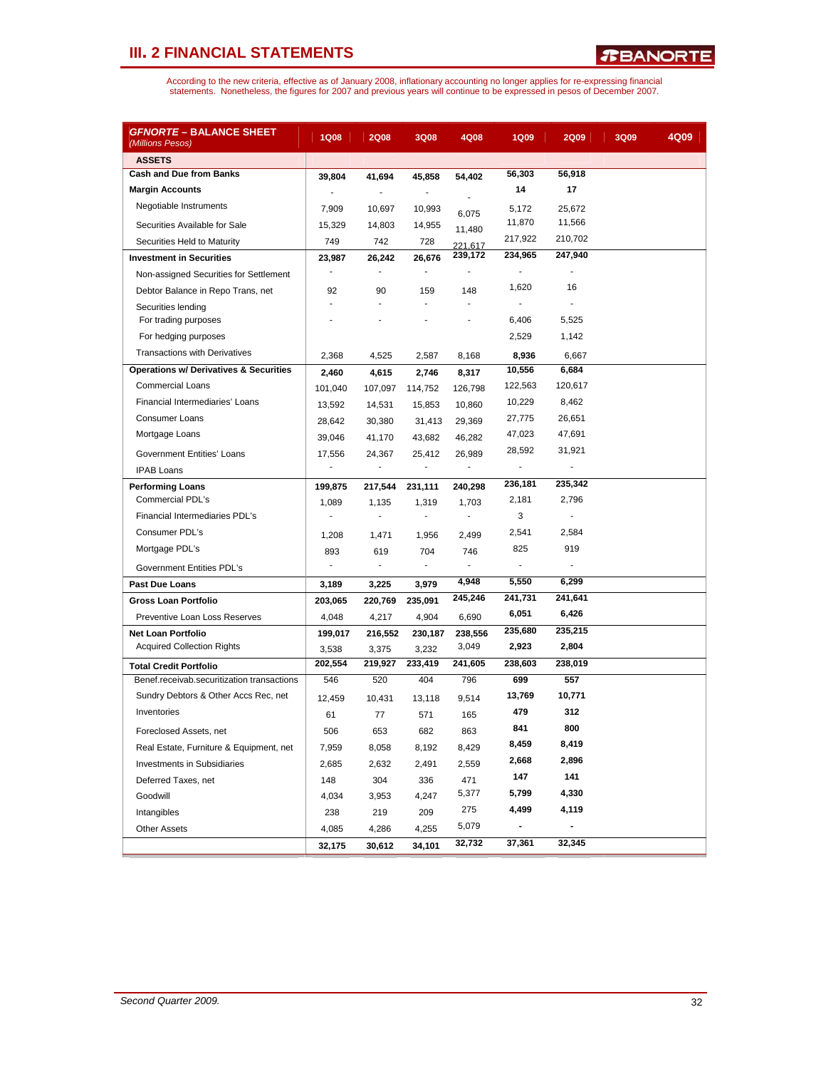## III. 2 FINANCIAL STATEMENTS

According to the new criteria, effective as of January 2008, inflationary accounting no longer applies for re-expressing financial statements. Nonetheless, the figures for 2007 and previous years will continue to be expressed in pesos of December 2007.

| ***GFNORTE* – BALANCE SHEET** *(Millions Pesos)* | 1Q08 | 2Q08 | 3Q08 | 4Q08 | 1Q09 | 2Q09 | 3Q09 | 4Q09 |
|---|---|---|---|---|---|---|---|---|
| **ASSETS** | | | | | | | | |
| **Cash and Due from Banks** | 39,804 | 41,694 | 45,858 | 54,402 | 56,303 | 56,918 | | |
| **Margin Accounts** | - | - | - | - | 14 | 17 | | |
| Negotiable Instruments | 7,909 | 10,697 | 10,993 | 6,075 | 5,172 | 25,672 | | |
| Securities Available for Sale | 15,329 | 14,803 | 14,955 | 11,480 | 11,870 | 11,566 | | |
| Securities Held to Maturity | 749 | 742 | 728 | 221,617 | 217,922 | 210,702 | | |
| **Investment in Securities** | 23,987 | 26,242 | 26,676 | 239,172 | 234,965 | 247,940 | | |
| Non-assigned Securities for Settlement | - | - | - | - | - | - | | |
| Debtor Balance in Repo Trans, net | 92 | 90 | 159 | 148 | 1,620 | 16 | | |
| Securities lending | - | - | - | - | - | - | | |
| For trading purposes | - | - | - | - | 6,406 | 5,525 | | |
| For hedging purposes | | | | | 2,529 | 1,142 | | |
| Transactions with Derivatives | 2,368 | 4,525 | 2,587 | 8,168 | 8,936 | 6,667 | | |
| **Operations w/ Derivatives & Securities** | 2,460 | 4,615 | 2,746 | 8,317 | 10,556 | 6,684 | | |
| Commercial Loans | 101,040 | 107,097 | 114,752 | 126,798 | 122,563 | 120,617 | | |
| Financial Intermediaries' Loans | 13,592 | 14,531 | 15,853 | 10,860 | 10,229 | 8,462 | | |
| Consumer Loans | 28,642 | 30,380 | 31,413 | 29,369 | 27,775 | 26,651 | | |
| Mortgage Loans | 39,046 | 41,170 | 43,682 | 46,282 | 47,023 | 47,691 | | |
| Government Entities' Loans | 17,556 | 24,367 | 25,412 | 26,989 | 28,592 | 31,921 | | |
| IPAB Loans | - | - | - | - | - | - | | |
| **Performing Loans** | 199,875 | 217,544 | 231,111 | 240,298 | 236,181 | 235,342 | | |
| Commercial PDL's | 1,089 | 1,135 | 1,319 | 1,703 | 2,181 | 2,796 | | |
| Financial Intermediaries PDL's | - | - | - | - | 3 | - | | |
| Consumer PDL's | 1,208 | 1,471 | 1,956 | 2,499 | 2,541 | 2,584 | | |
| Mortgage PDL's | 893 | 619 | 704 | 746 | 825 | 919 | | |
| Government Entities PDL's | - | - | - | - | - | - | | |
| **Past Due Loans** | 3,189 | 3,225 | 3,979 | 4,948 | 5,550 | 6,299 | | |
| **Gross Loan Portfolio** | 203,065 | 220,769 | 235,091 | 245,246 | 241,731 | 241,641 | | |
| Preventive Loan Loss Reserves | 4,048 | 4,217 | 4,904 | 6,690 | 6,051 | 6,426 | | |
| **Net Loan Portfolio** | 199,017 | 216,552 | 230,187 | 238,556 | 235,680 | 235,215 | | |
| Acquired Collection Rights | 3,538 | 3,375 | 3,232 | 3,049 | 2,923 | 2,804 | | |
| **Total Credit Portfolio** | 202,554 | 219,927 | 233,419 | 241,605 | 238,603 | 238,019 | | |
| Benef.receivab.securitization transactions | 546 | 520 | 404 | 796 | 699 | 557 | | |
| Sundry Debtors & Other Accs Rec, net | 12,459 | 10,431 | 13,118 | 9,514 | 13,769 | 10,771 | | |
| Inventories | 61 | 77 | 571 | 165 | 479 | 312 | | |
| Foreclosed Assets, net | 506 | 653 | 682 | 863 | 841 | 800 | | |
| Real Estate, Furniture & Equipment, net | 7,959 | 8,058 | 8,192 | 8,429 | 8,459 | 8,419 | | |
| Investments in Subsidiaries | 2,685 | 2,632 | 2,491 | 2,559 | 2,668 | 2,896 | | |
| Deferred Taxes, net | 148 | 304 | 336 | 471 | 147 | 141 | | |
| Goodwill | 4,034 | 3,953 | 4,247 | 5,377 | 5,799 | 4,330 | | |
| Intangibles | 238 | 219 | 209 | 275 | 4,499 | 4,119 | | |
| Other Assets | 4,085 | 4,286 | 4,255 | 5,079 | - | - | | |
| | 32,175 | 30,612 | 34,101 | 32,732 | 37,361 | 32,345 | | |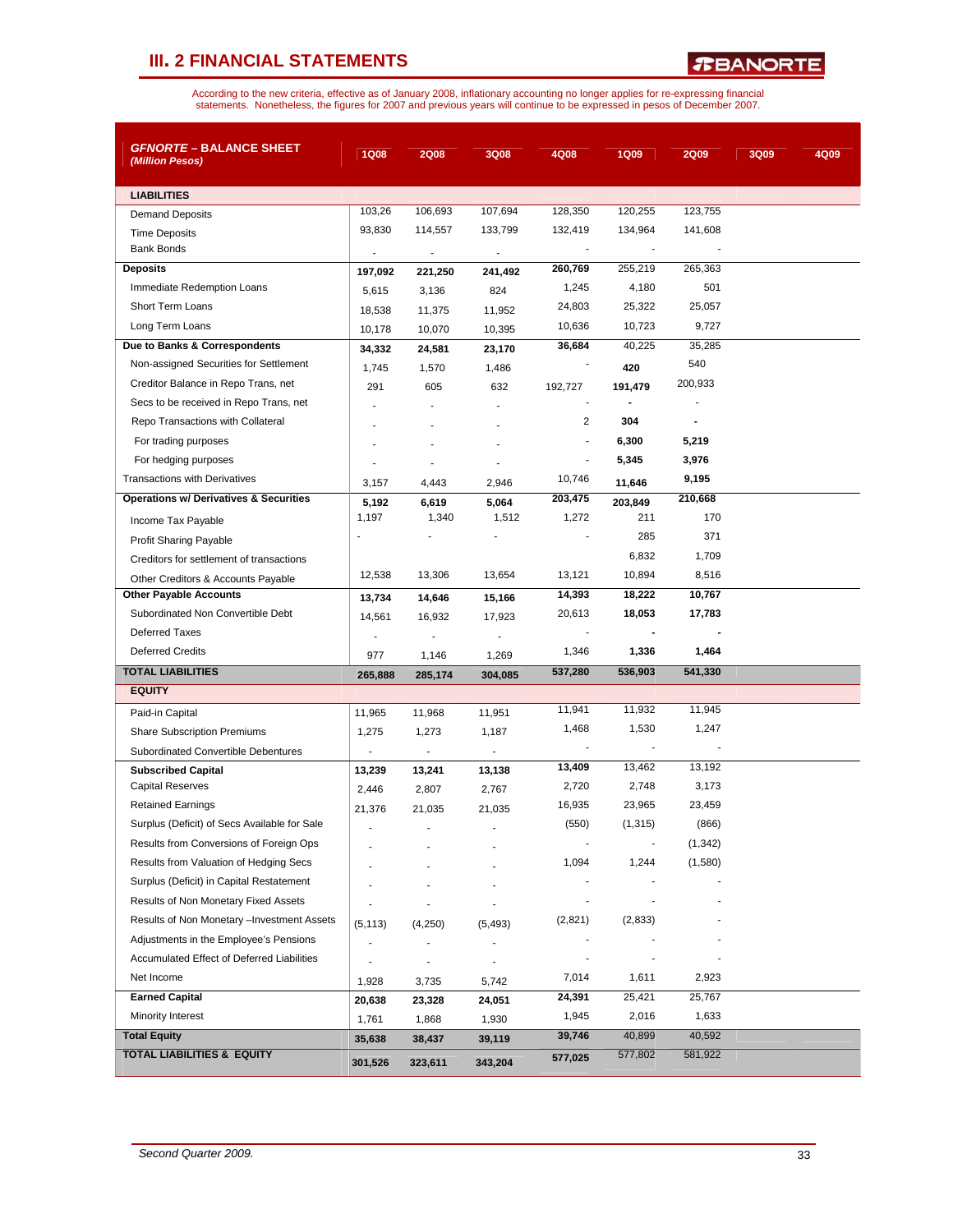## III. 2 FINANCIAL STATEMENTS

According to the new criteria, effective as of January 2008, inflationary accounting no longer applies for re-expressing financial statements. Nonetheless, the figures for 2007 and previous years will continue to be expressed in pesos of December 2007.

| **GFNORTE – BALANCE SHEET** *(Million Pesos)* | 1Q08 | 2Q08 | 3Q08 | 4Q08 | 1Q09 | 2Q09 | 3Q09 | 4Q09 |
|---|---|---|---|---|---|---|---|---|
| **LIABILITIES** | | | | | | | | |
| Demand Deposits | 103,26 | 106,693 | 107,694 | 128,350 | 120,255 | 123,755 | | |
| Time Deposits | 93,830 | 114,557 | 133,799 | 132,419 | 134,964 | 141,608 | | |
| Bank Bonds | - | - | - | - | - | - | | |
| **Deposits** | **197,092** | **221,250** | **241,492** | **260,769** | 255,219 | 265,363 | | |
| Immediate Redemption Loans | 5,615 | 3,136 | 824 | 1,245 | 4,180 | 501 | | |
| Short Term Loans | 18,538 | 11,375 | 11,952 | 24,803 | 25,322 | 25,057 | | |
| Long Term Loans | 10,178 | 10,070 | 10,395 | 10,636 | 10,723 | 9,727 | | |
| **Due to Banks & Correspondents** | **34,332** | **24,581** | **23,170** | **36,684** | 40,225 | 35,285 | | |
| Non-assigned Securities for Settlement | 1,745 | 1,570 | 1,486 | - | **420** | 540 | | |
| Creditor Balance in Repo Trans, net | 291 | 605 | 632 | 192,727 | **191,479** | 200,933 | | |
| Secs to be received in Repo Trans, net | - | - | - | - | **-** | - | | |
| Repo Transactions with Collateral | - | - | - | 2 | **304** | **-** | | |
| For trading purposes | - | - | - | - | **6,300** | **5,219** | | |
| For hedging purposes | - | - | - | - | **5,345** | **3,976** | | |
| Transactions with Derivatives | 3,157 | 4,443 | 2,946 | 10,746 | **11,646** | **9,195** | | |
| **Operations w/ Derivatives & Securities** | **5,192** | **6,619** | **5,064** | **203,475** | **203,849** | **210,668** | | |
| Income Tax Payable | 1,197 | 1,340 | 1,512 | 1,272 | 211 | 170 | | |
| Profit Sharing Payable | - | - | - | - | 285 | 371 | | |
| Creditors for settlement of transactions | | | | | 6,832 | 1,709 | | |
| Other Creditors & Accounts Payable | 12,538 | 13,306 | 13,654 | 13,121 | 10,894 | 8,516 | | |
| **Other Payable Accounts** | **13,734** | **14,646** | **15,166** | **14,393** | **18,222** | **10,767** | | |
| Subordinated Non Convertible Debt | 14,561 | 16,932 | 17,923 | 20,613 | **18,053** | **17,783** | | |
| Deferred Taxes | - | - | - | - | **-** | **-** | | |
| Deferred Credits | 977 | 1,146 | 1,269 | 1,346 | **1,336** | **1,464** | | |
| **TOTAL LIABILITIES** | **265,888** | **285,174** | **304,085** | **537,280** | **536,903** | **541,330** | | |
| **EQUITY** | | | | | | | | |
| Paid-in Capital | 11,965 | 11,968 | 11,951 | 11,941 | 11,932 | 11,945 | | |
| Share Subscription Premiums | 1,275 | 1,273 | 1,187 | 1,468 | 1,530 | 1,247 | | |
| Subordinated Convertible Debentures | - | - | - | - | - | - | | |
| **Subscribed Capital** | **13,239** | **13,241** | **13,138** | **13,409** | 13,462 | 13,192 | | |
| Capital Reserves | 2,446 | 2,807 | 2,767 | 2,720 | 2,748 | 3,173 | | |
| Retained Earnings | 21,376 | 21,035 | 21,035 | 16,935 | 23,965 | 23,459 | | |
| Surplus (Deficit) of Secs Available for Sale | - | - | - | (550) | (1,315) | (866) | | |
| Results from Conversions of Foreign Ops | - | - | - | - | - | (1,342) | | |
| Results from Valuation of Hedging Secs | - | - | - | 1,094 | 1,244 | (1,580) | | |
| Surplus (Deficit) in Capital Restatement | - | - | - | - | - | - | | |
| Results of Non Monetary Fixed Assets | - | - | - | - | - | - | | |
| Results of Non Monetary –Investment Assets | (5,113) | (4,250) | (5,493) | (2,821) | (2,833) | - | | |
| Adjustments in the Employee's Pensions | - | - | - | - | - | - | | |
| Accumulated Effect of Deferred Liabilities | - | - | - | - | - | - | | |
| Net Income | 1,928 | 3,735 | 5,742 | 7,014 | 1,611 | 2,923 | | |
| **Earned Capital** | **20,638** | **23,328** | **24,051** | **24,391** | 25,421 | 25,767 | | |
| Minority Interest | 1,761 | 1,868 | 1,930 | 1,945 | 2,016 | 1,633 | | |
| **Total Equity** | **35,638** | **38,437** | **39,119** | **39,746** | 40,899 | 40,592 | | |
| **TOTAL LIABILITIES & EQUITY** | **301,526** | **323,611** | **343,204** | **577,025** | 577,802 | 581,922 | | |

*Second Quarter 2009.*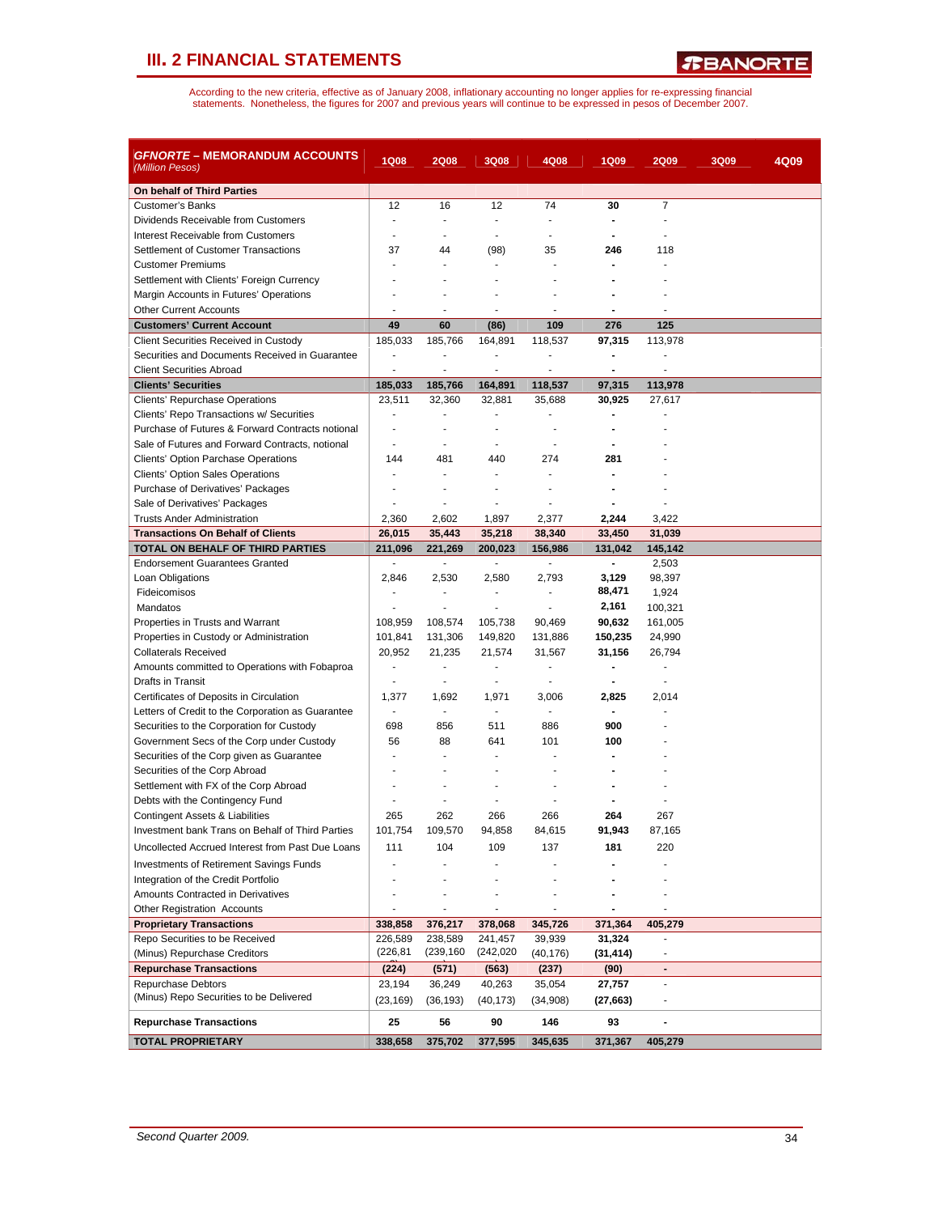## III. 2 FINANCIAL STATEMENTS

According to the new criteria, effective as of January 2008, inflationary accounting no longer applies for re-expressing financial statements. Nonetheless, the figures for 2007 and previous years will continue to be expressed in pesos of December 2007.

| ***GFNORTE* – MEMORANDUM ACCOUNTS** *(Million Pesos)* | 1Q08 | 2Q08 | 3Q08 | 4Q08 | 1Q09 | 2Q09 | 3Q09 | 4Q09 |
|---|---|---|---|---|---|---|---|---|
| **On behalf of Third Parties** | | | | | | | | |
| Customer's Banks | 12 | 16 | 12 | 74 | **30** | 7 | | |
| Dividends Receivable from Customers | - | - | - | - | **-** | - | | |
| Interest Receivable from Customers | - | - | - | - | **-** | - | | |
| Settlement of Customer Transactions | 37 | 44 | (98) | 35 | **246** | 118 | | |
| Customer Premiums | - | - | - | - | **-** | - | | |
| Settlement with Clients' Foreign Currency | - | - | - | - | **-** | - | | |
| Margin Accounts in Futures' Operations | - | - | - | - | **-** | - | | |
| Other Current Accounts | - | - | - | - | **-** | - | | |
| **Customers' Current Account** | **49** | **60** | **(86)** | **109** | **276** | **125** | | |
| Client Securities Received in Custody | 185,033 | 185,766 | 164,891 | 118,537 | **97,315** | 113,978 | | |
| Securities and Documents Received in Guarantee | - | - | - | - | **-** | - | | |
| Client Securities Abroad | - | - | - | - | **-** | - | | |
| **Clients' Securities** | **185,033** | **185,766** | **164,891** | **118,537** | **97,315** | **113,978** | | |
| Clients' Repurchase Operations | 23,511 | 32,360 | 32,881 | 35,688 | **30,925** | 27,617 | | |
| Clients' Repo Transactions w/ Securities | - | - | - | - | **-** | - | | |
| Purchase of Futures & Forward Contracts notional | - | - | - | - | **-** | - | | |
| Sale of Futures and Forward Contracts, notional | - | - | - | - | **-** | - | | |
| Clients' Option Purchase Operations | 144 | 481 | 440 | 274 | **281** | - | | |
| Clients' Option Sales Operations | - | - | - | - | **-** | - | | |
| Purchase of Derivatives' Packages | - | - | - | - | **-** | - | | |
| Sale of Derivatives' Packages | - | - | - | - | **-** | - | | |
| Trusts Ander Administration | 2,360 | 2,602 | 1,897 | 2,377 | **2,244** | 3,422 | | |
| **Transactions On Behalf of Clients** | **26,015** | **35,443** | **35,218** | **38,340** | **33,450** | **31,039** | | |
| **TOTAL ON BEHALF OF THIRD PARTIES** | **211,096** | **221,269** | **200,023** | **156,986** | **131,042** | **145,142** | | |
| Endorsement Guarantees Granted | - | - | - | - | **-** | 2,503 | | |
| Loan Obligations | 2,846 | 2,530 | 2,580 | 2,793 | **3,129** | 98,397 | | |
| Fideicomisos | - | - | - | - | **88,471** | 1,924 | | |
| Mandatos | - | - | - | - | **2,161** | 100,321 | | |
| Properties in Trusts and Warrant | 108,959 | 108,574 | 105,738 | 90,469 | **90,632** | 161,005 | | |
| Properties in Custody or Administration | 101,841 | 131,306 | 149,820 | 131,886 | **150,235** | 24,990 | | |
| Collaterals Received | 20,952 | 21,235 | 21,574 | 31,567 | **31,156** | 26,794 | | |
| Amounts committed to Operations with Fobaproa | - | - | - | - | **-** | - | | |
| Drafts in Transit | - | - | - | - | **-** | - | | |
| Certificates of Deposits in Circulation | 1,377 | 1,692 | 1,971 | 3,006 | **2,825** | 2,014 | | |
| Letters of Credit to the Corporation as Guarantee | - | - | - | - | **-** | - | | |
| Securities to the Corporation for Custody | 698 | 856 | 511 | 886 | **900** | - | | |
| Government Secs of the Corp under Custody | 56 | 88 | 641 | 101 | **100** | - | | |
| Securities of the Corp given as Guarantee | - | - | - | - | **-** | - | | |
| Securities of the Corp Abroad | - | - | - | - | **-** | - | | |
| Settlement with FX of the Corp Abroad | - | - | - | - | **-** | - | | |
| Debts with the Contingency Fund | - | - | - | - | **-** | - | | |
| Contingent Assets & Liabilities | 265 | 262 | 266 | 266 | **264** | 267 | | |
| Investment bank Trans on Behalf of Third Parties | 101,754 | 109,570 | 94,858 | 84,615 | **91,943** | 87,165 | | |
| Uncollected Accrued Interest from Past Due Loans | 111 | 104 | 109 | 137 | **181** | 220 | | |
| Investments of Retirement Savings Funds | - | - | - | - | **-** | - | | |
| Integration of the Credit Portfolio | - | - | - | - | **-** | - | | |
| Amounts Contracted in Derivatives | - | - | - | - | **-** | - | | |
| Other Registration Accounts | - | - | - | - | **-** | - | | |
| **Proprietary Transactions** | **338,858** | **376,217** | **378,068** | **345,726** | **371,364** | **405,279** | | |
| Repo Securities to be Received | 226,589 | 238,589 | 241,457 | 39,939 | **31,324** | - | | |
| (Minus) Repurchase Creditors | (226,81 | (239,160 | (242,020 | (40,176) | **(31,414)** | - | | |
| **Repurchase Transactions** | **(224)** | **(571)** | **(563)** | **(237)** | **(90)** | **-** | | |
| Repurchase Debtors | 23,194 | 36,249 | 40,263 | 35,054 | **27,757** | - | | |
| (Minus) Repo Securities to be Delivered | (23,169) | (36,193) | (40,173) | (34,908) | **(27,663)** | - | | |
| **Repurchase Transactions** | **25** | **56** | **90** | **146** | **93** | **-** | | |
| **TOTAL PROPRIETARY** | **338,658** | **375,702** | **377,595** | **345,635** | **371,367** | **405,279** | | |

*Second Quarter 2009.*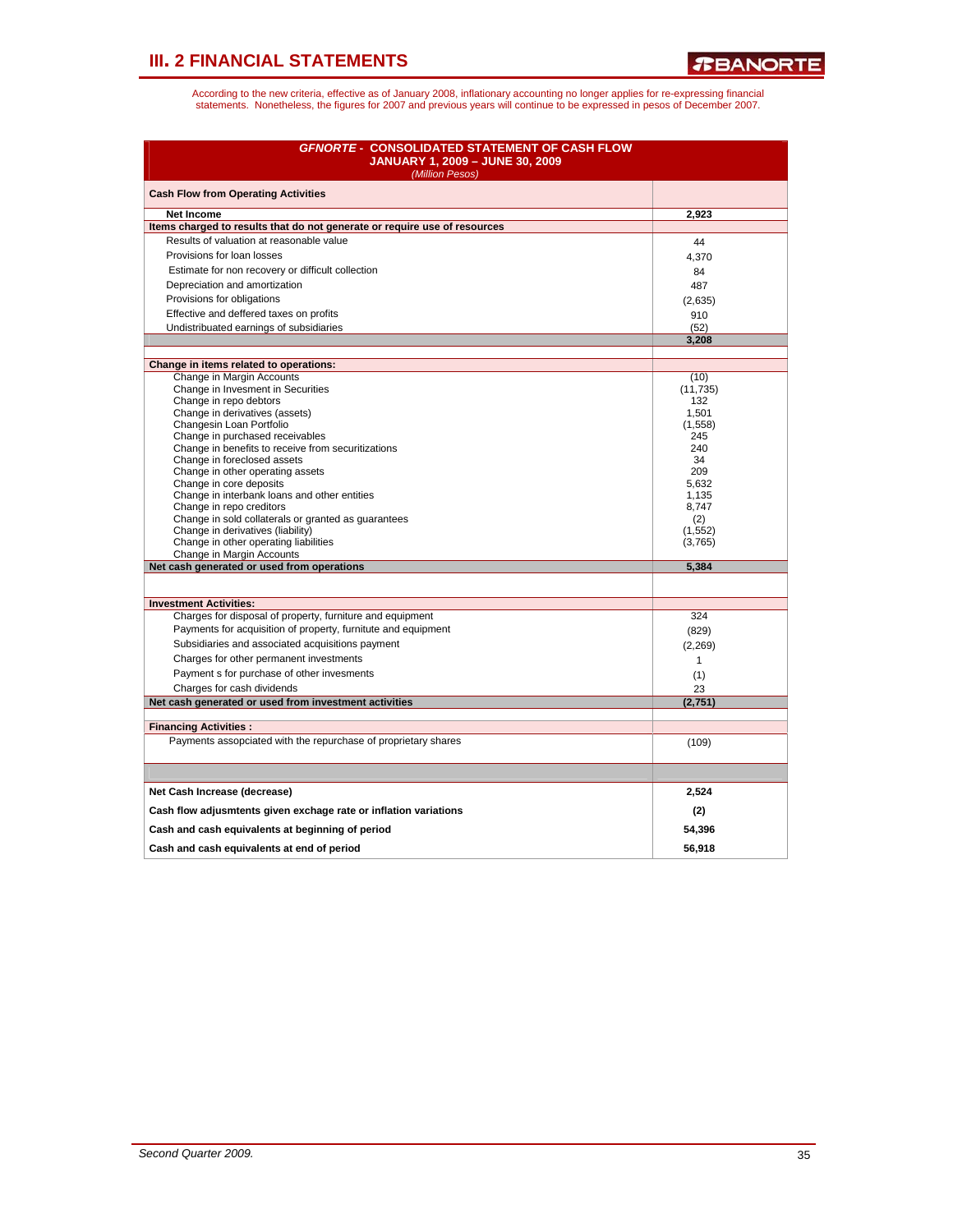# III. 2 FINANCIAL STATEMENTS

According to the new criteria, effective as of January 2008, inflationary accounting no longer applies for re-expressing financial statements. Nonetheless, the figures for 2007 and previous years will continue to be expressed in pesos of December 2007.

| ***GFNORTE* - CONSOLIDATED STATEMENT OF CASH FLOW JANUARY 1, 2009 – JUNE 30, 2009** *(Million Pesos)* | |
|---|---|
| **Cash Flow from Operating Activities** | |
| **Net Income** | **2,923** |
| **Items charged to results that do not generate or require use of resources** | |
| Results of valuation at reasonable value | 44 |
| Provisions for loan losses | 4,370 |
| Estimate for non recovery or difficult collection | 84 |
| Depreciation and amortization | 487 |
| Provisions for obligations | (2,635) |
| Effective and deffered taxes on profits | 910 |
| Undistributed earnings of subsidiaries | (52) |
| | **3,208** |
| **Change in items related to operations:** | |
| Change in Margin Accounts | (10) |
| Change in Invesment in Securities | (11,735) |
| Change in repo debtors | 132 |
| Change in derivatives (assets) | 1,501 |
| Changesin Loan Portfolio | (1,558) |
| Change in purchased receivables | 245 |
| Change in benefits to receive from securitizations | 240 |
| Change in foreclosed assets | 34 |
| Change in other operating assets | 209 |
| Change in core deposits | 5,632 |
| Change in interbank loans and other entities | 1,135 |
| Change in repo creditors | 8,747 |
| Change in sold collaterals or granted as guarantees | (2) |
| Change in derivatives (liability) | (1,552) |
| Change in other operating liabilities | (3,765) |
| Change in Margin Accounts | |
| **Net cash generated or used from operations** | **5,384** |
| **Investment Activities:** | |
| Charges for disposal of property, furniture and equipment | 324 |
| Payments for acquisition of property, furnitute and equipment | (829) |
| Subsidiaries and associated acquisitions payment | (2,269) |
| Charges for other permanent investments | 1 |
| Payment s for purchase of other invesments | (1) |
| Charges for cash dividends | 23 |
| **Net cash generated or used from investment activities** | **(2,751)** |
| **Financing Activities :** | |
| Payments assopciated with the repurchase of proprietary shares | (109) |
| | |
| **Net Cash Increase (decrease)** | **2,524** |
| **Cash flow adjusmtents given exchage rate or inflation variations** | **(2)** |
| **Cash and cash equivalents at beginning of period** | **54,396** |
| **Cash and cash equivalents at end of period** | **56,918** |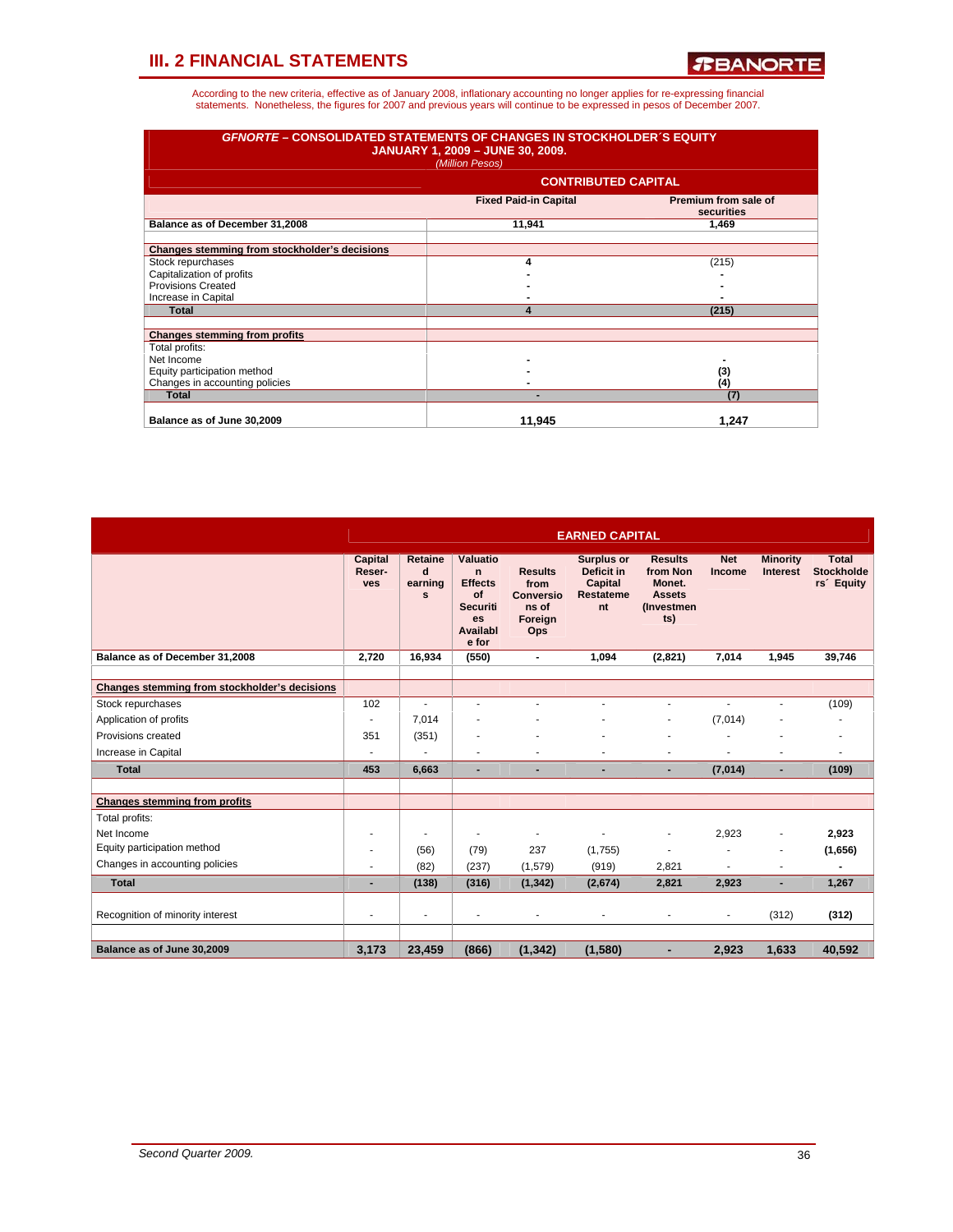## III. 2 FINANCIAL STATEMENTS

According to the new criteria, effective as of January 2008, inflationary accounting no longer applies for re-expressing financial statements. Nonetheless, the figures for 2007 and previous years will continue to be expressed in pesos of December 2007.

**GFNORTE – CONSOLIDATED STATEMENTS OF CHANGES IN STOCKHOLDER´S EQUITY**
**JANUARY 1, 2009 – JUNE 30, 2009.**
*(Million Pesos)*

| | CONTRIBUTED CAPITAL | |
|---|---|---|
| | **Fixed Paid-in Capital** | **Premium from sale of securities** |
| **Balance as of December 31,2008** | 11,941 | 1,469 |
| | | |
| **Changes stemming from stockholder's decisions** | | |
| Stock repurchases | 4 | (215) |
| Capitalization of profits | - | - |
| Provisions Created | - | - |
| Increase in Capital | - | - |
| **Total** | 4 | (215) |
| | | |
| **Changes stemming from profits** | | |
| Total profits: | | |
| Net Income | - | - |
| Equity participation method | - | (3) |
| Changes in accounting policies | - | (4) |
| **Total** | - | (7) |
| | | |
| **Balance as of June 30,2009** | 11,945 | 1,247 |

| | EARNED CAPITAL | | | | | | | | |
|---|---|---|---|---|---|---|---|---|---|
| | **Capital Reser-ves** | **Retained earnings** | **Valuation Effects of Securities Available for** | **Results from Conversions of Foreign Ops** | **Surplus or Deficit in Capital Restatement** | **Results from Non Monet. Assets (Investments)** | **Net Income** | **Minority Interest** | **Total Stockholders´ Equity** |
| **Balance as of December 31,2008** | 2,720 | 16,934 | (550) | - | 1,094 | (2,821) | 7,014 | 1,945 | 39,746 |
| | | | | | | | | | |
| **Changes stemming from stockholder's decisions** | | | | | | | | | |
| Stock repurchases | 102 | - | - | - | - | - | - | - | (109) |
| Application of profits | - | 7,014 | - | - | - | - | (7,014) | - | - |
| Provisions created | 351 | (351) | - | - | - | - | - | - | - |
| Increase in Capital | - | - | - | - | - | - | - | - | - |
| **Total** | 453 | 6,663 | - | - | - | - | (7,014) | - | (109) |
| | | | | | | | | | |
| **Changes stemming from profits** | | | | | | | | | |
| Total profits: | | | | | | | | | |
| Net Income | - | - | - | - | - | - | 2,923 | - | 2,923 |
| Equity participation method | - | (56) | (79) | 237 | (1,755) | - | - | - | (1,656) |
| Changes in accounting policies | - | (82) | (237) | (1,579) | (919) | 2,821 | - | - | - |
| **Total** | - | (138) | (316) | (1,342) | (2,674) | 2,821 | 2,923 | - | 1,267 |
| | | | | | | | | | |
| Recognition of minority interest | - | - | - | - | - | - | - | (312) | (312) |
| | | | | | | | | | |
| **Balance as of June 30,2009** | 3,173 | 23,459 | (866) | (1,342) | (1,580) | - | 2,923 | 1,633 | 40,592 |

*Second Quarter 2009.*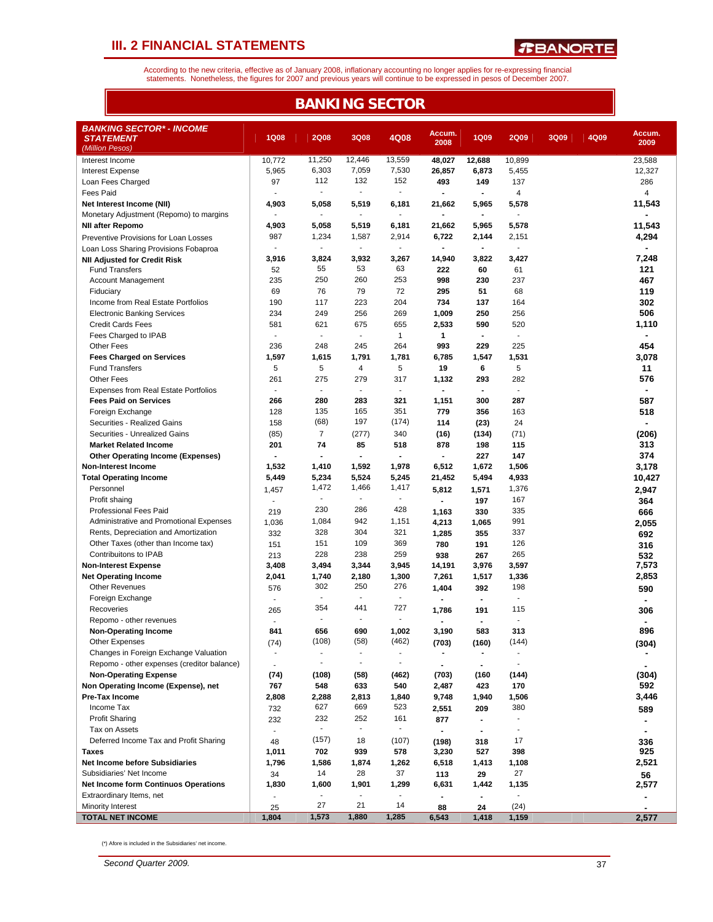## III. 2 FINANCIAL STATEMENTS

According to the new criteria, effective as of January 2008, inflationary accounting no longer applies for re-expressing financial statements. Nonetheless, the figures for 2007 and previous years will continue to be expressed in pesos of December 2007.

# BANKING SECTOR

| BANKING SECTOR* - INCOME STATEMENT (Million Pesos) | 1Q08 | 2Q08 | 3Q08 | 4Q08 | Accum. 2008 | 1Q09 | 2Q09 | 3Q09 | 4Q09 | Accum. 2009 |
|---|---|---|---|---|---|---|---|---|---|---|
| Interest Income | 10,772 | 11,250 | 12,446 | 13,559 | **48,027** | **12,688** | 10,899 | | | 23,588 |
| Interest Expense | 5,965 | 6,303 | 7,059 | 7,530 | **26,857** | **6,873** | 5,455 | | | 12,327 |
| Loan Fees Charged | 97 | 112 | 132 | 152 | **493** | **149** | 137 | | | 286 |
| Fees Paid | - | - | - | - | **-** | **-** | 4 | | | 4 |
| **Net Interest Income (NII)** | **4,903** | **5,058** | **5,519** | **6,181** | **21,662** | **5,965** | **5,578** | | | **11,543** |
| Monetary Adjustment (Repomo) to margins | - | - | - | - | **-** | **-** | - | | | **-** |
| **NII after Repomo** | **4,903** | **5,058** | **5,519** | **6,181** | **21,662** | **5,965** | **5,578** | | | **11,543** |
| Preventive Provisions for Loan Losses | 987 | 1,234 | 1,587 | 2,914 | **6,722** | **2,144** | 2,151 | | | **4,294** |
| Loan Loss Sharing Provisions Fobaproa | - | - | - | - | **-** | **-** | - | | | **-** |
| **NII Adjusted for Credit Risk** | **3,916** | **3,824** | **3,932** | **3,267** | **14,940** | **3,822** | **3,427** | | | **7,248** |
| Fund Transfers | 52 | 55 | 53 | 63 | **222** | **60** | 61 | | | **121** |
| Account Management | 235 | 250 | 260 | 253 | **998** | **230** | 237 | | | **467** |
| Fiduciary | 69 | 76 | 79 | 72 | **295** | **51** | 68 | | | **119** |
| Income from Real Estate Portfolios | 190 | 117 | 223 | 204 | **734** | **137** | 164 | | | **302** |
| Electronic Banking Services | 234 | 249 | 256 | 269 | **1,009** | **250** | 256 | | | **506** |
| Credit Cards Fees | 581 | 621 | 675 | 655 | **2,533** | **590** | 520 | | | **1,110** |
| Fees Charged to IPAB | - | - | - | 1 | **1** | **-** | - | | | **-** |
| Other Fees | 236 | 248 | 245 | 264 | **993** | **229** | 225 | | | **454** |
| **Fees Charged on Services** | **1,597** | **1,615** | **1,791** | **1,781** | **6,785** | **1,547** | **1,531** | | | **3,078** |
| Fund Transfers | 5 | 5 | 4 | 5 | **19** | **6** | 5 | | | **11** |
| Other Fees | 261 | 275 | 279 | 317 | **1,132** | **293** | 282 | | | **576** |
| Expenses from Real Estate Portfolios | - | - | - | - | **-** | **-** | - | | | **-** |
| **Fees Paid on Services** | **266** | **280** | **283** | **321** | **1,151** | **300** | **287** | | | **587** |
| Foreign Exchange | 128 | 135 | 165 | 351 | **779** | **356** | 163 | | | **518** |
| Securities - Realized Gains | 158 | (68) | 197 | (174) | **114** | **(23)** | 24 | | | **-** |
| Securities - Unrealized Gains | (85) | 7 | (277) | 340 | **(16)** | **(134)** | (71) | | | **(206)** |
| **Market Related Income** | **201** | **74** | **85** | **518** | **878** | **198** | **115** | | | **313** |
| **Other Operating Income (Expenses)** | **-** | **-** | **-** | **-** | **-** | **227** | **147** | | | **374** |
| **Non-Interest Income** | **1,532** | **1,410** | **1,592** | **1,978** | **6,512** | **1,672** | **1,506** | | | **3,178** |
| **Total Operating Income** | **5,449** | **5,234** | **5,524** | **5,245** | **21,452** | **5,494** | **4,933** | | | **10,427** |
| Personnel | 1,457 | 1,472 | 1,466 | 1,417 | **5,812** | **1,571** | 1,376 | | | **2,947** |
| Profit shaing | - | - | - | - | **-** | **197** | 167 | | | **364** |
| Professional Fees Paid | 219 | 230 | 286 | 428 | **1,163** | **330** | 335 | | | **666** |
| Administrative and Promotional Expenses | 1,036 | 1,084 | 942 | 1,151 | **4,213** | **1,065** | 991 | | | **2,055** |
| Rents, Depreciation and Amortization | 332 | 328 | 304 | 321 | **1,285** | **355** | 337 | | | **692** |
| Other Taxes (other than Income tax) | 151 | 151 | 109 | 369 | **780** | **191** | 126 | | | **316** |
| Contribuitons to IPAB | 213 | 228 | 238 | 259 | **938** | **267** | 265 | | | **532** |
| **Non-Interest Expense** | **3,408** | **3,494** | **3,344** | **3,945** | **14,191** | **3,976** | **3,597** | | | **7,573** |
| **Net Operating Income** | **2,041** | **1,740** | **2,180** | **1,300** | **7,261** | **1,517** | **1,336** | | | **2,853** |
| Other Revenues | 576 | 302 | 250 | 276 | **1,404** | **392** | 198 | | | **590** |
| Foreign Exchange | - | - | - | - | **-** | **-** | - | | | **-** |
| Recoveries | 265 | 354 | 441 | 727 | **1,786** | **191** | 115 | | | **306** |
| Repomo - other revenues | - | - | - | - | **-** | **-** | - | | | **-** |
| **Non-Operating Income** | **841** | **656** | **690** | **1,002** | **3,190** | **583** | **313** | | | **896** |
| Other Expenses | (74) | (108) | (58) | (462) | **(703)** | **(160)** | (144) | | | **(304)** |
| Changes in Foreign Exchange Valuation | - | - | - | - | **-** | **-** | - | | | **-** |
| Repomo - other expenses (creditor balance) | - | - | - | - | **-** | **-** | - | | | **-** |
| **Non-Operating Expense** | **(74)** | **(108)** | **(58)** | **(462)** | **(703)** | **(160** | **(144)** | | | **(304)** |
| **Non Operating Income (Expense), net** | **767** | **548** | **633** | **540** | **2,487** | **423** | **170** | | | **592** |
| **Pre-Tax Income** | **2,808** | **2,288** | **2,813** | **1,840** | **9,748** | **1,940** | **1,506** | | | **3,446** |
| Income Tax | 732 | 627 | 669 | 523 | **2,551** | **209** | 380 | | | **589** |
| Profit Sharing | 232 | 232 | 252 | 161 | **877** | **-** | - | | | **-** |
| Tax on Assets | - | - | - | - | **-** | **-** | - | | | **-** |
| Deferred Income Tax and Profit Sharing | 48 | (157) | 18 | (107) | **(198)** | **318** | 17 | | | **336** |
| **Taxes** | **1,011** | **702** | **939** | **578** | **3,230** | **527** | **398** | | | **925** |
| **Net Income before Subsidiaries** | **1,796** | **1,586** | **1,874** | **1,262** | **6,518** | **1,413** | **1,108** | | | **2,521** |
| Subsidiaries' Net Income | 34 | 14 | 28 | 37 | **113** | **29** | 27 | | | **56** |
| **Net Income form Continuos Operations** | **1,830** | **1,600** | **1,901** | **1,299** | **6,631** | **1,442** | **1,135** | | | **2,577** |
| Extraordinary Items, net | - | - | - | - | **-** | **-** | - | | | **-** |
| Minority Interest | 25 | 27 | 21 | 14 | **88** | **24** | (24) | | | **-** |
| **TOTAL NET INCOME** | **1,804** | **1,573** | **1,880** | **1,285** | **6,543** | **1,418** | **1,159** | | | **2,577** |

(*) Afore is included in the Subsidiaries' net income.

*Second Quarter 2009.*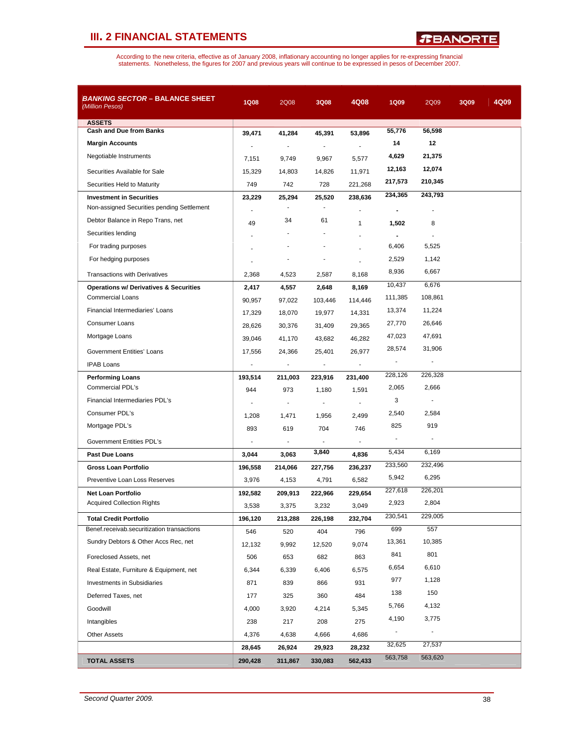## III. 2 FINANCIAL STATEMENTS

According to the new criteria, effective as of January 2008, inflationary accounting no longer applies for re-expressing financial statements. Nonetheless, the figures for 2007 and previous years will continue to be expressed in pesos of December 2007.

| **BANKING SECTOR – BALANCE SHEET** *(Million Pesos)* | 1Q08 | 2Q08 | 3Q08 | 4Q08 | 1Q09 | 2Q09 | 3Q09 | 4Q09 |
|---|---|---|---|---|---|---|---|---|
| **ASSETS** | | | | | | | | |
| **Cash and Due from Banks** | 39,471 | 41,284 | 45,391 | 53,896 | 55,776 | 56,598 | | |
| **Margin Accounts** | - | - | - | - | 14 | 12 | | |
| Negotiable Instruments | 7,151 | 9,749 | 9,967 | 5,577 | 4,629 | 21,375 | | |
| Securities Available for Sale | 15,329 | 14,803 | 14,826 | 11,971 | 12,163 | 12,074 | | |
| Securities Held to Maturity | 749 | 742 | 728 | 221,268 | 217,573 | 210,345 | | |
| **Investment in Securities** | 23,229 | 25,294 | 25,520 | 238,636 | 234,365 | 243,793 | | |
| Non-assigned Securities pending Settlement | - | - | - | - | - | - | | |
| Debtor Balance in Repo Trans, net | 49 | 34 | 61 | 1 | 1,502 | 8 | | |
| Securities lending | - | - | - | - | - | - | | |
| For trading purposes | - | - | - | - | 6,406 | 5,525 | | |
| For hedging purposes | - | - | - | - | 2,529 | 1,142 | | |
| Transactions with Derivatives | 2,368 | 4,523 | 2,587 | 8,168 | 8,936 | 6,667 | | |
| **Operations w/ Derivatives & Securities** | 2,417 | 4,557 | 2,648 | 8,169 | 10,437 | 6,676 | | |
| Commercial Loans | 90,957 | 97,022 | 103,446 | 114,446 | 111,385 | 108,861 | | |
| Financial Intermediaries' Loans | 17,329 | 18,070 | 19,977 | 14,331 | 13,374 | 11,224 | | |
| Consumer Loans | 28,626 | 30,376 | 31,409 | 29,365 | 27,770 | 26,646 | | |
| Mortgage Loans | 39,046 | 41,170 | 43,682 | 46,282 | 47,023 | 47,691 | | |
| Government Entities' Loans | 17,556 | 24,366 | 25,401 | 26,977 | 28,574 | 31,906 | | |
| IPAB Loans | - | - | - | - | - | - | | |
| **Performing Loans** | 193,514 | 211,003 | 223,916 | 231,400 | 228,126 | 226,328 | | |
| Commercial PDL's | 944 | 973 | 1,180 | 1,591 | 2,065 | 2,666 | | |
| Financial Intermediaries PDL's | - | - | - | - | 3 | - | | |
| Consumer PDL's | 1,208 | 1,471 | 1,956 | 2,499 | 2,540 | 2,584 | | |
| Mortgage PDL's | 893 | 619 | 704 | 746 | 825 | 919 | | |
| Government Entities PDL's | - | - | - | - | - | - | | |
| **Past Due Loans** | 3,044 | 3,063 | 3,840 | 4,836 | 5,434 | 6,169 | | |
| **Gross Loan Portfolio** | 196,558 | 214,066 | 227,756 | 236,237 | 233,560 | 232,496 | | |
| Preventive Loan Loss Reserves | 3,976 | 4,153 | 4,791 | 6,582 | 5,942 | 6,295 | | |
| **Net Loan Portfolio** | 192,582 | 209,913 | 222,966 | 229,654 | 227,618 | 226,201 | | |
| Acquired Collection Rights | 3,538 | 3,375 | 3,232 | 3,049 | 2,923 | 2,804 | | |
| **Total Credit Portfolio** | 196,120 | 213,288 | 226,198 | 232,704 | 230,541 | 229,005 | | |
| Benef.receivab.securitization transactions | 546 | 520 | 404 | 796 | 699 | 557 | | |
| Sundry Debtors & Other Accs Rec, net | 12,132 | 9,992 | 12,520 | 9,074 | 13,361 | 10,385 | | |
| Foreclosed Assets, net | 506 | 653 | 682 | 863 | 841 | 801 | | |
| Real Estate, Furniture & Equipment, net | 6,344 | 6,339 | 6,406 | 6,575 | 6,654 | 6,610 | | |
| Investments in Subsidiaries | 871 | 839 | 866 | 931 | 977 | 1,128 | | |
| Deferred Taxes, net | 177 | 325 | 360 | 484 | 138 | 150 | | |
| Goodwill | 4,000 | 3,920 | 4,214 | 5,345 | 5,766 | 4,132 | | |
| Intangibles | 238 | 217 | 208 | 275 | 4,190 | 3,775 | | |
| Other Assets | 4,376 | 4,638 | 4,666 | 4,686 | - | - | | |
| | 28,645 | 26,924 | 29,923 | 28,232 | 32,625 | 27,537 | | |
| **TOTAL ASSETS** | 290,428 | 311,867 | 330,083 | 562,433 | 563,758 | 563,620 | | |

*Second Quarter 2009.*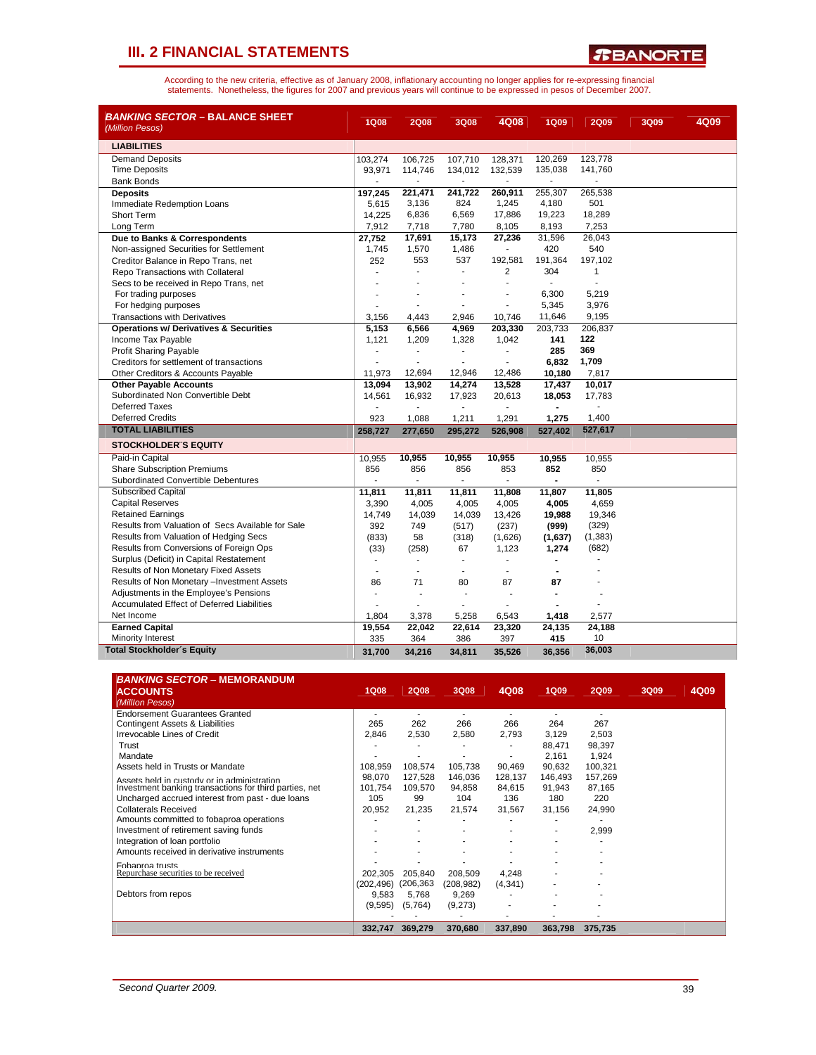# III. 2 FINANCIAL STATEMENTS

According to the new criteria, effective as of January 2008, inflationary accounting no longer applies for re-expressing financial statements. Nonetheless, the figures for 2007 and previous years will continue to be expressed in pesos of December 2007.

| ***BANKING SECTOR* – BALANCE SHEET** *(Million Pesos)* | 1Q08 | 2Q08 | 3Q08 | 4Q08 | 1Q09 | 2Q09 | 3Q09 | 4Q09 |
|---|---|---|---|---|---|---|---|---|
| **LIABILITIES** | | | | | | | | |
| Demand Deposits | 103,274 | 106,725 | 107,710 | 128,371 | 120,269 | 123,778 | | |
| Time Deposits | 93,971 | 114,746 | 134,012 | 132,539 | 135,038 | 141,760 | | |
| Bank Bonds | - | - | - | - | - | - | | |
| **Deposits** | **197,245** | **221,471** | **241,722** | **260,911** | 255,307 | 265,538 | | |
| Immediate Redemption Loans | 5,615 | 3,136 | 824 | 1,245 | 4,180 | 501 | | |
| Short Term | 14,225 | 6,836 | 6,569 | 17,886 | 19,223 | 18,289 | | |
| Long Term | 7,912 | 7,718 | 7,780 | 8,105 | 8,193 | 7,253 | | |
| **Due to Banks & Correspondents** | **27,752** | **17,691** | **15,173** | **27,236** | 31,596 | 26,043 | | |
| Non-assigned Securities for Settlement | 1,745 | 1,570 | 1,486 | - | 420 | 540 | | |
| Creditor Balance in Repo Trans, net | 252 | 553 | 537 | 192,581 | 191,364 | 197,102 | | |
| Repo Transactions with Collateral | - | - | - | 2 | 304 | 1 | | |
| Secs to be received in Repo Trans, net | - | - | - | - | - | - | | |
| For trading purposes | - | - | - | - | 6,300 | 5,219 | | |
| For hedging purposes | - | - | - | - | 5,345 | 3,976 | | |
| Transactions with Derivatives | 3,156 | 4,443 | 2,946 | 10,746 | 11,646 | 9,195 | | |
| **Operations w/ Derivatives & Securities** | **5,153** | **6,566** | **4,969** | **203,330** | 203,733 | 206,837 | | |
| Income Tax Payable | 1,121 | 1,209 | 1,328 | 1,042 | **141** | **122** | | |
| Profit Sharing Payable | - | - | - | - | **285** | **369** | | |
| Creditors for settlement of transactions | - | - | - | - | **6,832** | **1,709** | | |
| Other Creditors & Accounts Payable | 11,973 | 12,694 | 12,946 | 12,486 | **10,180** | 7,817 | | |
| **Other Payable Accounts** | **13,094** | **13,902** | **14,274** | **13,528** | **17,437** | **10,017** | | |
| Subordinated Non Convertible Debt | 14,561 | 16,932 | 17,923 | 20,613 | **18,053** | 17,783 | | |
| Deferred Taxes | - | - | - | - | - | - | | |
| Deferred Credits | 923 | 1,088 | 1,211 | 1,291 | **1,275** | 1,400 | | |
| **TOTAL LIABILITIES** | **258,727** | **277,650** | **295,272** | **526,908** | **527,402** | **527,617** | | |
| **STOCKHOLDER´S EQUITY** | | | | | | | | |
| Paid-in Capital | 10,955 | **10,955** | **10,955** | **10,955** | **10,955** | 10,955 | | |
| Share Subscription Premiums | 856 | 856 | 856 | 853 | **852** | 850 | | |
| Subordinated Convertible Debentures | - | - | - | - | - | - | | |
| **Subscribed Capital** | **11,811** | **11,811** | **11,811** | **11,808** | **11,807** | **11,805** | | |
| Capital Reserves | 3,390 | 4,005 | 4,005 | 4,005 | **4,005** | 4,659 | | |
| Retained Earnings | 14,749 | 14,039 | 14,039 | 13,426 | **19,988** | 19,346 | | |
| Results from Valuation of Secs Available for Sale | 392 | 749 | (517) | (237) | **(999)** | (329) | | |
| Results from Valuation of Hedging Secs | (833) | 58 | (318) | (1,626) | **(1,637)** | (1,383) | | |
| Results from Conversions of Foreign Ops | (33) | (258) | 67 | 1,123 | **1,274** | (682) | | |
| Surplus (Deficit) in Capital Restatement | - | - | - | - | - | - | | |
| Results of Non Monetary Fixed Assets | - | - | - | - | - | - | | |
| Results of Non Monetary –Investment Assets | 86 | 71 | 80 | 87 | **87** | - | | |
| Adjustments in the Employee's Pensions | - | - | - | - | - | - | | |
| Accumulated Effect of Deferred Liabilities | - | - | - | - | - | - | | |
| Net Income | 1,804 | 3,378 | 5,258 | 6,543 | **1,418** | 2,577 | | |
| **Earned Capital** | **19,554** | **22,042** | **22,614** | **23,320** | **24,135** | **24,188** | | |
| Minority Interest | 335 | 364 | 386 | 397 | **415** | 10 | | |
| **Total Stockholder´s Equity** | **31,700** | **34,216** | **34,811** | **35,526** | **36,356** | **36,003** | | |

| ***BANKING SECTOR* – MEMORANDUM ACCOUNTS** *(Million Pesos)* | 1Q08 | 2Q08 | 3Q08 | 4Q08 | 1Q09 | 2Q09 | 3Q09 | 4Q09 |
|---|---|---|---|---|---|---|---|---|
| Endorsement Guarantees Granted | - | - | - | - | - | - | | |
| Contingent Assets & Liabilities | 265 | 262 | 266 | 266 | 264 | 267 | | |
| Irrevocable Lines of Credit | 2,846 | 2,530 | 2,580 | 2,793 | 3,129 | 2,503 | | |
| Trust | - | - | - | - | 88,471 | 98,397 | | |
| Mandate | - | - | - | - | 2,161 | 1,924 | | |
| Assets held in Trusts or Mandate | 108,959 | 108,574 | 105,738 | 90,469 | 90,632 | 100,321 | | |
| Assets held in custody or in administration | 98,070 | 127,528 | 146,036 | 128,137 | 146,493 | 157,269 | | |
| Investment banking transactions for third parties, net | 101,754 | 109,570 | 94,858 | 84,615 | 91,943 | 87,165 | | |
| Uncharged accrued interest from past - due loans | 105 | 99 | 104 | 136 | 180 | 220 | | |
| Collaterals Received | 20,952 | 21,235 | 21,574 | 31,567 | 31,156 | 24,990 | | |
| Amounts committed to fobaproa operations | - | - | - | - | - | - | | |
| Investment of retirement saving funds | - | - | - | - | - | 2,999 | | |
| Integration of loan portfolio | - | - | - | - | - | - | | |
| Amounts received in derivative instruments | - | - | - | - | - | - | | |
| Fobaproa trusts | - | - | - | - | - | - | | |
| Repurchase securities to be received | 202,305 | 205,840 | 208,509 | 4,248 | - | - | | |
| | (202,496) | (206,363 | (208,982) | (4,341) | - | - | | |
| Debtors from repos | 9,583 | 5,768 | 9,269 | - | - | - | | |
| | (9,595) | (5,764) | (9,273) | - | - | - | | |
| | - | - | - | - | - | - | | |
| | **332,747** | **369,279** | **370,680** | **337,890** | **363,798** | **375,735** | | |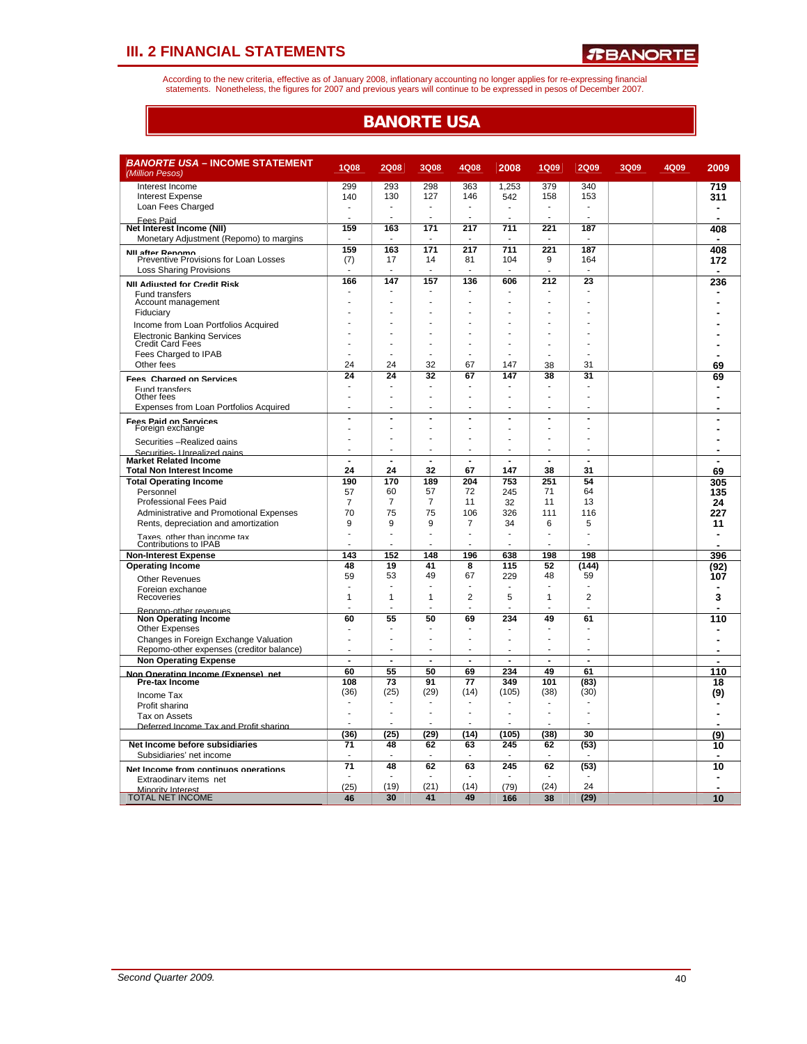# III. 2 FINANCIAL STATEMENTS

According to the new criteria, effective as of January 2008, inflationary accounting no longer applies for re-expressing financial statements. Nonetheless, the figures for 2007 and previous years will continue to be expressed in pesos of December 2007.

## BANORTE USA

| ***BANORTE USA* – INCOME STATEMENT** *(Million Pesos)* | 1Q08 | 2Q08 | 3Q08 | 4Q08 | 2008 | 1Q09 | 2Q09 | 3Q09 | 4Q09 | 2009 |
|---|---|---|---|---|---|---|---|---|---|---|
| Interest Income | 299 | 293 | 298 | 363 | 1,253 | 379 | 340 | | | 719 |
| Interest Expense | 140 | 130 | 127 | 146 | 542 | 158 | 153 | | | 311 |
| Loan Fees Charged | - | - | - | - | - | - | - | | | - |
| Fees Paid | - | - | - | - | - | - | - | | | - |
| **Net Interest Income (NII)** | **159** | **163** | **171** | **217** | **711** | **221** | **187** | | | **408** |
| Monetary Adjustment (Repomo) to margins | - | - | - | - | - | - | - | | | - |
| **NII after Repomo** | **159** | **163** | **171** | **217** | **711** | **221** | **187** | | | **408** |
| Preventive Provisions for Loan Losses | (7) | 17 | 14 | 81 | 104 | 9 | 164 | | | 172 |
| Loss Sharing Provisions | - | - | - | - | - | - | - | | | - |
| **NII Adjusted for Credit Risk** | **166** | **147** | **157** | **136** | **606** | **212** | **23** | | | **236** |
| Fund transfers | - | - | - | - | - | - | - | | | - |
| Account management | - | - | - | - | - | - | - | | | - |
| Fiduciary | - | - | - | - | - | - | - | | | - |
| Income from Loan Portfolios Acquired | - | - | - | - | - | - | - | | | - |
| Electronic Banking Services | - | - | - | - | - | - | - | | | - |
| Credit Card Fees | - | - | - | - | - | - | - | | | - |
| Fees Charged to IPAB | - | - | - | - | - | - | - | | | - |
| Other fees | 24 | 24 | 32 | 67 | 147 | 38 | 31 | | | 69 |
| **Fees Charged on Services** | **24** | **24** | **32** | **67** | **147** | **38** | **31** | | | **69** |
| Fund transfers | - | - | - | - | - | - | - | | | - |
| Other fees | - | - | - | - | - | - | - | | | - |
| Expenses from Loan Portfolios Acquired | - | - | - | - | - | - | - | | | - |
| **Fees Paid on Services** | **-** | **-** | **-** | **-** | **-** | **-** | **-** | | | **-** |
| Foreign exchange | - | - | - | - | - | - | - | | | - |
| Securities –Realized gains | - | - | - | - | - | - | - | | | - |
| Securities- Unrealized gains | - | - | - | - | - | - | - | | | - |
| **Market Related Income** | **-** | **-** | **-** | **-** | **-** | **-** | **-** | | | **-** |
| **Total Non Interest Income** | **24** | **24** | **32** | **67** | **147** | **38** | **31** | | | **69** |
| **Total Operating Income** | **190** | **170** | **189** | **204** | **753** | **251** | **54** | | | **305** |
| Personnel | 57 | 60 | 57 | 72 | 245 | 71 | 64 | | | 135 |
| Professional Fees Paid | 7 | 7 | 7 | 11 | 32 | 11 | 13 | | | 24 |
| Administrative and Promotional Expenses | 70 | 75 | 75 | 106 | 326 | 111 | 116 | | | 227 |
| Rents, depreciation and amortization | 9 | 9 | 9 | 7 | 34 | 6 | 5 | | | 11 |
| Taxes, other than income tax | - | - | - | - | - | - | - | | | - |
| Contributions to IPAB | - | - | - | - | - | - | - | | | - |
| **Non-Interest Expense** | **143** | **152** | **148** | **196** | **638** | **198** | **198** | | | **396** |
| **Operating Income** | **48** | **19** | **41** | **8** | **115** | **52** | **(144)** | | | **(92)** |
| Other Revenues | 59 | 53 | 49 | 67 | 229 | 48 | 59 | | | 107 |
| Foreign exchange | - | - | - | - | - | - | - | | | - |
| Recoveries | 1 | 1 | 1 | 2 | 5 | 1 | 2 | | | 3 |
| Repomo-other revenues | - | - | - | - | - | - | - | | | - |
| **Non Operating Income** | **60** | **55** | **50** | **69** | **234** | **49** | **61** | | | **110** |
| Other Expenses | - | - | - | - | - | - | - | | | - |
| Changes in Foreign Exchange Valuation | - | - | - | - | - | - | - | | | - |
| Repomo-other expenses (creditor balance) | - | - | - | - | - | - | - | | | - |
| **Non Operating Expense** | **-** | **-** | **-** | **-** | **-** | **-** | **-** | | | **-** |
| **Non Operating Income (Expense), net** | **60** | **55** | **50** | **69** | **234** | **49** | **61** | | | **110** |
| **Pre-tax Income** | **108** | **73** | **91** | **77** | **349** | **101** | **(83)** | | | **18** |
| Income Tax | (36) | (25) | (29) | (14) | (105) | (38) | (30) | | | (9) |
| Profit sharing | - | - | - | - | - | - | - | | | - |
| Tax on Assets | - | - | - | - | - | - | - | | | - |
| Deferred Income Tax and Profit sharing | - | - | - | - | - | - | - | | | - |
| | **(36)** | **(25)** | **(29)** | **(14)** | **(105)** | **(38)** | **30** | | | **(9)** |
| **Net Income before subsidiaries** | **71** | **48** | **62** | **63** | **245** | **62** | **(53)** | | | **10** |
| Subsidiaries' net income | - | - | - | - | - | - | - | | | - |
| **Net Income from continuos operations** | **71** | **48** | **62** | **63** | **245** | **62** | **(53)** | | | **10** |
| Extraodinary items, net | - | - | - | - | - | - | - | | | - |
| Minority Interest | (25) | (19) | (21) | (14) | (79) | (24) | 24 | | | - |
| TOTAL NET INCOME | **46** | **30** | **41** | **49** | **166** | **38** | **(29)** | | | **10** |

*Second Quarter 2009.*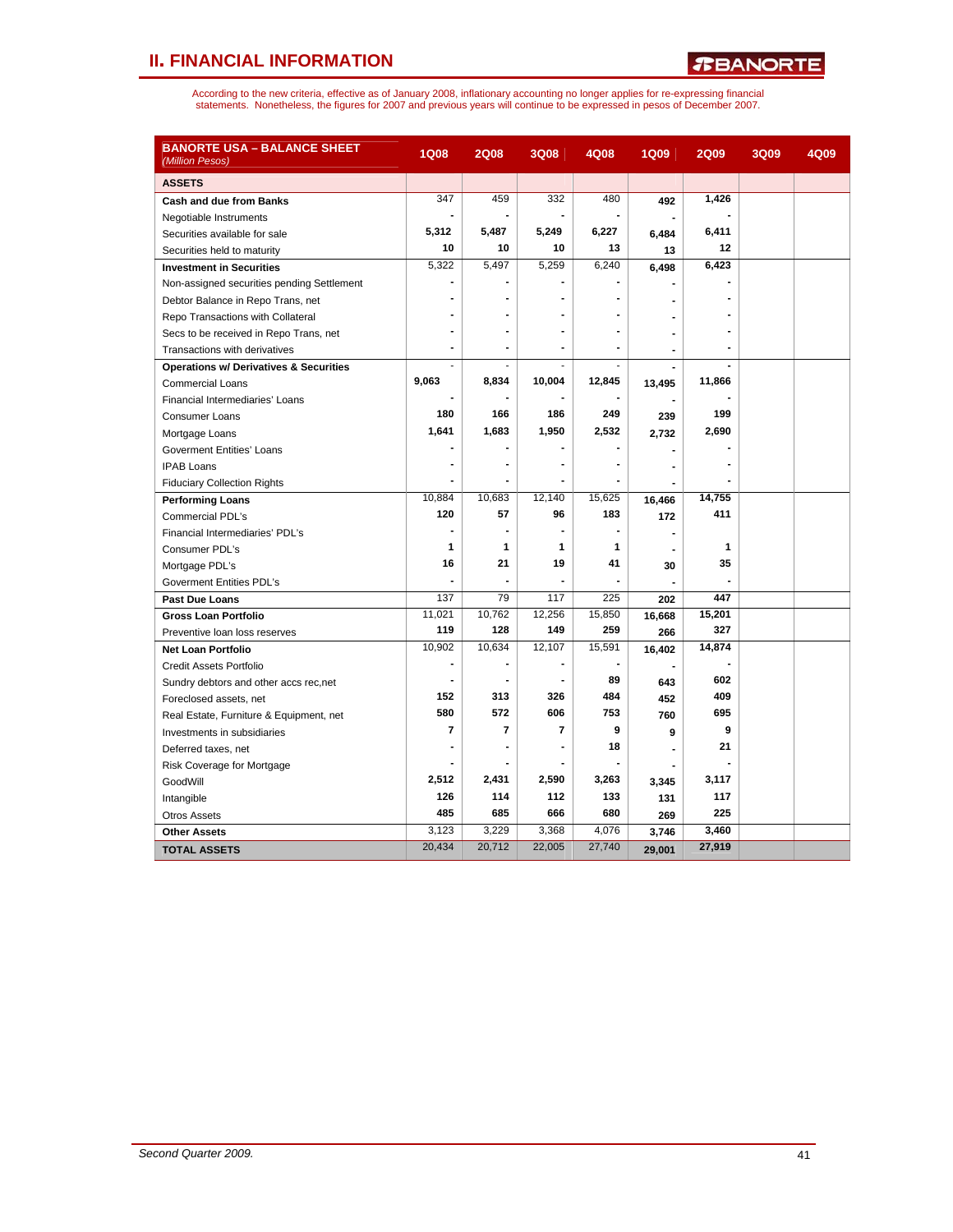## II. FINANCIAL INFORMATION

According to the new criteria, effective as of January 2008, inflationary accounting no longer applies for re-expressing financial statements. Nonetheless, the figures for 2007 and previous years will continue to be expressed in pesos of December 2007.

| **BANORTE USA – BALANCE SHEET** *(Million Pesos)* | 1Q08 | 2Q08 | 3Q08 | 4Q08 | 1Q09 | 2Q09 | 3Q09 | 4Q09 |
|---|---|---|---|---|---|---|---|---|
| **ASSETS** | | | | | | | | |
| **Cash and due from Banks** | 347 | 459 | 332 | 480 | 492 | 1,426 | | |
| Negotiable Instruments | - | - | - | - | - | - | | |
| Securities available for sale | 5,312 | 5,487 | 5,249 | 6,227 | 6,484 | 6,411 | | |
| Securities held to maturity | 10 | 10 | 10 | 13 | 13 | 12 | | |
| **Investment in Securities** | 5,322 | 5,497 | 5,259 | 6,240 | 6,498 | 6,423 | | |
| Non-assigned securities pending Settlement | - | - | - | - | - | - | | |
| Debtor Balance in Repo Trans, net | - | - | - | - | - | - | | |
| Repo Transactions with Collateral | - | - | - | - | - | - | | |
| Secs to be received in Repo Trans, net | - | - | - | - | - | - | | |
| Transactions with derivatives | - | - | - | - | - | - | | |
| **Operations w/ Derivatives & Securities** | - | - | - | - | - | - | | |
| Commercial Loans | 9,063 | 8,834 | 10,004 | 12,845 | 13,495 | 11,866 | | |
| Financial Intermediaries' Loans | - | - | - | - | - | - | | |
| Consumer Loans | 180 | 166 | 186 | 249 | 239 | 199 | | |
| Mortgage Loans | 1,641 | 1,683 | 1,950 | 2,532 | 2,732 | 2,690 | | |
| Goverment Entities' Loans | - | - | - | - | - | - | | |
| IPAB Loans | - | - | - | - | - | - | | |
| Fiduciary Collection Rights | - | - | - | - | - | - | | |
| **Performing Loans** | 10,884 | 10,683 | 12,140 | 15,625 | 16,466 | 14,755 | | |
| Commercial PDL's | 120 | 57 | 96 | 183 | 172 | 411 | | |
| Financial Intermediaries' PDL's | - | - | - | - | - | | | |
| Consumer PDL's | 1 | 1 | 1 | 1 | - | 1 | | |
| Mortgage PDL's | 16 | 21 | 19 | 41 | 30 | 35 | | |
| Goverment Entities PDL's | - | - | - | - | - | - | | |
| **Past Due Loans** | 137 | 79 | 117 | 225 | 202 | 447 | | |
| **Gross Loan Portfolio** | 11,021 | 10,762 | 12,256 | 15,850 | 16,668 | 15,201 | | |
| Preventive loan loss reserves | 119 | 128 | 149 | 259 | 266 | 327 | | |
| **Net Loan Portfolio** | 10,902 | 10,634 | 12,107 | 15,591 | 16,402 | 14,874 | | |
| Credit Assets Portfolio | - | - | - | - | - | - | | |
| Sundry debtors and other accs rec,net | - | - | - | 89 | 643 | 602 | | |
| Foreclosed assets, net | 152 | 313 | 326 | 484 | 452 | 409 | | |
| Real Estate, Furniture & Equipment, net | 580 | 572 | 606 | 753 | 760 | 695 | | |
| Investments in subsidiaries | 7 | 7 | 7 | 9 | 9 | 9 | | |
| Deferred taxes, net | - | - | - | 18 | - | 21 | | |
| Risk Coverage for Mortgage | - | - | - | - | - | - | | |
| GoodWill | 2,512 | 2,431 | 2,590 | 3,263 | 3,345 | 3,117 | | |
| Intangible | 126 | 114 | 112 | 133 | 131 | 117 | | |
| Otros Assets | 485 | 685 | 666 | 680 | 269 | 225 | | |
| **Other Assets** | 3,123 | 3,229 | 3,368 | 4,076 | 3,746 | 3,460 | | |
| **TOTAL ASSETS** | 20,434 | 20,712 | 22,005 | 27,740 | 29,001 | 27,919 | | |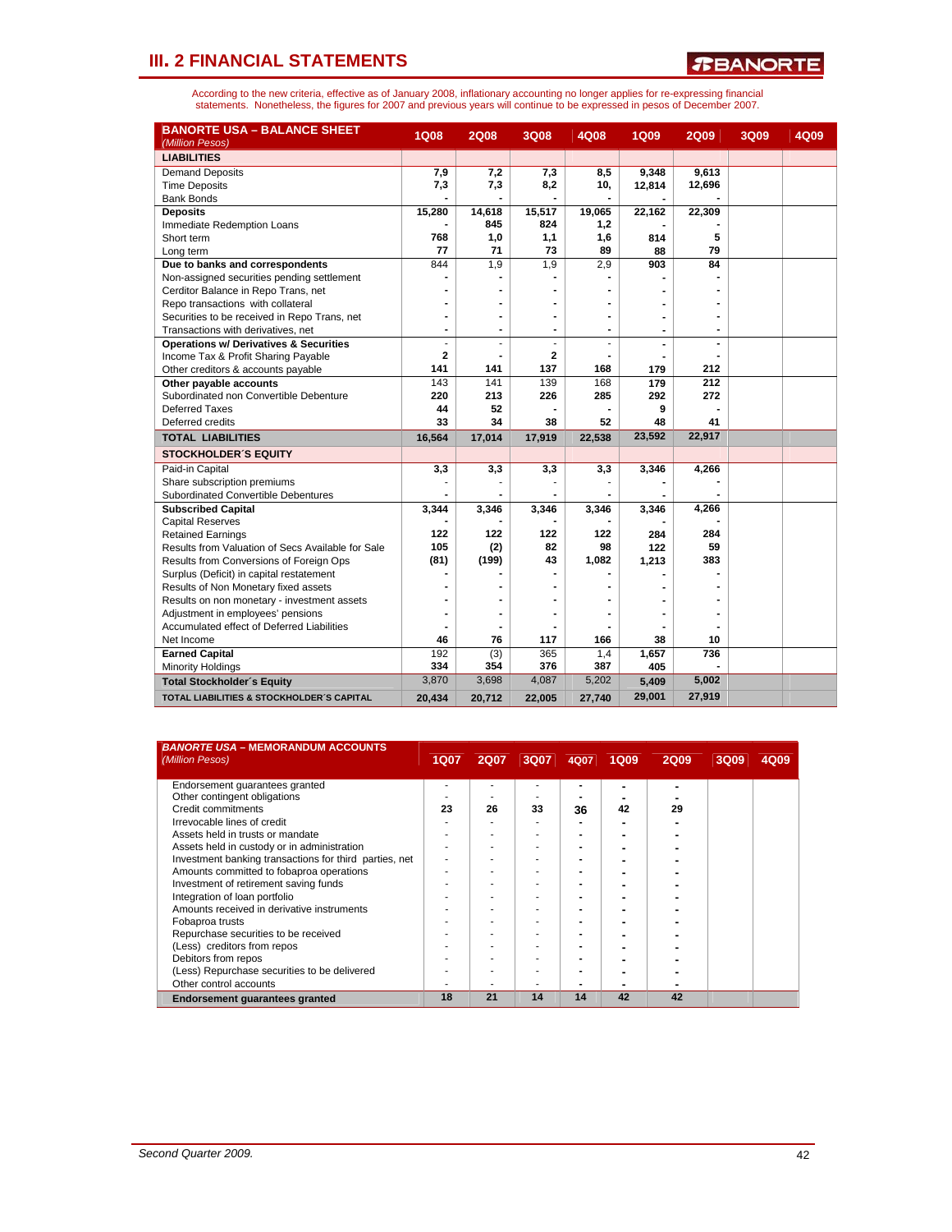## III. 2 FINANCIAL STATEMENTS

According to the new criteria, effective as of January 2008, inflationary accounting no longer applies for re-expressing financial statements. Nonetheless, the figures for 2007 and previous years will continue to be expressed in pesos of December 2007.

| BANORTE USA – BALANCE SHEET (Million Pesos) | 1Q08 | 2Q08 | 3Q08 | 4Q08 | 1Q09 | 2Q09 | 3Q09 | 4Q09 |
|---|---|---|---|---|---|---|---|---|
| **LIABILITIES** | | | | | | | | |
| Demand Deposits | 7,9 | 7,2 | 7,3 | 8,5 | 9,348 | 9,613 | | |
| Time Deposits | 7,3 | 7,3 | 8,2 | 10, | 12,814 | 12,696 | | |
| Bank Bonds | - | - | - | - | - | - | | |
| **Deposits** | 15,280 | 14,618 | 15,517 | 19,065 | 22,162 | 22,309 | | |
| Immediate Redemption Loans | - | 845 | 824 | 1,2 | - | - | | |
| Short term | 768 | 1,0 | 1,1 | 1,6 | 814 | 5 | | |
| Long term | 77 | 71 | 73 | 89 | 88 | 79 | | |
| **Due to banks and correspondents** | 844 | 1,9 | 1,9 | 2,9 | 903 | 84 | | |
| Non-assigned securities pending settlement | - | - | - | - | - | - | | |
| Cerditor Balance in Repo Trans, net | - | - | - | - | - | - | | |
| Repo transactions with collateral | - | - | - | - | - | - | | |
| Securities to be received in Repo Trans, net | - | - | - | - | - | - | | |
| Transactions with derivatives, net | - | - | - | - | - | - | | |
| **Operations w/ Derivatives & Securities** | - | - | - | - | - | - | | |
| Income Tax & Profit Sharing Payable | 2 | - | 2 | - | - | - | | |
| Other creditors & accounts payable | 141 | 141 | 137 | 168 | 179 | 212 | | |
| **Other payable accounts** | 143 | 141 | 139 | 168 | 179 | 212 | | |
| Subordinated non Convertible Debenture | 220 | 213 | 226 | 285 | 292 | 272 | | |
| Deferred Taxes | 44 | 52 | - | - | 9 | - | | |
| Deferred credits | 33 | 34 | 38 | 52 | 48 | 41 | | |
| **TOTAL LIABILITIES** | 16,564 | 17,014 | 17,919 | 22,538 | 23,592 | 22,917 | | |
| **STOCKHOLDER´S EQUITY** | | | | | | | | |
| Paid-in Capital | 3,3 | 3,3 | 3,3 | 3,3 | 3,346 | 4,266 | | |
| Share subscription premiums | - | - | - | - | - | - | | |
| Subordinated Convertible Debentures | - | - | - | - | - | - | | |
| **Subscribed Capital** | 3,344 | 3,346 | 3,346 | 3,346 | 3,346 | 4,266 | | |
| Capital Reserves | - | - | - | - | - | - | | |
| Retained Earnings | 122 | 122 | 122 | 122 | 284 | 284 | | |
| Results from Valuation of Secs Available for Sale | 105 | (2) | 82 | 98 | 122 | 59 | | |
| Results from Conversions of Foreign Ops | (81) | (199) | 43 | 1,082 | 1,213 | 383 | | |
| Surplus (Deficit) in capital restatement | - | - | - | - | - | - | | |
| Results of Non Monetary fixed assets | - | - | - | - | - | - | | |
| Results on non monetary - investment assets | - | - | - | - | - | - | | |
| Adjustment in employees' pensions | - | - | - | - | - | - | | |
| Accumulated effect of Deferred Liabilities | - | - | - | - | - | - | | |
| Net Income | 46 | 76 | 117 | 166 | 38 | 10 | | |
| **Earned Capital** | 192 | (3) | 365 | 1,4 | 1,657 | 736 | | |
| Minority Holdings | 334 | 354 | 376 | 387 | 405 | - | | |
| **Total Stockholder´s Equity** | 3,870 | 3,698 | 4,087 | 5,202 | 5,409 | 5,002 | | |
| **TOTAL LIABILITIES & STOCKHOLDER´S CAPITAL** | 20,434 | 20,712 | 22,005 | 27,740 | 29,001 | 27,919 | | |

| BANORTE USA – MEMORANDUM ACCOUNTS (Million Pesos) | 1Q07 | 2Q07 | 3Q07 | 4Q07 | 1Q09 | 2Q09 | 3Q09 | 4Q09 |
|---|---|---|---|---|---|---|---|---|
| Endorsement guarantees granted | - | - | - | - | - | - | | |
| Other contingent obligations | - | - | - | - | - | - | | |
| Credit commitments | 23 | 26 | 33 | 36 | 42 | 29 | | |
| Irrevocable lines of credit | - | - | - | - | - | - | | |
| Assets held in trusts or mandate | - | - | - | - | - | - | | |
| Assets held in custody or in administration | - | - | - | - | - | - | | |
| Investment banking transactions for third parties, net | - | - | - | - | - | - | | |
| Amounts committed to fobaproa operations | - | - | - | - | - | - | | |
| Investment of retirement saving funds | - | - | - | - | - | - | | |
| Integration of loan portfolio | - | - | - | - | - | - | | |
| Amounts received in derivative instruments | - | - | - | - | - | - | | |
| Fobaproa trusts | - | - | - | - | - | - | | |
| Repurchase securities to be received | - | - | - | - | - | - | | |
| (Less) creditors from repos | - | - | - | - | - | - | | |
| Debitors from repos | - | - | - | - | - | - | | |
| (Less) Repurchase securities to be delivered | - | - | - | - | - | - | | |
| Other control accounts | - | - | - | - | - | - | | |
| **Endorsement guarantees granted** | 18 | 21 | 14 | 14 | 42 | 42 | | |

*Second Quarter 2009.*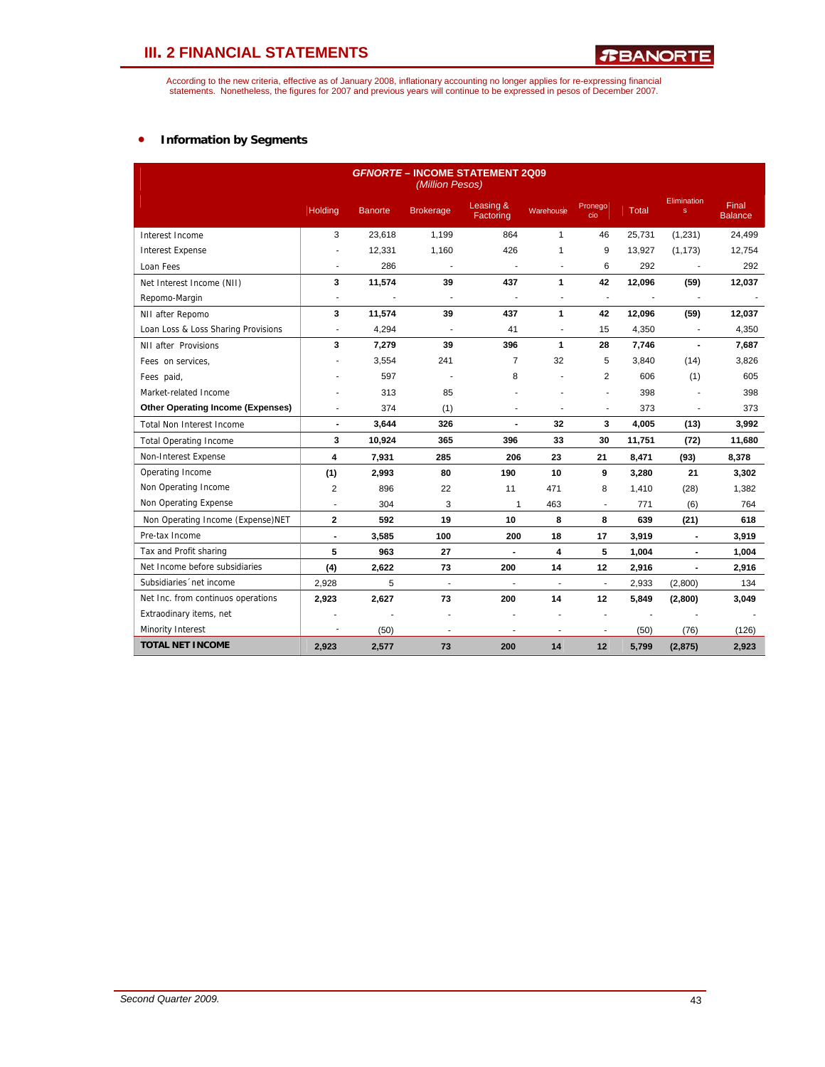## III. 2 FINANCIAL STATEMENTS

According to the new criteria, effective as of January 2008, inflationary accounting no longer applies for re-expressing financial statements. Nonetheless, the figures for 2007 and previous years will continue to be expressed in pesos of December 2007.

- **Information by Segments**

**GFNORTE – INCOME STATEMENT 2Q09**
*(Million Pesos)*

| | Holding | Banorte | Brokerage | Leasing & Factoring | Warehouse | Pronegocio | Total | Eliminations | Final Balance |
|---|---|---|---|---|---|---|---|---|---|
| Interest Income | 3 | 23,618 | 1,199 | 864 | 1 | 46 | 25,731 | (1,231) | 24,499 |
| Interest Expense | - | 12,331 | 1,160 | 426 | 1 | 9 | 13,927 | (1,173) | 12,754 |
| Loan Fees | - | 286 | - | - | - | 6 | 292 | - | 292 |
| Net Interest Income (NII) | **3** | **11,574** | **39** | **437** | **1** | **42** | **12,096** | **(59)** | **12,037** |
| Repomo-Margin | - | - | - | - | - | - | - | - | - |
| NII after Repomo | **3** | **11,574** | **39** | **437** | **1** | **42** | **12,096** | **(59)** | **12,037** |
| Loan Loss & Loss Sharing Provisions | - | 4,294 | - | 41 | - | 15 | 4,350 | - | 4,350 |
| NII after Provisions | **3** | **7,279** | **39** | **396** | **1** | **28** | **7,746** | **-** | **7,687** |
| Fees on services, | - | 3,554 | 241 | 7 | 32 | 5 | 3,840 | (14) | 3,826 |
| Fees paid, | - | 597 | - | 8 | - | 2 | 606 | (1) | 605 |
| Market-related Income | - | 313 | 85 | - | - | - | 398 | - | 398 |
| **Other Operating Income (Expenses)** | - | 374 | (1) | - | - | - | 373 | - | 373 |
| Total Non Interest Income | **-** | **3,644** | **326** | **-** | **32** | **3** | **4,005** | **(13)** | **3,992** |
| Total Operating Income | **3** | **10,924** | **365** | **396** | **33** | **30** | **11,751** | **(72)** | **11,680** |
| Non-Interest Expense | **4** | **7,931** | **285** | **206** | **23** | **21** | **8,471** | **(93)** | **8,378** |
| Operating Income | **(1)** | **2,993** | **80** | **190** | **10** | **9** | **3,280** | **21** | **3,302** |
| Non Operating Income | 2 | 896 | 22 | 11 | 471 | 8 | 1,410 | (28) | 1,382 |
| Non Operating Expense | - | 304 | 3 | 1 | 463 | - | 771 | (6) | 764 |
| Non Operating Income (Expense)NET | **2** | **592** | **19** | **10** | **8** | **8** | **639** | **(21)** | **618** |
| Pre-tax Income | **-** | **3,585** | **100** | **200** | **18** | **17** | **3,919** | **-** | **3,919** |
| Tax and Profit sharing | **5** | **963** | **27** | **-** | **4** | **5** | **1,004** | **-** | **1,004** |
| Net Income before subsidiaries | **(4)** | **2,622** | **73** | **200** | **14** | **12** | **2,916** | **-** | **2,916** |
| Subsidiaries´net income | 2,928 | 5 | - | - | - | - | 2,933 | (2,800) | 134 |
| Net Inc. from continuos operations | **2,923** | **2,627** | **73** | **200** | **14** | **12** | **5,849** | **(2,800)** | **3,049** |
| Extraodinary items, net | - | - | - | - | - | - | - | - | - |
| Minority Interest | - | (50) | - | - | - | - | (50) | (76) | (126) |
| **TOTAL NET INCOME** | **2,923** | **2,577** | **73** | **200** | **14** | **12** | **5,799** | **(2,875)** | **2,923** |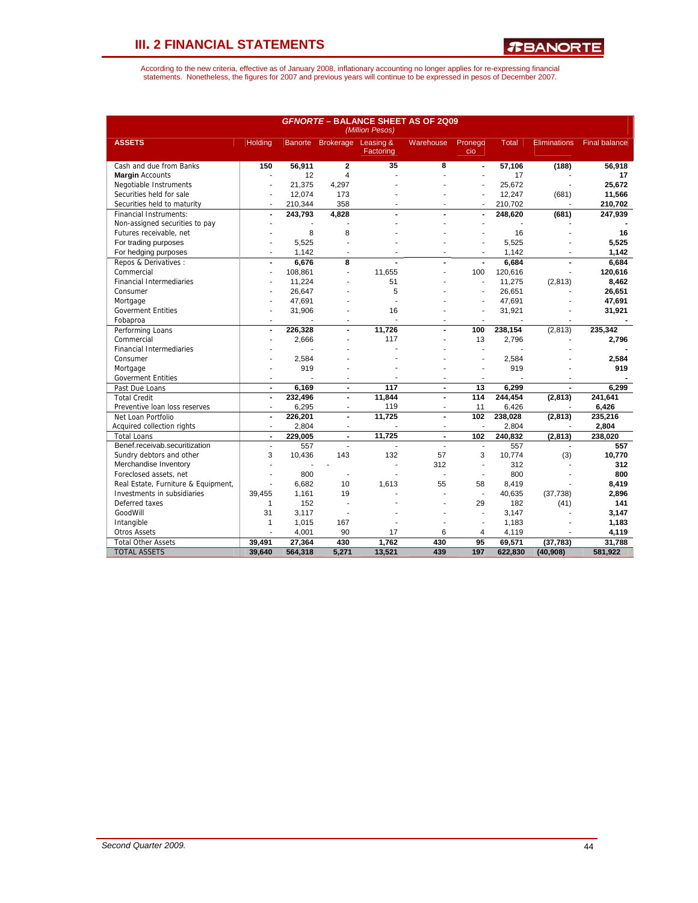# III. 2 FINANCIAL STATEMENTS

According to the new criteria, effective as of January 2008, inflationary accounting no longer applies for re-expressing financial statements. Nonetheless, the figures for 2007 and previous years will continue to be expressed in pesos of December 2007.

**GFNORTE – BALANCE SHEET AS OF 2Q09**
*(Million Pesos)*

| ASSETS | Holding | Banorte | Brokerage | Leasing & Factoring | Warehouse | Pronegocio | Total | Eliminations | Final balance |
|---|---|---|---|---|---|---|---|---|---|
| Cash and due from Banks | 150 | 56,911 | 2 | 35 | 8 | - | 57,106 | (188) | 56,918 |
| **Margin** Accounts | - | 12 | 4 | - | - | - | 17 | - | 17 |
| Negotiable Instruments | - | 21,375 | 4,297 | - | - | - | 25,672 | - | 25,672 |
| Securities held for sale | - | 12,074 | 173 | - | - | - | 12,247 | (681) | 11,566 |
| Securities held to maturity | - | 210,344 | 358 | - | - | - | 210,702 | - | 210,702 |
| Financial Instruments: | - | 243,793 | 4,828 | - | - | - | 248,620 | (681) | 247,939 |
| Non-assigned securities to pay | - | - | - | - | - | - | - | - | - |
| Futures receivable, net | - | 8 | 8 | - | - | - | 16 | - | 16 |
| For trading purposes | - | 5,525 | - | - | - | - | 5,525 | - | 5,525 |
| For hedging purposes | - | 1,142 | - | - | - | - | 1,142 | - | 1,142 |
| Repos & Derivatives : | - | 6,676 | 8 | - | - | - | 6,684 | - | 6,684 |
| Commercial | - | 108,861 | - | 11,655 | - | 100 | 120,616 | - | 120,616 |
| Financial Intermediaries | - | 11,224 | - | 51 | - | - | 11,275 | (2,813) | 8,462 |
| Consumer | - | 26,647 | - | 5 | - | - | 26,651 | - | 26,651 |
| Mortgage | - | 47,691 | - | - | - | - | 47,691 | - | 47,691 |
| Goverment Entities | - | 31,906 | - | 16 | - | - | 31,921 | - | 31,921 |
| Fobaproa | - | - | - | - | - | - | - | - | - |
| Performing Loans | - | 226,328 | - | 11,726 | - | 100 | 238,154 | (2,813) | 235,342 |
| Commercial | - | 2,666 | - | 117 | - | 13 | 2,796 | - | 2,796 |
| Financial Intermediaries | - | - | - | - | - | - | - | - | - |
| Consumer | - | 2,584 | - | - | - | - | 2,584 | - | 2,584 |
| Mortgage | - | 919 | - | - | - | - | 919 | - | 919 |
| Goverment Entities | - | - | - | - | - | - | - | - | - |
| Past Due Loans | - | 6,169 | - | 117 | - | 13 | 6,299 | - | 6,299 |
| Total Credit | - | 232,496 | - | 11,844 | - | 114 | 244,454 | (2,813) | 241,641 |
| Preventive loan loss reserves | - | 6,295 | - | 119 | - | 11 | 6,426 | - | 6,426 |
| Net Loan Portfolio | - | 226,201 | - | 11,725 | - | 102 | 238,028 | (2,813) | 235,216 |
| Acquired collection rights | - | 2,804 | - | - | - | - | 2,804 | - | 2,804 |
| Total Loans | - | 229,005 | - | 11,725 | - | 102 | 240,832 | (2,813) | 238,020 |
| Benef.receivab.securitization | - | 557 | - | - | - | - | 557 | - | 557 |
| Sundry debtors and other | 3 | 10,436 | 143 | 132 | 57 | 3 | 10,774 | (3) | 10,770 |
| Merchandise Inventory | - | - | - | - | 312 | - | 312 | - | 312 |
| Foreclosed assets, net | - | 800 | - | - | - | - | 800 | - | 800 |
| Real Estate, Furniture & Equipment, | - | 6,682 | 10 | 1,613 | 55 | 58 | 8,419 | - | 8,419 |
| Investments in subsidiaries | 39,455 | 1,161 | 19 | - | - | - | 40,635 | (37,738) | 2,896 |
| Deferred taxes | 1 | 152 | - | - | - | 29 | 182 | (41) | 141 |
| GoodWill | 31 | 3,117 | - | - | - | - | 3,147 | - | 3,147 |
| Intangible | 1 | 1,015 | 167 | - | - | - | 1,183 | - | 1,183 |
| Otros Assets | - | 4,001 | 90 | 17 | 6 | 4 | 4,119 | - | 4,119 |
| Total Other Assets | 39,491 | 27,364 | 430 | 1,762 | 430 | 95 | 69,571 | (37,783) | 31,788 |
| TOTAL ASSETS | 39,640 | 564,318 | 5,271 | 13,521 | 439 | 197 | 622,830 | (40,908) | 581,922 |

Second Quarter 2009.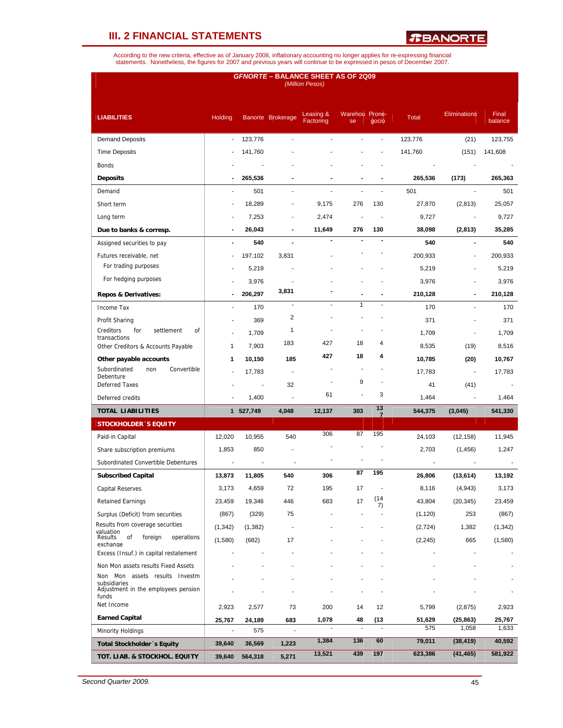## III. 2 FINANCIAL STATEMENTS

According to the new criteria, effective as of January 2008, inflationary accounting no longer applies for re-expressing financial statements. Nonetheless, the figures for 2007 and previous years will continue to be expressed in pesos of December 2007.

**GFNORTE – BALANCE SHEET AS OF 2Q09**
*(Million Pesos)*

| LIABILITIES | Holding | Banorte | Brokerage | Leasing & Factoring | Warehouse | Pronegocio | Total | Eliminations | Final balance |
|---|---|---|---|---|---|---|---|---|---|
| Demand Deposits | - | 123,776 | - | - | - | - | 123,776 | (21) | 123,755 |
| Time Deposits | - | 141,760 | - | - | - | - | 141,760 | (151) | 141,608 |
| Bonds | - | - | - | - | - | - | - | - | - |
| **Deposits** | **-** | **265,536** | **-** | **-** | **-** | **-** | **265,536** | **(173)** | **265,363** |
| Demand | - | 501 | - | - | - | - | 501 | - | 501 |
| Short term | - | 18,289 | - | 9,175 | 276 | 130 | 27,870 | (2,813) | 25,057 |
| Long term | - | 7,253 | - | 2,474 | - | - | 9,727 | - | 9,727 |
| **Due to banks & corresp.** | **-** | **26,043** | **-** | **11,649** | **276** | **130** | **38,098** | **(2,813)** | **35,285** |
| Assigned securities to pay | **-** | **540** | **-** | **-** | **-** | **-** | **540** | **-** | **540** |
| Futures receivable, net | - | 197,102 | 3,831 | - | - | - | 200,933 | - | 200,933 |
| For trading purposes | - | 5,219 | - | - | - | - | 5,219 | - | 5,219 |
| For hedging purposes | - | 3,976 | - | - | - | - | 3,976 | - | 3,976 |
| **Repos & Derivatives:** | **-** | **206,297** | **3,831** | **-** | **-** | **-** | **210,128** | **-** | **210,128** |
| Income Tax | - | 170 | - | - | 1 | - | 170 | - | 170 |
| Profit Sharing | - | 369 | 2 | - | - | - | 371 | - | 371 |
| Creditors for settlement of transactions | - | 1,709 | 1 | - | - | - | 1,709 | - | 1,709 |
| Other Creditors & Accounts Payable | 1 | 7,903 | 183 | 427 | 18 | 4 | 8,535 | (19) | 8,516 |
| **Other payable accounts** | **1** | **10,150** | **185** | **427** | **18** | **4** | **10,785** | **(20)** | **10,767** |
| Subordinated non Convertible Debenture | - | 17,783 | - | - | - | - | 17,783 | - | 17,783 |
| Deferred Taxes | - | - | 32 | - | 9 | - | 41 | (41) | - |
| Deferred credits | - | 1,400 | - | 61 | - | 3 | 1,464 | - | 1,464 |
| **TOTAL LIABILITIES** | **1** | **527,749** | **4,048** | **12,137** | **303** | **137** | **544,375** | **(3,045)** | **541,330** |
| **STOCKHOLDER´S EQUITY** | | | | | | | | | |
| Paid-in Capital | 12,020 | 10,955 | 540 | 306 | 87 | 195 | 24,103 | (12,158) | 11,945 |
| Share subscription premiums | 1,853 | 850 | - | - | - | - | 2,703 | (1,456) | 1,247 |
| Subordinated Convertible Debentures | - | - | - | - | - | - | - | - | - |
| **Subscribed Capital** | **13,873** | **11,805** | **540** | **306** | **87** | **195** | **26,806** | **(13,614)** | **13,192** |
| Capital Reserves | 3,173 | 4,659 | 72 | 195 | 17 | - | 8,116 | (4,943) | 3,173 |
| Retained Earnings | 23,459 | 19,346 | 446 | 683 | 17 | (147) | 43,804 | (20,345) | 23,459 |
| Surplus (Deficit) from securities | (867) | (329) | 75 | - | - | - | (1,120) | 253 | (867) |
| Results from coverage securities valuation | (1,342) | (1,382) | - | - | - | - | (2,724) | 1,382 | (1,342) |
| Results of foreign operations exchange | (1,580) | (682) | 17 | - | - | - | (2,245) | 665 | (1,580) |
| Excess (Insuf.) in capital restatement | - | - | - | - | - | - | - | - | - |
| Non Mon assets results Fixed Assets | - | - | - | - | - | - | - | - | - |
| Non Mon assets results Investm subsidiaries | - | - | - | - | - | - | - | - | - |
| Adjustment in the employees pension funds | - | - | - | - | - | - | - | - | - |
| Net Income | 2,923 | 2,577 | 73 | 200 | 14 | 12 | 5,799 | (2,875) | 2,923 |
| **Earned Capital** | **25,767** | **24,189** | **683** | **1,078** | **48** | **(13** | **51,629** | **(25,863)** | **25,767** |
| Minority Holdings | - | 575 | - | - | - | - | 575 | 1,058 | 1,633 |
| **Total Stockholder´s Equity** | **39,640** | **36,569** | **1,223** | **1,384** | **136** | **60** | **79,011** | **(38,419)** | **40,592** |
| **TOT. LIAB. & STOCKHOL. EQUITY** | **39,640** | **564,318** | **5,271** | **13,521** | **439** | **197** | **623,386** | **(41,465)** | **581,922** |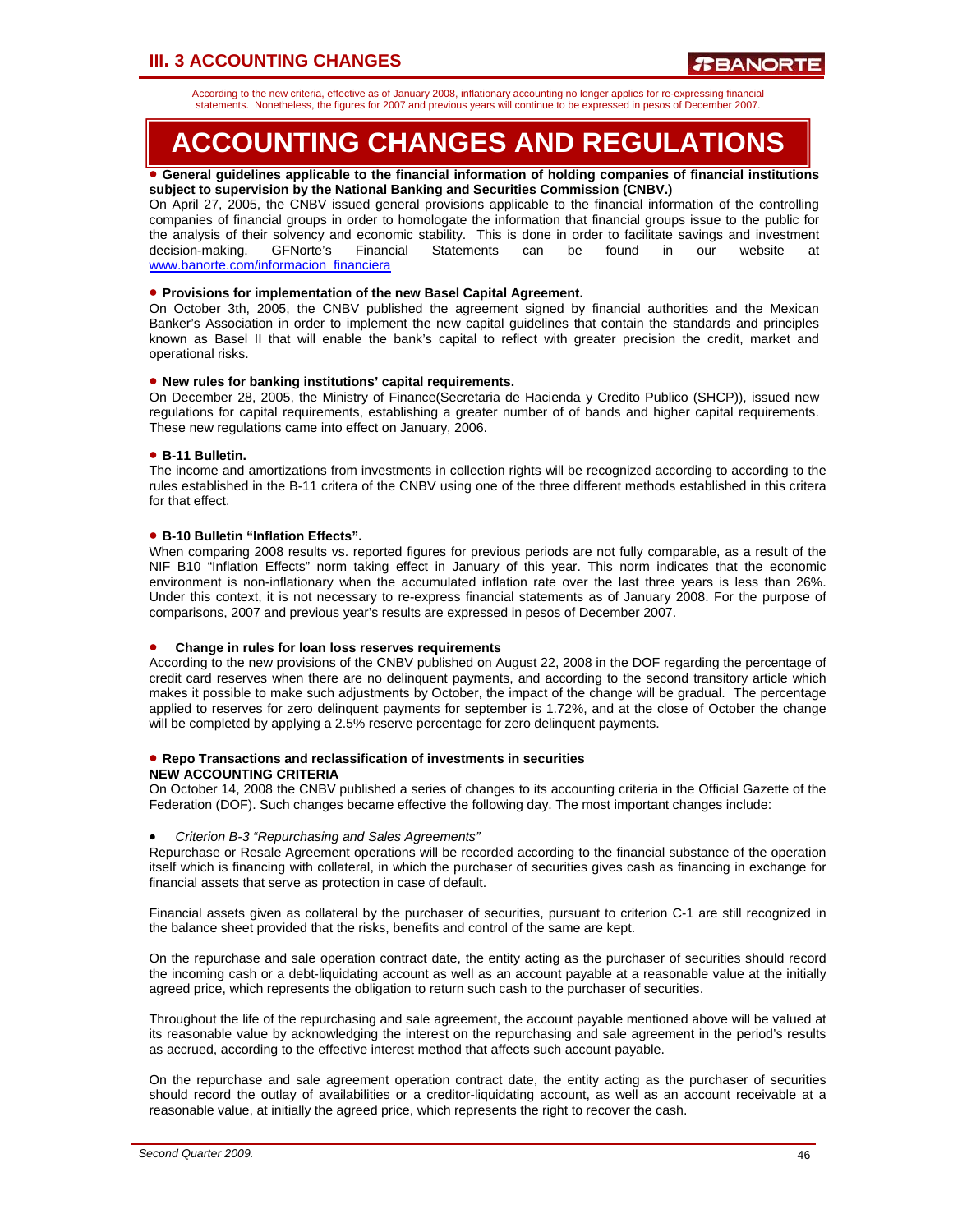## III. 3 ACCOUNTING CHANGES

According to the new criteria, effective as of January 2008, inflationary accounting no longer applies for re-expressing financial statements. Nonetheless, the figures for 2007 and previous years will continue to be expressed in pesos of December 2007.

# ACCOUNTING CHANGES AND REGULATIONS

• **General guidelines applicable to the financial information of holding companies of financial institutions subject to supervision by the National Banking and Securities Commission (CNBV.)**

On April 27, 2005, the CNBV issued general provisions applicable to the financial information of the controlling companies of financial groups in order to homologate the information that financial groups issue to the public for the analysis of their solvency and economic stability. This is done in order to facilitate savings and investment decision-making. GFNorte's Financial Statements can be found in our website at www.banorte.com/informacion_financiera

• **Provisions for implementation of the new Basel Capital Agreement.**

On October 3th, 2005, the CNBV published the agreement signed by financial authorities and the Mexican Banker's Association in order to implement the new capital guidelines that contain the standards and principles known as Basel II that will enable the bank's capital to reflect with greater precision the credit, market and operational risks.

• **New rules for banking institutions' capital requirements.**

On December 28, 2005, the Ministry of Finance(Secretaria de Hacienda y Credito Publico (SHCP)), issued new regulations for capital requirements, establishing a greater number of of bands and higher capital requirements. These new regulations came into effect on January, 2006.

• **B-11 Bulletin.**

The income and amortizations from investments in collection rights will be recognized according to according to the rules established in the B-11 critera of the CNBV using one of the three different methods established in this critera for that effect.

• **B-10 Bulletin "Inflation Effects".**

When comparing 2008 results vs. reported figures for previous periods are not fully comparable, as a result of the NIF B10 "Inflation Effects" norm taking effect in January of this year. This norm indicates that the economic environment is non-inflationary when the accumulated inflation rate over the last three years is less than 26%. Under this context, it is not necessary to re-express financial statements as of January 2008. For the purpose of comparisons, 2007 and previous year's results are expressed in pesos of December 2007.

• **Change in rules for loan loss reserves requirements**

According to the new provisions of the CNBV published on August 22, 2008 in the DOF regarding the percentage of credit card reserves when there are no delinquent payments, and according to the second transitory article which makes it possible to make such adjustments by October, the impact of the change will be gradual. The percentage applied to reserves for zero delinquent payments for september is 1.72%, and at the close of October the change will be completed by applying a 2.5% reserve percentage for zero delinquent payments.

• **Repo Transactions and reclassification of investments in securities**
**NEW ACCOUNTING CRITERIA**

On October 14, 2008 the CNBV published a series of changes to its accounting criteria in the Official Gazette of the Federation (DOF). Such changes became effective the following day. The most important changes include:

- *Criterion B-3 "Repurchasing and Sales Agreements"*

Repurchase or Resale Agreement operations will be recorded according to the financial substance of the operation itself which is financing with collateral, in which the purchaser of securities gives cash as financing in exchange for financial assets that serve as protection in case of default.

Financial assets given as collateral by the purchaser of securities, pursuant to criterion C-1 are still recognized in the balance sheet provided that the risks, benefits and control of the same are kept.

On the repurchase and sale operation contract date, the entity acting as the purchaser of securities should record the incoming cash or a debt-liquidating account as well as an account payable at a reasonable value at the initially agreed price, which represents the obligation to return such cash to the purchaser of securities.

Throughout the life of the repurchasing and sale agreement, the account payable mentioned above will be valued at its reasonable value by acknowledging the interest on the repurchasing and sale agreement in the period's results as accrued, according to the effective interest method that affects such account payable.

On the repurchase and sale agreement operation contract date, the entity acting as the purchaser of securities should record the outlay of availabilities or a creditor-liquidating account, as well as an account receivable at a reasonable value, at initially the agreed price, which represents the right to recover the cash.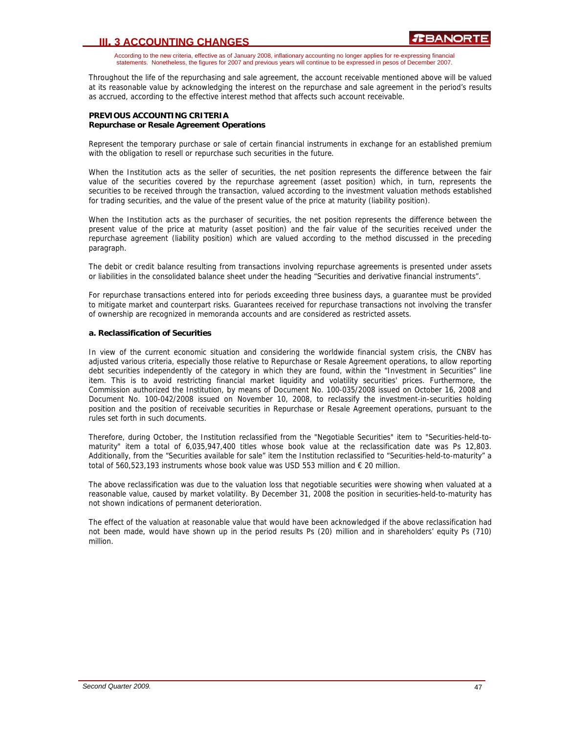According to the new criteria, effective as of January 2008, inflationary accounting no longer applies for re-expressing financial statements. Nonetheless, the figures for 2007 and previous years will continue to be expressed in pesos of December 2007.

Throughout the life of the repurchasing and sale agreement, the account receivable mentioned above will be valued at its reasonable value by acknowledging the interest on the repurchase and sale agreement in the period's results as accrued, according to the effective interest method that affects such account receivable.

**PREVIOUS ACCOUNTING CRITERIA**
**Repurchase or Resale Agreement Operations**

Represent the temporary purchase or sale of certain financial instruments in exchange for an established premium with the obligation to resell or repurchase such securities in the future.

When the Institution acts as the seller of securities, the net position represents the difference between the fair value of the securities covered by the repurchase agreement (asset position) which, in turn, represents the securities to be received through the transaction, valued according to the investment valuation methods established for trading securities, and the value of the present value of the price at maturity (liability position).

When the Institution acts as the purchaser of securities, the net position represents the difference between the present value of the price at maturity (asset position) and the fair value of the securities received under the repurchase agreement (liability position) which are valued according to the method discussed in the preceding paragraph.

The debit or credit balance resulting from transactions involving repurchase agreements is presented under assets or liabilities in the consolidated balance sheet under the heading "Securities and derivative financial instruments".

For repurchase transactions entered into for periods exceeding three business days, a guarantee must be provided to mitigate market and counterpart risks. Guarantees received for repurchase transactions not involving the transfer of ownership are recognized in memoranda accounts and are considered as restricted assets.

**a. Reclassification of Securities**

In view of the current economic situation and considering the worldwide financial system crisis, the CNBV has adjusted various criteria, especially those relative to Repurchase or Resale Agreement operations, to allow reporting debt securities independently of the category in which they are found, within the "Investment in Securities" line item. This is to avoid restricting financial market liquidity and volatility securities' prices. Furthermore, the Commission authorized the Institution, by means of Document No. 100-035/2008 issued on October 16, 2008 and Document No. 100-042/2008 issued on November 10, 2008, to reclassify the investment-in-securities holding position and the position of receivable securities in Repurchase or Resale Agreement operations, pursuant to the rules set forth in such documents.

Therefore, during October, the Institution reclassified from the "Negotiable Securities" item to "Securities-held-to-maturity" item a total of 6,035,947,400 titles whose book value at the reclassification date was Ps 12,803. Additionally, from the "Securities available for sale" item the Institution reclassified to "Securities-held-to-maturity" a total of 560,523,193 instruments whose book value was USD 553 million and € 20 million.

The above reclassification was due to the valuation loss that negotiable securities were showing when valuated at a reasonable value, caused by market volatility. By December 31, 2008 the position in securities-held-to-maturity has not shown indications of permanent deterioration.

The effect of the valuation at reasonable value that would have been acknowledged if the above reclassification had not been made, would have shown up in the period results Ps (20) million and in shareholders' equity Ps (710) million.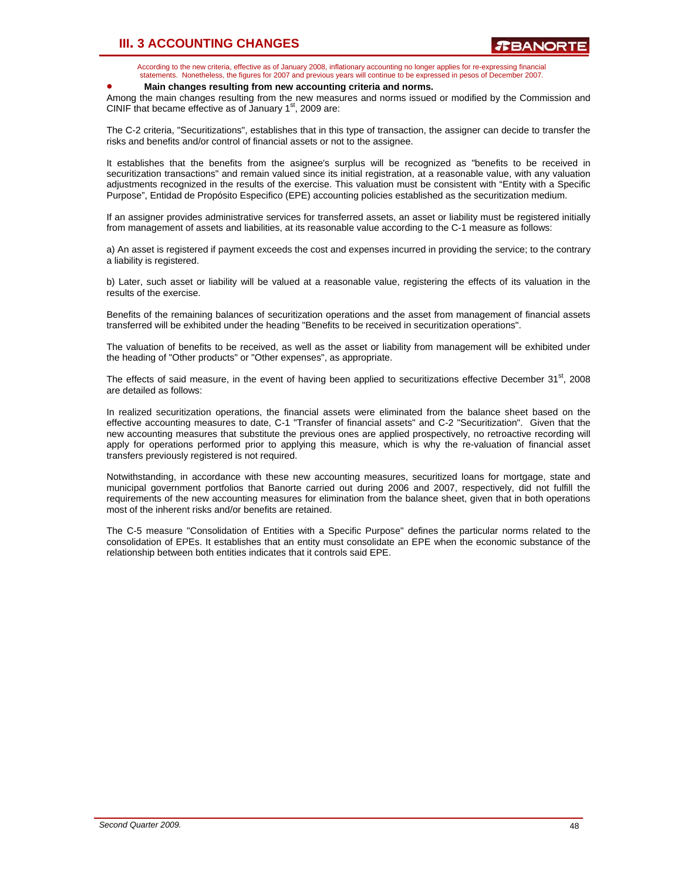# III. 3 ACCOUNTING CHANGES

According to the new criteria, effective as of January 2008, inflationary accounting no longer applies for re-expressing financial statements. Nonetheless, the figures for 2007 and previous years will continue to be expressed in pesos of December 2007.

- **Main changes resulting from new accounting criteria and norms.**

Among the main changes resulting from the new measures and norms issued or modified by the Commission and CINIF that became effective as of January 1st, 2009 are:

The C-2 criteria, "Securitizations", establishes that in this type of transaction, the assigner can decide to transfer the risks and benefits and/or control of financial assets or not to the assignee.

It establishes that the benefits from the asignee's surplus will be recognized as "benefits to be received in securitization transactions" and remain valued since its initial registration, at a reasonable value, with any valuation adjustments recognized in the results of the exercise. This valuation must be consistent with "Entity with a Specific Purpose", Entidad de Propósito Especifico (EPE) accounting policies established as the securitization medium.

If an assigner provides administrative services for transferred assets, an asset or liability must be registered initially from management of assets and liabilities, at its reasonable value according to the C-1 measure as follows:

a) An asset is registered if payment exceeds the cost and expenses incurred in providing the service; to the contrary a liability is registered.

b) Later, such asset or liability will be valued at a reasonable value, registering the effects of its valuation in the results of the exercise.

Benefits of the remaining balances of securitization operations and the asset from management of financial assets transferred will be exhibited under the heading "Benefits to be received in securitization operations".

The valuation of benefits to be received, as well as the asset or liability from management will be exhibited under the heading of "Other products" or "Other expenses", as appropriate.

The effects of said measure, in the event of having been applied to securitizations effective December 31st, 2008 are detailed as follows:

In realized securitization operations, the financial assets were eliminated from the balance sheet based on the effective accounting measures to date, C-1 "Transfer of financial assets" and C-2 "Securitization". Given that the new accounting measures that substitute the previous ones are applied prospectively, no retroactive recording will apply for operations performed prior to applying this measure, which is why the re-valuation of financial asset transfers previously registered is not required.

Notwithstanding, in accordance with these new accounting measures, securitized loans for mortgage, state and municipal government portfolios that Banorte carried out during 2006 and 2007, respectively, did not fulfill the requirements of the new accounting measures for elimination from the balance sheet, given that in both operations most of the inherent risks and/or benefits are retained.

The C-5 measure "Consolidation of Entities with a Specific Purpose" defines the particular norms related to the consolidation of EPEs. It establishes that an entity must consolidate an EPE when the economic substance of the relationship between both entities indicates that it controls said EPE.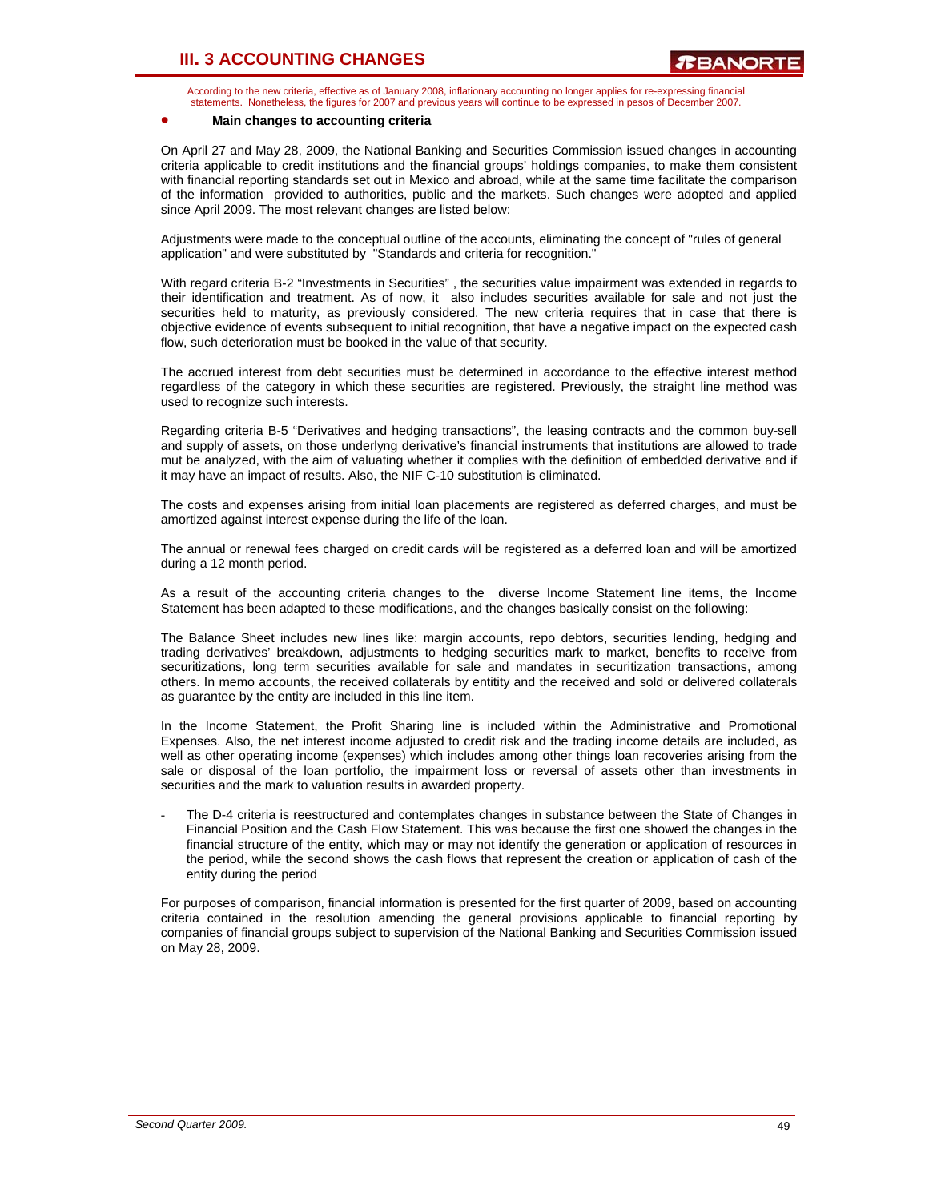## III. 3 ACCOUNTING CHANGES

According to the new criteria, effective as of January 2008, inflationary accounting no longer applies for re-expressing financial statements. Nonetheless, the figures for 2007 and previous years will continue to be expressed in pesos of December 2007.

- **Main changes to accounting criteria**

On April 27 and May 28, 2009, the National Banking and Securities Commission issued changes in accounting criteria applicable to credit institutions and the financial groups' holdings companies, to make them consistent with financial reporting standards set out in Mexico and abroad, while at the same time facilitate the comparison of the information provided to authorities, public and the markets. Such changes were adopted and applied since April 2009. The most relevant changes are listed below:

Adjustments were made to the conceptual outline of the accounts, eliminating the concept of "rules of general application" and were substituted by "Standards and criteria for recognition."

With regard criteria B-2 "Investments in Securities" , the securities value impairment was extended in regards to their identification and treatment. As of now, it also includes securities available for sale and not just the securities held to maturity, as previously considered. The new criteria requires that in case that there is objective evidence of events subsequent to initial recognition, that have a negative impact on the expected cash flow, such deterioration must be booked in the value of that security.

The accrued interest from debt securities must be determined in accordance to the effective interest method regardless of the category in which these securities are registered. Previously, the straight line method was used to recognize such interests.

Regarding criteria B-5 "Derivatives and hedging transactions", the leasing contracts and the common buy-sell and supply of assets, on those underlyng derivative's financial instruments that institutions are allowed to trade mut be analyzed, with the aim of valuating whether it complies with the definition of embedded derivative and if it may have an impact of results. Also, the NIF C-10 substitution is eliminated.

The costs and expenses arising from initial loan placements are registered as deferred charges, and must be amortized against interest expense during the life of the loan.

The annual or renewal fees charged on credit cards will be registered as a deferred loan and will be amortized during a 12 month period.

As a result of the accounting criteria changes to the diverse Income Statement line items, the Income Statement has been adapted to these modifications, and the changes basically consist on the following:

The Balance Sheet includes new lines like: margin accounts, repo debtors, securities lending, hedging and trading derivatives' breakdown, adjustments to hedging securities mark to market, benefits to receive from securitizations, long term securities available for sale and mandates in securitization transactions, among others. In memo accounts, the received collaterals by entitity and the received and sold or delivered collaterals as guarantee by the entity are included in this line item.

In the Income Statement, the Profit Sharing line is included within the Administrative and Promotional Expenses. Also, the net interest income adjusted to credit risk and the trading income details are included, as well as other operating income (expenses) which includes among other things loan recoveries arising from the sale or disposal of the loan portfolio, the impairment loss or reversal of assets other than investments in securities and the mark to valuation results in awarded property.

- The D-4 criteria is reestructured and contemplates changes in substance between the State of Changes in Financial Position and the Cash Flow Statement. This was because the first one showed the changes in the financial structure of the entity, which may or may not identify the generation or application of resources in the period, while the second shows the cash flows that represent the creation or application of cash of the entity during the period

For purposes of comparison, financial information is presented for the first quarter of 2009, based on accounting criteria contained in the resolution amending the general provisions applicable to financial reporting by companies of financial groups subject to supervision of the National Banking and Securities Commission issued on May 28, 2009.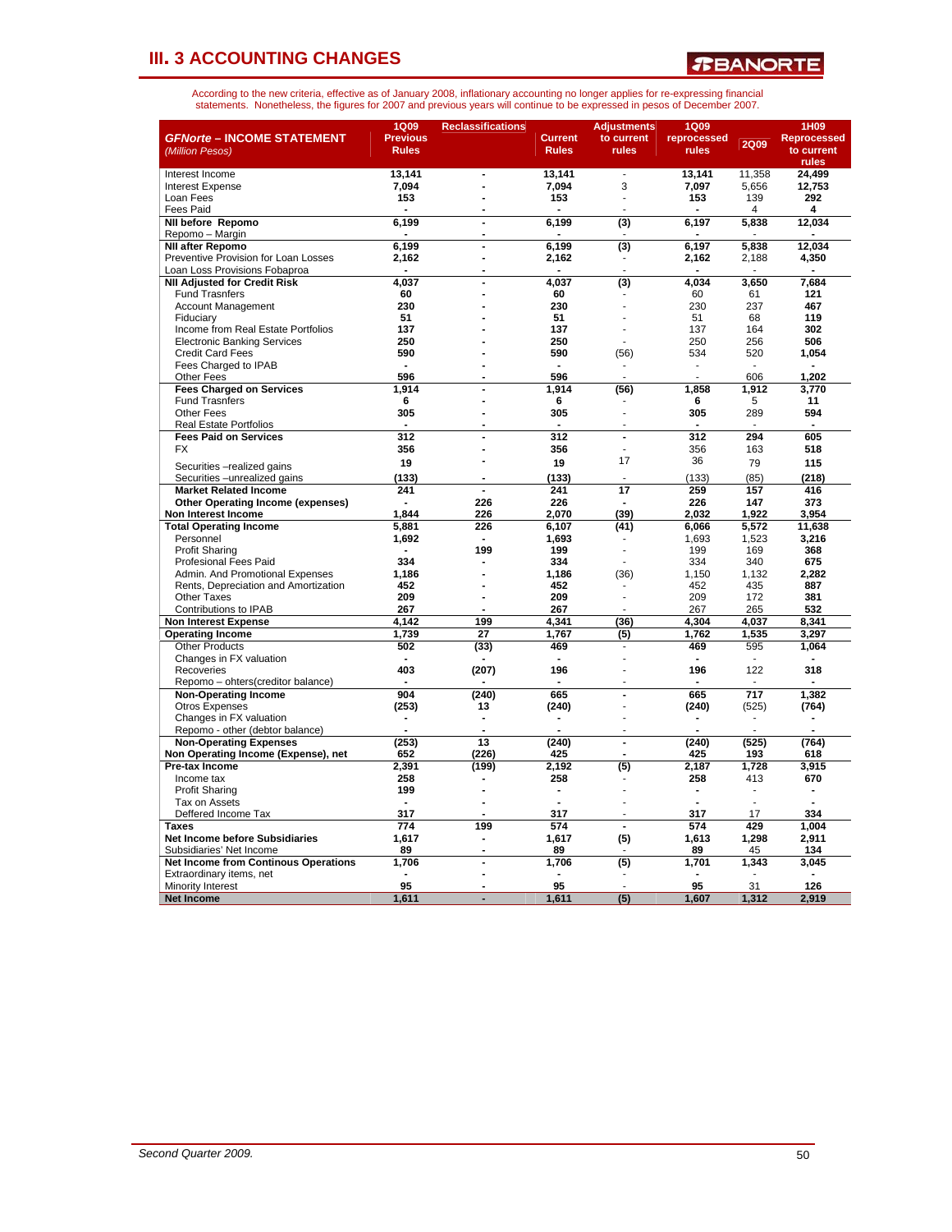## III. 3 ACCOUNTING CHANGES

According to the new criteria, effective as of January 2008, inflationary accounting no longer applies for re-expressing financial statements. Nonetheless, the figures for 2007 and previous years will continue to be expressed in pesos of December 2007.

| ***GFNorte* – INCOME STATEMENT** *(Million Pesos)* | **1Q09 Previous Rules** | **Reclassifications** | **Current Rules** | **Adjustments to current rules** | **1Q09 reprocessed rules** | **2Q09** | **1H09 Reprocessed to current rules** |
|---|---|---|---|---|---|---|---|
| Interest Income | 13,141 | - | 13,141 | - | 13,141 | 11,358 | 24,499 |
| Interest Expense | 7,094 | - | 7,094 | 3 | 7,097 | 5,656 | 12,753 |
| Loan Fees | 153 | - | 153 | - | 153 | 139 | 292 |
| Fees Paid | - | - | - | - | - | 4 | 4 |
| **NII before Repomo** | 6,199 | - | 6,199 | (3) | 6,197 | 5,838 | 12,034 |
| Repomo – Margin | - | - | - | - | - | - | - |
| **NII after Repomo** | 6,199 | - | 6,199 | (3) | 6,197 | 5,838 | 12,034 |
| Preventive Provision for Loan Losses | 2,162 | - | 2,162 | - | 2,162 | 2,188 | 4,350 |
| Loan Loss Provisions Fobaproa | - | - | - | - | - | - | - |
| **NII Adjusted for Credit Risk** | 4,037 | - | 4,037 | (3) | 4,034 | 3,650 | 7,684 |
| Fund Trasnfers | 60 | - | 60 | - | 60 | 61 | 121 |
| Account Management | 230 | - | 230 | - | 230 | 237 | 467 |
| Fiduciary | 51 | - | 51 | - | 51 | 68 | 119 |
| Income from Real Estate Portfolios | 137 | - | 137 | - | 137 | 164 | 302 |
| Electronic Banking Services | 250 | - | 250 | - | 250 | 256 | 506 |
| Credit Card Fees | 590 | - | 590 | (56) | 534 | 520 | 1,054 |
| Fees Charged to IPAB | - | - | - | - | - | - | - |
| Other Fees | 596 | - | 596 | - | - | 606 | 1,202 |
| **Fees Charged on Services** | 1,914 | - | 1,914 | (56) | 1,858 | 1,912 | 3,770 |
| Fund Trasnfers | 6 | - | 6 | - | 6 | 5 | 11 |
| Other Fees | 305 | - | 305 | - | 305 | 289 | 594 |
| Real Estate Portfolios | - | - | - | - | - | - | - |
| **Fees Paid on Services** | 312 | - | 312 | - | 312 | 294 | 605 |
| FX | 356 | - | 356 | - | 356 | 163 | 518 |
| Securities –realized gains | 19 | - | 19 | 17 | 36 | 79 | 115 |
| Securities –unrealized gains | (133) | - | (133) | - | (133) | (85) | (218) |
| **Market Related Income** | 241 | - | 241 | 17 | 259 | 157 | 416 |
| **Other Operating Income (expenses)** | - | 226 | 226 | - | 226 | 147 | 373 |
| **Non Interest Income** | 1,844 | 226 | 2,070 | (39) | 2,032 | 1,922 | 3,954 |
| **Total Operating Income** | 5,881 | 226 | 6,107 | (41) | 6,066 | 5,572 | 11,638 |
| Personnel | 1,692 | - | 1,693 | - | 1,693 | 1,523 | 3,216 |
| Profit Sharing | - | 199 | 199 | - | 199 | 169 | 368 |
| Profesional Fees Paid | 334 | - | 334 | - | 334 | 340 | 675 |
| Admin. And Promotional Expenses | 1,186 | - | 1,186 | (36) | 1,150 | 1,132 | 2,282 |
| Rents, Depreciation and Amortization | 452 | - | 452 | - | 452 | 435 | 887 |
| Other Taxes | 209 | - | 209 | - | 209 | 172 | 381 |
| Contributions to IPAB | 267 | - | 267 | - | 267 | 265 | 532 |
| **Non Interest Expense** | 4,142 | 199 | 4,341 | (36) | 4,304 | 4,037 | 8,341 |
| **Operating Income** | 1,739 | 27 | 1,767 | (5) | 1,762 | 1,535 | 3,297 |
| Other Products | 502 | (33) | 469 | - | 469 | 595 | 1,064 |
| Changes in FX valuation | - | - | - | - | - | - | - |
| Recoveries | 403 | (207) | 196 | - | 196 | 122 | 318 |
| Repomo – ohters(creditor balance) | - | - | - | - | - | - | - |
| **Non-Operating Income** | 904 | (240) | 665 | - | 665 | 717 | 1,382 |
| Otros Expenses | (253) | 13 | (240) | - | (240) | (525) | (764) |
| Changes in FX valuation | - | - | - | - | - | - | - |
| Repomo - other (debtor balance) | - | - | - | - | - | - | - |
| **Non-Operating Expenses** | (253) | 13 | (240) | - | (240) | (525) | (764) |
| **Non Operating Income (Expense), net** | 652 | (226) | 425 | - | 425 | 193 | 618 |
| **Pre-tax Income** | 2,391 | (199) | 2,192 | (5) | 2,187 | 1,728 | 3,915 |
| Income tax | 258 | - | 258 | - | 258 | 413 | 670 |
| Profit Sharing | 199 | - | - | - | - | - | - |
| Tax on Assets | - | - | - | - | - | - | - |
| Deffered Income Tax | 317 | - | 317 | - | 317 | 17 | 334 |
| **Taxes** | 774 | 199 | 574 | - | 574 | 429 | 1,004 |
| **Net Income before Subsidiaries** | 1,617 | - | 1,617 | (5) | 1,613 | 1,298 | 2,911 |
| Subsidiaries' Net Income | 89 | - | 89 | - | 89 | 45 | 134 |
| **Net Income from Continous Operations** | 1,706 | - | 1,706 | (5) | 1,701 | 1,343 | 3,045 |
| Extraordinary items, net | - | - | - | - | - | - | - |
| Minority Interest | 95 | - | 95 | - | 95 | 31 | 126 |
| **Net Income** | 1,611 | - | 1,611 | (5) | 1,607 | 1,312 | 2,919 |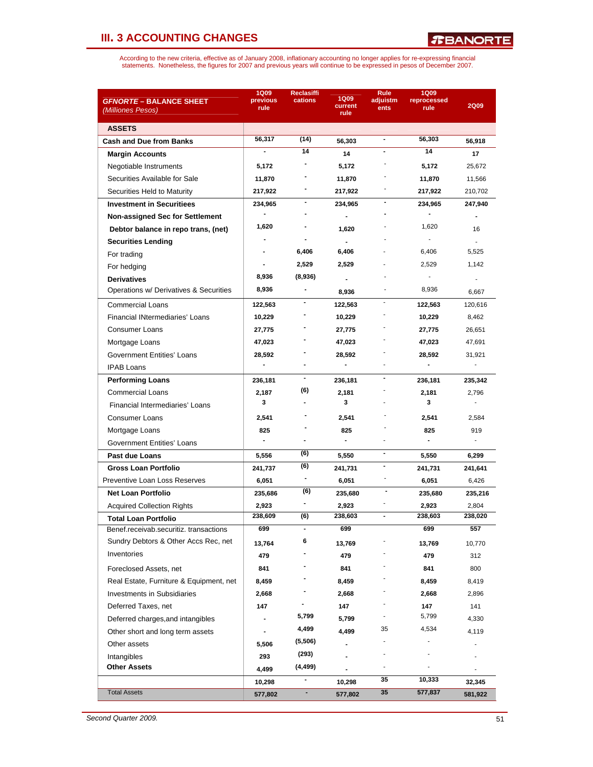## III. 3 ACCOUNTING CHANGES

According to the new criteria, effective as of January 2008, inflationary accounting no longer applies for re-expressing financial statements. Nonetheless, the figures for 2007 and previous years will continue to be expressed in pesos of December 2007.

| **GFNORTE – BALANCE SHEET** *(Milliones Pesos)* | 1Q09 previous rule | Reclasiffications | 1Q09 current rule | Rule adjuistments | 1Q09 reprocessed rule | 2Q09 |
|---|---|---|---|---|---|---|
| **ASSETS** | | | | | | |
| **Cash and Due from Banks** | 56,317 | (14) | 56,303 | - | 56,303 | 56,918 |
| **Margin Accounts** | - | 14 | 14 | - | 14 | 17 |
| Negotiable Instruments | 5,172 | - | 5,172 | - | 5,172 | 25,672 |
| Securities Available for Sale | 11,870 | - | 11,870 | - | 11,870 | 11,566 |
| Securities Held to Maturity | 217,922 | - | 217,922 | - | 217,922 | 210,702 |
| **Investment in Securitiees** | 234,965 | - | 234,965 | - | 234,965 | 247,940 |
| **Non-assigned Sec for Settlement** | - | - | - | - | - | - |
| **Debtor balance in repo trans, (net)** | 1,620 | - | 1,620 | - | 1,620 | 16 |
| **Securities Lending** | - | - | - | - | - | - |
| For trading | - | 6,406 | 6,406 | - | 6,406 | 5,525 |
| For hedging | - | 2,529 | 2,529 | - | 2,529 | 1,142 |
| **Derivatives** | 8,936 | (8,936) | - | - | - | - |
| Operations w/ Derivatives & Securities | 8,936 | - | 8,936 | - | 8,936 | 6,667 |
| Commercial Loans | 122,563 | - | 122,563 | - | 122,563 | 120,616 |
| Financial INtermediaries' Loans | 10,229 | - | 10,229 | - | 10,229 | 8,462 |
| Consumer Loans | 27,775 | - | 27,775 | - | 27,775 | 26,651 |
| Mortgage Loans | 47,023 | - | 47,023 | - | 47,023 | 47,691 |
| Government Entities' Loans | 28,592 | - | 28,592 | - | 28,592 | 31,921 |
| IPAB Loans | - | - | - | - | - | - |
| **Performing Loans** | 236,181 | - | 236,181 | - | 236,181 | 235,342 |
| Commercial Loans | 2,187 | (6) | 2,181 | - | 2,181 | 2,796 |
| Financial Intermediaries' Loans | 3 | - | 3 | - | 3 | - |
| Consumer Loans | 2,541 | - | 2,541 | - | 2,541 | 2,584 |
| Mortgage Loans | 825 | - | 825 | - | 825 | 919 |
| Government Entities' Loans | - | - | - | - | - | - |
| **Past due Loans** | 5,556 | (6) | 5,550 | - | 5,550 | 6,299 |
| **Gross Loan Portfolio** | 241,737 | (6) | 241,731 | - | 241,731 | 241,641 |
| Preventive Loan Loss Reserves | 6,051 | - | 6,051 | - | 6,051 | 6,426 |
| **Net Loan Portfolio** | 235,686 | (6) | 235,680 | - | 235,680 | 235,216 |
| Acquired Collection Rights | 2,923 | - | 2,923 | - | 2,923 | 2,804 |
| **Total Loan Portfolio** | 238,609 | (6) | 238,603 | - | 238,603 | 238,020 |
| Benef.receivab.securitiz. transactions | 699 | - | 699 | | 699 | 557 |
| Sundry Debtors & Other Accs Rec, net | 13,764 | 6 | 13,769 | - | 13,769 | 10,770 |
| Inventories | 479 | - | 479 | - | 479 | 312 |
| Foreclosed Assets, net | 841 | - | 841 | - | 841 | 800 |
| Real Estate, Furniture & Equipment, net | 8,459 | - | 8,459 | - | 8,459 | 8,419 |
| Investments in Subsidiaries | 2,668 | - | 2,668 | - | 2,668 | 2,896 |
| Deferred Taxes, net | 147 | - | 147 | - | 147 | 141 |
| Deferred charges,and intangibles | - | 5,799 | 5,799 | - | 5,799 | 4,330 |
| Other short and long term assets | - | 4,499 | 4,499 | 35 | 4,534 | 4,119 |
| Other assets | 5,506 | (5,506) | - | - | - | - |
| Intangibles | 293 | (293) | - | - | - | - |
| **Other Assets** | 4,499 | (4,499) | - | - | - | - |
| | 10,298 | - | 10,298 | 35 | 10,333 | 32,345 |
| Total Assets | 577,802 | - | 577,802 | 35 | 577,837 | 581,922 |

*Second Quarter 2009.*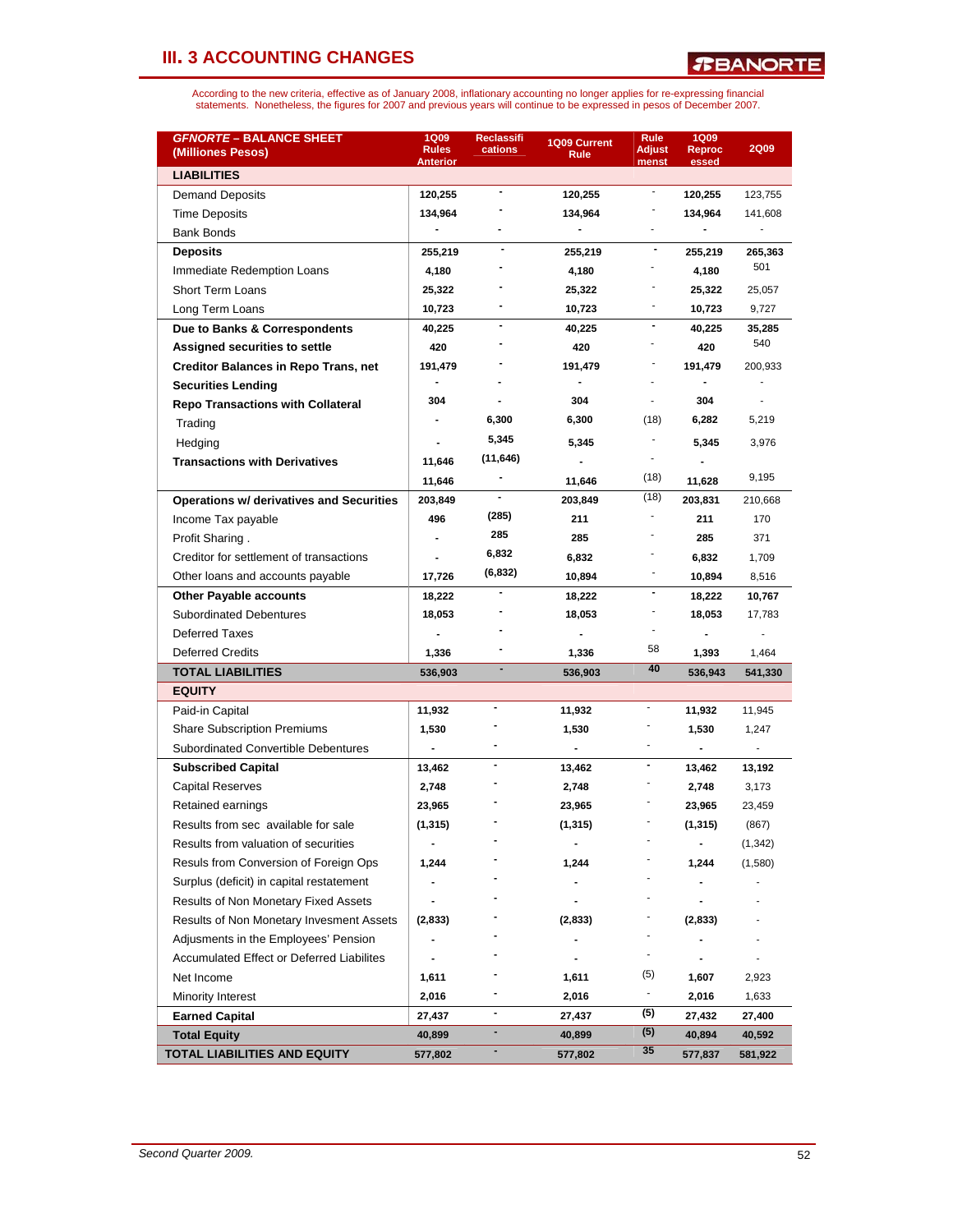# III. 3 ACCOUNTING CHANGES

According to the new criteria, effective as of January 2008, inflationary accounting no longer applies for re-expressing financial statements. Nonetheless, the figures for 2007 and previous years will continue to be expressed in pesos of December 2007.

| GFNORTE – BALANCE SHEET (Millones Pesos) | 1Q09 Rules Anterior | Reclassifications | 1Q09 Current Rule | Rule Adjustmenst | 1Q09 Reprocessed | 2Q09 |
|---|---|---|---|---|---|---|
| **LIABILITIES** | | | | | | |
| Demand Deposits | 120,255 | - | 120,255 | - | 120,255 | 123,755 |
| Time Deposits | 134,964 | - | 134,964 | - | 134,964 | 141,608 |
| Bank Bonds | - | - | - | - | - | - |
| **Deposits** | 255,219 | - | 255,219 | - | 255,219 | 265,363 |
| Immediate Redemption Loans | 4,180 | - | 4,180 | - | 4,180 | 501 |
| Short Term Loans | 25,322 | - | 25,322 | - | 25,322 | 25,057 |
| Long Term Loans | 10,723 | - | 10,723 | - | 10,723 | 9,727 |
| **Due to Banks & Correspondents** | 40,225 | - | 40,225 | - | 40,225 | 35,285 |
| **Assigned securities to settle** | 420 | - | 420 | - | 420 | 540 |
| **Creditor Balances in Repo Trans, net** | 191,479 | - | 191,479 | - | 191,479 | 200,933 |
| **Securities Lending** | - | - | - | - | - | - |
| **Repo Transactions with Collateral** | 304 | - | 304 | - | 304 | - |
| Trading | - | 6,300 | 6,300 | (18) | 6,282 | 5,219 |
| Hedging | - | 5,345 | 5,345 | - | 5,345 | 3,976 |
| **Transactions with Derivatives** | 11,646 | (11,646) | - | - | - | |
| | 11,646 | - | 11,646 | (18) | 11,628 | 9,195 |
| **Operations w/ derivatives and Securities** | 203,849 | - | 203,849 | (18) | 203,831 | 210,668 |
| Income Tax payable | 496 | (285) | 211 | - | 211 | 170 |
| Profit Sharing . | - | 285 | 285 | - | 285 | 371 |
| Creditor for settlement of transactions | - | 6,832 | 6,832 | - | 6,832 | 1,709 |
| Other loans and accounts payable | 17,726 | (6,832) | 10,894 | - | 10,894 | 8,516 |
| **Other Payable accounts** | 18,222 | - | 18,222 | - | 18,222 | 10,767 |
| Subordinated Debentures | 18,053 | - | 18,053 | - | 18,053 | 17,783 |
| Deferred Taxes | - | - | - | - | - | - |
| Deferred Credits | 1,336 | - | 1,336 | 58 | 1,393 | 1,464 |
| **TOTAL LIABILITIES** | 536,903 | - | 536,903 | 40 | 536,943 | 541,330 |
| **EQUITY** | | | | | | |
| Paid-in Capital | 11,932 | - | 11,932 | - | 11,932 | 11,945 |
| Share Subscription Premiums | 1,530 | - | 1,530 | - | 1,530 | 1,247 |
| Subordinated Convertible Debentures | - | - | - | - | - | - |
| **Subscribed Capital** | 13,462 | - | 13,462 | - | 13,462 | 13,192 |
| Capital Reserves | 2,748 | - | 2,748 | - | 2,748 | 3,173 |
| Retained earnings | 23,965 | - | 23,965 | - | 23,965 | 23,459 |
| Results from sec available for sale | (1,315) | - | (1,315) | - | (1,315) | (867) |
| Results from valuation of securities | - | - | - | - | - | (1,342) |
| Resuls from Conversion of Foreign Ops | 1,244 | - | 1,244 | - | 1,244 | (1,580) |
| Surplus (deficit) in capital restatement | - | - | - | - | - | - |
| Results of Non Monetary Fixed Assets | - | - | - | - | - | - |
| Results of Non Monetary Invesment Assets | (2,833) | - | (2,833) | - | (2,833) | - |
| Adjusments in the Employees' Pension | - | - | - | - | - | - |
| Accumulated Effect or Deferred Liabilites | - | - | - | - | - | - |
| Net Income | 1,611 | - | 1,611 | (5) | 1,607 | 2,923 |
| Minority Interest | 2,016 | - | 2,016 | - | 2,016 | 1,633 |
| **Earned Capital** | 27,437 | - | 27,437 | (5) | 27,432 | 27,400 |
| **Total Equity** | 40,899 | - | 40,899 | (5) | 40,894 | 40,592 |
| **TOTAL LIABILITIES AND EQUITY** | 577,802 | - | 577,802 | 35 | 577,837 | 581,922 |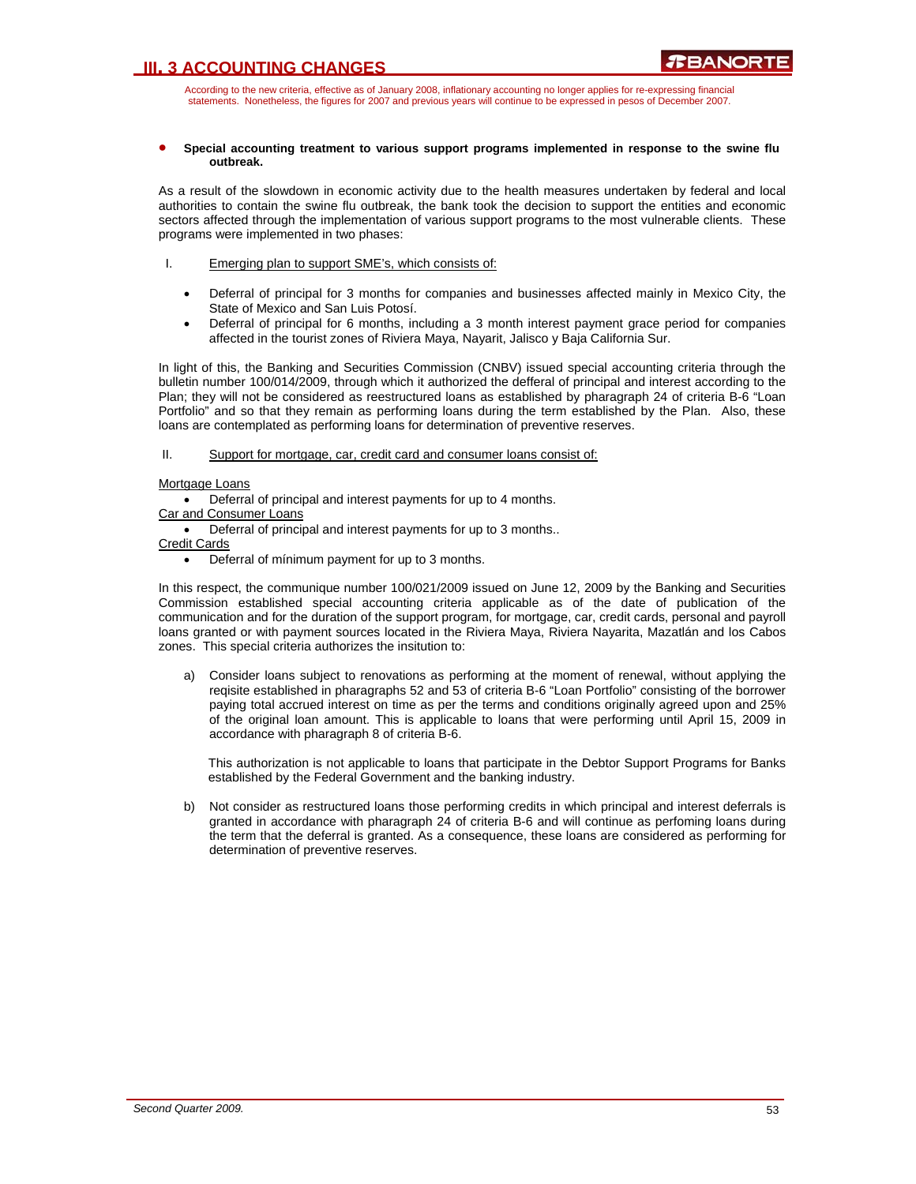# III. 3 ACCOUNTING CHANGES

According to the new criteria, effective as of January 2008, inflationary accounting no longer applies for re-expressing financial statements. Nonetheless, the figures for 2007 and previous years will continue to be expressed in pesos of December 2007.

- **Special accounting treatment to various support programs implemented in response to the swine flu outbreak.**

As a result of the slowdown in economic activity due to the health measures undertaken by federal and local authorities to contain the swine flu outbreak, the bank took the decision to support the entities and economic sectors affected through the implementation of various support programs to the most vulnerable clients. These programs were implemented in two phases:

I. Emerging plan to support SME's, which consists of:

- Deferral of principal for 3 months for companies and businesses affected mainly in Mexico City, the State of Mexico and San Luis Potosí.
- Deferral of principal for 6 months, including a 3 month interest payment grace period for companies affected in the tourist zones of Riviera Maya, Nayarit, Jalisco y Baja California Sur.

In light of this, the Banking and Securities Commission (CNBV) issued special accounting criteria through the bulletin number 100/014/2009, through which it authorized the defferal of principal and interest according to the Plan; they will not be considered as reestructured loans as established by pharagraph 24 of criteria B-6 "Loan Portfolio" and so that they remain as performing loans during the term established by the Plan. Also, these loans are contemplated as performing loans for determination of preventive reserves.

II. Support for mortgage, car, credit card and consumer loans consist of:

Mortgage Loans

- Deferral of principal and interest payments for up to 4 months.

Car and Consumer Loans

- Deferral of principal and interest payments for up to 3 months..

Credit Cards

- Deferral of mínimum payment for up to 3 months.

In this respect, the communique number 100/021/2009 issued on June 12, 2009 by the Banking and Securities Commission established special accounting criteria applicable as of the date of publication of the communication and for the duration of the support program, for mortgage, car, credit cards, personal and payroll loans granted or with payment sources located in the Riviera Maya, Riviera Nayarita, Mazatlán and los Cabos zones. This special criteria authorizes the insitution to:

a) Consider loans subject to renovations as performing at the moment of renewal, without applying the reqisite established in pharagraphs 52 and 53 of criteria B-6 "Loan Portfolio" consisting of the borrower paying total accrued interest on time as per the terms and conditions originally agreed upon and 25% of the original loan amount. This is applicable to loans that were performing until April 15, 2009 in accordance with pharagraph 8 of criteria B-6.

   This authorization is not applicable to loans that participate in the Debtor Support Programs for Banks established by the Federal Government and the banking industry.

b) Not consider as restructured loans those performing credits in which principal and interest deferrals is granted in accordance with pharagraph 24 of criteria B-6 and will continue as perfoming loans during the term that the deferral is granted. As a consequence, these loans are considered as performing for determination of preventive reserves.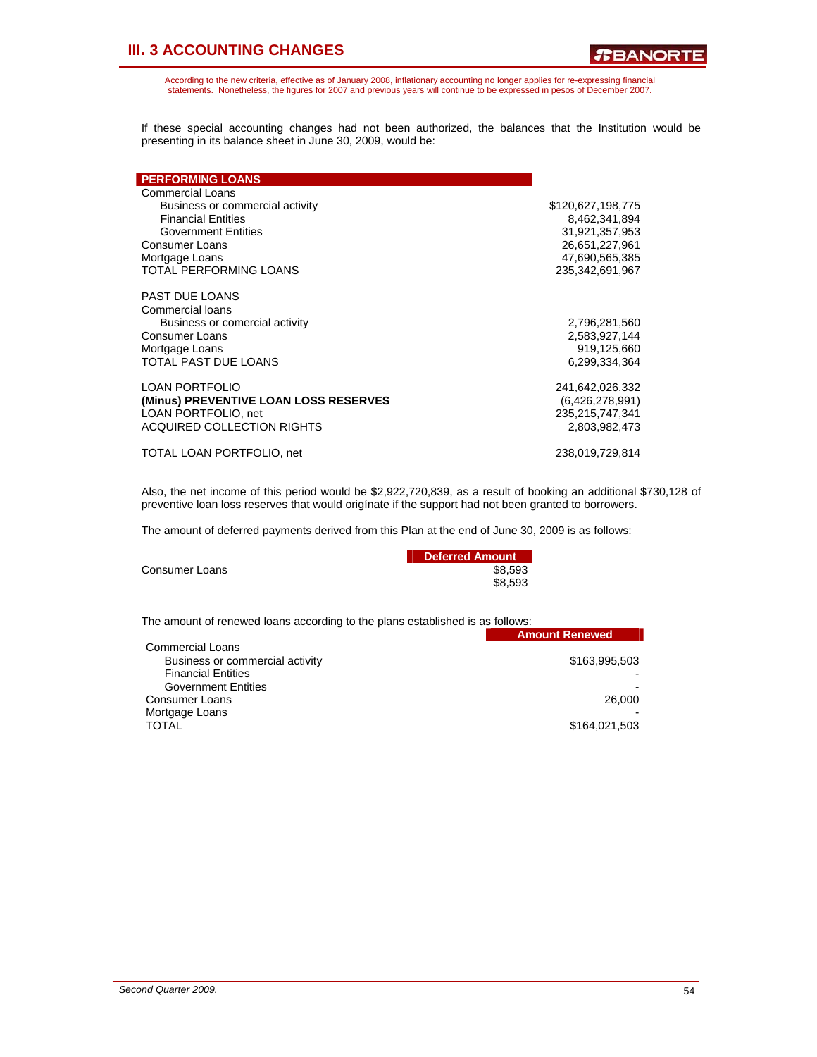## III. 3 ACCOUNTING CHANGES

According to the new criteria, effective as of January 2008, inflationary accounting no longer applies for re-expressing financial statements. Nonetheless, the figures for 2007 and previous years will continue to be expressed in pesos of December 2007.

If these special accounting changes had not been authorized, the balances that the Institution would be presenting in its balance sheet in June 30, 2009, would be:

| PERFORMING LOANS | |
|---|---|
| Commercial Loans | |
| Business or commercial activity | $120,627,198,775 |
| Financial Entities | 8,462,341,894 |
| Government Entities | 31,921,357,953 |
| Consumer Loans | 26,651,227,961 |
| Mortgage Loans | 47,690,565,385 |
| TOTAL PERFORMING LOANS | 235,342,691,967 |
| | |
| PAST DUE LOANS | |
| Commercial loans | |
| Business or comercial activity | 2,796,281,560 |
| Consumer Loans | 2,583,927,144 |
| Mortgage Loans | 919,125,660 |
| TOTAL PAST DUE LOANS | 6,299,334,364 |
| | |
| LOAN PORTFOLIO | 241,642,026,332 |
| **(Minus) PREVENTIVE LOAN LOSS RESERVES** | (6,426,278,991) |
| LOAN PORTFOLIO, net | 235,215,747,341 |
| ACQUIRED COLLECTION RIGHTS | 2,803,982,473 |
| | |
| TOTAL LOAN PORTFOLIO, net | 238,019,729,814 |

Also, the net income of this period would be $2,922,720,839, as a result of booking an additional $730,128 of preventive loan loss reserves that would origínate if the support had not been granted to borrowers.

The amount of deferred payments derived from this Plan at the end of June 30, 2009 is as follows:

| | Deferred Amount |
|---|---|
| Consumer Loans | $8,593 |
| | $8,593 |

The amount of renewed loans according to the plans established is as follows:

| | Amount Renewed |
|---|---|
| Commercial Loans | |
| Business or commercial activity | $163,995,503 |
| Financial Entities | - |
| Government Entities | - |
| Consumer Loans | 26,000 |
| Mortgage Loans | - |
| TOTAL | $164,021,503 |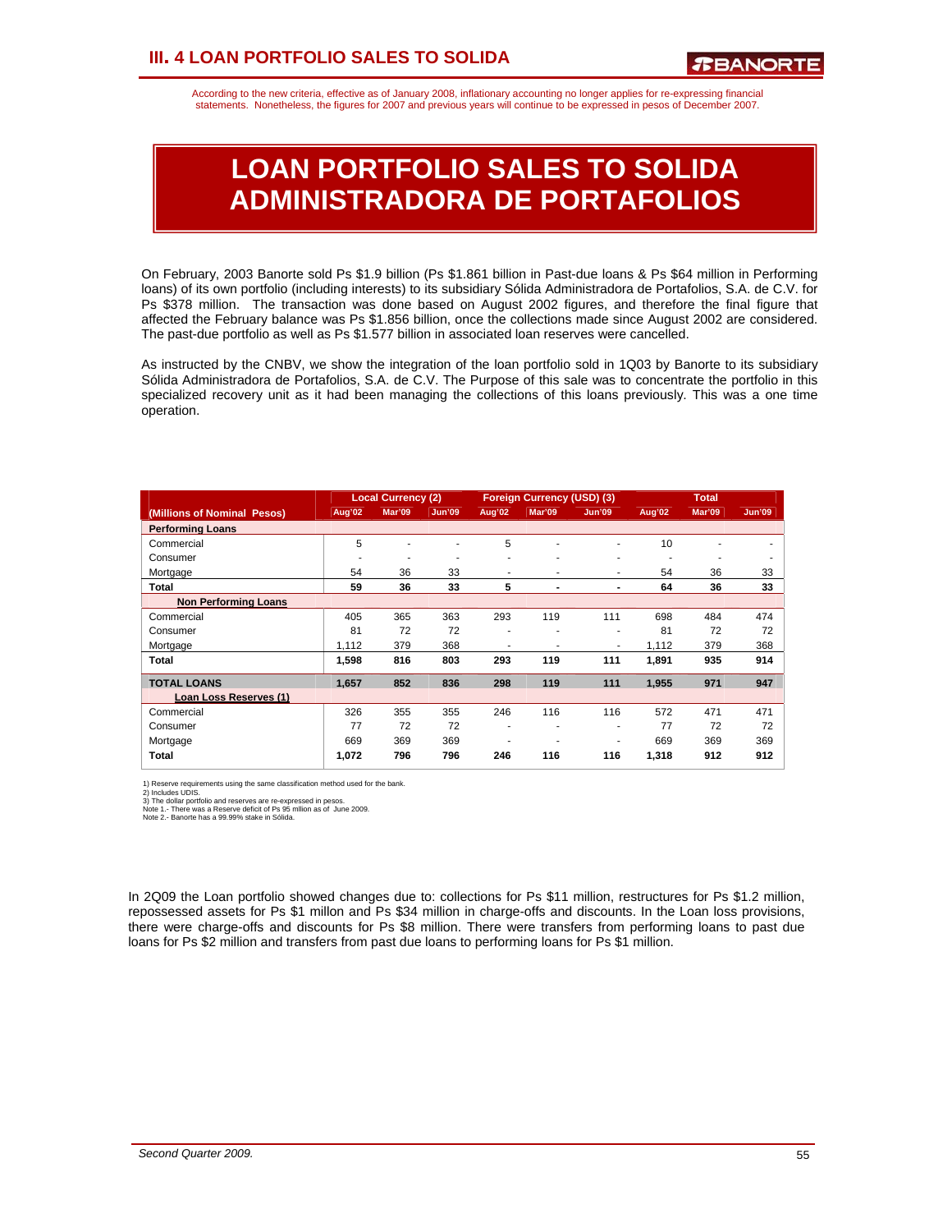# III. 4 LOAN PORTFOLIO SALES TO SOLIDA

According to the new criteria, effective as of January 2008, inflationary accounting no longer applies for re-expressing financial statements. Nonetheless, the figures for 2007 and previous years will continue to be expressed in pesos of December 2007.

## LOAN PORTFOLIO SALES TO SOLIDA ADMINISTRADORA DE PORTAFOLIOS

On February, 2003 Banorte sold Ps $1.9 billion (Ps $1.861 billion in Past-due loans & Ps $64 million in Performing loans) of its own portfolio (including interests) to its subsidiary Sólida Administradora de Portafolios, S.A. de C.V. for Ps $378 million. The transaction was done based on August 2002 figures, and therefore the final figure that affected the February balance was Ps $1.856 billion, once the collections made since August 2002 are considered. The past-due portfolio as well as Ps $1.577 billion in associated loan reserves were cancelled.

As instructed by the CNBV, we show the integration of the loan portfolio sold in 1Q03 by Banorte to its subsidiary Sólida Administradora de Portafolios, S.A. de C.V. The Purpose of this sale was to concentrate the portfolio in this specialized recovery unit as it had been managing the collections of this loans previously. This was a one time operation.

| | Local Currency (2) | | | Foreign Currency (USD) (3) | | | Total | | |
|---|---|---|---|---|---|---|---|---|---|
| (Millions of Nominal Pesos) | Aug'02 | Mar'09 | Jun'09 | Aug'02 | Mar'09 | Jun'09 | Aug'02 | Mar'09 | Jun'09 |
| **Performing Loans** | | | | | | | | | |
| Commercial | 5 | - | - | 5 | - | - | 10 | - | - |
| Consumer | - | - | - | - | - | - | - | - | - |
| Mortgage | 54 | 36 | 33 | - | - | - | 54 | 36 | 33 |
| **Total** | **59** | **36** | **33** | **5** | **-** | **-** | **64** | **36** | **33** |
| **Non Performing Loans** | | | | | | | | | |
| Commercial | 405 | 365 | 363 | 293 | 119 | 111 | 698 | 484 | 474 |
| Consumer | 81 | 72 | 72 | - | - | - | 81 | 72 | 72 |
| Mortgage | 1,112 | 379 | 368 | - | - | - | 1,112 | 379 | 368 |
| **Total** | **1,598** | **816** | **803** | **293** | **119** | **111** | **1,891** | **935** | **914** |
| **TOTAL LOANS** | **1,657** | **852** | **836** | **298** | **119** | **111** | **1,955** | **971** | **947** |
| **Loan Loss Reserves (1)** | | | | | | | | | |
| Commercial | 326 | 355 | 355 | 246 | 116 | 116 | 572 | 471 | 471 |
| Consumer | 77 | 72 | 72 | - | - | - | 77 | 72 | 72 |
| Mortgage | 669 | 369 | 369 | - | - | - | 669 | 369 | 369 |
| **Total** | **1,072** | **796** | **796** | **246** | **116** | **116** | **1,318** | **912** | **912** |

1) Reserve requirements using the same classification method used for the bank.
2) Includes UDIS.
3) The dollar portfolio and reserves are re-expressed in pesos.
Note 1.- There was a Reserve deficit of Ps 95 million as of June 2009.
Note 2.- Banorte has a 99.99% stake in Sólida.

In 2Q09 the Loan portfolio showed changes due to: collections for Ps $11 million, restructures for Ps $1.2 million, repossessed assets for Ps $1 millon and Ps $34 million in charge-offs and discounts. In the Loan loss provisions, there were charge-offs and discounts for Ps $8 million. There were transfers from performing loans to past due loans for Ps $2 million and transfers from past due loans to performing loans for Ps $1 million.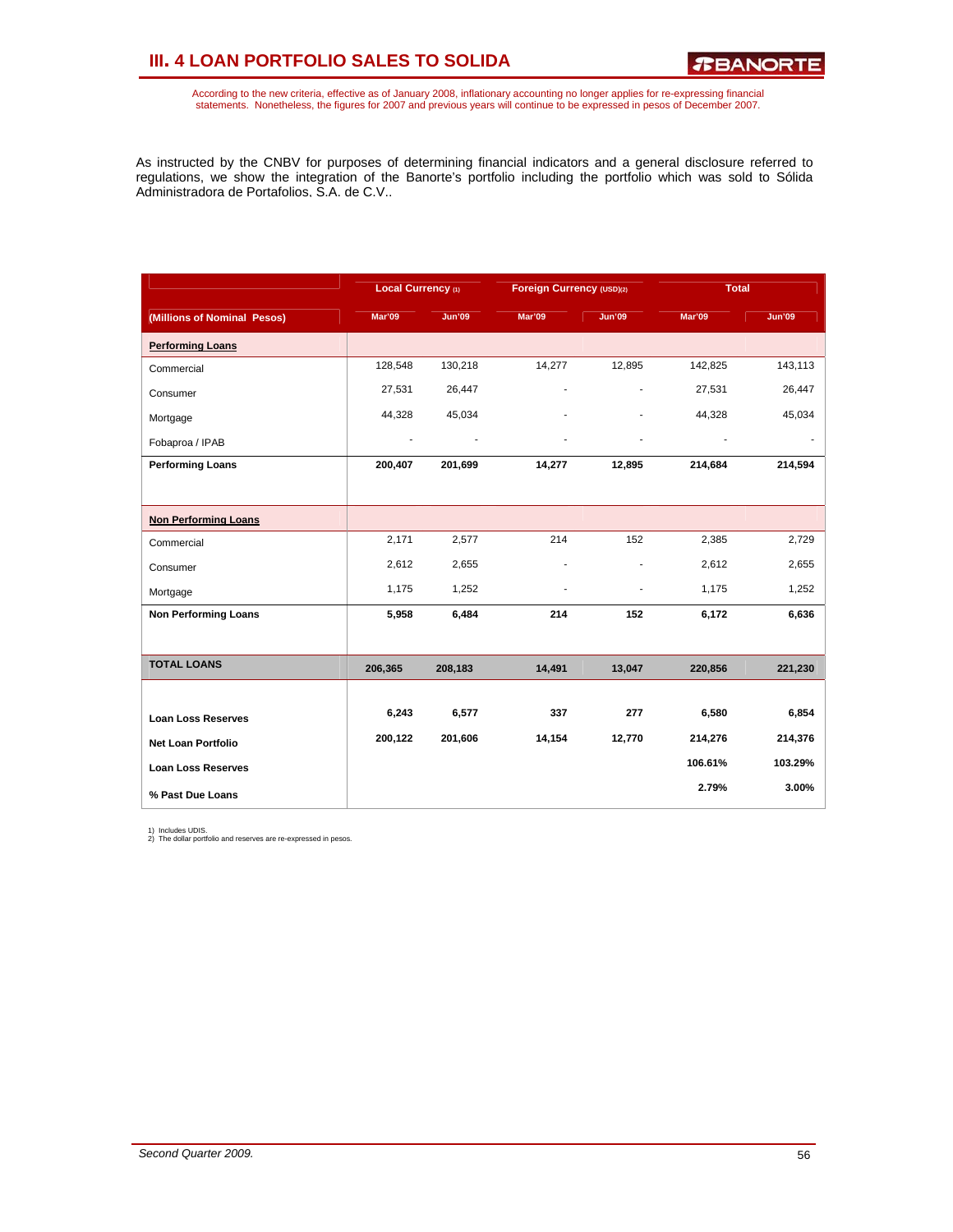# III. 4 LOAN PORTFOLIO SALES TO SOLIDA

According to the new criteria, effective as of January 2008, inflationary accounting no longer applies for re-expressing financial statements. Nonetheless, the figures for 2007 and previous years will continue to be expressed in pesos of December 2007.

As instructed by the CNBV for purposes of determining financial indicators and a general disclosure referred to regulations, we show the integration of the Banorte's portfolio including the portfolio which was sold to Sólida Administradora de Portafolios, S.A. de C.V..

| | Local Currency (1) | | Foreign Currency (USD)(2) | | Total | |
|---|---|---|---|---|---|---|
| (Millions of Nominal Pesos) | Mar'09 | Jun'09 | Mar'09 | Jun'09 | Mar'09 | Jun'09 |
| **Performing Loans** | | | | | | |
| Commercial | 128,548 | 130,218 | 14,277 | 12,895 | 142,825 | 143,113 |
| Consumer | 27,531 | 26,447 | - | - | 27,531 | 26,447 |
| Mortgage | 44,328 | 45,034 | - | - | 44,328 | 45,034 |
| Fobaproa / IPAB | - | - | - | - | - | - |
| **Performing Loans** | **200,407** | **201,699** | **14,277** | **12,895** | **214,684** | **214,594** |
| **Non Performing Loans** | | | | | | |
| Commercial | 2,171 | 2,577 | 214 | 152 | 2,385 | 2,729 |
| Consumer | 2,612 | 2,655 | - | - | 2,612 | 2,655 |
| Mortgage | 1,175 | 1,252 | - | - | 1,175 | 1,252 |
| **Non Performing Loans** | **5,958** | **6,484** | **214** | **152** | **6,172** | **6,636** |
| **TOTAL LOANS** | **206,365** | **208,183** | **14,491** | **13,047** | **220,856** | **221,230** |
| **Loan Loss Reserves** | **6,243** | **6,577** | **337** | **277** | **6,580** | **6,854** |
| **Net Loan Portfolio** | **200,122** | **201,606** | **14,154** | **12,770** | **214,276** | **214,376** |
| **Loan Loss Reserves** | | | | | **106.61%** | **103.29%** |
| **% Past Due Loans** | | | | | **2.79%** | **3.00%** |

1) Includes UDIS.
2) The dollar portfolio and reserves are re-expressed in pesos.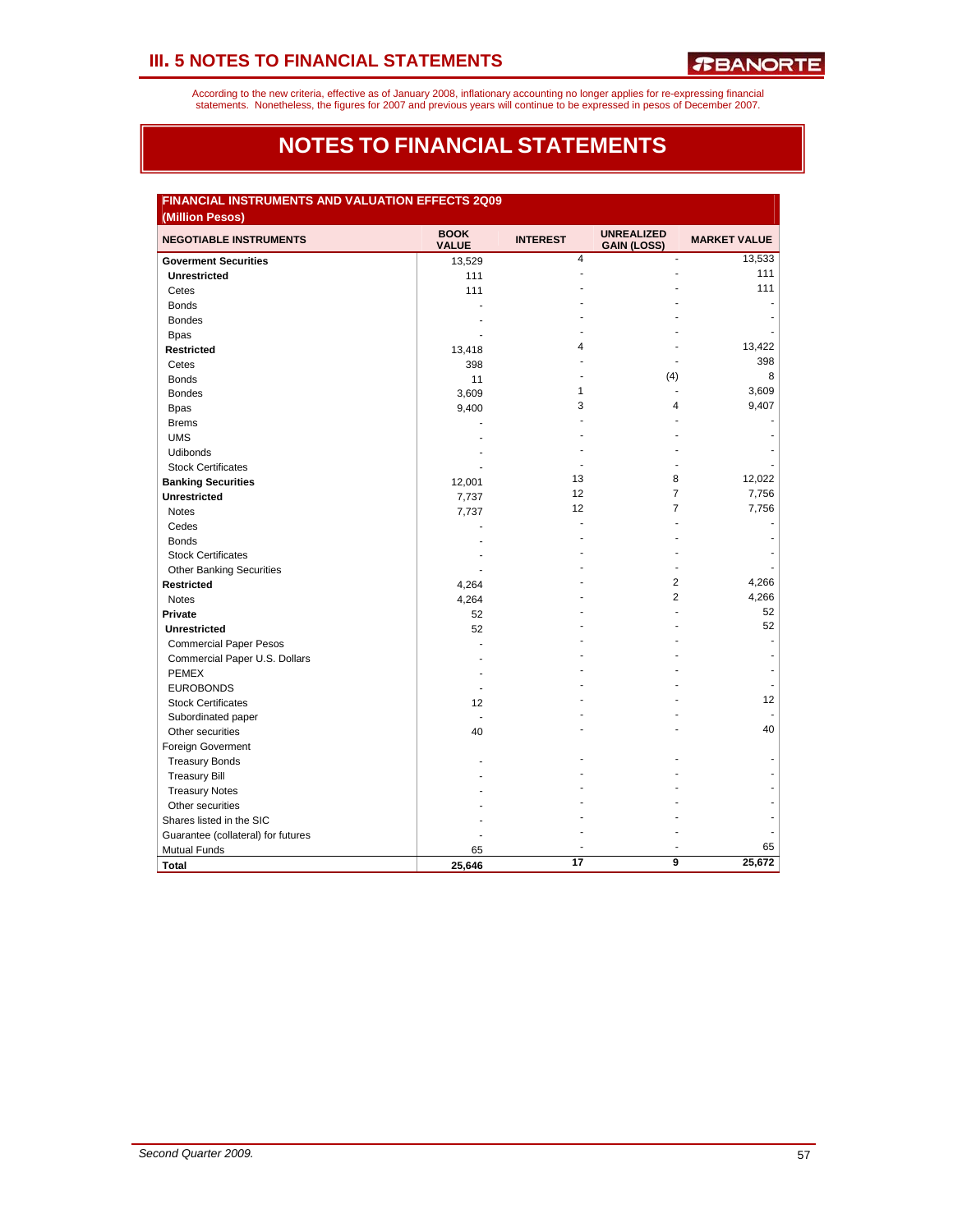According to the new criteria, effective as of January 2008, inflationary accounting no longer applies for re-expressing financial statements. Nonetheless, the figures for 2007 and previous years will continue to be expressed in pesos of December 2007.

# NOTES TO FINANCIAL STATEMENTS

## FINANCIAL INSTRUMENTS AND VALUATION EFFECTS 2Q09

(Million Pesos)

| NEGOTIABLE INSTRUMENTS | BOOK VALUE | INTEREST | UNREALIZED GAIN (LOSS) | MARKET VALUE |
|---|---|---|---|---|
| **Goverment Securities** | 13,529 | 4 | - | 13,533 |
| **Unrestricted** | 111 | - | - | 111 |
| Cetes | 111 | - | - | 111 |
| Bonds | - | - | - | - |
| Bondes | - | - | - | - |
| Bpas | - | - | - | - |
| **Restricted** | 13,418 | 4 | - | 13,422 |
| Cetes | 398 | - | - | 398 |
| Bonds | 11 | - | (4) | 8 |
| Bondes | 3,609 | 1 | - | 3,609 |
| Bpas | 9,400 | 3 | 4 | 9,407 |
| Brems | - | - | - | - |
| UMS | - | - | - | - |
| Udibonds | - | - | - | - |
| Stock Certificates | - | - | - | - |
| **Banking Securities** | 12,001 | 13 | 8 | 12,022 |
| **Unrestricted** | 7,737 | 12 | 7 | 7,756 |
| Notes | 7,737 | 12 | 7 | 7,756 |
| Cedes | - | - | - | - |
| Bonds | - | - | - | - |
| Stock Certificates | - | - | - | - |
| Other Banking Securities | - | - | - | - |
| **Restricted** | 4,264 | - | 2 | 4,266 |
| Notes | 4,264 | - | 2 | 4,266 |
| **Private** | 52 | - | - | 52 |
| **Unrestricted** | 52 | - | - | 52 |
| Commercial Paper Pesos | - | - | - | - |
| Commercial Paper U.S. Dollars | - | - | - | - |
| PEMEX | - | - | - | - |
| EUROBONDS | - | - | - | - |
| Stock Certificates | 12 | - | - | 12 |
| Subordinated paper | - | - | - | - |
| Other securities | 40 | - | - | 40 |
| Foreign Goverment | | | | |
| Treasury Bonds | - | - | - | - |
| Treasury Bill | - | - | - | - |
| Treasury Notes | - | - | - | - |
| Other securities | - | - | - | - |
| Shares listed in the SIC | - | - | - | - |
| Guarantee (collateral) for futures | - | - | - | - |
| Mutual Funds | 65 | - | - | 65 |
| **Total** | **25,646** | **17** | **9** | **25,672** |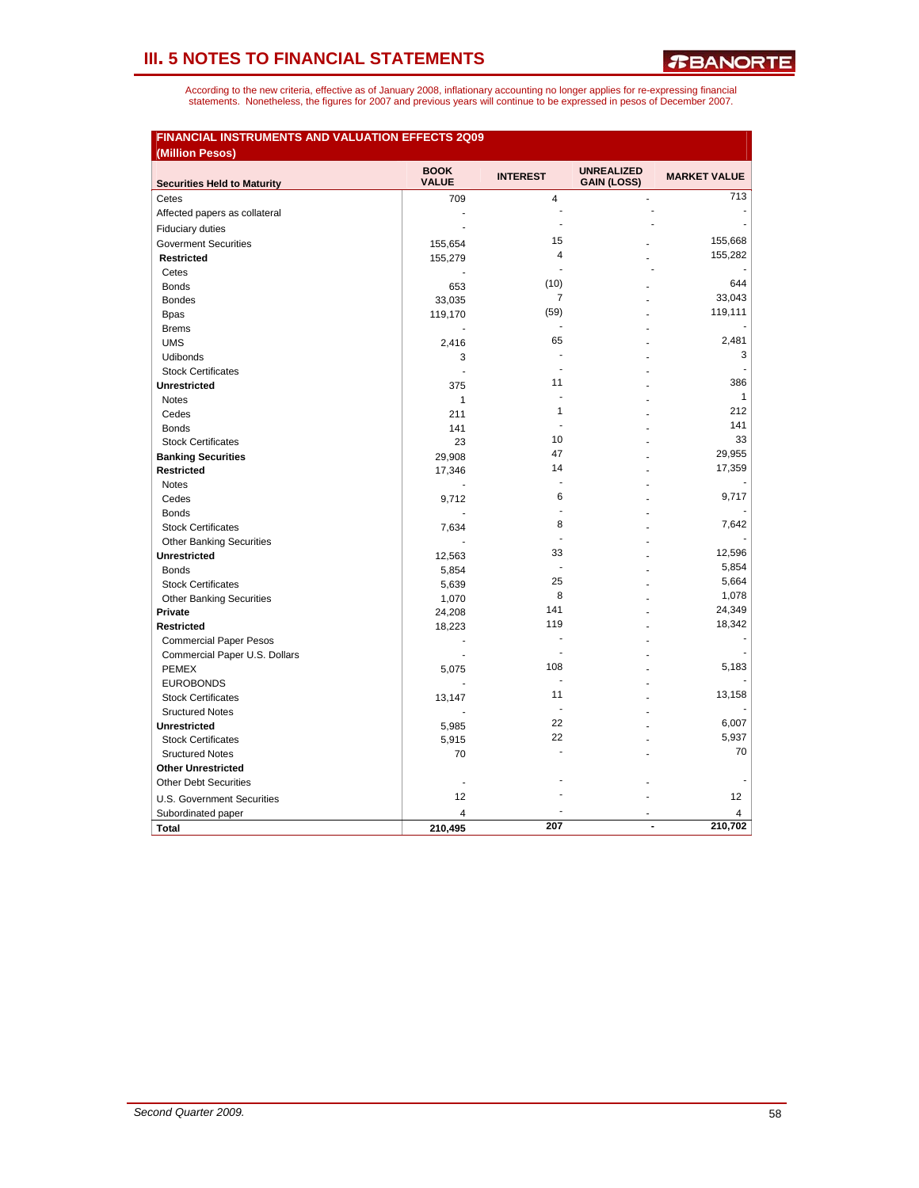## III. 5 NOTES TO FINANCIAL STATEMENTS

According to the new criteria, effective as of January 2008, inflationary accounting no longer applies for re-expressing financial statements. Nonetheless, the figures for 2007 and previous years will continue to be expressed in pesos of December 2007.

**FINANCIAL INSTRUMENTS AND VALUATION EFFECTS 2Q09**
**(Million Pesos)**

| Securities Held to Maturity | BOOK VALUE | INTEREST | UNREALIZED GAIN (LOSS) | MARKET VALUE |
|---|---|---|---|---|
| Cetes | 709 | 4 | - | 713 |
| Affected papers as collateral | - | - | - | - |
| Fiduciary duties | - | - | - | - |
| Goverment Securities | 155,654 | 15 | - | 155,668 |
| **Restricted** | 155,279 | 4 | - | 155,282 |
| Cetes | - | - | - | - |
| Bonds | 653 | (10) | - | 644 |
| Bondes | 33,035 | 7 | - | 33,043 |
| Bpas | 119,170 | (59) | - | 119,111 |
| Brems | - | - | - | - |
| UMS | 2,416 | 65 | - | 2,481 |
| Udibonds | 3 | - | - | 3 |
| Stock Certificates | - | - | - | - |
| **Unrestricted** | 375 | 11 | - | 386 |
| Notes | 1 | - | - | 1 |
| Cedes | 211 | 1 | - | 212 |
| Bonds | 141 | - | - | 141 |
| Stock Certificates | 23 | 10 | - | 33 |
| **Banking Securities** | 29,908 | 47 | - | 29,955 |
| **Restricted** | 17,346 | 14 | - | 17,359 |
| Notes | - | - | - | - |
| Cedes | 9,712 | 6 | - | 9,717 |
| Bonds | - | - | - | - |
| Stock Certificates | 7,634 | 8 | - | 7,642 |
| Other Banking Securities | - | - | - | - |
| **Unrestricted** | 12,563 | 33 | - | 12,596 |
| Bonds | 5,854 | - | - | 5,854 |
| Stock Certificates | 5,639 | 25 | - | 5,664 |
| Other Banking Securities | 1,070 | 8 | - | 1,078 |
| **Private** | 24,208 | 141 | - | 24,349 |
| **Restricted** | 18,223 | 119 | - | 18,342 |
| Commercial Paper Pesos | - | - | - | - |
| Commercial Paper U.S. Dollars | - | - | - | - |
| PEMEX | 5,075 | 108 | - | 5,183 |
| EUROBONDS | - | - | - | - |
| Stock Certificates | 13,147 | 11 | - | 13,158 |
| Sructured Notes | - | - | - | - |
| **Unrestricted** | 5,985 | 22 | - | 6,007 |
| Stock Certificates | 5,915 | 22 | - | 5,937 |
| Sructured Notes | 70 | - | - | 70 |
| **Other Unrestricted** | | | | |
| Other Debt Securities | - | - | - | - |
| U.S. Government Securities | 12 | - | - | 12 |
| Subordinated paper | 4 | - | - | 4 |
| **Total** | **210,495** | **207** | **-** | **210,702** |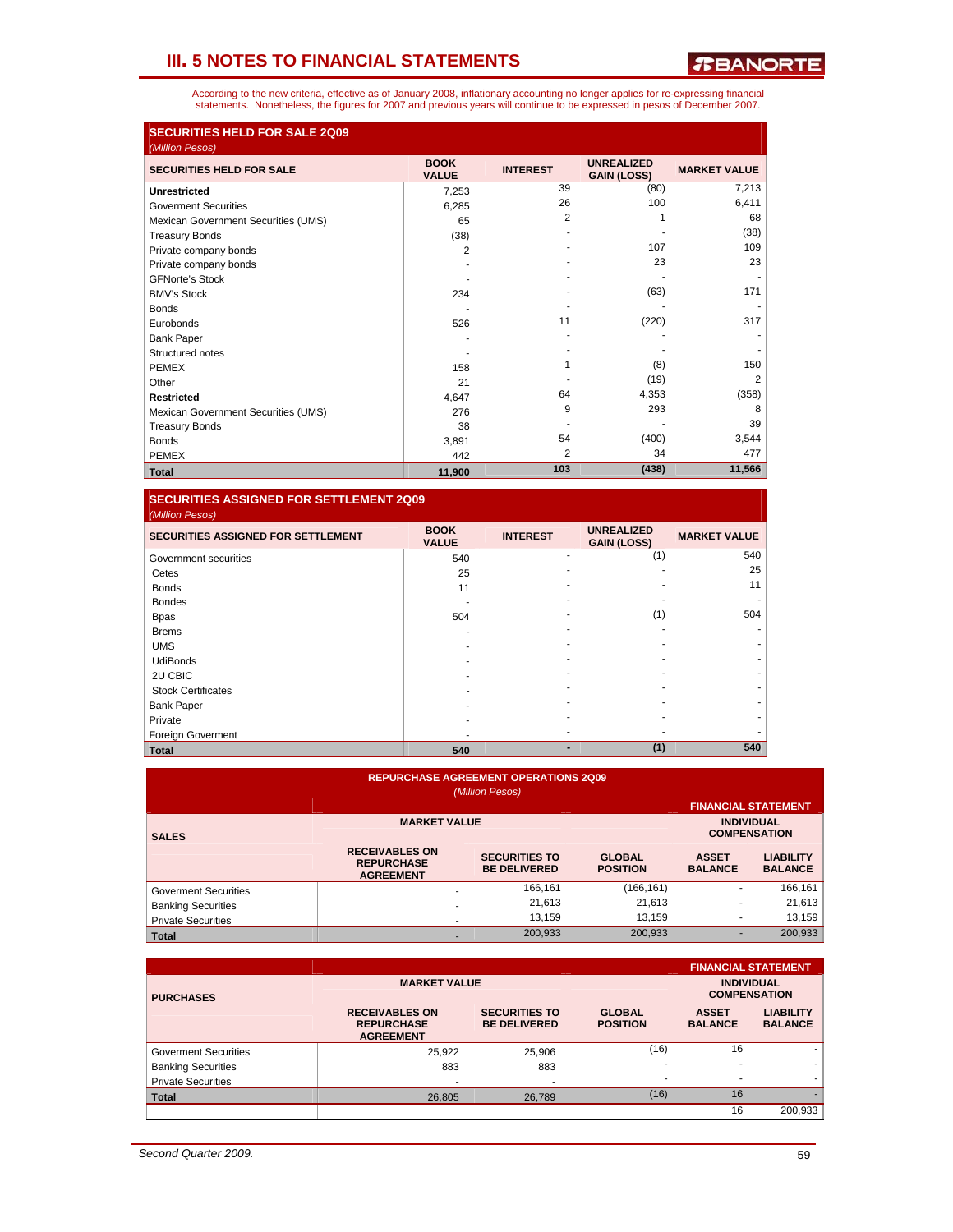## III. 5 NOTES TO FINANCIAL STATEMENTS

According to the new criteria, effective as of January 2008, inflationary accounting no longer applies for re-expressing financial statements. Nonetheless, the figures for 2007 and previous years will continue to be expressed in pesos of December 2007.

**SECURITIES HELD FOR SALE 2Q09**
*(Million Pesos)*

| SECURITIES HELD FOR SALE | BOOK VALUE | INTEREST | UNREALIZED GAIN (LOSS) | MARKET VALUE |
|---|---|---|---|---|
| **Unrestricted** | 7,253 | 39 | (80) | 7,213 |
| Goverment Securities | 6,285 | 26 | 100 | 6,411 |
| Mexican Government Securities (UMS) | 65 | 2 | 1 | 68 |
| Treasury Bonds | (38) | - | - | (38) |
| Private company bonds | 2 | - | 107 | 109 |
| Private company bonds | - | - | 23 | 23 |
| GFNorte's Stock | - | - | - | - |
| BMV's Stock | 234 | - | (63) | 171 |
| Bonds | - | - | - | - |
| Eurobonds | 526 | 11 | (220) | 317 |
| Bank Paper | - | - | - | - |
| Structured notes | - | - | - | - |
| PEMEX | 158 | 1 | (8) | 150 |
| Other | 21 | - | (19) | 2 |
| **Restricted** | 4,647 | 64 | 4,353 | (358) |
| Mexican Government Securities (UMS) | 276 | 9 | 293 | 8 |
| Treasury Bonds | 38 | - | - | 39 |
| Bonds | 3,891 | 54 | (400) | 3,544 |
| PEMEX | 442 | 2 | 34 | 477 |
| **Total** | **11,900** | **103** | **(438)** | **11,566** |

**SECURITIES ASSIGNED FOR SETTLEMENT 2Q09**
*(Million Pesos)*

| SECURITIES ASSIGNED FOR SETTLEMENT | BOOK VALUE | INTEREST | UNREALIZED GAIN (LOSS) | MARKET VALUE |
|---|---|---|---|---|
| Government securities | 540 | - | (1) | 540 |
| Cetes | 25 | - | - | 25 |
| Bonds | 11 | - | - | 11 |
| Bondes | - | - | - | - |
| Bpas | 504 | - | (1) | 504 |
| Brems | - | - | - | - |
| UMS | - | - | - | - |
| UdiBonds | - | - | - | - |
| 2U CBIC | - | - | - | - |
| Stock Certificates | - | - | - | - |
| Bank Paper | - | - | - | - |
| Private | - | - | - | - |
| Foreign Goverment | - | - | - | - |
| **Total** | **540** | **-** | **(1)** | **540** |

**REPURCHASE AGREEMENT OPERATIONS 2Q09**
*(Million Pesos)*

| SALES | MARKET VALUE | | | FINANCIAL STATEMENT INDIVIDUAL COMPENSATION | |
|---|---|---|---|---|---|
| | RECEIVABLES ON REPURCHASE AGREEMENT | SECURITIES TO BE DELIVERED | GLOBAL POSITION | ASSET BALANCE | LIABILITY BALANCE |
| Goverment Securities | - | 166,161 | (166,161) | - | 166,161 |
| Banking Securities | - | 21,613 | 21,613 | - | 21,613 |
| Private Securities | - | 13,159 | 13,159 | - | 13,159 |
| **Total** | - | 200,933 | 200,933 | - | 200,933 |

| PURCHASES | MARKET VALUE | | | FINANCIAL STATEMENT INDIVIDUAL COMPENSATION | |
|---|---|---|---|---|---|
| | RECEIVABLES ON REPURCHASE AGREEMENT | SECURITIES TO BE DELIVERED | GLOBAL POSITION | ASSET BALANCE | LIABILITY BALANCE |
| Goverment Securities | 25,922 | 25,906 | (16) | 16 | - |
| Banking Securities | 883 | 883 | - | - | - |
| Private Securities | - | - | - | - | - |
| **Total** | 26,805 | 26,789 | (16) | 16 | - |
| | | | | 16 | 200,933 |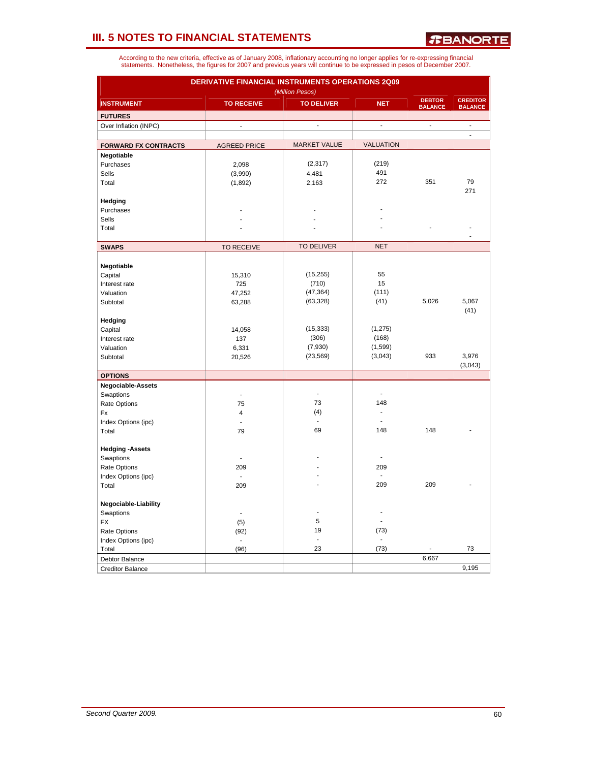According to the new criteria, effective as of January 2008, inflationary accounting no longer applies for re-expressing financial statements. Nonetheless, the figures for 2007 and previous years will continue to be expressed in pesos of December 2007.

**DERIVATIVE FINANCIAL INSTRUMENTS OPERATIONS 2Q09**

*(Million Pesos)*

| INSTRUMENT | TO RECEIVE | TO DELIVER | NET | DEBTOR BALANCE | CREDITOR BALANCE |
|---|---|---|---|---|---|
| **FUTURES** | | | | | |
| Over Inflation (INPC) | - | - | - | - | - |
| | | | | | - |
| **FORWARD FX CONTRACTS** | AGREED PRICE | MARKET VALUE | VALUATION | | |
| **Negotiable** | | | | | |
| Purchases | 2,098 | (2,317) | (219) | | |
| Sells | (3,990) | 4,481 | 491 | | |
| Total | (1,892) | 2,163 | 272 | 351 | 79 |
| | | | | | 271 |
| **Hedging** | | | | | |
| Purchases | - | - | - | | |
| Sells | - | - | - | | |
| Total | - | - | - | - | - |
| | | | | | - |
| **SWAPS** | TO RECEIVE | TO DELIVER | NET | | |
| **Negotiable** | | | | | |
| Capital | 15,310 | (15,255) | 55 | | |
| Interest rate | 725 | (710) | 15 | | |
| Valuation | 47,252 | (47,364) | (111) | | |
| Subtotal | 63,288 | (63,328) | (41) | 5,026 | 5,067 |
| | | | | | (41) |
| **Hedging** | | | | | |
| Capital | 14,058 | (15,333) | (1,275) | | |
| Interest rate | 137 | (306) | (168) | | |
| Valuation | 6,331 | (7,930) | (1,599) | | |
| Subtotal | 20,526 | (23,569) | (3,043) | 933 | 3,976 |
| | | | | | (3,043) |
| **OPTIONS** | | | | | |
| **Negociable-Assets** | | | | | |
| Swaptions | - | - | - | | |
| Rate Options | 75 | 73 | 148 | | |
| Fx | 4 | (4) | - | | |
| Index Options (ipc) | - | - | - | | |
| Total | 79 | 69 | 148 | 148 | - |
| **Hedging -Assets** | | | | | |
| Swaptions | - | - | - | | |
| Rate Options | 209 | - | 209 | | |
| Index Options (ipc) | - | - | - | | |
| Total | 209 | - | 209 | 209 | - |
| **Negociable-Liability** | | | | | |
| Swaptions | - | - | - | | |
| FX | (5) | 5 | - | | |
| Rate Options | (92) | 19 | (73) | | |
| Index Options (ipc) | - | - | - | | |
| Total | (96) | 23 | (73) | - | 73 |
| Debtor Balance | | | | 6,667 | |
| Creditor Balance | | | | | 9,195 |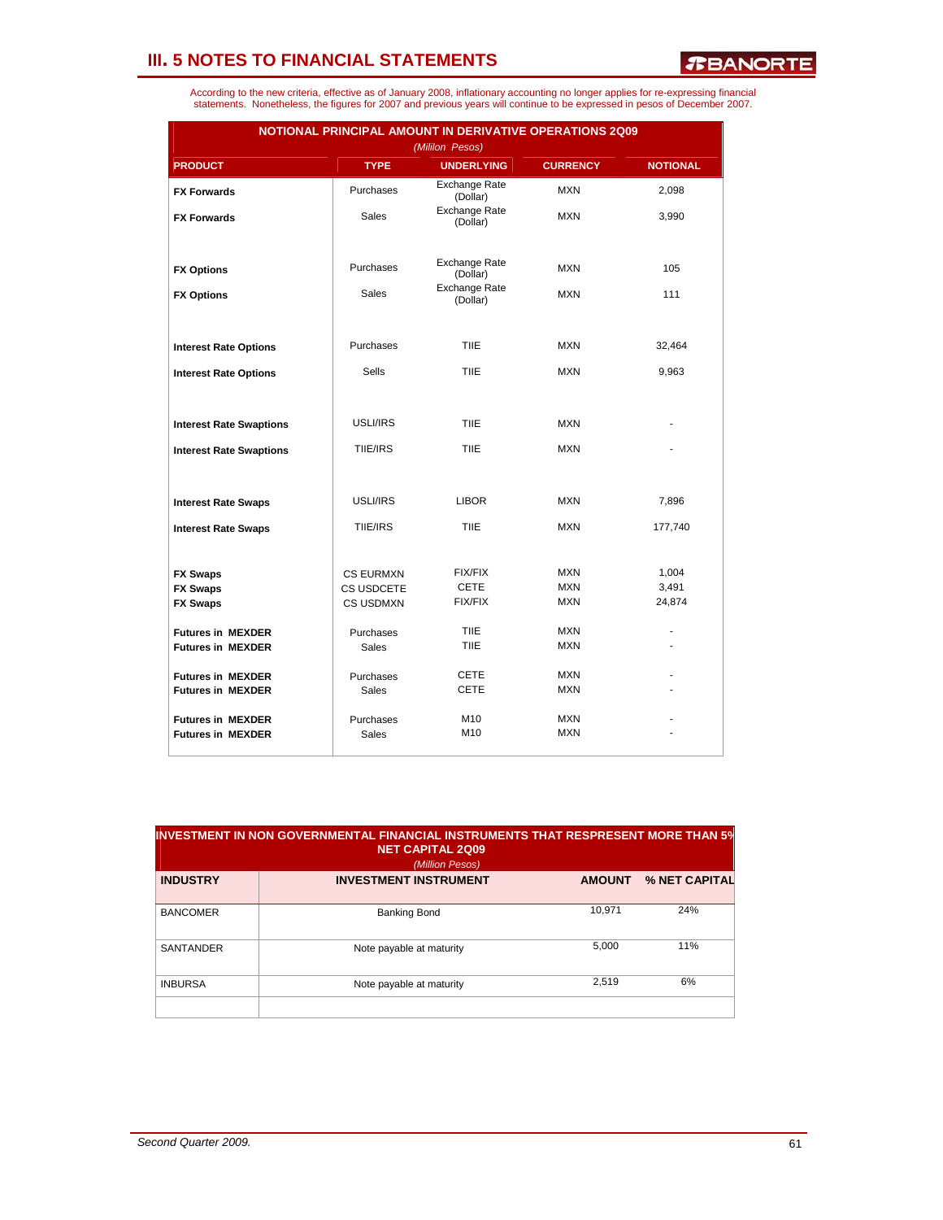# III. 5 NOTES TO FINANCIAL STATEMENTS

According to the new criteria, effective as of January 2008, inflationary accounting no longer applies for re-expressing financial statements. Nonetheless, the figures for 2007 and previous years will continue to be expressed in pesos of December 2007.

**NOTIONAL PRINCIPAL AMOUNT IN DERIVATIVE OPERATIONS 2Q09**
*(Millon Pesos)*

| PRODUCT | TYPE | UNDERLYING | CURRENCY | NOTIONAL |
|---|---|---|---|---|
| **FX Forwards** | Purchases | Exchange Rate (Dollar) | MXN | 2,098 |
| **FX Forwards** | Sales | Exchange Rate (Dollar) | MXN | 3,990 |
| **FX Options** | Purchases | Exchange Rate (Dollar) | MXN | 105 |
| **FX Options** | Sales | Exchange Rate (Dollar) | MXN | 111 |
| **Interest Rate Options** | Purchases | TIIE | MXN | 32,464 |
| **Interest Rate Options** | Sells | TIIE | MXN | 9,963 |
| **Interest Rate Swaptions** | USLI/IRS | TIIE | MXN | - |
| **Interest Rate Swaptions** | TIIE/IRS | TIIE | MXN | - |
| **Interest Rate Swaps** | USLI/IRS | LIBOR | MXN | 7,896 |
| **Interest Rate Swaps** | TIIE/IRS | TIIE | MXN | 177,740 |
| **FX Swaps** | CS EURMXN | FIX/FIX | MXN | 1,004 |
| **FX Swaps** | CS USDCETE | CETE | MXN | 3,491 |
| **FX Swaps** | CS USDMXN | FIX/FIX | MXN | 24,874 |
| **Futures in MEXDER** | Purchases | TIIE | MXN | - |
| **Futures in MEXDER** | Sales | TIIE | MXN | - |
| **Futures in MEXDER** | Purchases | CETE | MXN | - |
| **Futures in MEXDER** | Sales | CETE | MXN | - |
| **Futures in MEXDER** | Purchases | M10 | MXN | - |
| **Futures in MEXDER** | Sales | M10 | MXN | - |

**INVESTMENT IN NON GOVERNMENTAL FINANCIAL INSTRUMENTS THAT RESPRESENT MORE THAN 5% NET CAPITAL 2Q09**
*(Million Pesos)*

| INDUSTRY | INVESTMENT INSTRUMENT | AMOUNT | % NET CAPITAL |
|---|---|---|---|
| BANCOMER | Banking Bond | 10,971 | 24% |
| SANTANDER | Note payable at maturity | 5,000 | 11% |
| INBURSA | Note payable at maturity | 2,519 | 6% |

*Second Quarter 2009.*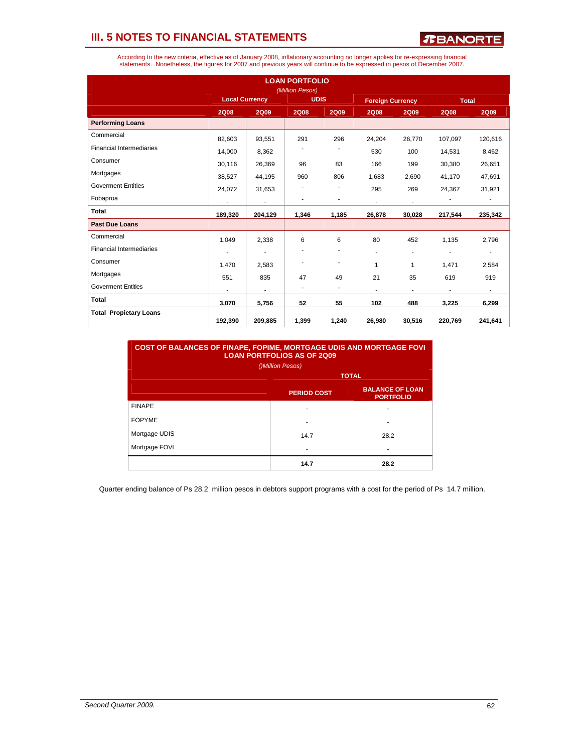# III. 5 NOTES TO FINANCIAL STATEMENTS

According to the new criteria, effective as of January 2008, inflationary accounting no longer applies for re-expressing financial statements. Nonetheless, the figures for 2007 and previous years will continue to be expressed in pesos of December 2007.

**LOAN PORTFOLIO**
*(Million Pesos)*

| | Local Currency | | UDIS | | Foreign Currency | | Total | |
|---|---|---|---|---|---|---|---|---|
| | 2Q08 | 2Q09 | 2Q08 | 2Q09 | 2Q08 | 2Q09 | 2Q08 | 2Q09 |
| **Performing Loans** | | | | | | | | |
| Commercial | 82,603 | 93,551 | 291 | 296 | 24,204 | 26,770 | 107,097 | 120,616 |
| Financial Intermediaries | 14,000 | 8,362 | - | - | 530 | 100 | 14,531 | 8,462 |
| Consumer | 30,116 | 26,369 | 96 | 83 | 166 | 199 | 30,380 | 26,651 |
| Mortgages | 38,527 | 44,195 | 960 | 806 | 1,683 | 2,690 | 41,170 | 47,691 |
| Goverment Entities | 24,072 | 31,653 | - | - | 295 | 269 | 24,367 | 31,921 |
| Fobaproa | - | - | - | - | - | - | - | - |
| **Total** | **189,320** | **204,129** | **1,346** | **1,185** | **26,878** | **30,028** | **217,544** | **235,342** |
| **Past Due Loans** | | | | | | | | |
| Commercial | 1,049 | 2,338 | 6 | 6 | 80 | 452 | 1,135 | 2,796 |
| Financial Intermediaries | - | - | - | - | - | - | - | - |
| Consumer | 1,470 | 2,583 | - | - | 1 | 1 | 1,471 | 2,584 |
| Mortgages | 551 | 835 | 47 | 49 | 21 | 35 | 619 | 919 |
| Goverment Entities | - | - | - | - | - | - | - | - |
| **Total** | **3,070** | **5,756** | **52** | **55** | **102** | **488** | **3,225** | **6,299** |
| **Total Propietary Loans** | **192,390** | **209,885** | **1,399** | **1,240** | **26,980** | **30,516** | **220,769** | **241,641** |

**COST OF BALANCES OF FINAPE, FOPIME, MORTGAGE UDIS AND MORTGAGE FOVI LOAN PORTFOLIOS AS OF 2Q09**
*()Million Pesos)*

| | TOTAL | |
|---|---|---|
| | PERIOD COST | BALANCE OF LOAN PORTFOLIO |
| FINAPE | - | - |
| FOPYME | - | - |
| Mortgage UDIS | 14.7 | 28.2 |
| Mortgage FOVI | - | - |
| | **14.7** | **28.2** |

Quarter ending balance of Ps 28.2 million pesos in debtors support programs with a cost for the period of Ps 14.7 million.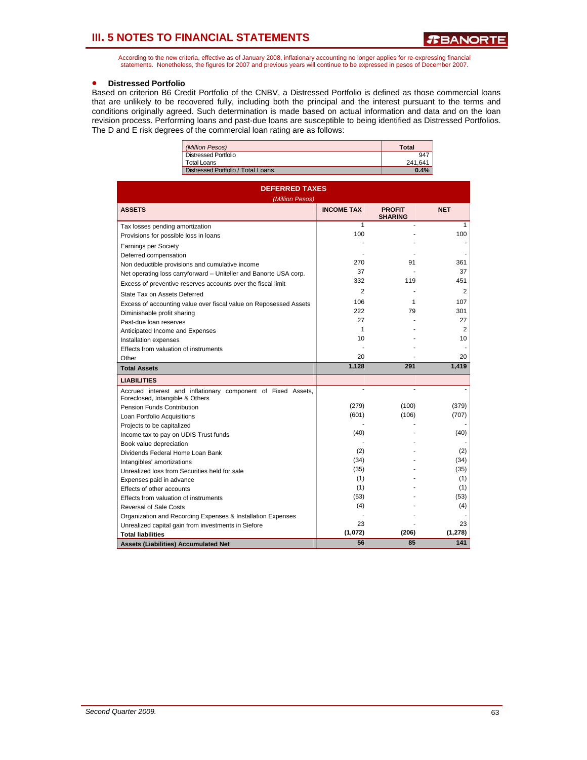# III. 5 NOTES TO FINANCIAL STATEMENTS

According to the new criteria, effective as of January 2008, inflationary accounting no longer applies for re-expressing financial statements. Nonetheless, the figures for 2007 and previous years will continue to be expressed in pesos of December 2007.

- **Distressed Portfolio**

Based on criterion B6 Credit Portfolio of the CNBV, a Distressed Portfolio is defined as those commercial loans that are unlikely to be recovered fully, including both the principal and the interest pursuant to the terms and conditions originally agreed. Such determination is made based on actual information and data and on the loan revision process. Performing loans and past-due loans are susceptible to being identified as Distressed Portfolios. The D and E risk degrees of the commercial loan rating are as follows:

| *(Million Pesos)* | **Total** |
|---|---|
| Distressed Portfolio | 947 |
| Total Loans | 241,641 |
| Distressed Portfolio / Total Loans | **0.4%** |

**DEFERRED TAXES**

*(Million Pesos)*

| **ASSETS** | **INCOME TAX** | **PROFIT SHARING** | **NET** |
|---|---|---|---|
| Tax losses pending amortization | 1 | - | 1 |
| Provisions for possible loss in loans | 100 | - | 100 |
| Earnings per Society | - | - | - |
| Deferred compensation | - | - | - |
| Non deductible provisions and cumulative income | 270 | 91 | 361 |
| Net operating loss carryforward – Uniteller and Banorte USA corp. | 37 | - | 37 |
| Excess of preventive reserves accounts over the fiscal limit | 332 | 119 | 451 |
| State Tax on Assets Deferred | 2 | - | 2 |
| Excess of accounting value over fiscal value on Reposessed Assets | 106 | 1 | 107 |
| Diminishable profit sharing | 222 | 79 | 301 |
| Past-due loan reserves | 27 | - | 27 |
| Anticipated Income and Expenses | 1 | - | 2 |
| Installation expenses | 10 | - | 10 |
| Effects from valuation of instruments | - | - | - |
| Other | 20 | - | 20 |
| **Total Assets** | **1,128** | **291** | **1,419** |
| **LIABILITIES** | | | |
| Accrued interest and inflationary component of Fixed Assets, Foreclosed, Intangible & Others | - | - | - |
| Pension Funds Contribution | (279) | (100) | (379) |
| Loan Portfolio Acquisitions | (601) | (106) | (707) |
| Projects to be capitalized | - | - | - |
| Income tax to pay on UDIS Trust funds | (40) | - | (40) |
| Book value depreciation | - | - | - |
| Dividends Federal Home Loan Bank | (2) | - | (2) |
| Intangibles' amortizations | (34) | - | (34) |
| Unrealized loss from Securities held for sale | (35) | - | (35) |
| Expenses paid in advance | (1) | - | (1) |
| Effects of other accounts | (1) | - | (1) |
| Effects from valuation of instruments | (53) | - | (53) |
| Reversal of Sale Costs | (4) | - | (4) |
| Organization and Recording Expenses & Installation Expenses | - | - | - |
| Unrealized capital gain from investments in Siefore | 23 | - | 23 |
| **Total liabilities** | **(1,072)** | **(206)** | **(1,278)** |
| **Assets (Liabilities) Accumulated Net** | **56** | **85** | **141** |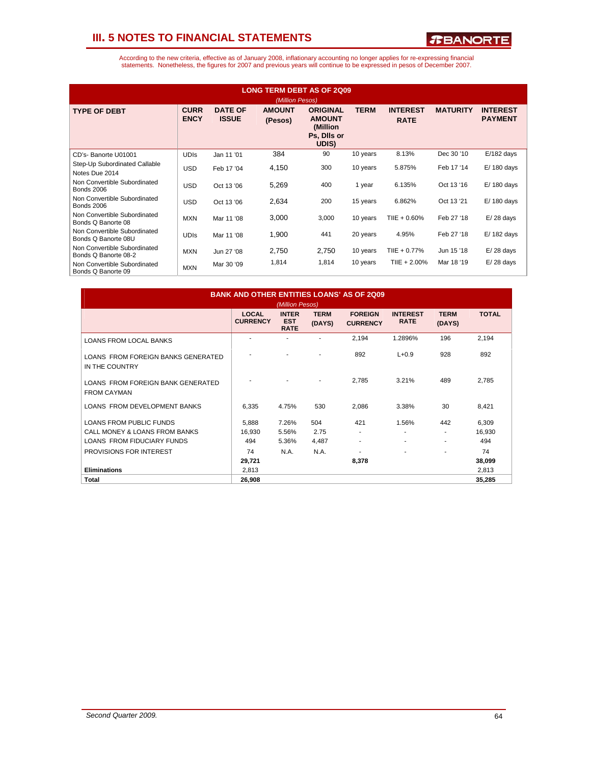# III. 5 NOTES TO FINANCIAL STATEMENTS

According to the new criteria, effective as of January 2008, inflationary accounting no longer applies for re-expressing financial statements. Nonetheless, the figures for 2007 and previous years will continue to be expressed in pesos of December 2007.

**LONG TERM DEBT AS OF 2Q09**

*(Million Pesos)*

| TYPE OF DEBT | CURRENCY | DATE OF ISSUE | AMOUNT (Pesos) | ORIGINAL AMOUNT (Million Ps, Dlls or UDIS) | TERM | INTEREST RATE | MATURITY | INTEREST PAYMENT |
|---|---|---|---|---|---|---|---|---|
| CD's- Banorte U01001 | UDIs | Jan 11 '01 | 384 | 90 | 10 years | 8.13% | Dec 30 '10 | E/182 days |
| Step-Up Subordinated Callable Notes Due 2014 | USD | Feb 17 '04 | 4,150 | 300 | 10 years | 5.875% | Feb 17 '14 | E/ 180 days |
| Non Convertible Subordinated Bonds 2006 | USD | Oct 13 '06 | 5,269 | 400 | 1 year | 6.135% | Oct 13 '16 | E/ 180 days |
| Non Convertible Subordinated Bonds 2006 | USD | Oct 13 '06 | 2,634 | 200 | 15 years | 6.862% | Oct 13 '21 | E/ 180 days |
| Non Convertible Subordinated Bonds Q Banorte 08 | MXN | Mar 11 '08 | 3,000 | 3,000 | 10 years | TIIE + 0.60% | Feb 27 '18 | E/ 28 days |
| Non Convertible Subordinated Bonds Q Banorte 08U | UDIs | Mar 11 '08 | 1,900 | 441 | 20 years | 4.95% | Feb 27 '18 | E/ 182 days |
| Non Convertible Subordinated Bonds Q Banorte 08-2 | MXN | Jun 27 '08 | 2,750 | 2,750 | 10 years | TIIE + 0.77% | Jun 15 '18 | E/ 28 days |
| Non Convertible Subordinated Bonds Q Banorte 09 | MXN | Mar 30 '09 | 1,814 | 1,814 | 10 years | TIIE + 2.00% | Mar 18 '19 | E/ 28 days |

**BANK AND OTHER ENTITIES LOANS' AS OF 2Q09**

*(Million Pesos)*

| | LOCAL CURRENCY | INTEREST RATE | TERM (DAYS) | FOREIGN CURRENCY | INTEREST RATE | TERM (DAYS) | TOTAL |
|---|---|---|---|---|---|---|---|
| LOANS FROM LOCAL BANKS | - | - | - | 2,194 | 1.2896% | 196 | 2,194 |
| LOANS FROM FOREIGN BANKS GENERATED IN THE COUNTRY | - | - | - | 892 | L+0.9 | 928 | 892 |
| LOANS FROM FOREIGN BANK GENERATED FROM CAYMAN | - | - | - | 2,785 | 3.21% | 489 | 2,785 |
| LOANS FROM DEVELOPMENT BANKS | 6,335 | 4.75% | 530 | 2,086 | 3.38% | 30 | 8,421 |
| LOANS FROM PUBLIC FUNDS | 5,888 | 7.26% | 504 | 421 | 1.56% | 442 | 6,309 |
| CALL MONEY & LOANS FROM BANKS | 16,930 | 5.56% | 2.75 | - | - | - | 16,930 |
| LOANS FROM FIDUCIARY FUNDS | 494 | 5.36% | 4,487 | - | - | - | 494 |
| PROVISIONS FOR INTEREST | 74 | N.A. | N.A. | - | - | - | 74 |
| | **29,721** | | | **8,378** | | | **38,099** |
| **Eliminations** | 2,813 | | | | | | 2,813 |
| **Total** | **26,908** | | | | | | **35,285** |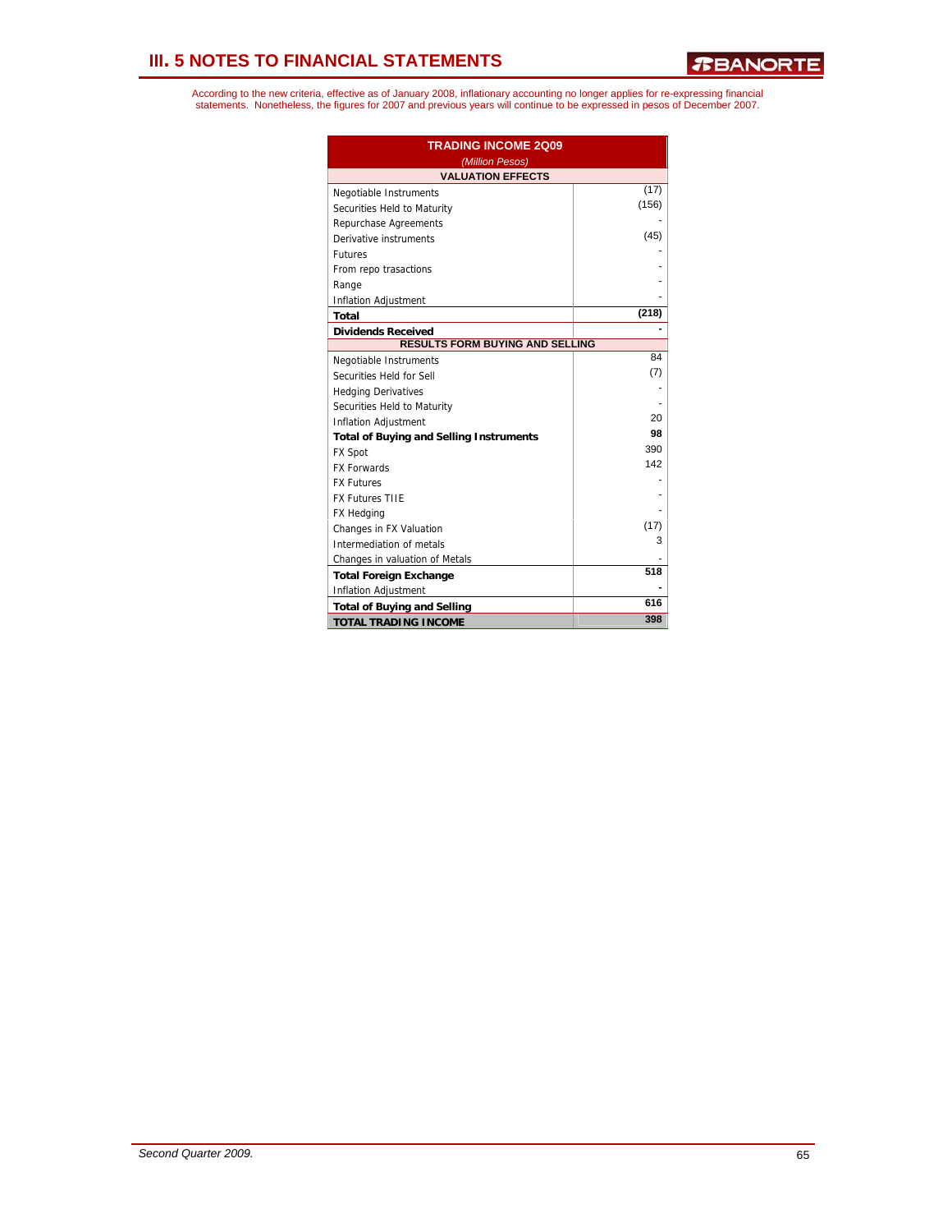# III. 5 NOTES TO FINANCIAL STATEMENTS

According to the new criteria, effective as of January 2008, inflationary accounting no longer applies for re-expressing financial statements. Nonetheless, the figures for 2007 and previous years will continue to be expressed in pesos of December 2007.

| TRADING INCOME 2Q09 | |
|---|---|
| *(Million Pesos)* | |
| **VALUATION EFFECTS** | |
| Negotiable Instruments | (17) |
| Securities Held to Maturity | (156) |
| Repurchase Agreements | - |
| Derivative instruments | (45) |
| Futures | - |
| From repo trasactions | - |
| Range | - |
| Inflation Adjustment | - |
| **Total** | **(218)** |
| **Dividends Received** | **-** |
| **RESULTS FORM BUYING AND SELLING** | |
| Negotiable Instruments | 84 |
| Securities Held for Sell | (7) |
| Hedging Derivatives | - |
| Securities Held to Maturity | - |
| Inflation Adjustment | 20 |
| **Total of Buying and Selling Instruments** | **98** |
| FX Spot | 390 |
| FX Forwards | 142 |
| FX Futures | - |
| FX Futures TIIE | - |
| FX Hedging | - |
| Changes in FX Valuation | (17) |
| Intermediation of metals | 3 |
| Changes in valuation of Metals | - |
| **Total Foreign Exchange** | **518** |
| Inflation Adjustment | - |
| **Total of Buying and Selling** | **616** |
| **TOTAL TRADING INCOME** | **398** |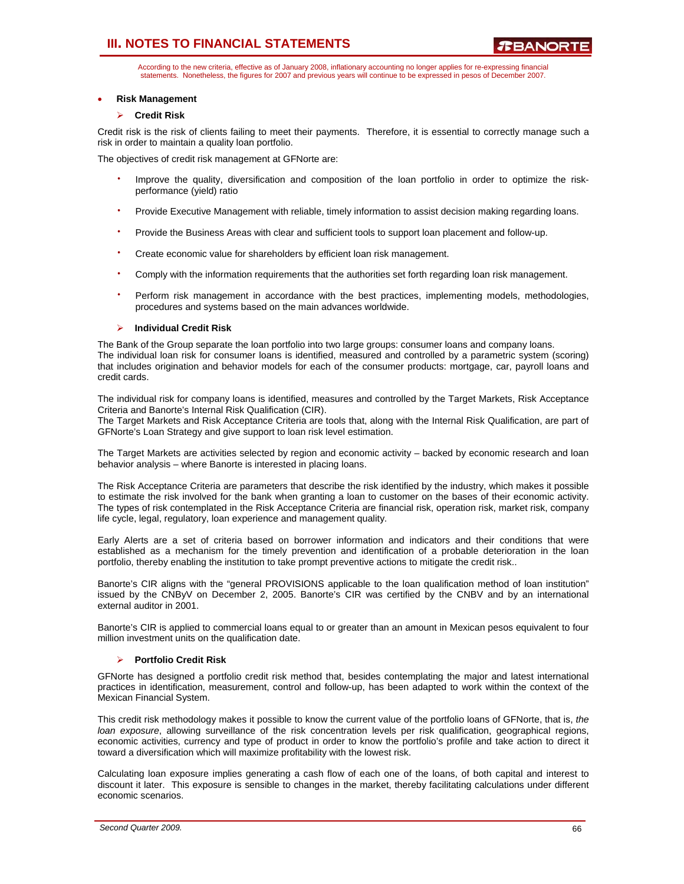According to the new criteria, effective as of January 2008, inflationary accounting no longer applies for re-expressing financial statements. Nonetheless, the figures for 2007 and previous years will continue to be expressed in pesos of December 2007.

- **Risk Management**

  - **Credit Risk**

Credit risk is the risk of clients failing to meet their payments. Therefore, it is essential to correctly manage such a risk in order to maintain a quality loan portfolio.

The objectives of credit risk management at GFNorte are:

- Improve the quality, diversification and composition of the loan portfolio in order to optimize the risk-performance (yield) ratio
- Provide Executive Management with reliable, timely information to assist decision making regarding loans.
- Provide the Business Areas with clear and sufficient tools to support loan placement and follow-up.
- Create economic value for shareholders by efficient loan risk management.
- Comply with the information requirements that the authorities set forth regarding loan risk management.
- Perform risk management in accordance with the best practices, implementing models, methodologies, procedures and systems based on the main advances worldwide.

  - **Individual Credit Risk**

The Bank of the Group separate the loan portfolio into two large groups: consumer loans and company loans.
The individual loan risk for consumer loans is identified, measured and controlled by a parametric system (scoring) that includes origination and behavior models for each of the consumer products: mortgage, car, payroll loans and credit cards.

The individual risk for company loans is identified, measures and controlled by the Target Markets, Risk Acceptance Criteria and Banorte's Internal Risk Qualification (CIR).
The Target Markets and Risk Acceptance Criteria are tools that, along with the Internal Risk Qualification, are part of GFNorte's Loan Strategy and give support to loan risk level estimation.

The Target Markets are activities selected by region and economic activity – backed by economic research and loan behavior analysis – where Banorte is interested in placing loans.

The Risk Acceptance Criteria are parameters that describe the risk identified by the industry, which makes it possible to estimate the risk involved for the bank when granting a loan to customer on the bases of their economic activity. The types of risk contemplated in the Risk Acceptance Criteria are financial risk, operation risk, market risk, company life cycle, legal, regulatory, loan experience and management quality.

Early Alerts are a set of criteria based on borrower information and indicators and their conditions that were established as a mechanism for the timely prevention and identification of a probable deterioration in the loan portfolio, thereby enabling the institution to take prompt preventive actions to mitigate the credit risk..

Banorte's CIR aligns with the "general PROVISIONS applicable to the loan qualification method of loan institution" issued by the CNByV on December 2, 2005. Banorte's CIR was certified by the CNBV and by an international external auditor in 2001.

Banorte's CIR is applied to commercial loans equal to or greater than an amount in Mexican pesos equivalent to four million investment units on the qualification date.

  - **Portfolio Credit Risk**

GFNorte has designed a portfolio credit risk method that, besides contemplating the major and latest international practices in identification, measurement, control and follow-up, has been adapted to work within the context of the Mexican Financial System.

This credit risk methodology makes it possible to know the current value of the portfolio loans of GFNorte, that is, *the loan exposure*, allowing surveillance of the risk concentration levels per risk qualification, geographical regions, economic activities, currency and type of product in order to know the portfolio's profile and take action to direct it toward a diversification which will maximize profitability with the lowest risk.

Calculating loan exposure implies generating a cash flow of each one of the loans, of both capital and interest to discount it later. This exposure is sensible to changes in the market, thereby facilitating calculations under different economic scenarios.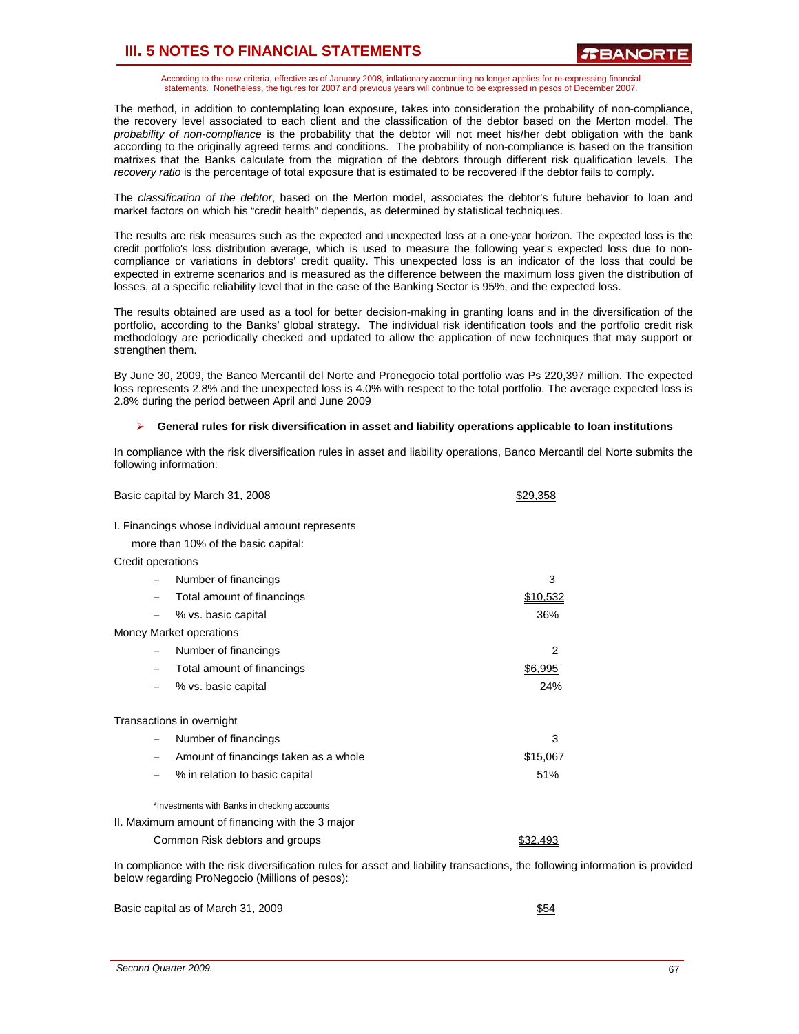According to the new criteria, effective as of January 2008, inflationary accounting no longer applies for re-expressing financial statements. Nonetheless, the figures for 2007 and previous years will continue to be expressed in pesos of December 2007.

The method, in addition to contemplating loan exposure, takes into consideration the probability of non-compliance, the recovery level associated to each client and the classification of the debtor based on the Merton model. The *probability of non-compliance* is the probability that the debtor will not meet his/her debt obligation with the bank according to the originally agreed terms and conditions. The probability of non-compliance is based on the transition matrixes that the Banks calculate from the migration of the debtors through different risk qualification levels. The *recovery ratio* is the percentage of total exposure that is estimated to be recovered if the debtor fails to comply.

The *classification of the debtor*, based on the Merton model, associates the debtor's future behavior to loan and market factors on which his "credit health" depends, as determined by statistical techniques.

The results are risk measures such as the expected and unexpected loss at a one-year horizon. The expected loss is the credit portfolio's loss distribution average, which is used to measure the following year's expected loss due to non-compliance or variations in debtors' credit quality. This unexpected loss is an indicator of the loss that could be expected in extreme scenarios and is measured as the difference between the maximum loss given the distribution of losses, at a specific reliability level that in the case of the Banking Sector is 95%, and the expected loss.

The results obtained are used as a tool for better decision-making in granting loans and in the diversification of the portfolio, according to the Banks' global strategy. The individual risk identification tools and the portfolio credit risk methodology are periodically checked and updated to allow the application of new techniques that may support or strengthen them.

By June 30, 2009, the Banco Mercantil del Norte and Pronegocio total portfolio was Ps 220,397 million. The expected loss represents 2.8% and the unexpected loss is 4.0% with respect to the total portfolio. The average expected loss is 2.8% during the period between April and June 2009

- **General rules for risk diversification in asset and liability operations applicable to loan institutions**

In compliance with the risk diversification rules in asset and liability operations, Banco Mercantil del Norte submits the following information:

| | |
|---|---|
| Basic capital by March 31, 2008 | $29,358 |
| I. Financings whose individual amount represents more than 10% of the basic capital: | |
| Credit operations | |
| – Number of financings | 3 |
| – Total amount of financings | $10,532 |
| – % vs. basic capital | 36% |
| Money Market operations | |
| – Number of financings | 2 |
| – Total amount of financings | $6,995 |
| – % vs. basic capital | 24% |
| Transactions in overnight | |
| – Number of financings | 3 |
| – Amount of financings taken as a whole | $15,067 |
| – % in relation to basic capital | 51% |
| *Investments with Banks in checking accounts | |
| II. Maximum amount of financing with the 3 major Common Risk debtors and groups | $32,493 |

In compliance with the risk diversification rules for asset and liability transactions, the following information is provided below regarding ProNegocio (Millions of pesos):

| | |
|---|---|
| Basic capital as of March 31, 2009 | $54 |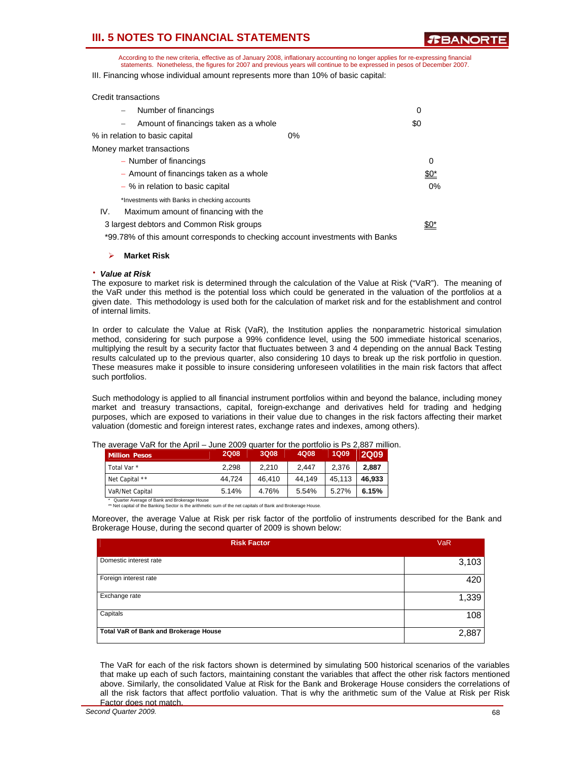According to the new criteria, effective as of January 2008, inflationary accounting no longer applies for re-expressing financial statements. Nonetheless, the figures for 2007 and previous years will continue to be expressed in pesos of December 2007.

III. Financing whose individual amount represents more than 10% of basic capital:

Credit transactions

- Number of financings 0
- Amount of financings taken as a whole $0

% in relation to basic capital 0%

Money market transactions

- Number of financings 0
- Amount of financings taken as a whole $0*
- % in relation to basic capital 0%

*Investments with Banks in checking accounts

IV. Maximum amount of financing with the 3 largest debtors and Common Risk groups $0*

*99.78% of this amount corresponds to checking account investments with Banks

- **Market Risk**

**• *Value at Risk***

The exposure to market risk is determined through the calculation of the Value at Risk ("VaR"). The meaning of the VaR under this method is the potential loss which could be generated in the valuation of the portfolios at a given date. This methodology is used both for the calculation of market risk and for the establishment and control of internal limits.

In order to calculate the Value at Risk (VaR), the Institution applies the nonparametric historical simulation method, considering for such purpose a 99% confidence level, using the 500 immediate historical scenarios, multiplying the result by a security factor that fluctuates between 3 and 4 depending on the annual Back Testing results calculated up to the previous quarter, also considering 10 days to break up the risk portfolio in question. These measures make it possible to insure considering unforeseen volatilities in the main risk factors that affect such portfolios.

Such methodology is applied to all financial instrument portfolios within and beyond the balance, including money market and treasury transactions, capital, foreign-exchange and derivatives held for trading and hedging purposes, which are exposed to variations in their value due to changes in the risk factors affecting their market valuation (domestic and foreign interest rates, exchange rates and indexes, among others).

The average VaR for the April – June 2009 quarter for the portfolio is Ps 2,887 million.

| Million Pesos | 2Q08 | 3Q08 | 4Q08 | 1Q09 | 2Q09 |
|---|---|---|---|---|---|
| Total Var * | 2,298 | 2,210 | 2,447 | 2,376 | **2,887** |
| Net Capital ** | 44,724 | 46,410 | 44,149 | 45,113 | **46,933** |
| VaR/Net Capital | 5.14% | 4.76% | 5.54% | 5.27% | **6.15%** |

\* Quarter Average of Bank and Brokerage House
\*\* Net capital of the Banking Sector is the arithmetic sum of the net capitals of Bank and Brokerage House.

Moreover, the average Value at Risk per risk factor of the portfolio of instruments described for the Bank and Brokerage House, during the second quarter of 2009 is shown below:

| Risk Factor | VaR |
|---|---|
| Domestic interest rate | 3,103 |
| Foreign interest rate | 420 |
| Exchange rate | 1,339 |
| Capitals | 108 |
| **Total VaR of Bank and Brokerage House** | 2,887 |

The VaR for each of the risk factors shown is determined by simulating 500 historical scenarios of the variables that make up each of such factors, maintaining constant the variables that affect the other risk factors mentioned above. Similarly, the consolidated Value at Risk for the Bank and Brokerage House considers the correlations of all the risk factors that affect portfolio valuation. That is why the arithmetic sum of the Value at Risk per Risk Factor does not match.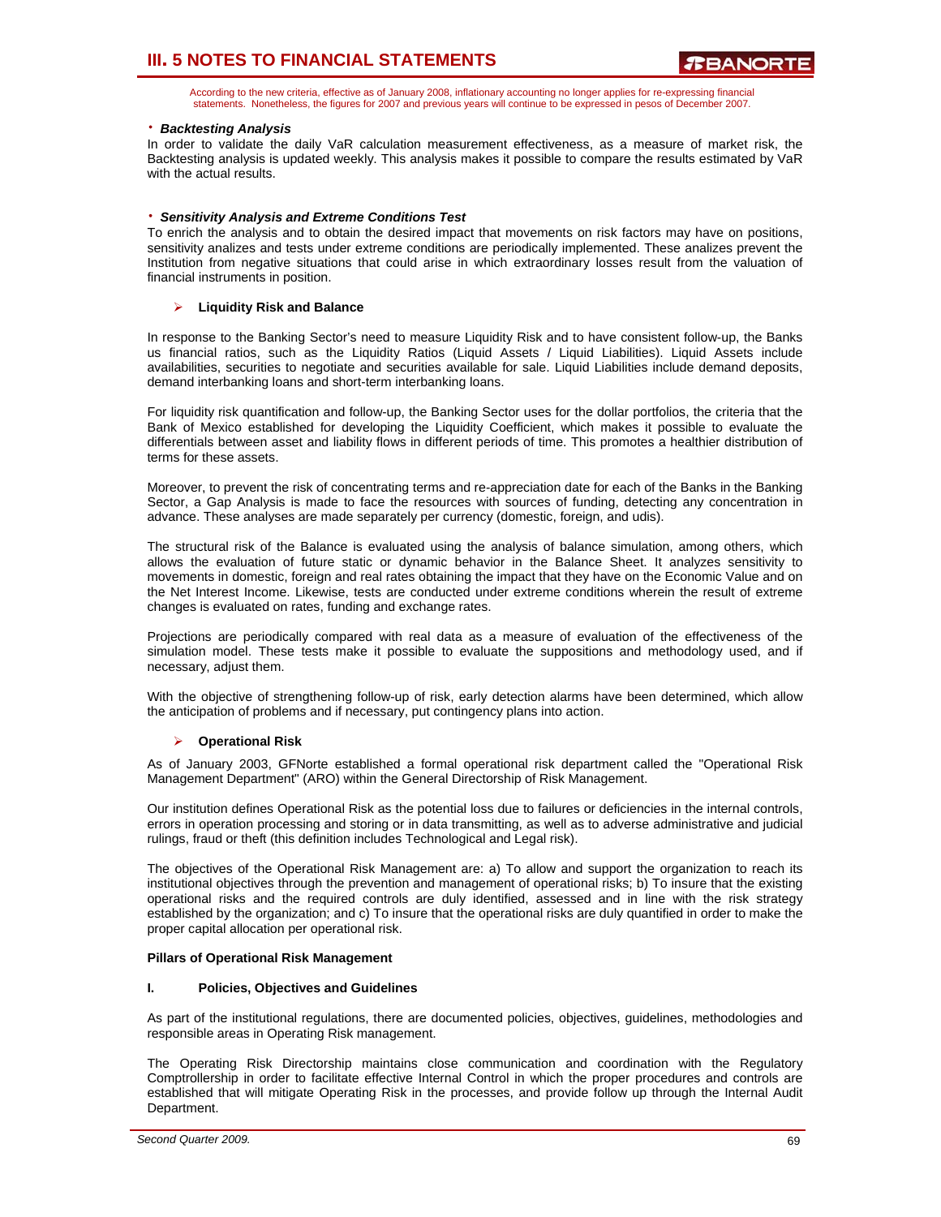According to the new criteria, effective as of January 2008, inflationary accounting no longer applies for re-expressing financial statements. Nonetheless, the figures for 2007 and previous years will continue to be expressed in pesos of December 2007.

· ***Backtesting Analysis***

In order to validate the daily VaR calculation measurement effectiveness, as a measure of market risk, the Backtesting analysis is updated weekly. This analysis makes it possible to compare the results estimated by VaR with the actual results.

· ***Sensitivity Analysis and Extreme Conditions Test***

To enrich the analysis and to obtain the desired impact that movements on risk factors may have on positions, sensitivity analizes and tests under extreme conditions are periodically implemented. These analizes prevent the Institution from negative situations that could arise in which extraordinary losses result from the valuation of financial instruments in position.

➢ **Liquidity Risk and Balance**

In response to the Banking Sector's need to measure Liquidity Risk and to have consistent follow-up, the Banks us financial ratios, such as the Liquidity Ratios (Liquid Assets / Liquid Liabilities). Liquid Assets include availabilities, securities to negotiate and securities available for sale. Liquid Liabilities include demand deposits, demand interbanking loans and short-term interbanking loans.

For liquidity risk quantification and follow-up, the Banking Sector uses for the dollar portfolios, the criteria that the Bank of Mexico established for developing the Liquidity Coefficient, which makes it possible to evaluate the differentials between asset and liability flows in different periods of time. This promotes a healthier distribution of terms for these assets.

Moreover, to prevent the risk of concentrating terms and re-appreciation date for each of the Banks in the Banking Sector, a Gap Analysis is made to face the resources with sources of funding, detecting any concentration in advance. These analyses are made separately per currency (domestic, foreign, and udis).

The structural risk of the Balance is evaluated using the analysis of balance simulation, among others, which allows the evaluation of future static or dynamic behavior in the Balance Sheet. It analyzes sensitivity to movements in domestic, foreign and real rates obtaining the impact that they have on the Economic Value and on the Net Interest Income. Likewise, tests are conducted under extreme conditions wherein the result of extreme changes is evaluated on rates, funding and exchange rates.

Projections are periodically compared with real data as a measure of evaluation of the effectiveness of the simulation model. These tests make it possible to evaluate the suppositions and methodology used, and if necessary, adjust them.

With the objective of strengthening follow-up of risk, early detection alarms have been determined, which allow the anticipation of problems and if necessary, put contingency plans into action.

➢ **Operational Risk**

As of January 2003, GFNorte established a formal operational risk department called the "Operational Risk Management Department" (ARO) within the General Directorship of Risk Management.

Our institution defines Operational Risk as the potential loss due to failures or deficiencies in the internal controls, errors in operation processing and storing or in data transmitting, as well as to adverse administrative and judicial rulings, fraud or theft (this definition includes Technological and Legal risk).

The objectives of the Operational Risk Management are: a) To allow and support the organization to reach its institutional objectives through the prevention and management of operational risks; b) To insure that the existing operational risks and the required controls are duly identified, assessed and in line with the risk strategy established by the organization; and c) To insure that the operational risks are duly quantified in order to make the proper capital allocation per operational risk.

**Pillars of Operational Risk Management**

**I. Policies, Objectives and Guidelines**

As part of the institutional regulations, there are documented policies, objectives, guidelines, methodologies and responsible areas in Operating Risk management.

The Operating Risk Directorship maintains close communication and coordination with the Regulatory Comptrollership in order to facilitate effective Internal Control in which the proper procedures and controls are established that will mitigate Operating Risk in the processes, and provide follow up through the Internal Audit Department.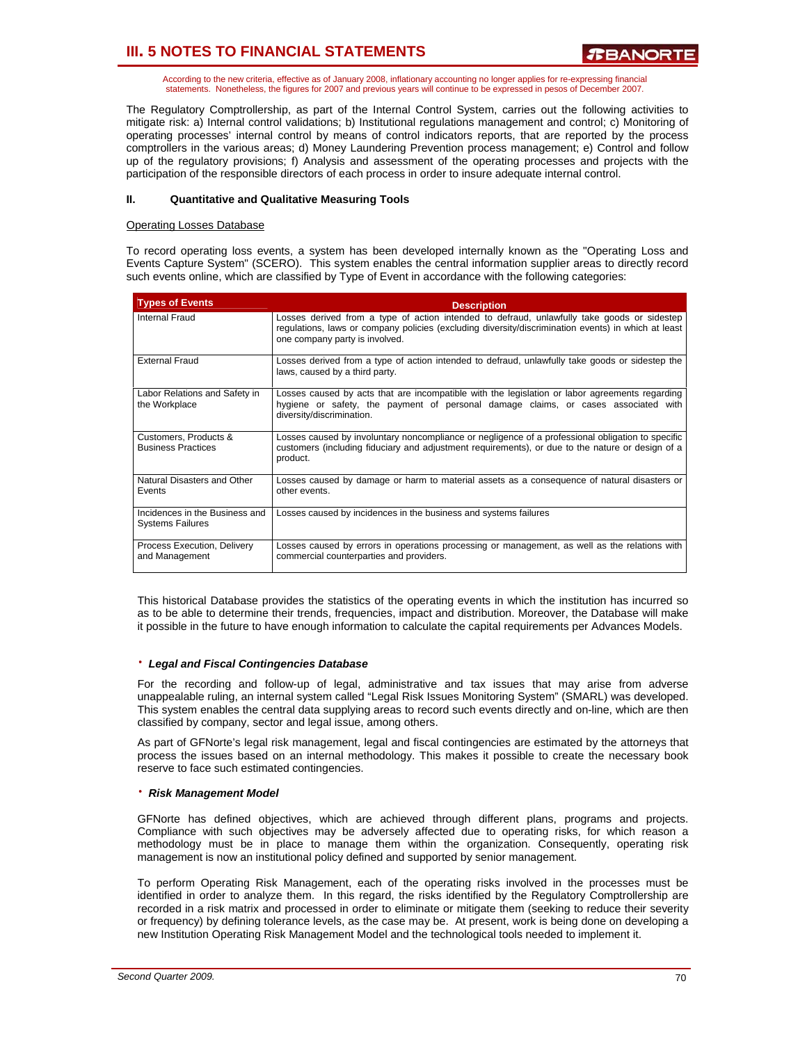According to the new criteria, effective as of January 2008, inflationary accounting no longer applies for re-expressing financial statements. Nonetheless, the figures for 2007 and previous years will continue to be expressed in pesos of December 2007.

The Regulatory Comptrollership, as part of the Internal Control System, carries out the following activities to mitigate risk: a) Internal control validations; b) Institutional regulations management and control; c) Monitoring of operating processes' internal control by means of control indicators reports, that are reported by the process comptrollers in the various areas; d) Money Laundering Prevention process management; e) Control and follow up of the regulatory provisions; f) Analysis and assessment of the operating processes and projects with the participation of the responsible directors of each process in order to insure adequate internal control.

#### II. Quantitative and Qualitative Measuring Tools

Operating Losses Database

To record operating loss events, a system has been developed internally known as the "Operating Loss and Events Capture System" (SCERO). This system enables the central information supplier areas to directly record such events online, which are classified by Type of Event in accordance with the following categories:

| Types of Events | Description |
|---|---|
| Internal Fraud | Losses derived from a type of action intended to defraud, unlawfully take goods or sidestep regulations, laws or company policies (excluding diversity/discrimination events) in which at least one company party is involved. |
| External Fraud | Losses derived from a type of action intended to defraud, unlawfully take goods or sidestep the laws, caused by a third party. |
| Labor Relations and Safety in the Workplace | Losses caused by acts that are incompatible with the legislation or labor agreements regarding hygiene or safety, the payment of personal damage claims, or cases associated with diversity/discrimination. |
| Customers, Products & Business Practices | Losses caused by involuntary noncompliance or negligence of a professional obligation to specific customers (including fiduciary and adjustment requirements), or due to the nature or design of a product. |
| Natural Disasters and Other Events | Losses caused by damage or harm to material assets as a consequence of natural disasters or other events. |
| Incidences in the Business and Systems Failures | Losses caused by incidences in the business and systems failures |
| Process Execution, Delivery and Management | Losses caused by errors in operations processing or management, as well as the relations with commercial counterparties and providers. |

This historical Database provides the statistics of the operating events in which the institution has incurred so as to be able to determine their trends, frequencies, impact and distribution. Moreover, the Database will make it possible in the future to have enough information to calculate the capital requirements per Advances Models.

- ***Legal and Fiscal Contingencies Database***

For the recording and follow-up of legal, administrative and tax issues that may arise from adverse unappealable ruling, an internal system called "Legal Risk Issues Monitoring System" (SMARL) was developed. This system enables the central data supplying areas to record such events directly and on-line, which are then classified by company, sector and legal issue, among others.

As part of GFNorte's legal risk management, legal and fiscal contingencies are estimated by the attorneys that process the issues based on an internal methodology. This makes it possible to create the necessary book reserve to face such estimated contingencies.

- ***Risk Management Model***

GFNorte has defined objectives, which are achieved through different plans, programs and projects. Compliance with such objectives may be adversely affected due to operating risks, for which reason a methodology must be in place to manage them within the organization. Consequently, operating risk management is now an institutional policy defined and supported by senior management.

To perform Operating Risk Management, each of the operating risks involved in the processes must be identified in order to analyze them. In this regard, the risks identified by the Regulatory Comptrollership are recorded in a risk matrix and processed in order to eliminate or mitigate them (seeking to reduce their severity or frequency) by defining tolerance levels, as the case may be. At present, work is being done on developing a new Institution Operating Risk Management Model and the technological tools needed to implement it.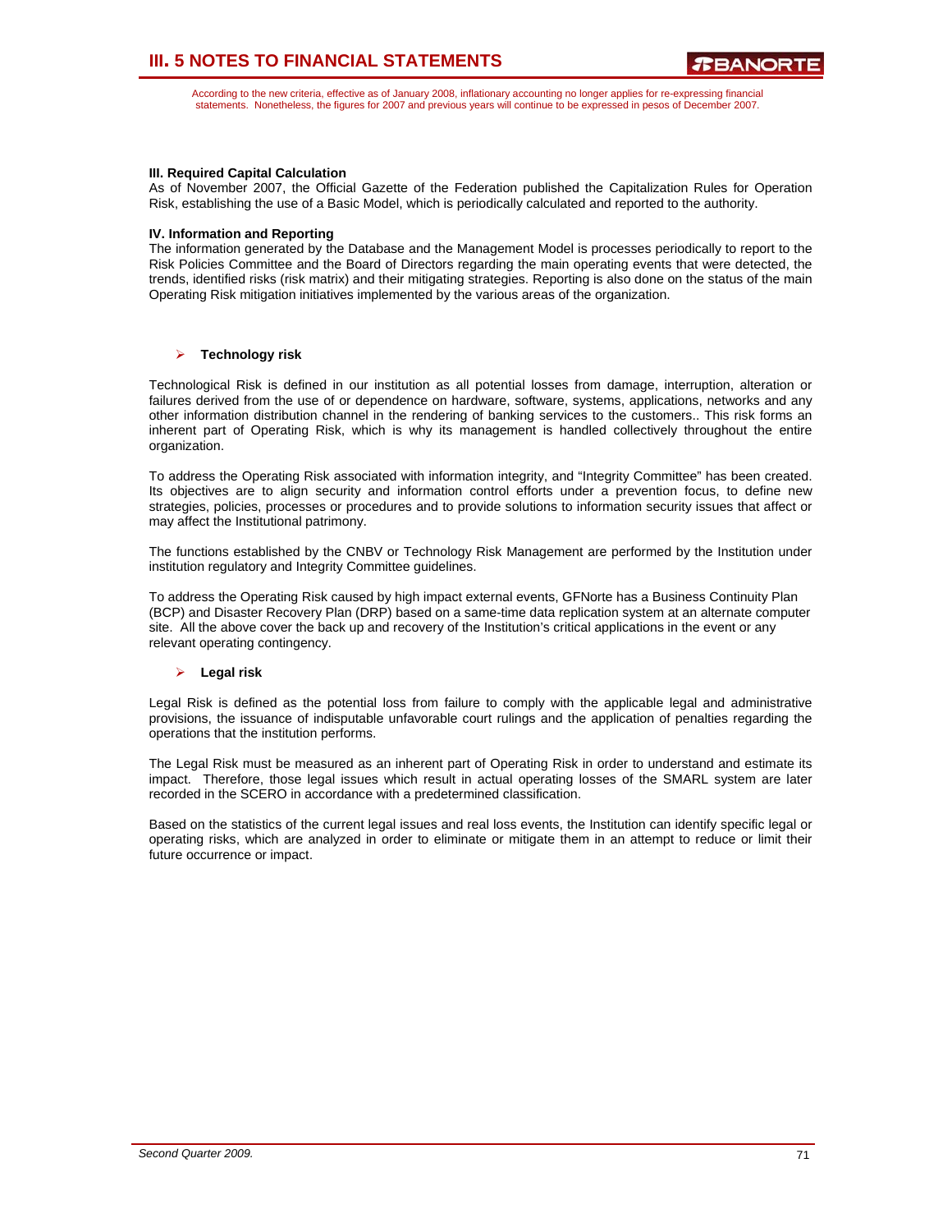According to the new criteria, effective as of January 2008, inflationary accounting no longer applies for re-expressing financial statements. Nonetheless, the figures for 2007 and previous years will continue to be expressed in pesos of December 2007.

**III. Required Capital Calculation**

As of November 2007, the Official Gazette of the Federation published the Capitalization Rules for Operation Risk, establishing the use of a Basic Model, which is periodically calculated and reported to the authority.

**IV. Information and Reporting**

The information generated by the Database and the Management Model is processes periodically to report to the Risk Policies Committee and the Board of Directors regarding the main operating events that were detected, the trends, identified risks (risk matrix) and their mitigating strategies. Reporting is also done on the status of the main Operating Risk mitigation initiatives implemented by the various areas of the organization.

- **Technology risk**

Technological Risk is defined in our institution as all potential losses from damage, interruption, alteration or failures derived from the use of or dependence on hardware, software, systems, applications, networks and any other information distribution channel in the rendering of banking services to the customers.. This risk forms an inherent part of Operating Risk, which is why its management is handled collectively throughout the entire organization.

To address the Operating Risk associated with information integrity, and "Integrity Committee" has been created. Its objectives are to align security and information control efforts under a prevention focus, to define new strategies, policies, processes or procedures and to provide solutions to information security issues that affect or may affect the Institutional patrimony.

The functions established by the CNBV or Technology Risk Management are performed by the Institution under institution regulatory and Integrity Committee guidelines.

To address the Operating Risk caused by high impact external events, GFNorte has a Business Continuity Plan (BCP) and Disaster Recovery Plan (DRP) based on a same-time data replication system at an alternate computer site. All the above cover the back up and recovery of the Institution's critical applications in the event or any relevant operating contingency.

- **Legal risk**

Legal Risk is defined as the potential loss from failure to comply with the applicable legal and administrative provisions, the issuance of indisputable unfavorable court rulings and the application of penalties regarding the operations that the institution performs.

The Legal Risk must be measured as an inherent part of Operating Risk in order to understand and estimate its impact. Therefore, those legal issues which result in actual operating losses of the SMARL system are later recorded in the SCERO in accordance with a predetermined classification.

Based on the statistics of the current legal issues and real loss events, the Institution can identify specific legal or operating risks, which are analyzed in order to eliminate or mitigate them in an attempt to reduce or limit their future occurrence or impact.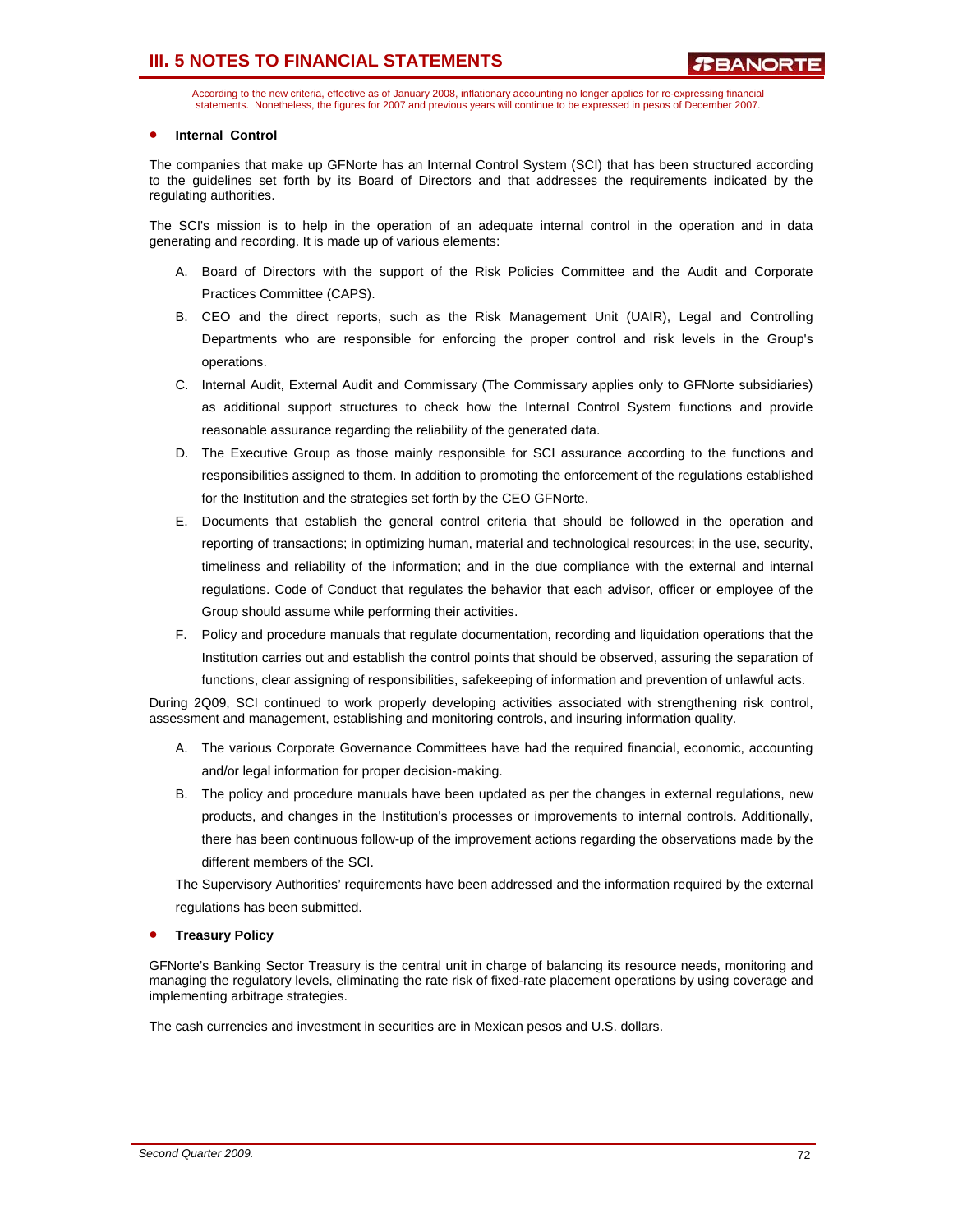According to the new criteria, effective as of January 2008, inflationary accounting no longer applies for re-expressing financial statements. Nonetheless, the figures for 2007 and previous years will continue to be expressed in pesos of December 2007.

- **Internal Control**

The companies that make up GFNorte has an Internal Control System (SCI) that has been structured according to the guidelines set forth by its Board of Directors and that addresses the requirements indicated by the regulating authorities.

The SCI's mission is to help in the operation of an adequate internal control in the operation and in data generating and recording. It is made up of various elements:

A. Board of Directors with the support of the Risk Policies Committee and the Audit and Corporate Practices Committee (CAPS).

B. CEO and the direct reports, such as the Risk Management Unit (UAIR), Legal and Controlling Departments who are responsible for enforcing the proper control and risk levels in the Group's operations.

C. Internal Audit, External Audit and Commissary (The Commissary applies only to GFNorte subsidiaries) as additional support structures to check how the Internal Control System functions and provide reasonable assurance regarding the reliability of the generated data.

D. The Executive Group as those mainly responsible for SCI assurance according to the functions and responsibilities assigned to them. In addition to promoting the enforcement of the regulations established for the Institution and the strategies set forth by the CEO GFNorte.

E. Documents that establish the general control criteria that should be followed in the operation and reporting of transactions; in optimizing human, material and technological resources; in the use, security, timeliness and reliability of the information; and in the due compliance with the external and internal regulations. Code of Conduct that regulates the behavior that each advisor, officer or employee of the Group should assume while performing their activities.

F. Policy and procedure manuals that regulate documentation, recording and liquidation operations that the Institution carries out and establish the control points that should be observed, assuring the separation of functions, clear assigning of responsibilities, safekeeping of information and prevention of unlawful acts.

During 2Q09, SCI continued to work properly developing activities associated with strengthening risk control, assessment and management, establishing and monitoring controls, and insuring information quality.

A. The various Corporate Governance Committees have had the required financial, economic, accounting and/or legal information for proper decision-making.

B. The policy and procedure manuals have been updated as per the changes in external regulations, new products, and changes in the Institution's processes or improvements to internal controls. Additionally, there has been continuous follow-up of the improvement actions regarding the observations made by the different members of the SCI.

The Supervisory Authorities' requirements have been addressed and the information required by the external regulations has been submitted.

- **Treasury Policy**

GFNorte's Banking Sector Treasury is the central unit in charge of balancing its resource needs, monitoring and managing the regulatory levels, eliminating the rate risk of fixed-rate placement operations by using coverage and implementing arbitrage strategies.

The cash currencies and investment in securities are in Mexican pesos and U.S. dollars.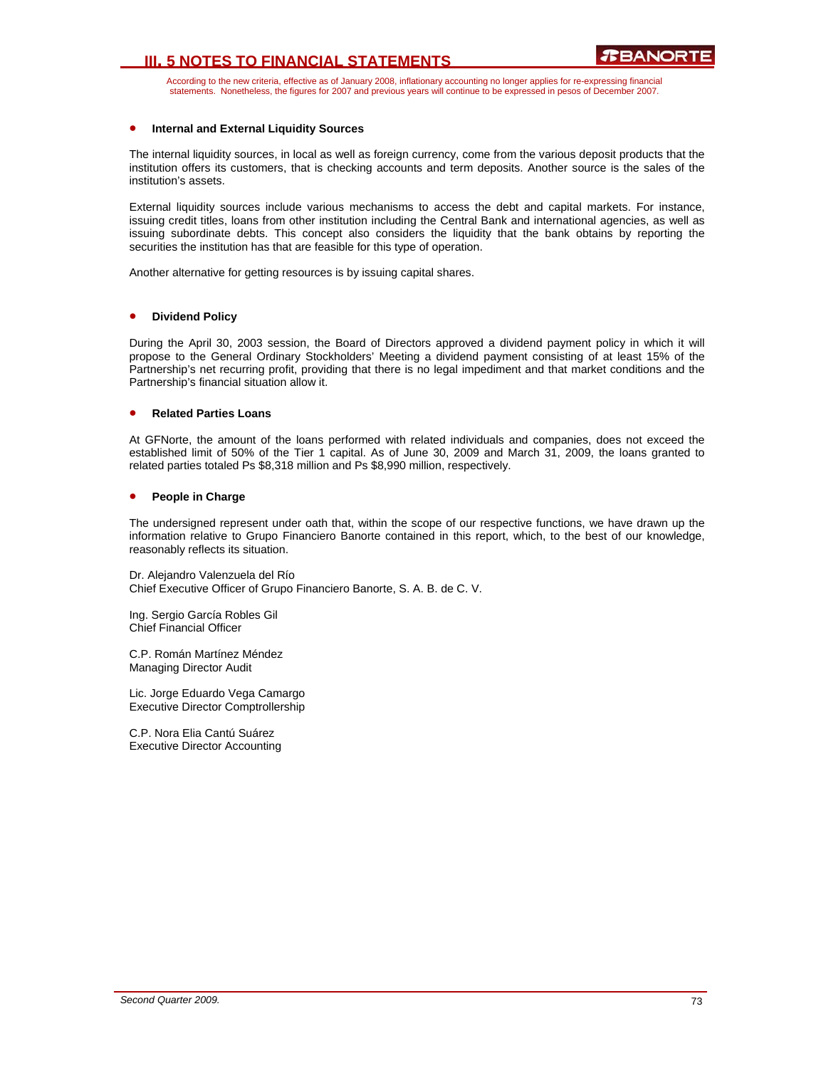- **Internal and External Liquidity Sources**

The internal liquidity sources, in local as well as foreign currency, come from the various deposit products that the institution offers its customers, that is checking accounts and term deposits. Another source is the sales of the institution's assets.

External liquidity sources include various mechanisms to access the debt and capital markets. For instance, issuing credit titles, loans from other institution including the Central Bank and international agencies, as well as issuing subordinate debts. This concept also considers the liquidity that the bank obtains by reporting the securities the institution has that are feasible for this type of operation.

Another alternative for getting resources is by issuing capital shares.

- **Dividend Policy**

During the April 30, 2003 session, the Board of Directors approved a dividend payment policy in which it will propose to the General Ordinary Stockholders' Meeting a dividend payment consisting of at least 15% of the Partnership's net recurring profit, providing that there is no legal impediment and that market conditions and the Partnership's financial situation allow it.

- **Related Parties Loans**

At GFNorte, the amount of the loans performed with related individuals and companies, does not exceed the established limit of 50% of the Tier 1 capital. As of June 30, 2009 and March 31, 2009, the loans granted to related parties totaled Ps $8,318 million and Ps $8,990 million, respectively.

- **People in Charge**

The undersigned represent under oath that, within the scope of our respective functions, we have drawn up the information relative to Grupo Financiero Banorte contained in this report, which, to the best of our knowledge, reasonably reflects its situation.

Dr. Alejandro Valenzuela del Río
Chief Executive Officer of Grupo Financiero Banorte, S. A. B. de C. V.

Ing. Sergio García Robles Gil
Chief Financial Officer

C.P. Román Martínez Méndez
Managing Director Audit

Lic. Jorge Eduardo Vega Camargo
Executive Director Comptrollership

C.P. Nora Elia Cantú Suárez
Executive Director Accounting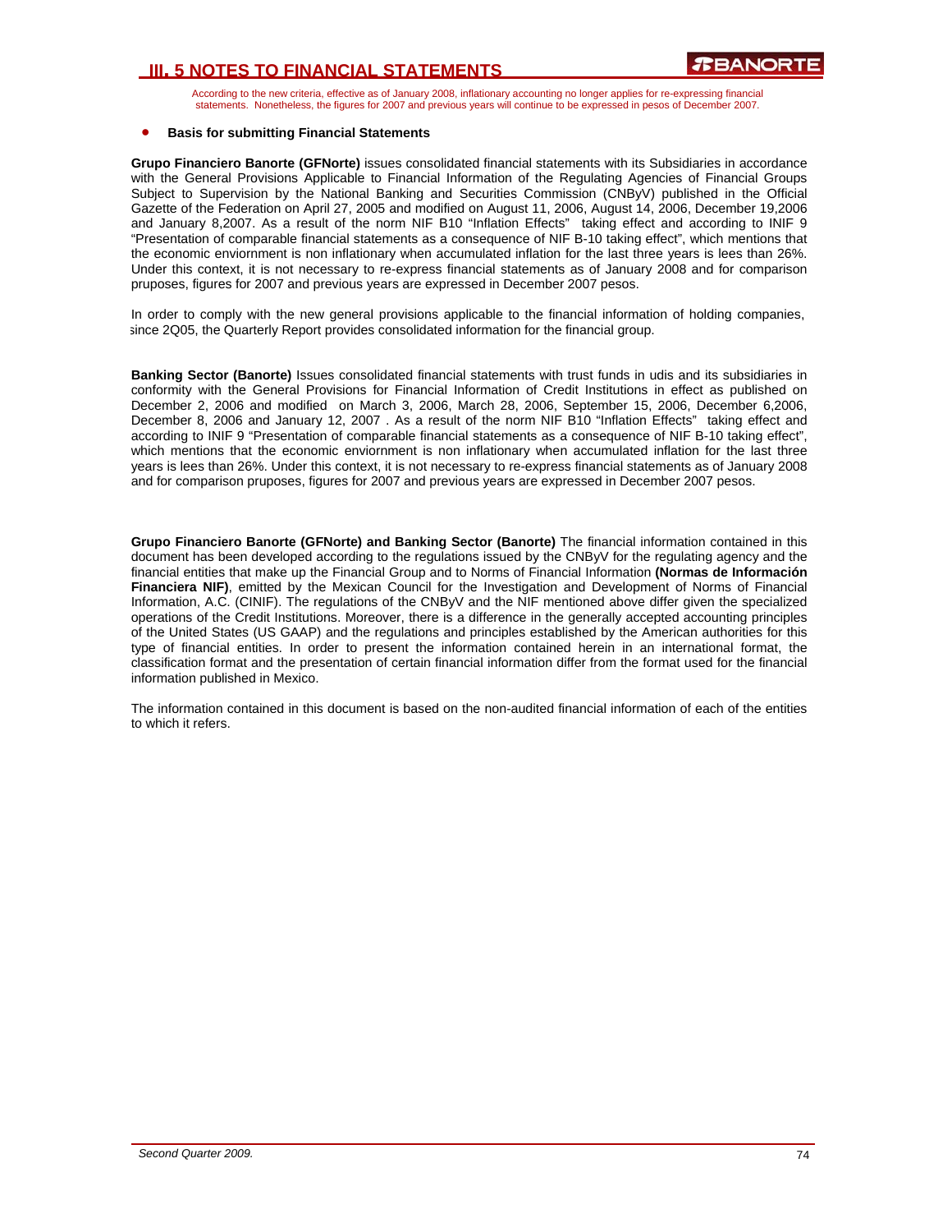# III. 5 NOTES TO FINANCIAL STATEMENTS

According to the new criteria, effective as of January 2008, inflationary accounting no longer applies for re-expressing financial statements. Nonetheless, the figures for 2007 and previous years will continue to be expressed in pesos of December 2007.

- **Basis for submitting Financial Statements**

**Grupo Financiero Banorte (GFNorte)** issues consolidated financial statements with its Subsidiaries in accordance with the General Provisions Applicable to Financial Information of the Regulating Agencies of Financial Groups Subject to Supervision by the National Banking and Securities Commission (CNByV) published in the Official Gazette of the Federation on April 27, 2005 and modified on August 11, 2006, August 14, 2006, December 19,2006 and January 8,2007. As a result of the norm NIF B10 "Inflation Effects" taking effect and according to INIF 9 "Presentation of comparable financial statements as a consequence of NIF B-10 taking effect", which mentions that the economic enviornment is non inflationary when accumulated inflation for the last three years is lees than 26%. Under this context, it is not necessary to re-express financial statements as of January 2008 and for comparison pruposes, figures for 2007 and previous years are expressed in December 2007 pesos.

In order to comply with the new general provisions applicable to the financial information of holding companies, since 2Q05, the Quarterly Report provides consolidated information for the financial group.

**Banking Sector (Banorte)** Issues consolidated financial statements with trust funds in udis and its subsidiaries in conformity with the General Provisions for Financial Information of Credit Institutions in effect as published on December 2, 2006 and modified on March 3, 2006, March 28, 2006, September 15, 2006, December 6,2006, December 8, 2006 and January 12, 2007 . As a result of the norm NIF B10 "Inflation Effects" taking effect and according to INIF 9 "Presentation of comparable financial statements as a consequence of NIF B-10 taking effect", which mentions that the economic enviornment is non inflationary when accumulated inflation for the last three years is lees than 26%. Under this context, it is not necessary to re-express financial statements as of January 2008 and for comparison pruposes, figures for 2007 and previous years are expressed in December 2007 pesos.

**Grupo Financiero Banorte (GFNorte) and Banking Sector (Banorte)** The financial information contained in this document has been developed according to the regulations issued by the CNByV for the regulating agency and the financial entities that make up the Financial Group and to Norms of Financial Information **(Normas de Información Financiera NIF)**, emitted by the Mexican Council for the Investigation and Development of Norms of Financial Information, A.C. (CINIF). The regulations of the CNByV and the NIF mentioned above differ given the specialized operations of the Credit Institutions. Moreover, there is a difference in the generally accepted accounting principles of the United States (US GAAP) and the regulations and principles established by the American authorities for this type of financial entities. In order to present the information contained herein in an international format, the classification format and the presentation of certain financial information differ from the format used for the financial information published in Mexico.

The information contained in this document is based on the non-audited financial information of each of the entities to which it refers.